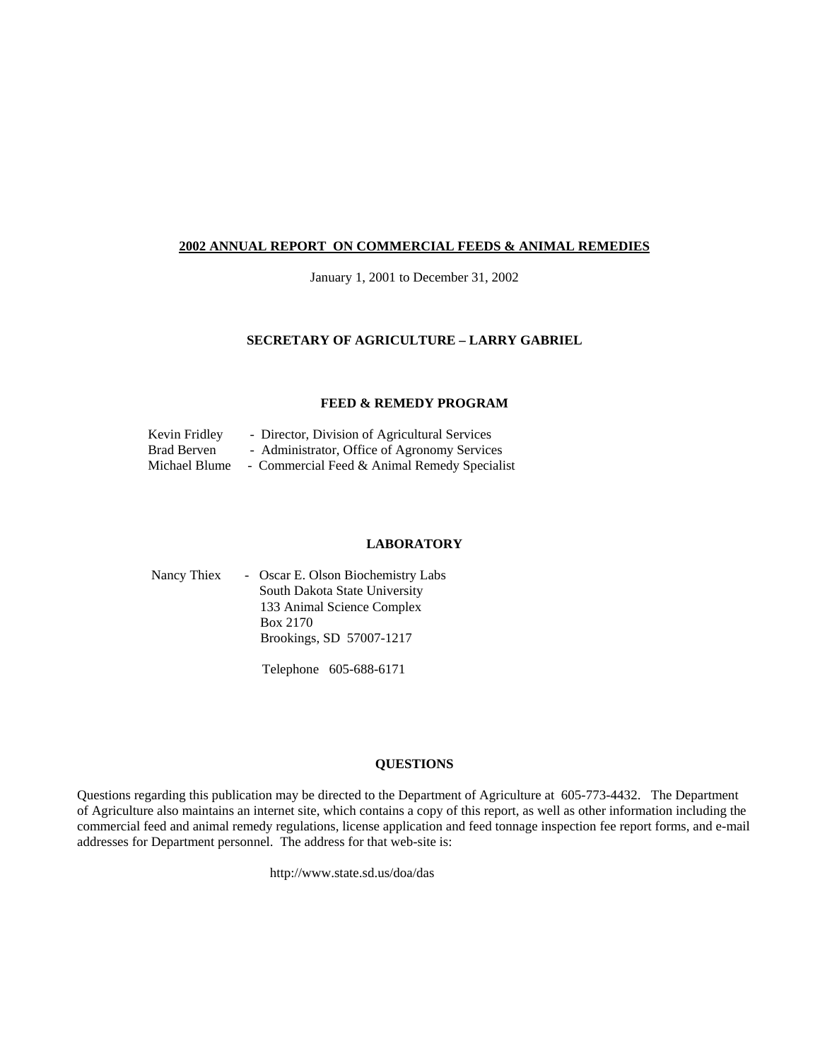# 2002 ANNUAL REPORT ON COMMERCIAL FEEDS & ANIMAL REMEDIES

January 1, 2001 to December 31, 2002

## SECRETARY OF AGRICULTURE – LARRY GABRIEL

## FEED & REMEDY PROGRAM

Kevin Fridley - Director, Division of Agricultural Services
Brad Berven - Administrator, Office of Agronomy Services
Michael Blume - Commercial Feed & Animal Remedy Specialist

## LABORATORY

Nancy Thiex - Oscar E. Olson Biochemistry Labs
South Dakota State University
133 Animal Science Complex
Box 2170
Brookings, SD 57007-1217

Telephone 605-688-6171

## QUESTIONS

Questions regarding this publication may be directed to the Department of Agriculture at 605-773-4432. The Department of Agriculture also maintains an internet site, which contains a copy of this report, as well as other information including the commercial feed and animal remedy regulations, license application and feed tonnage inspection fee report forms, and e-mail addresses for Department personnel. The address for that web-site is:

http://www.state.sd.us/doa/das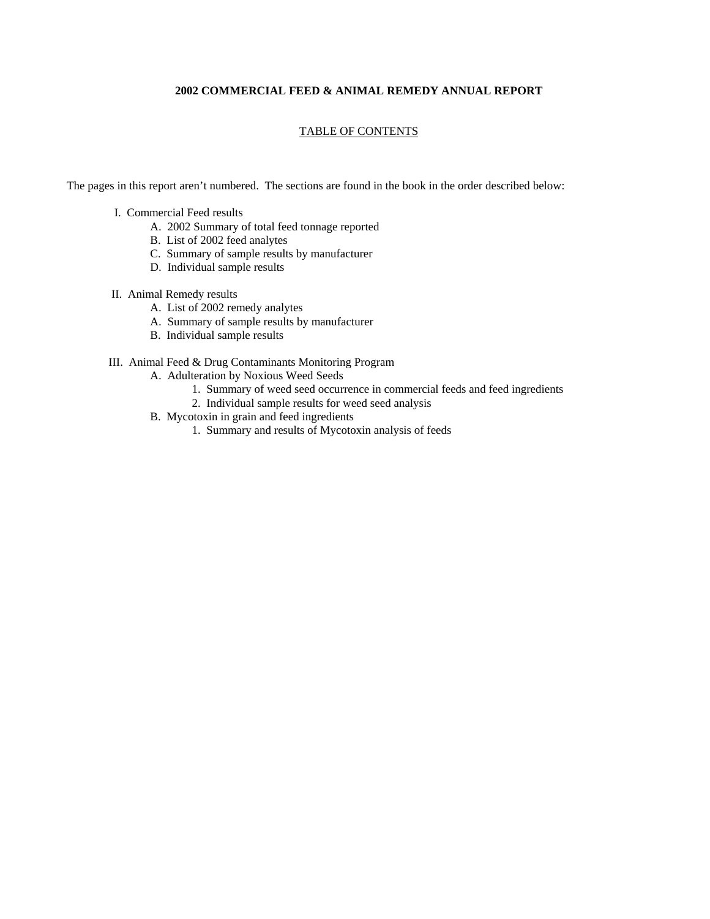**2002 COMMERCIAL FEED & ANIMAL REMEDY ANNUAL REPORT**

TABLE OF CONTENTS

The pages in this report aren't numbered. The sections are found in the book in the order described below:

I. Commercial Feed results
- A. 2002 Summary of total feed tonnage reported
- B. List of 2002 feed analytes
- C. Summary of sample results by manufacturer
- D. Individual sample results

II. Animal Remedy results
- A. List of 2002 remedy analytes
- A. Summary of sample results by manufacturer
- B. Individual sample results

III. Animal Feed & Drug Contaminants Monitoring Program
- A. Adulteration by Noxious Weed Seeds
  1. Summary of weed seed occurrence in commercial feeds and feed ingredients
  2. Individual sample results for weed seed analysis
- B. Mycotoxin in grain and feed ingredients
  1. Summary and results of Mycotoxin analysis of feeds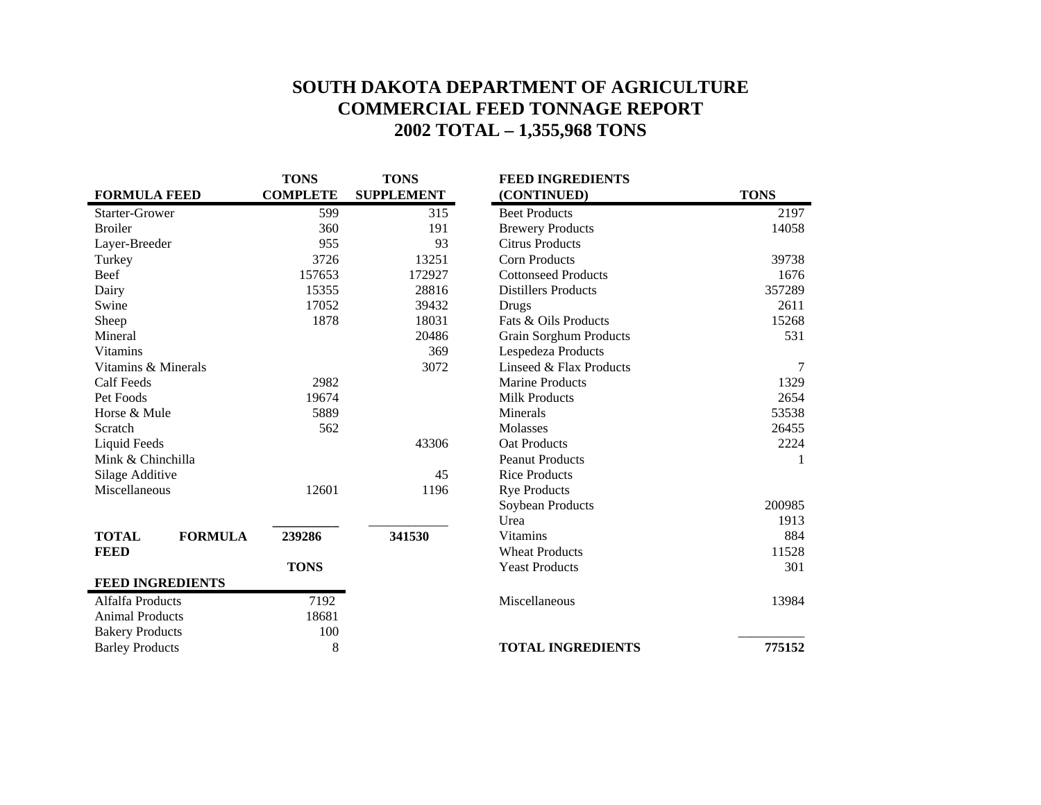# SOUTH DAKOTA DEPARTMENT OF AGRICULTURE
# COMMERCIAL FEED TONNAGE REPORT
# 2002 TOTAL – 1,355,968 TONS

| FORMULA FEED | TONS COMPLETE | TONS SUPPLEMENT |
|---|---|---|
| Starter-Grower | 599 | 315 |
| Broiler | 360 | 191 |
| Layer-Breeder | 955 | 93 |
| Turkey | 3726 | 13251 |
| Beef | 157653 | 172927 |
| Dairy | 15355 | 28816 |
| Swine | 17052 | 39432 |
| Sheep | 1878 | 18031 |
| Mineral | | 20486 |
| Vitamins | | 369 |
| Vitamins & Minerals | | 3072 |
| Calf Feeds | 2982 | |
| Pet Foods | 19674 | |
| Horse & Mule | 5889 | |
| Scratch | 562 | |
| Liquid Feeds | | 43306 |
| Mink & Chinchilla | | |
| Silage Additive | | 45 |
| Miscellaneous | 12601 | 1196 |
| **TOTAL FORMULA FEED** | **239286** | **341530** |

| FEED INGREDIENTS | TONS |
|---|---|
| Alfalfa Products | 7192 |
| Animal Products | 18681 |
| Bakery Products | 100 |
| Barley Products | 8 |
| Beet Products | 2197 |
| Brewery Products | 14058 |
| Citrus Products | |
| Corn Products | 39738 |
| Cottonseed Products | 1676 |
| Distillers Products | 357289 |
| Drugs | 2611 |
| Fats & Oils Products | 15268 |
| Grain Sorghum Products | 531 |
| Lespedeza Products | |
| Linseed & Flax Products | 7 |
| Marine Products | 1329 |
| Milk Products | 2654 |
| Minerals | 53538 |
| Molasses | 26455 |
| Oat Products | 2224 |
| Peanut Products | 1 |
| Rice Products | |
| Rye Products | |
| Soybean Products | 200985 |
| Urea | 1913 |
| Vitamins | 884 |
| Wheat Products | 11528 |
| Yeast Products | 301 |
| Miscellaneous | 13984 |
| **TOTAL INGREDIENTS** | **775152** |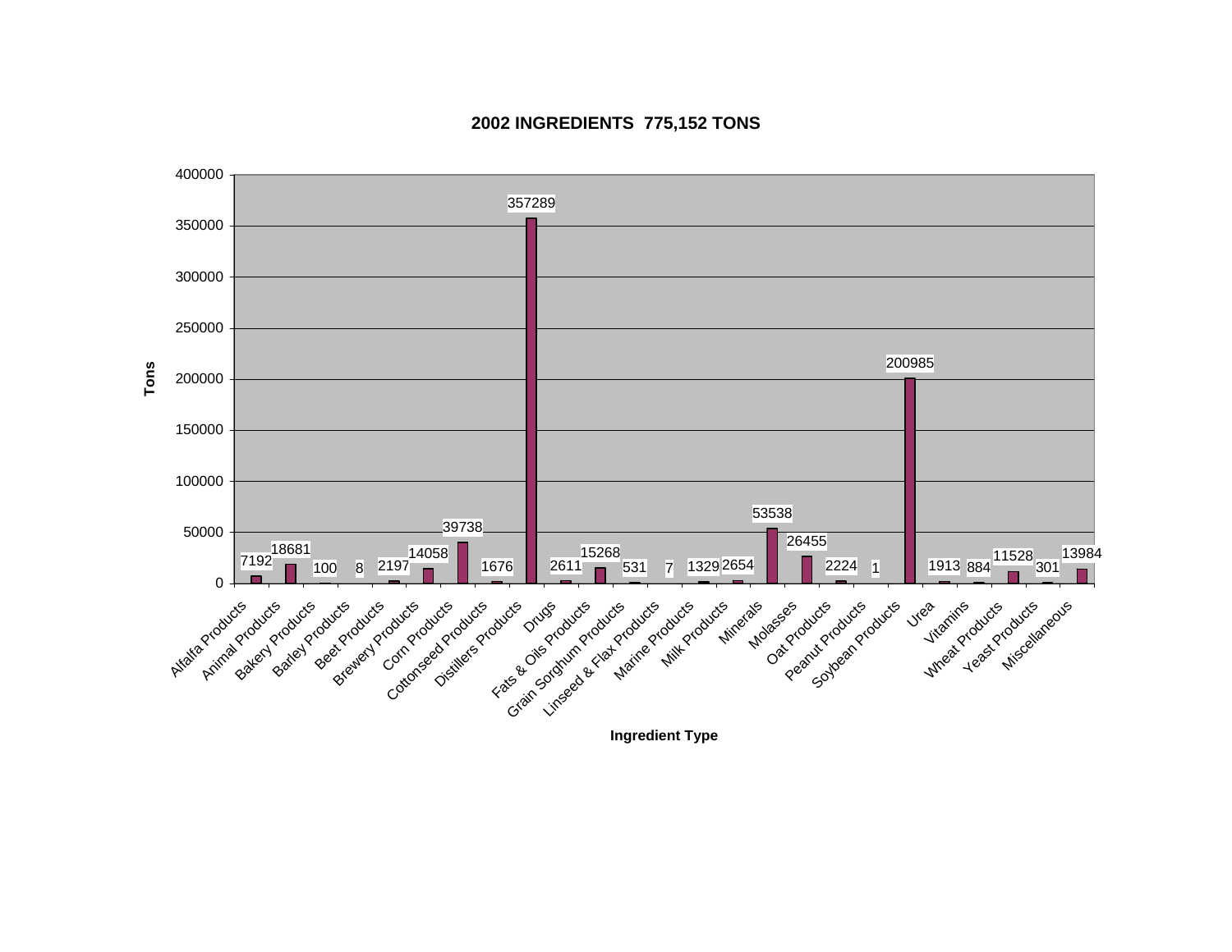## 2002 INGREDIENTS 775,152 TONS

| Ingredient Type | Tons |
|---|---|
| Alfalfa Products | 7192 |
| Animal Products | 18681 |
| Bakery Products | 100 |
| Barley Products | 8 |
| Beet Products | 2197 |
| Brewery Products | 14058 |
| Corn Products | 39738 |
| Cottonseed Products | 1676 |
| Distillers Products | 357289 |
| Drugs | 2611 |
| Fats & Oils Products | 15268 |
| Grain Sorghum Products | 531 |
| Linseed & Flax Products | 7 |
| Marine Products | 1329 |
| Milk Products | 2654 |
| Minerals | 53538 |
| Molasses | 26455 |
| Oat Products | 2224 |
| Peanut Products | 1 |
| Soybean Products | 200985 |
| Urea | 1913 |
| Vitamins | 884 |
| Wheat Products | 11528 |
| Yeast Products | 301 |
| Miscellaneous | 13984 |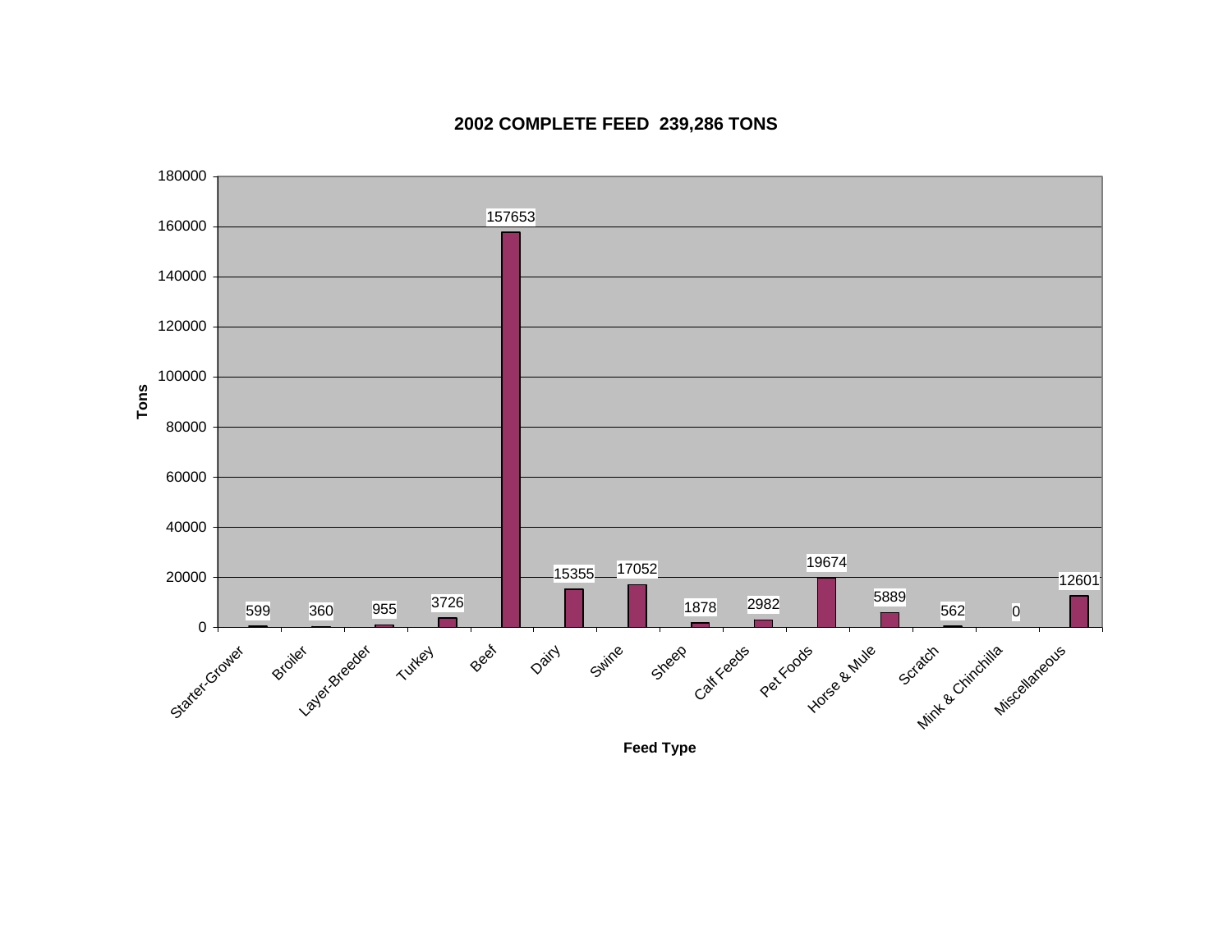## 2002 COMPLETE FEED 239,286 TONS

| Feed Type | Tons |
| --- | --- |
| Starter-Grower | 599 |
| Broiler | 360 |
| Layer-Breeder | 955 |
| Turkey | 3726 |
| Beef | 157653 |
| Dairy | 15355 |
| Swine | 17052 |
| Sheep | 1878 |
| Calf Feeds | 2982 |
| Pet Foods | 19674 |
| Horse & Mule | 5889 |
| Scratch | 562 |
| Mink & Chinchilla | 0 |
| Miscellaneous | 12601 |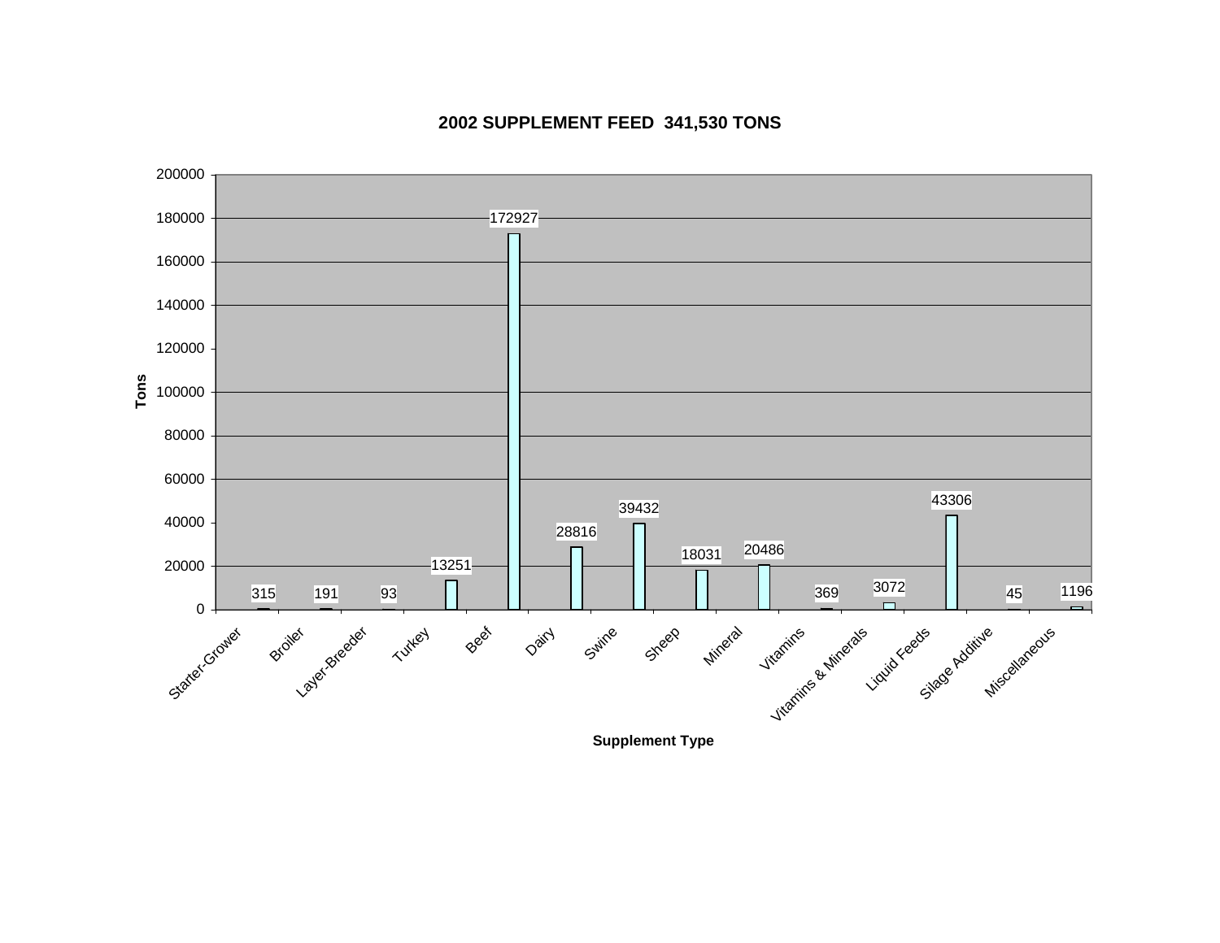## 2002 SUPPLEMENT FEED 341,530 TONS

| Supplement Type | Tons |
|---|---|
| Starter-Grower | 315 |
| Broiler | 191 |
| Layer-Breeder | 93 |
| Turkey | 13251 |
| Beef | 172927 |
| Dairy | 28816 |
| Swine | 39432 |
| Sheep | 18031 |
| Mineral | 20486 |
| Vitamins | 369 |
| Vitamins & Minerals | 3072 |
| Liquid Feeds | 43306 |
| Silage Additive | 45 |
| Miscellaneous | 1196 |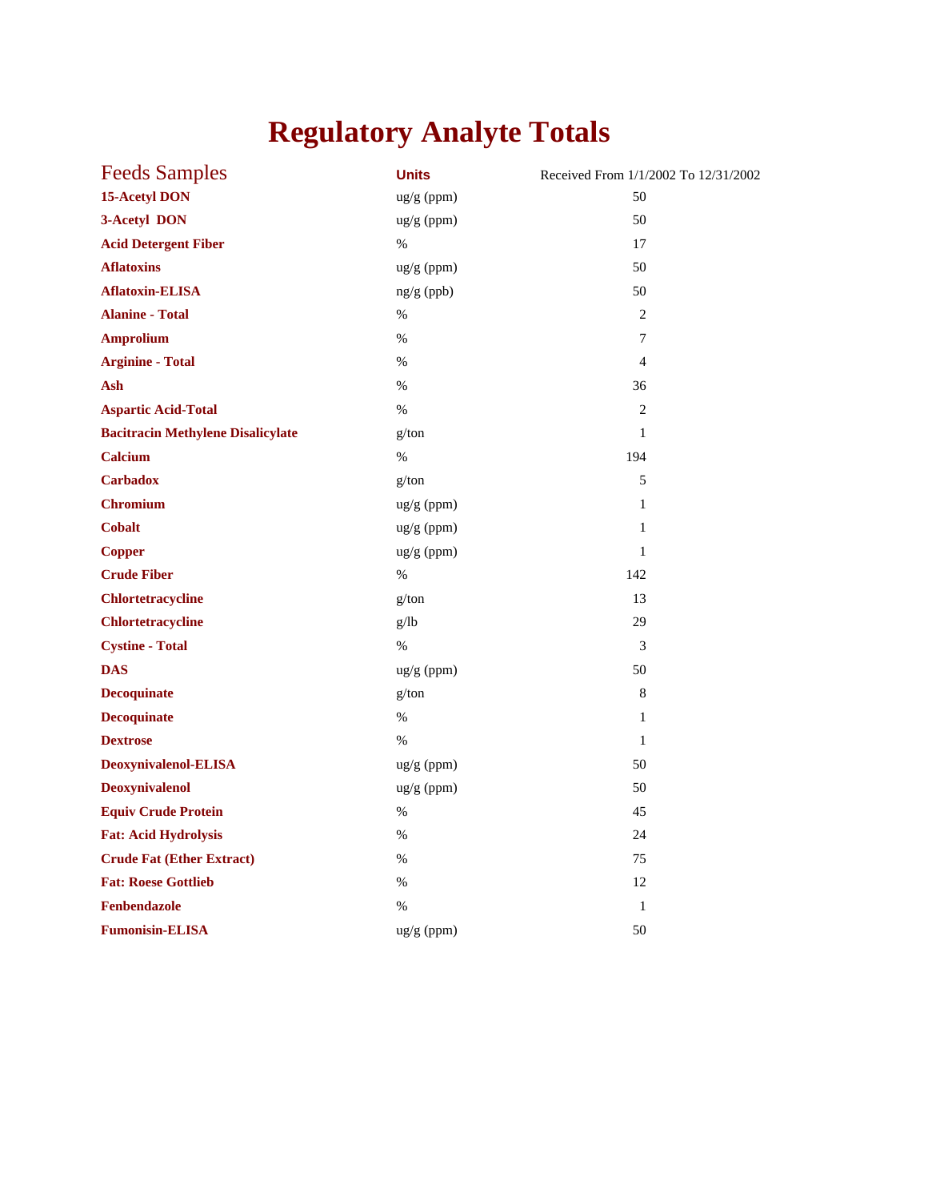# Regulatory Analyte Totals

| Feeds Samples | Units | Received From 1/1/2002 To 12/31/2002 |
|---|---|---|
| **15-Acetyl DON** | ug/g (ppm) | 50 |
| **3-Acetyl DON** | ug/g (ppm) | 50 |
| **Acid Detergent Fiber** | % | 17 |
| **Aflatoxins** | ug/g (ppm) | 50 |
| **Aflatoxin-ELISA** | ng/g (ppb) | 50 |
| **Alanine - Total** | % | 2 |
| **Amprolium** | % | 7 |
| **Arginine - Total** | % | 4 |
| **Ash** | % | 36 |
| **Aspartic Acid-Total** | % | 2 |
| **Bacitracin Methylene Disalicylate** | g/ton | 1 |
| **Calcium** | % | 194 |
| **Carbadox** | g/ton | 5 |
| **Chromium** | ug/g (ppm) | 1 |
| **Cobalt** | ug/g (ppm) | 1 |
| **Copper** | ug/g (ppm) | 1 |
| **Crude Fiber** | % | 142 |
| **Chlortetracycline** | g/ton | 13 |
| **Chlortetracycline** | g/lb | 29 |
| **Cystine - Total** | % | 3 |
| **DAS** | ug/g (ppm) | 50 |
| **Decoquinate** | g/ton | 8 |
| **Decoquinate** | % | 1 |
| **Dextrose** | % | 1 |
| **Deoxynivalenol-ELISA** | ug/g (ppm) | 50 |
| **Deoxynivalenol** | ug/g (ppm) | 50 |
| **Equiv Crude Protein** | % | 45 |
| **Fat: Acid Hydrolysis** | % | 24 |
| **Crude Fat (Ether Extract)** | % | 75 |
| **Fat: Roese Gottlieb** | % | 12 |
| **Fenbendazole** | % | 1 |
| **Fumonisin-ELISA** | ug/g (ppm) | 50 |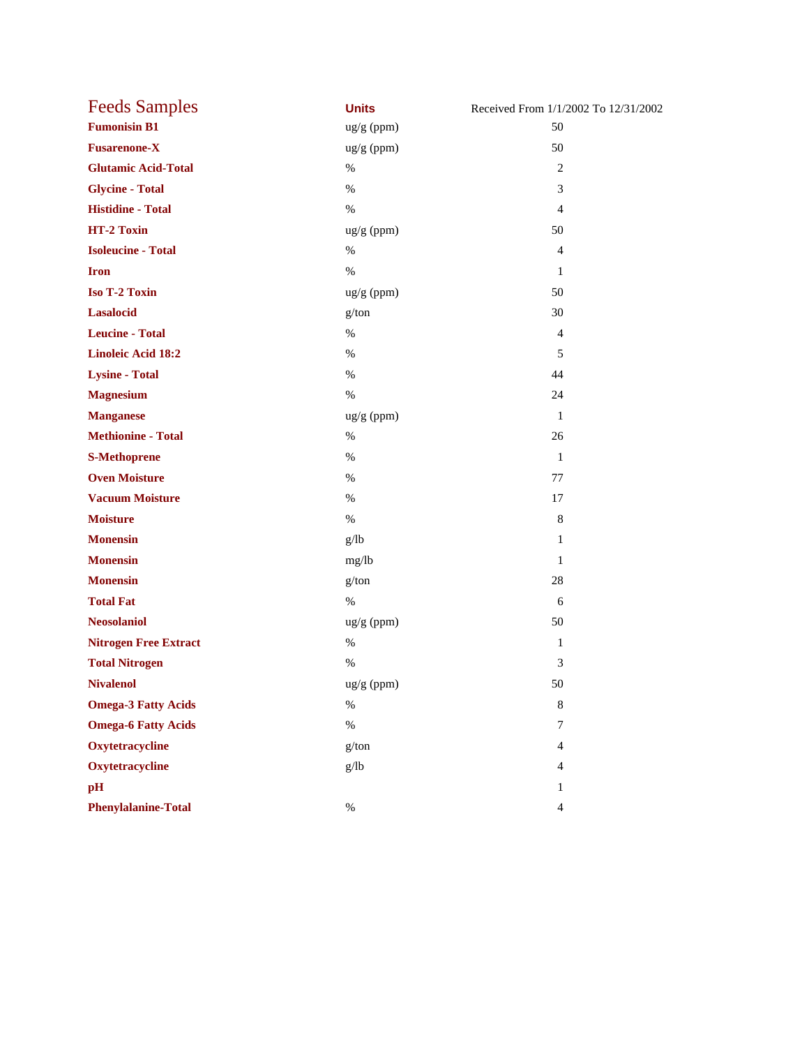| Feeds Samples | Units | Received From 1/1/2002 To 12/31/2002 |
|---|---|---|
| **Fumonisin B1** | ug/g (ppm) | 50 |
| **Fusarenone-X** | ug/g (ppm) | 50 |
| **Glutamic Acid-Total** | % | 2 |
| **Glycine - Total** | % | 3 |
| **Histidine - Total** | % | 4 |
| **HT-2 Toxin** | ug/g (ppm) | 50 |
| **Isoleucine - Total** | % | 4 |
| **Iron** | % | 1 |
| **Iso T-2 Toxin** | ug/g (ppm) | 50 |
| **Lasalocid** | g/ton | 30 |
| **Leucine - Total** | % | 4 |
| **Linoleic Acid 18:2** | % | 5 |
| **Lysine - Total** | % | 44 |
| **Magnesium** | % | 24 |
| **Manganese** | ug/g (ppm) | 1 |
| **Methionine - Total** | % | 26 |
| **S-Methoprene** | % | 1 |
| **Oven Moisture** | % | 77 |
| **Vacuum Moisture** | % | 17 |
| **Moisture** | % | 8 |
| **Monensin** | g/lb | 1 |
| **Monensin** | mg/lb | 1 |
| **Monensin** | g/ton | 28 |
| **Total Fat** | % | 6 |
| **Neosolaniol** | ug/g (ppm) | 50 |
| **Nitrogen Free Extract** | % | 1 |
| **Total Nitrogen** | % | 3 |
| **Nivalenol** | ug/g (ppm) | 50 |
| **Omega-3 Fatty Acids** | % | 8 |
| **Omega-6 Fatty Acids** | % | 7 |
| **Oxytetracycline** | g/ton | 4 |
| **Oxytetracycline** | g/lb | 4 |
| **pH** | | 1 |
| **Phenylalanine-Total** | % | 4 |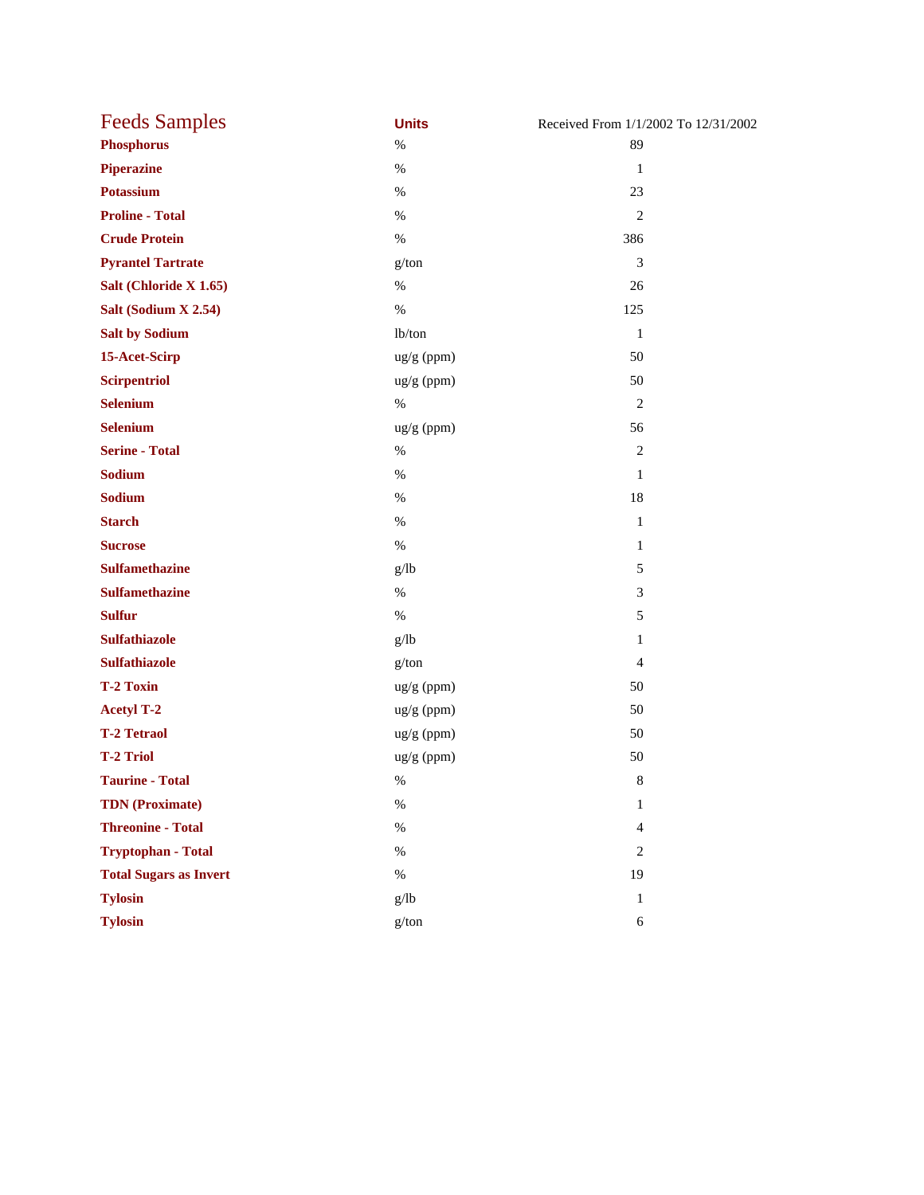| Feeds Samples | Units | Received From 1/1/2002 To 12/31/2002 |
|---|---|---|
| **Phosphorus** | % | 89 |
| **Piperazine** | % | 1 |
| **Potassium** | % | 23 |
| **Proline - Total** | % | 2 |
| **Crude Protein** | % | 386 |
| **Pyrantel Tartrate** | g/ton | 3 |
| **Salt (Chloride X 1.65)** | % | 26 |
| **Salt (Sodium X 2.54)** | % | 125 |
| **Salt by Sodium** | lb/ton | 1 |
| **15-Acet-Scirp** | ug/g (ppm) | 50 |
| **Scirpentriol** | ug/g (ppm) | 50 |
| **Selenium** | % | 2 |
| **Selenium** | ug/g (ppm) | 56 |
| **Serine - Total** | % | 2 |
| **Sodium** | % | 1 |
| **Sodium** | % | 18 |
| **Starch** | % | 1 |
| **Sucrose** | % | 1 |
| **Sulfamethazine** | g/lb | 5 |
| **Sulfamethazine** | % | 3 |
| **Sulfur** | % | 5 |
| **Sulfathiazole** | g/lb | 1 |
| **Sulfathiazole** | g/ton | 4 |
| **T-2 Toxin** | ug/g (ppm) | 50 |
| **Acetyl T-2** | ug/g (ppm) | 50 |
| **T-2 Tetraol** | ug/g (ppm) | 50 |
| **T-2 Triol** | ug/g (ppm) | 50 |
| **Taurine - Total** | % | 8 |
| **TDN (Proximate)** | % | 1 |
| **Threonine - Total** | % | 4 |
| **Tryptophan - Total** | % | 2 |
| **Total Sugars as Invert** | % | 19 |
| **Tylosin** | g/lb | 1 |
| **Tylosin** | g/ton | 6 |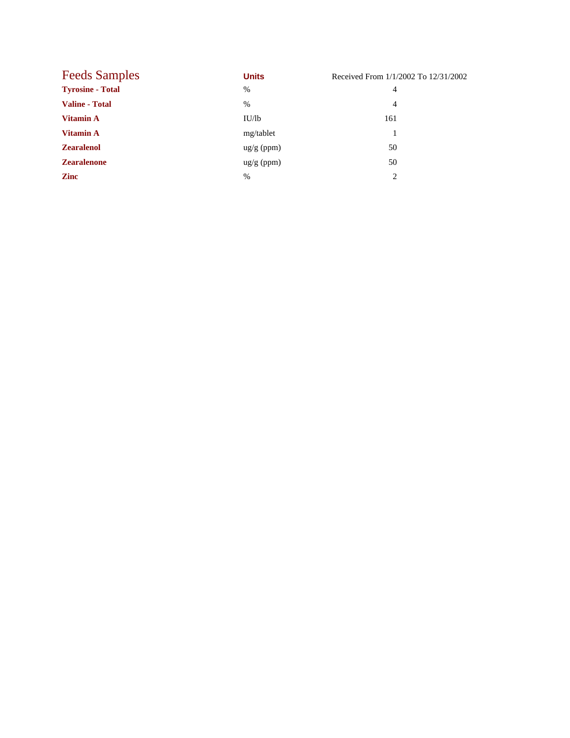| Feeds Samples | Units | Received From 1/1/2002 To 12/31/2002 |
| --- | --- | --- |
| **Tyrosine - Total** | % | 4 |
| **Valine - Total** | % | 4 |
| **Vitamin A** | IU/lb | 161 |
| **Vitamin A** | mg/tablet | 1 |
| **Zearalenol** | ug/g (ppm) | 50 |
| **Zearalenone** | ug/g (ppm) | 50 |
| **Zinc** | % | 2 |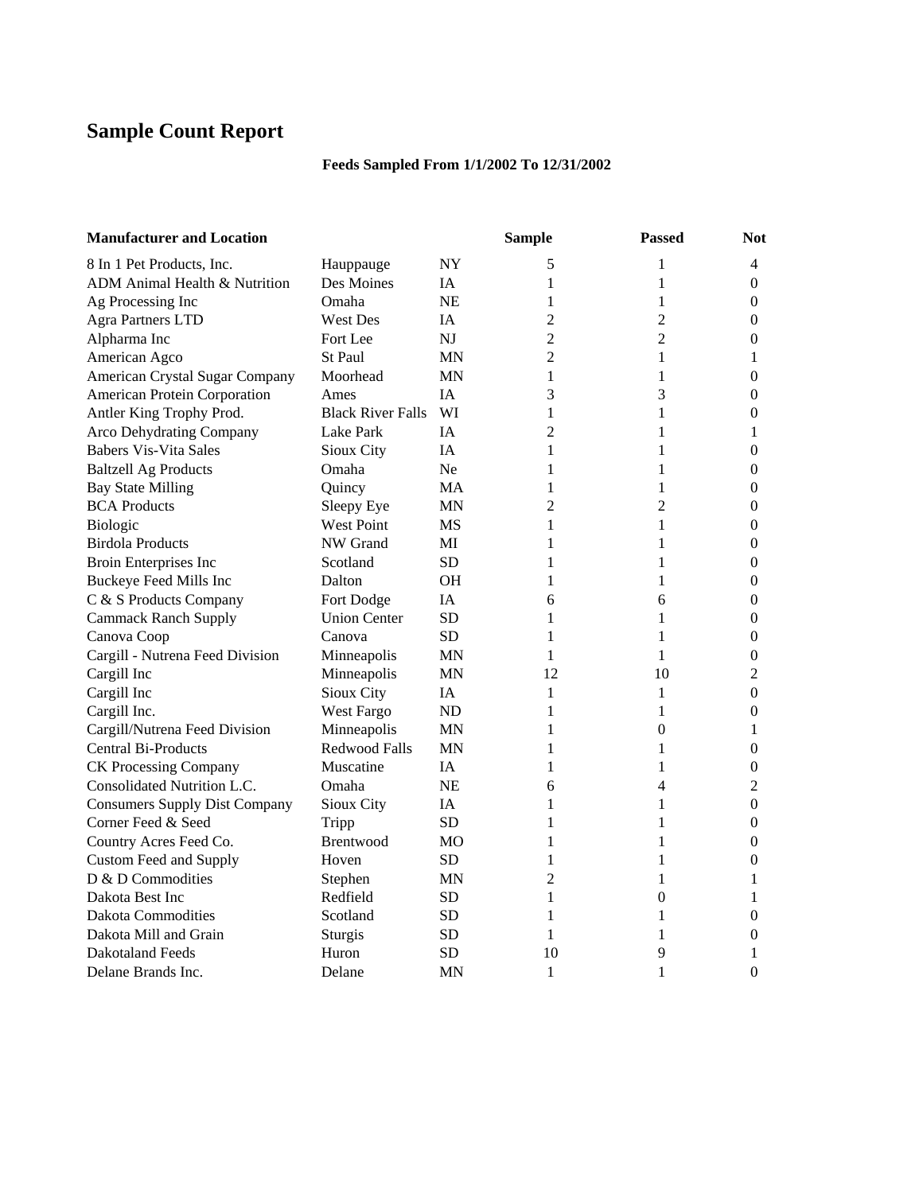# Sample Count Report

**Feeds Sampled From 1/1/2002 To 12/31/2002**

| Manufacturer and Location | | | Sample | Passed | Not |
|---|---|---|---|---|---|
| 8 In 1 Pet Products, Inc. | Hauppauge | NY | 5 | 1 | 4 |
| ADM Animal Health & Nutrition | Des Moines | IA | 1 | 1 | 0 |
| Ag Processing Inc | Omaha | NE | 1 | 1 | 0 |
| Agra Partners LTD | West Des | IA | 2 | 2 | 0 |
| Alpharma Inc | Fort Lee | NJ | 2 | 2 | 0 |
| American Agco | St Paul | MN | 2 | 1 | 1 |
| American Crystal Sugar Company | Moorhead | MN | 1 | 1 | 0 |
| American Protein Corporation | Ames | IA | 3 | 3 | 0 |
| Antler King Trophy Prod. | Black River Falls | WI | 1 | 1 | 0 |
| Arco Dehydrating Company | Lake Park | IA | 2 | 1 | 1 |
| Babers Vis-Vita Sales | Sioux City | IA | 1 | 1 | 0 |
| Baltzell Ag Products | Omaha | Ne | 1 | 1 | 0 |
| Bay State Milling | Quincy | MA | 1 | 1 | 0 |
| BCA Products | Sleepy Eye | MN | 2 | 2 | 0 |
| Biologic | West Point | MS | 1 | 1 | 0 |
| Birdola Products | NW Grand | MI | 1 | 1 | 0 |
| Broin Enterprises Inc | Scotland | SD | 1 | 1 | 0 |
| Buckeye Feed Mills Inc | Dalton | OH | 1 | 1 | 0 |
| C & S Products Company | Fort Dodge | IA | 6 | 6 | 0 |
| Cammack Ranch Supply | Union Center | SD | 1 | 1 | 0 |
| Canova Coop | Canova | SD | 1 | 1 | 0 |
| Cargill - Nutrena Feed Division | Minneapolis | MN | 1 | 1 | 0 |
| Cargill Inc | Minneapolis | MN | 12 | 10 | 2 |
| Cargill Inc | Sioux City | IA | 1 | 1 | 0 |
| Cargill Inc. | West Fargo | ND | 1 | 1 | 0 |
| Cargill/Nutrena Feed Division | Minneapolis | MN | 1 | 0 | 1 |
| Central Bi-Products | Redwood Falls | MN | 1 | 1 | 0 |
| CK Processing Company | Muscatine | IA | 1 | 1 | 0 |
| Consolidated Nutrition L.C. | Omaha | NE | 6 | 4 | 2 |
| Consumers Supply Dist Company | Sioux City | IA | 1 | 1 | 0 |
| Corner Feed & Seed | Tripp | SD | 1 | 1 | 0 |
| Country Acres Feed Co. | Brentwood | MO | 1 | 1 | 0 |
| Custom Feed and Supply | Hoven | SD | 1 | 1 | 0 |
| D & D Commodities | Stephen | MN | 2 | 1 | 1 |
| Dakota Best Inc | Redfield | SD | 1 | 0 | 1 |
| Dakota Commodities | Scotland | SD | 1 | 1 | 0 |
| Dakota Mill and Grain | Sturgis | SD | 1 | 1 | 0 |
| Dakotaland Feeds | Huron | SD | 10 | 9 | 1 |
| Delane Brands Inc. | Delane | MN | 1 | 1 | 0 |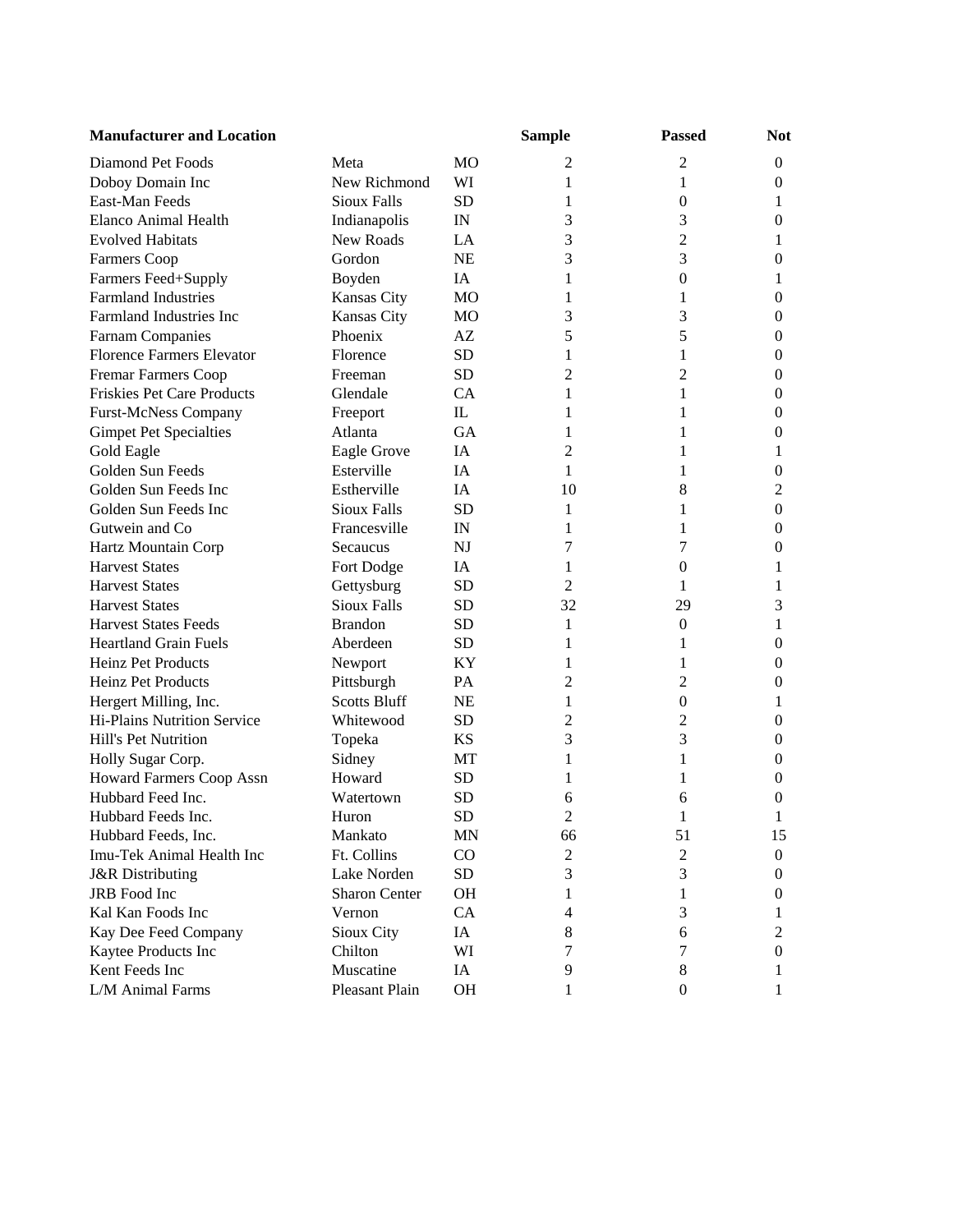| Manufacturer and Location | | | Sample | Passed | Not |
| --- | --- | --- | --- | --- | --- |
| Diamond Pet Foods | Meta | MO | 2 | 2 | 0 |
| Doboy Domain Inc | New Richmond | WI | 1 | 1 | 0 |
| East-Man Feeds | Sioux Falls | SD | 1 | 0 | 1 |
| Elanco Animal Health | Indianapolis | IN | 3 | 3 | 0 |
| Evolved Habitats | New Roads | LA | 3 | 2 | 1 |
| Farmers Coop | Gordon | NE | 3 | 3 | 0 |
| Farmers Feed+Supply | Boyden | IA | 1 | 0 | 1 |
| Farmland Industries | Kansas City | MO | 1 | 1 | 0 |
| Farmland Industries Inc | Kansas City | MO | 3 | 3 | 0 |
| Farnam Companies | Phoenix | AZ | 5 | 5 | 0 |
| Florence Farmers Elevator | Florence | SD | 1 | 1 | 0 |
| Fremar Farmers Coop | Freeman | SD | 2 | 2 | 0 |
| Friskies Pet Care Products | Glendale | CA | 1 | 1 | 0 |
| Furst-McNess Company | Freeport | IL | 1 | 1 | 0 |
| Gimpet Pet Specialties | Atlanta | GA | 1 | 1 | 0 |
| Gold Eagle | Eagle Grove | IA | 2 | 1 | 1 |
| Golden Sun Feeds | Esterville | IA | 1 | 1 | 0 |
| Golden Sun Feeds Inc | Estherville | IA | 10 | 8 | 2 |
| Golden Sun Feeds Inc | Sioux Falls | SD | 1 | 1 | 0 |
| Gutwein and Co | Francesville | IN | 1 | 1 | 0 |
| Hartz Mountain Corp | Secaucus | NJ | 7 | 7 | 0 |
| Harvest States | Fort Dodge | IA | 1 | 0 | 1 |
| Harvest States | Gettysburg | SD | 2 | 1 | 1 |
| Harvest States | Sioux Falls | SD | 32 | 29 | 3 |
| Harvest States Feeds | Brandon | SD | 1 | 0 | 1 |
| Heartland Grain Fuels | Aberdeen | SD | 1 | 1 | 0 |
| Heinz Pet Products | Newport | KY | 1 | 1 | 0 |
| Heinz Pet Products | Pittsburgh | PA | 2 | 2 | 0 |
| Hergert Milling, Inc. | Scotts Bluff | NE | 1 | 0 | 1 |
| Hi-Plains Nutrition Service | Whitewood | SD | 2 | 2 | 0 |
| Hill's Pet Nutrition | Topeka | KS | 3 | 3 | 0 |
| Holly Sugar Corp. | Sidney | MT | 1 | 1 | 0 |
| Howard Farmers Coop Assn | Howard | SD | 1 | 1 | 0 |
| Hubbard Feed Inc. | Watertown | SD | 6 | 6 | 0 |
| Hubbard Feeds Inc. | Huron | SD | 2 | 1 | 1 |
| Hubbard Feeds, Inc. | Mankato | MN | 66 | 51 | 15 |
| Imu-Tek Animal Health Inc | Ft. Collins | CO | 2 | 2 | 0 |
| J&R Distributing | Lake Norden | SD | 3 | 3 | 0 |
| JRB Food Inc | Sharon Center | OH | 1 | 1 | 0 |
| Kal Kan Foods Inc | Vernon | CA | 4 | 3 | 1 |
| Kay Dee Feed Company | Sioux City | IA | 8 | 6 | 2 |
| Kaytee Products Inc | Chilton | WI | 7 | 7 | 0 |
| Kent Feeds Inc | Muscatine | IA | 9 | 8 | 1 |
| L/M Animal Farms | Pleasant Plain | OH | 1 | 0 | 1 |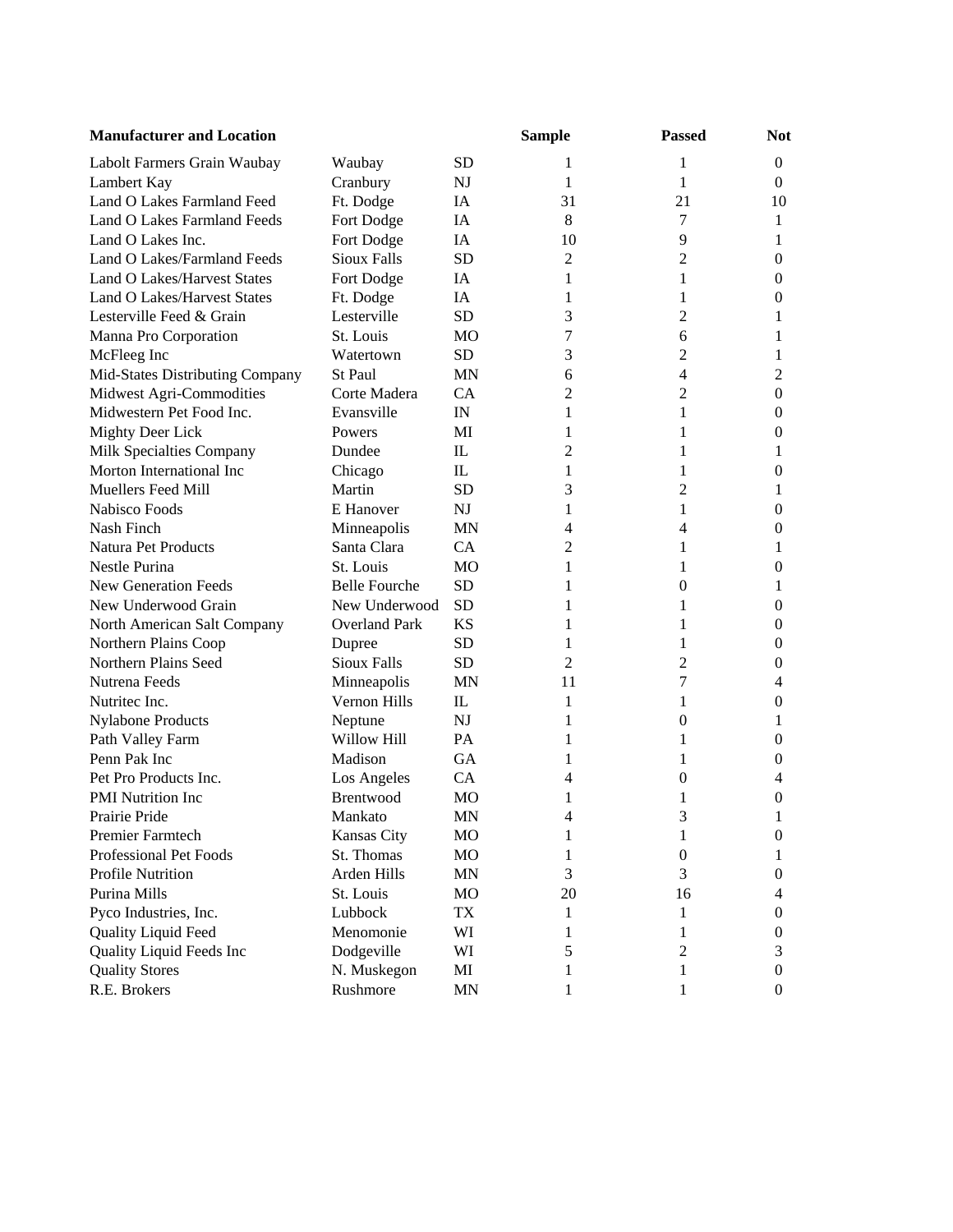| Manufacturer and Location | | | Sample | Passed | Not |
|---|---|---|---|---|---|
| Labolt Farmers Grain Waubay | Waubay | SD | 1 | 1 | 0 |
| Lambert Kay | Cranbury | NJ | 1 | 1 | 0 |
| Land O Lakes Farmland Feed | Ft. Dodge | IA | 31 | 21 | 10 |
| Land O Lakes Farmland Feeds | Fort Dodge | IA | 8 | 7 | 1 |
| Land O Lakes Inc. | Fort Dodge | IA | 10 | 9 | 1 |
| Land O Lakes/Farmland Feeds | Sioux Falls | SD | 2 | 2 | 0 |
| Land O Lakes/Harvest States | Fort Dodge | IA | 1 | 1 | 0 |
| Land O Lakes/Harvest States | Ft. Dodge | IA | 1 | 1 | 0 |
| Lesterville Feed & Grain | Lesterville | SD | 3 | 2 | 1 |
| Manna Pro Corporation | St. Louis | MO | 7 | 6 | 1 |
| McFleeg Inc | Watertown | SD | 3 | 2 | 1 |
| Mid-States Distributing Company | St Paul | MN | 6 | 4 | 2 |
| Midwest Agri-Commodities | Corte Madera | CA | 2 | 2 | 0 |
| Midwestern Pet Food Inc. | Evansville | IN | 1 | 1 | 0 |
| Mighty Deer Lick | Powers | MI | 1 | 1 | 0 |
| Milk Specialties Company | Dundee | IL | 2 | 1 | 1 |
| Morton International Inc | Chicago | IL | 1 | 1 | 0 |
| Muellers Feed Mill | Martin | SD | 3 | 2 | 1 |
| Nabisco Foods | E Hanover | NJ | 1 | 1 | 0 |
| Nash Finch | Minneapolis | MN | 4 | 4 | 0 |
| Natura Pet Products | Santa Clara | CA | 2 | 1 | 1 |
| Nestle Purina | St. Louis | MO | 1 | 1 | 0 |
| New Generation Feeds | Belle Fourche | SD | 1 | 0 | 1 |
| New Underwood Grain | New Underwood | SD | 1 | 1 | 0 |
| North American Salt Company | Overland Park | KS | 1 | 1 | 0 |
| Northern Plains Coop | Dupree | SD | 1 | 1 | 0 |
| Northern Plains Seed | Sioux Falls | SD | 2 | 2 | 0 |
| Nutrena Feeds | Minneapolis | MN | 11 | 7 | 4 |
| Nutritec Inc. | Vernon Hills | IL | 1 | 1 | 0 |
| Nylabone Products | Neptune | NJ | 1 | 0 | 1 |
| Path Valley Farm | Willow Hill | PA | 1 | 1 | 0 |
| Penn Pak Inc | Madison | GA | 1 | 1 | 0 |
| Pet Pro Products Inc. | Los Angeles | CA | 4 | 0 | 4 |
| PMI Nutrition Inc | Brentwood | MO | 1 | 1 | 0 |
| Prairie Pride | Mankato | MN | 4 | 3 | 1 |
| Premier Farmtech | Kansas City | MO | 1 | 1 | 0 |
| Professional Pet Foods | St. Thomas | MO | 1 | 0 | 1 |
| Profile Nutrition | Arden Hills | MN | 3 | 3 | 0 |
| Purina Mills | St. Louis | MO | 20 | 16 | 4 |
| Pyco Industries, Inc. | Lubbock | TX | 1 | 1 | 0 |
| Quality Liquid Feed | Menomonie | WI | 1 | 1 | 0 |
| Quality Liquid Feeds Inc | Dodgeville | WI | 5 | 2 | 3 |
| Quality Stores | N. Muskegon | MI | 1 | 1 | 0 |
| R.E. Brokers | Rushmore | MN | 1 | 1 | 0 |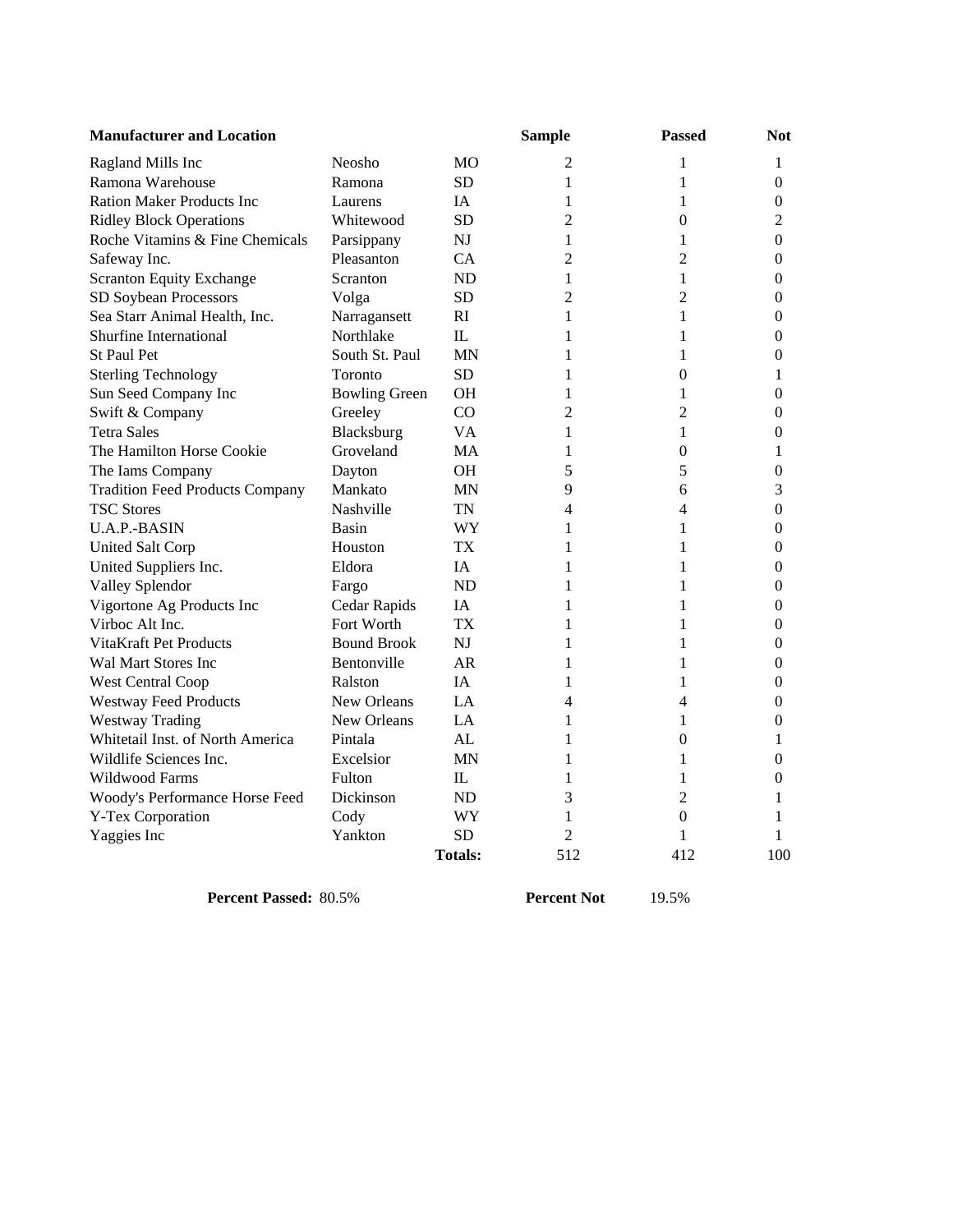| Manufacturer and Location | | | Sample | Passed | Not |
|---|---|---|---|---|---|
| Ragland Mills Inc | Neosho | MO | 2 | 1 | 1 |
| Ramona Warehouse | Ramona | SD | 1 | 1 | 0 |
| Ration Maker Products Inc | Laurens | IA | 1 | 1 | 0 |
| Ridley Block Operations | Whitewood | SD | 2 | 0 | 2 |
| Roche Vitamins & Fine Chemicals | Parsippany | NJ | 1 | 1 | 0 |
| Safeway Inc. | Pleasanton | CA | 2 | 2 | 0 |
| Scranton Equity Exchange | Scranton | ND | 1 | 1 | 0 |
| SD Soybean Processors | Volga | SD | 2 | 2 | 0 |
| Sea Starr Animal Health, Inc. | Narragansett | RI | 1 | 1 | 0 |
| Shurfine International | Northlake | IL | 1 | 1 | 0 |
| St Paul Pet | South St. Paul | MN | 1 | 1 | 0 |
| Sterling Technology | Toronto | SD | 1 | 0 | 1 |
| Sun Seed Company Inc | Bowling Green | OH | 1 | 1 | 0 |
| Swift & Company | Greeley | CO | 2 | 2 | 0 |
| Tetra Sales | Blacksburg | VA | 1 | 1 | 0 |
| The Hamilton Horse Cookie | Groveland | MA | 1 | 0 | 1 |
| The Iams Company | Dayton | OH | 5 | 5 | 0 |
| Tradition Feed Products Company | Mankato | MN | 9 | 6 | 3 |
| TSC Stores | Nashville | TN | 4 | 4 | 0 |
| U.A.P.-BASIN | Basin | WY | 1 | 1 | 0 |
| United Salt Corp | Houston | TX | 1 | 1 | 0 |
| United Suppliers Inc. | Eldora | IA | 1 | 1 | 0 |
| Valley Splendor | Fargo | ND | 1 | 1 | 0 |
| Vigortone Ag Products Inc | Cedar Rapids | IA | 1 | 1 | 0 |
| Virboc Alt Inc. | Fort Worth | TX | 1 | 1 | 0 |
| VitaKraft Pet Products | Bound Brook | NJ | 1 | 1 | 0 |
| Wal Mart Stores Inc | Bentonville | AR | 1 | 1 | 0 |
| West Central Coop | Ralston | IA | 1 | 1 | 0 |
| Westway Feed Products | New Orleans | LA | 4 | 4 | 0 |
| Westway Trading | New Orleans | LA | 1 | 1 | 0 |
| Whitetail Inst. of North America | Pintala | AL | 1 | 0 | 1 |
| Wildlife Sciences Inc. | Excelsior | MN | 1 | 1 | 0 |
| Wildwood Farms | Fulton | IL | 1 | 1 | 0 |
| Woody's Performance Horse Feed | Dickinson | ND | 3 | 2 | 1 |
| Y-Tex Corporation | Cody | WY | 1 | 0 | 1 |
| Yaggies Inc | Yankton | SD | 2 | 1 | 1 |
| | | **Totals:** | 512 | 412 | 100 |

**Percent Passed:** 80.5% **Percent Not** 19.5%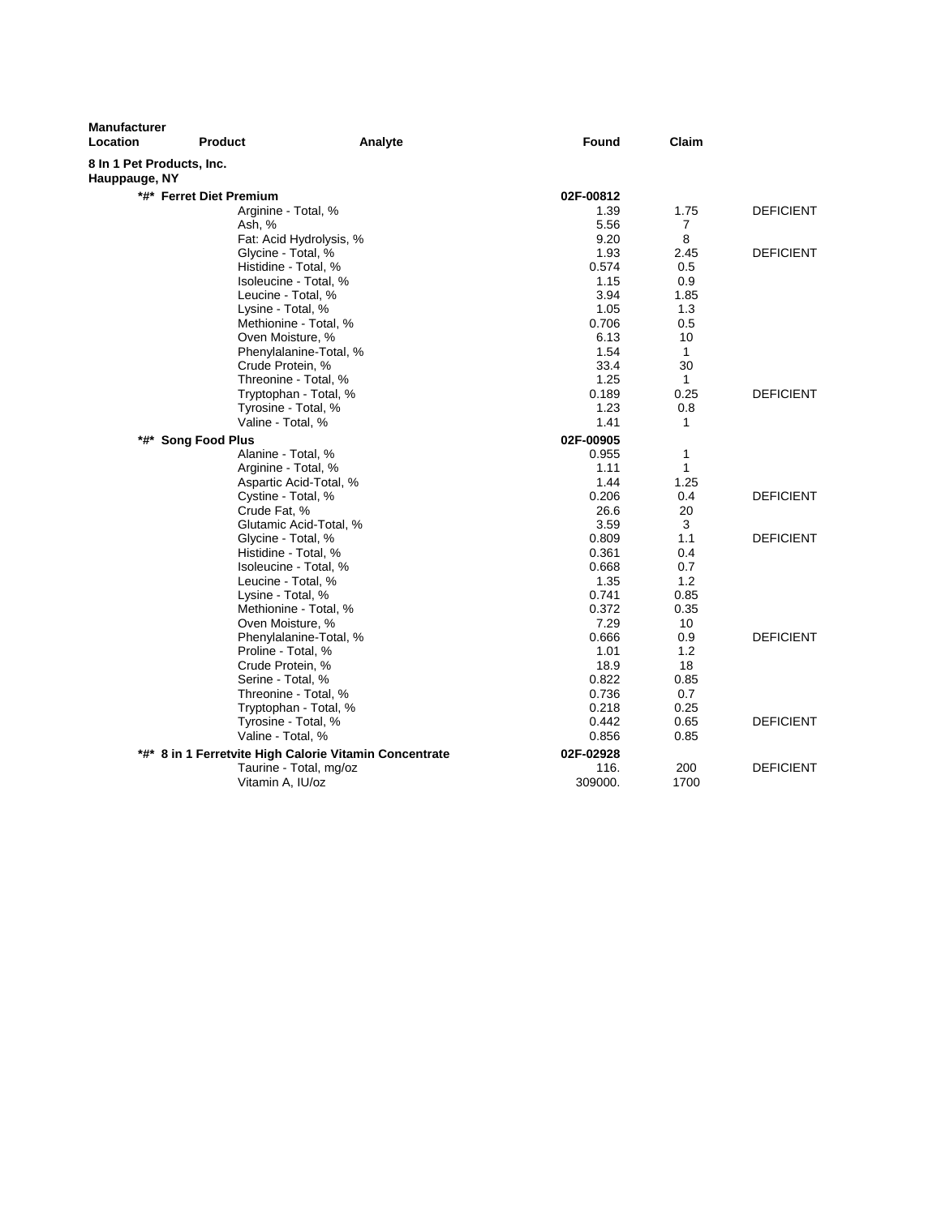| Manufacturer Location | Product | Analyte | Found | Claim | |
|---|---|---|---|---|---|
| **8 In 1 Pet Products, Inc. Hauppauge, NY** | | | | | |
| | ***#* Ferret Diet Premium** | | **02F-00812** | | |
| | | Arginine - Total, % | 1.39 | 1.75 | DEFICIENT |
| | | Ash, % | 5.56 | 7 | |
| | | Fat: Acid Hydrolysis, % | 9.20 | 8 | |
| | | Glycine - Total, % | 1.93 | 2.45 | DEFICIENT |
| | | Histidine - Total, % | 0.574 | 0.5 | |
| | | Isoleucine - Total, % | 1.15 | 0.9 | |
| | | Leucine - Total, % | 3.94 | 1.85 | |
| | | Lysine - Total, % | 1.05 | 1.3 | |
| | | Methionine - Total, % | 0.706 | 0.5 | |
| | | Oven Moisture, % | 6.13 | 10 | |
| | | Phenylalanine-Total, % | 1.54 | 1 | |
| | | Crude Protein, % | 33.4 | 30 | |
| | | Threonine - Total, % | 1.25 | 1 | |
| | | Tryptophan - Total, % | 0.189 | 0.25 | DEFICIENT |
| | | Tyrosine - Total, % | 1.23 | 0.8 | |
| | | Valine - Total, % | 1.41 | 1 | |
| | ***#* Song Food Plus** | | **02F-00905** | | |
| | | Alanine - Total, % | 0.955 | 1 | |
| | | Arginine - Total, % | 1.11 | 1 | |
| | | Aspartic Acid-Total, % | 1.44 | 1.25 | |
| | | Cystine - Total, % | 0.206 | 0.4 | DEFICIENT |
| | | Crude Fat, % | 26.6 | 20 | |
| | | Glutamic Acid-Total, % | 3.59 | 3 | |
| | | Glycine - Total, % | 0.809 | 1.1 | DEFICIENT |
| | | Histidine - Total, % | 0.361 | 0.4 | |
| | | Isoleucine - Total, % | 0.668 | 0.7 | |
| | | Leucine - Total, % | 1.35 | 1.2 | |
| | | Lysine - Total, % | 0.741 | 0.85 | |
| | | Methionine - Total, % | 0.372 | 0.35 | |
| | | Oven Moisture, % | 7.29 | 10 | |
| | | Phenylalanine-Total, % | 0.666 | 0.9 | DEFICIENT |
| | | Proline - Total, % | 1.01 | 1.2 | |
| | | Crude Protein, % | 18.9 | 18 | |
| | | Serine - Total, % | 0.822 | 0.85 | |
| | | Threonine - Total, % | 0.736 | 0.7 | |
| | | Tryptophan - Total, % | 0.218 | 0.25 | |
| | | Tyrosine - Total, % | 0.442 | 0.65 | DEFICIENT |
| | | Valine - Total, % | 0.856 | 0.85 | |
| | ***#* 8 in 1 Ferretvite High Calorie Vitamin Concentrate** | | **02F-02928** | | |
| | | Taurine - Total, mg/oz | 116. | 200 | DEFICIENT |
| | | Vitamin A, IU/oz | 309000. | 1700 | |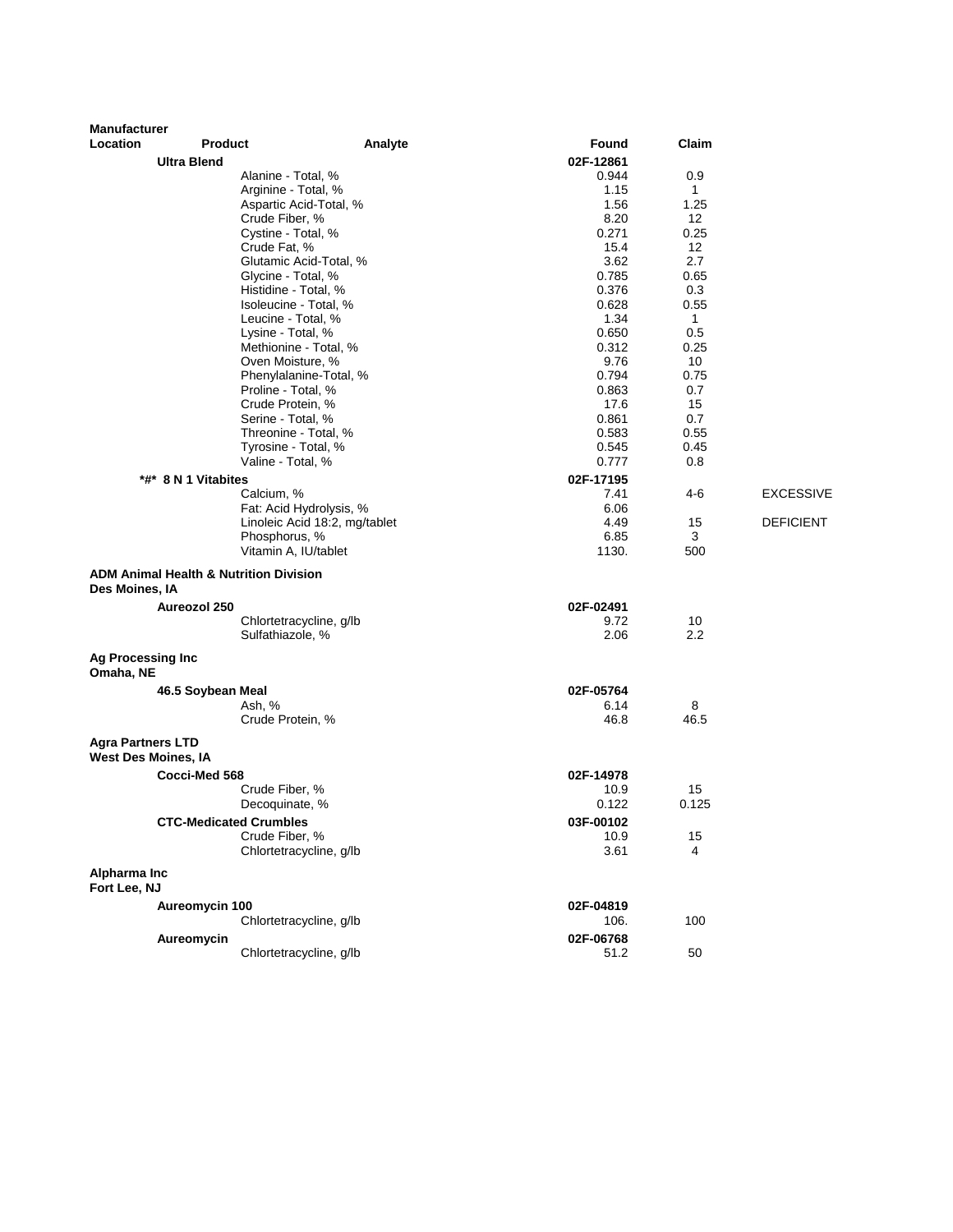| Manufacturer Location | Product | Analyte | Found | Claim | |
|---|---|---|---|---|---|
| | **Ultra Blend** | | **02F-12861** | | |
| | | Alanine - Total, % | 0.944 | 0.9 | |
| | | Arginine - Total, % | 1.15 | 1 | |
| | | Aspartic Acid-Total, % | 1.56 | 1.25 | |
| | | Crude Fiber, % | 8.20 | 12 | |
| | | Cystine - Total, % | 0.271 | 0.25 | |
| | | Crude Fat, % | 15.4 | 12 | |
| | | Glutamic Acid-Total, % | 3.62 | 2.7 | |
| | | Glycine - Total, % | 0.785 | 0.65 | |
| | | Histidine - Total, % | 0.376 | 0.3 | |
| | | Isoleucine - Total, % | 0.628 | 0.55 | |
| | | Leucine - Total, % | 1.34 | 1 | |
| | | Lysine - Total, % | 0.650 | 0.5 | |
| | | Methionine - Total, % | 0.312 | 0.25 | |
| | | Oven Moisture, % | 9.76 | 10 | |
| | | Phenylalanine-Total, % | 0.794 | 0.75 | |
| | | Proline - Total, % | 0.863 | 0.7 | |
| | | Crude Protein, % | 17.6 | 15 | |
| | | Serine - Total, % | 0.861 | 0.7 | |
| | | Threonine - Total, % | 0.583 | 0.55 | |
| | | Tyrosine - Total, % | 0.545 | 0.45 | |
| | | Valine - Total, % | 0.777 | 0.8 | |
| | **\*#\* 8 N 1 Vitabites** | | **02F-17195** | | |
| | | Calcium, % | 7.41 | 4-6 | EXCESSIVE |
| | | Fat: Acid Hydrolysis, % | 6.06 | | |
| | | Linoleic Acid 18:2, mg/tablet | 4.49 | 15 | DEFICIENT |
| | | Phosphorus, % | 6.85 | 3 | |
| | | Vitamin A, IU/tablet | 1130. | 500 | |
| **ADM Animal Health & Nutrition Division**<br>**Des Moines, IA** | | | | | |
| | **Aureozol 250** | | **02F-02491** | | |
| | | Chlortetracycline, g/lb | 9.72 | 10 | |
| | | Sulfathiazole, % | 2.06 | 2.2 | |
| **Ag Processing Inc**<br>**Omaha, NE** | | | | | |
| | **46.5 Soybean Meal** | | **02F-05764** | | |
| | | Ash, % | 6.14 | 8 | |
| | | Crude Protein, % | 46.8 | 46.5 | |
| **Agra Partners LTD**<br>**West Des Moines, IA** | | | | | |
| | **Cocci-Med 568** | | **02F-14978** | | |
| | | Crude Fiber, % | 10.9 | 15 | |
| | | Decoquinate, % | 0.122 | 0.125 | |
| | **CTC-Medicated Crumbles** | | **03F-00102** | | |
| | | Crude Fiber, % | 10.9 | 15 | |
| | | Chlortetracycline, g/lb | 3.61 | 4 | |
| **Alpharma Inc**<br>**Fort Lee, NJ** | | | | | |
| | **Aureomycin 100** | | **02F-04819** | | |
| | | Chlortetracycline, g/lb | 106. | 100 | |
| | **Aureomycin** | | **02F-06768** | | |
| | | Chlortetracycline, g/lb | 51.2 | 50 | |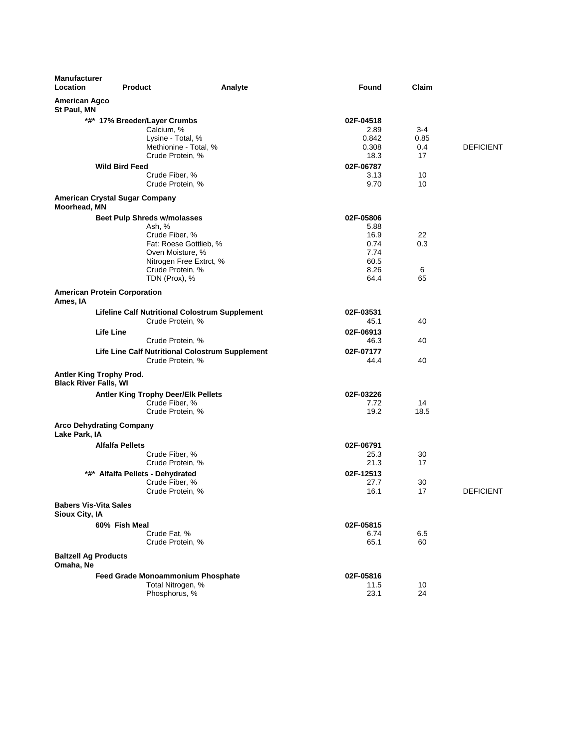| Manufacturer Location | Product | Analyte | Found | Claim | |
|---|---|---|---|---|---|
| **American Agco St Paul, MN** | | | | | |
| | ***#* 17% Breeder/Layer Crumbs** | | **02F-04518** | | |
| | | Calcium, % | 2.89 | 3-4 | |
| | | Lysine - Total, % | 0.842 | 0.85 | |
| | | Methionine - Total, % | 0.308 | 0.4 | DEFICIENT |
| | | Crude Protein, % | 18.3 | 17 | |
| | **Wild Bird Feed** | | **02F-06787** | | |
| | | Crude Fiber, % | 3.13 | 10 | |
| | | Crude Protein, % | 9.70 | 10 | |
| **American Crystal Sugar Company Moorhead, MN** | | | | | |
| | **Beet Pulp Shreds w/molasses** | | **02F-05806** | | |
| | | Ash, % | 5.88 | | |
| | | Crude Fiber, % | 16.9 | 22 | |
| | | Fat: Roese Gottlieb, % | 0.74 | 0.3 | |
| | | Oven Moisture, % | 7.74 | | |
| | | Nitrogen Free Extrct, % | 60.5 | | |
| | | Crude Protein, % | 8.26 | 6 | |
| | | TDN (Prox), % | 64.4 | 65 | |
| **American Protein Corporation Ames, IA** | | | | | |
| | **Lifeline Calf Nutritional Colostrum Supplement** | | **02F-03531** | | |
| | | Crude Protein, % | 45.1 | 40 | |
| | **Life Line** | | **02F-06913** | | |
| | | Crude Protein, % | 46.3 | 40 | |
| | **Life Line Calf Nutritional Colostrum Supplement** | | **02F-07177** | | |
| | | Crude Protein, % | 44.4 | 40 | |
| **Antler King Trophy Prod. Black River Falls, WI** | | | | | |
| | **Antler King Trophy Deer/Elk Pellets** | | **02F-03226** | | |
| | | Crude Fiber, % | 7.72 | 14 | |
| | | Crude Protein, % | 19.2 | 18.5 | |
| **Arco Dehydrating Company Lake Park, IA** | | | | | |
| | **Alfalfa Pellets** | | **02F-06791** | | |
| | | Crude Fiber, % | 25.3 | 30 | |
| | | Crude Protein, % | 21.3 | 17 | |
| | ***#* Alfalfa Pellets - Dehydrated** | | **02F-12513** | | |
| | | Crude Fiber, % | 27.7 | 30 | |
| | | Crude Protein, % | 16.1 | 17 | DEFICIENT |
| **Babers Vis-Vita Sales Sioux City, IA** | | | | | |
| | **60% Fish Meal** | | **02F-05815** | | |
| | | Crude Fat, % | 6.74 | 6.5 | |
| | | Crude Protein, % | 65.1 | 60 | |
| **Baltzell Ag Products Omaha, Ne** | | | | | |
| | **Feed Grade Monoammonium Phosphate** | | **02F-05816** | | |
| | | Total Nitrogen, % | 11.5 | 10 | |
| | | Phosphorus, % | 23.1 | 24 | |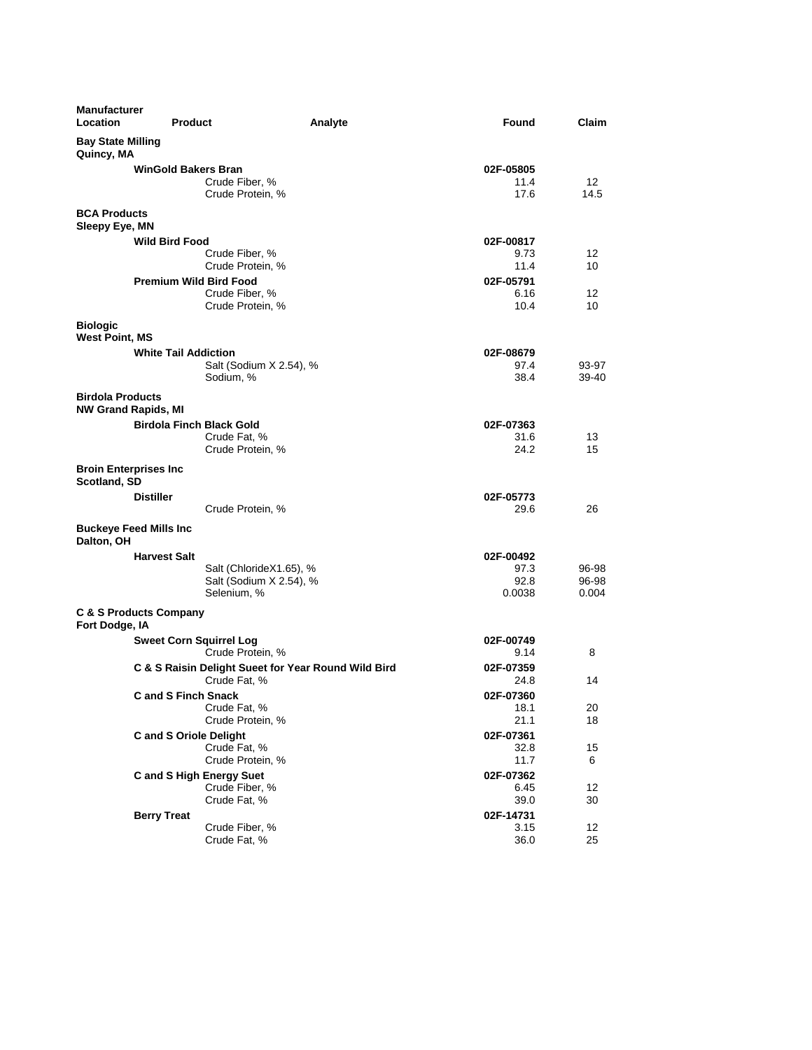| Manufacturer Location | Product | Analyte | Found | Claim |
|---|---|---|---|---|
| **Bay State Milling Quincy, MA** | | | | |
| | **WinGold Bakers Bran** | | **02F-05805** | |
| | | Crude Fiber, % | 11.4 | 12 |
| | | Crude Protein, % | 17.6 | 14.5 |
| **BCA Products Sleepy Eye, MN** | | | | |
| | **Wild Bird Food** | | **02F-00817** | |
| | | Crude Fiber, % | 9.73 | 12 |
| | | Crude Protein, % | 11.4 | 10 |
| | **Premium Wild Bird Food** | | **02F-05791** | |
| | | Crude Fiber, % | 6.16 | 12 |
| | | Crude Protein, % | 10.4 | 10 |
| **Biologic West Point, MS** | | | | |
| | **White Tail Addiction** | | **02F-08679** | |
| | | Salt (Sodium X 2.54), % | 97.4 | 93-97 |
| | | Sodium, % | 38.4 | 39-40 |
| **Birdola Products NW Grand Rapids, MI** | | | | |
| | **Birdola Finch Black Gold** | | **02F-07363** | |
| | | Crude Fat, % | 31.6 | 13 |
| | | Crude Protein, % | 24.2 | 15 |
| **Broin Enterprises Inc Scotland, SD** | | | | |
| | **Distiller** | | **02F-05773** | |
| | | Crude Protein, % | 29.6 | 26 |
| **Buckeye Feed Mills Inc Dalton, OH** | | | | |
| | **Harvest Salt** | | **02F-00492** | |
| | | Salt (ChlorideX1.65), % | 97.3 | 96-98 |
| | | Salt (Sodium X 2.54), % | 92.8 | 96-98 |
| | | Selenium, % | 0.0038 | 0.004 |
| **C & S Products Company Fort Dodge, IA** | | | | |
| | **Sweet Corn Squirrel Log** | | **02F-00749** | |
| | | Crude Protein, % | 9.14 | 8 |
| | **C & S Raisin Delight Sueet for Year Round Wild Bird** | | **02F-07359** | |
| | | Crude Fat, % | 24.8 | 14 |
| | **C and S Finch Snack** | | **02F-07360** | |
| | | Crude Fat, % | 18.1 | 20 |
| | | Crude Protein, % | 21.1 | 18 |
| | **C and S Oriole Delight** | | **02F-07361** | |
| | | Crude Fat, % | 32.8 | 15 |
| | | Crude Protein, % | 11.7 | 6 |
| | **C and S High Energy Suet** | | **02F-07362** | |
| | | Crude Fiber, % | 6.45 | 12 |
| | | Crude Fat, % | 39.0 | 30 |
| | **Berry Treat** | | **02F-14731** | |
| | | Crude Fiber, % | 3.15 | 12 |
| | | Crude Fat, % | 36.0 | 25 |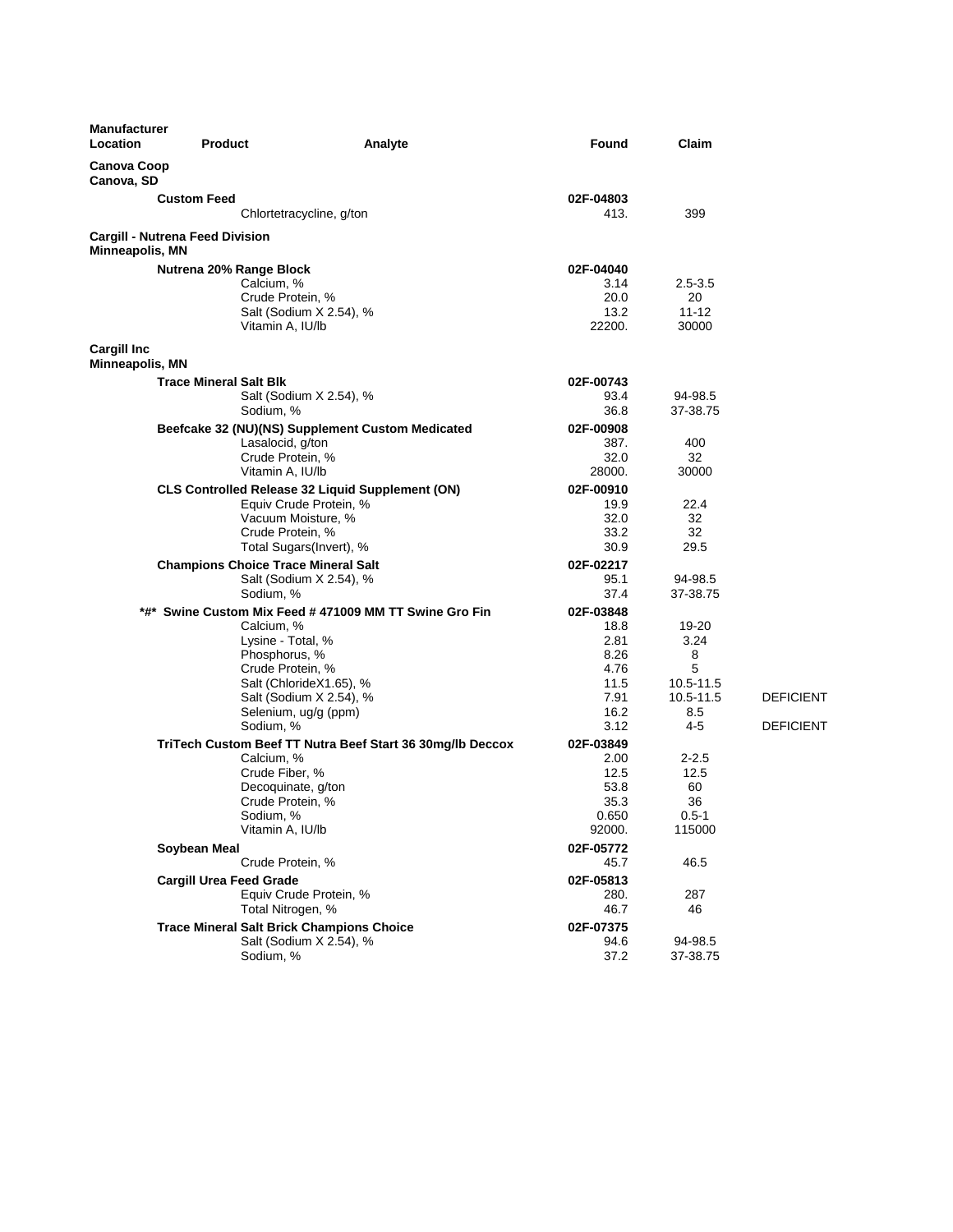| Manufacturer Location | Product | Analyte | Found | Claim | |
|---|---|---|---|---|---|
| **Canova Coop** Canova, SD | | | | | |
| | **Custom Feed** | | **02F-04803** | | |
| | | Chlortetracycline, g/ton | 413. | 399 | |
| **Cargill - Nutrena Feed Division** Minneapolis, MN | | | | | |
| | **Nutrena 20% Range Block** | | **02F-04040** | | |
| | | Calcium, % | 3.14 | 2.5-3.5 | |
| | | Crude Protein, % | 20.0 | 20 | |
| | | Salt (Sodium X 2.54), % | 13.2 | 11-12 | |
| | | Vitamin A, IU/lb | 22200. | 30000 | |
| **Cargill Inc** Minneapolis, MN | | | | | |
| | **Trace Mineral Salt Blk** | | **02F-00743** | | |
| | | Salt (Sodium X 2.54), % | 93.4 | 94-98.5 | |
| | | Sodium, % | 36.8 | 37-38.75 | |
| | **Beefcake 32 (NU)(NS) Supplement Custom Medicated** | | **02F-00908** | | |
| | | Lasalocid, g/ton | 387. | 400 | |
| | | Crude Protein, % | 32.0 | 32 | |
| | | Vitamin A, IU/lb | 28000. | 30000 | |
| | **CLS Controlled Release 32 Liquid Supplement (ON)** | | **02F-00910** | | |
| | | Equiv Crude Protein, % | 19.9 | 22.4 | |
| | | Vacuum Moisture, % | 32.0 | 32 | |
| | | Crude Protein, % | 33.2 | 32 | |
| | | Total Sugars(Invert), % | 30.9 | 29.5 | |
| | **Champions Choice Trace Mineral Salt** | | **02F-02217** | | |
| | | Salt (Sodium X 2.54), % | 95.1 | 94-98.5 | |
| | | Sodium, % | 37.4 | 37-38.75 | |
| | **\*#\* Swine Custom Mix Feed # 471009 MM TT Swine Gro Fin** | | **02F-03848** | | |
| | | Calcium, % | 18.8 | 19-20 | |
| | | Lysine - Total, % | 2.81 | 3.24 | |
| | | Phosphorus, % | 8.26 | 8 | |
| | | Crude Protein, % | 4.76 | 5 | |
| | | Salt (ChlorideX1.65), % | 11.5 | 10.5-11.5 | |
| | | Salt (Sodium X 2.54), % | 7.91 | 10.5-11.5 | DEFICIENT |
| | | Selenium, ug/g (ppm) | 16.2 | 8.5 | |
| | | Sodium, % | 3.12 | 4-5 | DEFICIENT |
| | **TriTech Custom Beef TT Nutra Beef Start 36 30mg/lb Deccox** | | **02F-03849** | | |
| | | Calcium, % | 2.00 | 2-2.5 | |
| | | Crude Fiber, % | 12.5 | 12.5 | |
| | | Decoquinate, g/ton | 53.8 | 60 | |
| | | Crude Protein, % | 35.3 | 36 | |
| | | Sodium, % | 0.650 | 0.5-1 | |
| | | Vitamin A, IU/lb | 92000. | 115000 | |
| | **Soybean Meal** | | **02F-05772** | | |
| | | Crude Protein, % | 45.7 | 46.5 | |
| | **Cargill Urea Feed Grade** | | **02F-05813** | | |
| | | Equiv Crude Protein, % | 280. | 287 | |
| | | Total Nitrogen, % | 46.7 | 46 | |
| | **Trace Mineral Salt Brick Champions Choice** | | **02F-07375** | | |
| | | Salt (Sodium X 2.54), % | 94.6 | 94-98.5 | |
| | | Sodium, % | 37.2 | 37-38.75 | |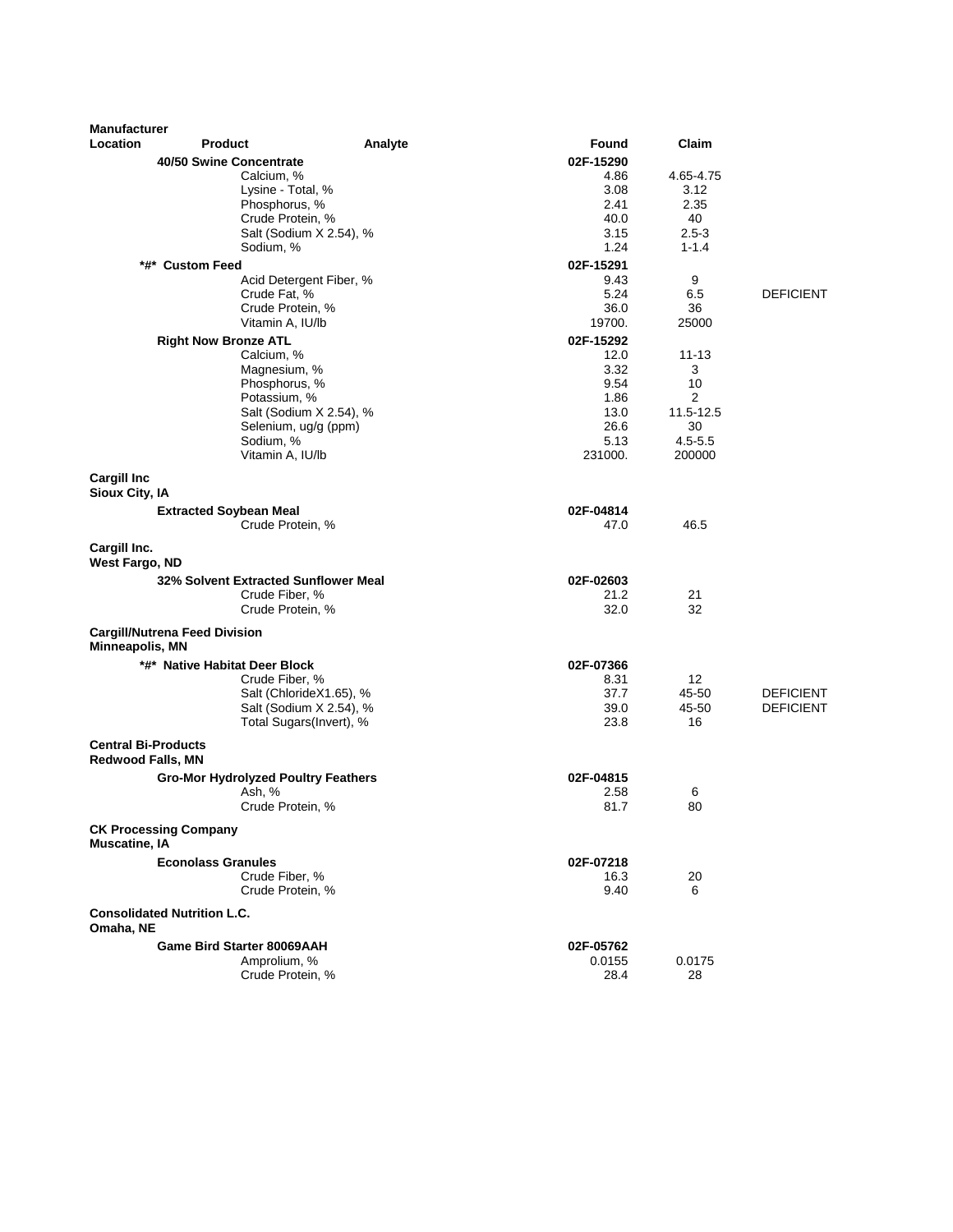| Manufacturer Location | Product | Analyte | Found | Claim | |
|---|---|---|---|---|---|
| | 40/50 Swine Concentrate | | 02F-15290 | | |
| | | Calcium, % | 4.86 | 4.65-4.75 | |
| | | Lysine - Total, % | 3.08 | 3.12 | |
| | | Phosphorus, % | 2.41 | 2.35 | |
| | | Crude Protein, % | 40.0 | 40 | |
| | | Salt (Sodium X 2.54), % | 3.15 | 2.5-3 | |
| | | Sodium, % | 1.24 | 1-1.4 | |
| | *#* Custom Feed | | 02F-15291 | | |
| | | Acid Detergent Fiber, % | 9.43 | 9 | |
| | | Crude Fat, % | 5.24 | 6.5 | DEFICIENT |
| | | Crude Protein, % | 36.0 | 36 | |
| | | Vitamin A, IU/lb | 19700. | 25000 | |
| | Right Now Bronze ATL | | 02F-15292 | | |
| | | Calcium, % | 12.0 | 11-13 | |
| | | Magnesium, % | 3.32 | 3 | |
| | | Phosphorus, % | 9.54 | 10 | |
| | | Potassium, % | 1.86 | 2 | |
| | | Salt (Sodium X 2.54), % | 13.0 | 11.5-12.5 | |
| | | Selenium, ug/g (ppm) | 26.6 | 30 | |
| | | Sodium, % | 5.13 | 4.5-5.5 | |
| | | Vitamin A, IU/lb | 231000. | 200000 | |
| **Cargill Inc**<br>**Sioux City, IA** | | | | | |
| | Extracted Soybean Meal | | 02F-04814 | | |
| | | Crude Protein, % | 47.0 | 46.5 | |
| **Cargill Inc.**<br>**West Fargo, ND** | | | | | |
| | 32% Solvent Extracted Sunflower Meal | | 02F-02603 | | |
| | | Crude Fiber, % | 21.2 | 21 | |
| | | Crude Protein, % | 32.0 | 32 | |
| **Cargill/Nutrena Feed Division**<br>**Minneapolis, MN** | | | | | |
| | *#* Native Habitat Deer Block | | 02F-07366 | | |
| | | Crude Fiber, % | 8.31 | 12 | |
| | | Salt (ChlorideX1.65), % | 37.7 | 45-50 | DEFICIENT |
| | | Salt (Sodium X 2.54), % | 39.0 | 45-50 | DEFICIENT |
| | | Total Sugars(Invert), % | 23.8 | 16 | |
| **Central Bi-Products**<br>**Redwood Falls, MN** | | | | | |
| | Gro-Mor Hydrolyzed Poultry Feathers | | 02F-04815 | | |
| | | Ash, % | 2.58 | 6 | |
| | | Crude Protein, % | 81.7 | 80 | |
| **CK Processing Company**<br>**Muscatine, IA** | | | | | |
| | Econolass Granules | | 02F-07218 | | |
| | | Crude Fiber, % | 16.3 | 20 | |
| | | Crude Protein, % | 9.40 | 6 | |
| **Consolidated Nutrition L.C.**<br>**Omaha, NE** | | | | | |
| | Game Bird Starter 80069AAH | | 02F-05762 | | |
| | | Amprolium, % | 0.0155 | 0.0175 | |
| | | Crude Protein, % | 28.4 | 28 | |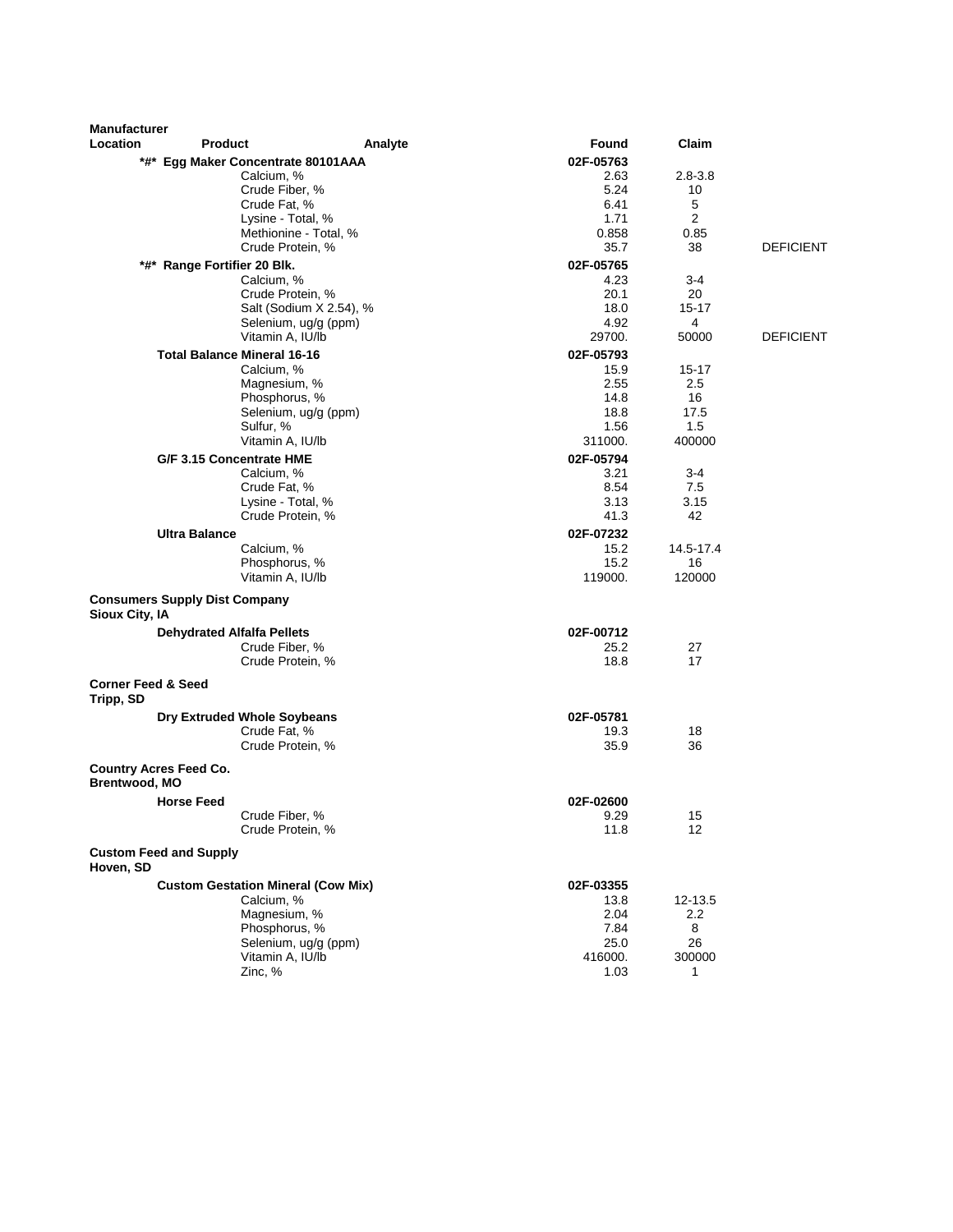| Manufacturer Location | Product | Analyte | Found | Claim | |
|---|---|---|---|---|---|
| | *#* Egg Maker Concentrate 80101AAA | | 02F-05763 | | |
| | | Calcium, % | 2.63 | 2.8-3.8 | |
| | | Crude Fiber, % | 5.24 | 10 | |
| | | Crude Fat, % | 6.41 | 5 | |
| | | Lysine - Total, % | 1.71 | 2 | |
| | | Methionine - Total, % | 0.858 | 0.85 | |
| | | Crude Protein, % | 35.7 | 38 | DEFICIENT |
| | *#* Range Fortifier 20 Blk. | | 02F-05765 | | |
| | | Calcium, % | 4.23 | 3-4 | |
| | | Crude Protein, % | 20.1 | 20 | |
| | | Salt (Sodium X 2.54), % | 18.0 | 15-17 | |
| | | Selenium, ug/g (ppm) | 4.92 | 4 | |
| | | Vitamin A, IU/lb | 29700. | 50000 | DEFICIENT |
| | Total Balance Mineral 16-16 | | 02F-05793 | | |
| | | Calcium, % | 15.9 | 15-17 | |
| | | Magnesium, % | 2.55 | 2.5 | |
| | | Phosphorus, % | 14.8 | 16 | |
| | | Selenium, ug/g (ppm) | 18.8 | 17.5 | |
| | | Sulfur, % | 1.56 | 1.5 | |
| | | Vitamin A, IU/lb | 311000. | 400000 | |
| | G/F 3.15 Concentrate HME | | 02F-05794 | | |
| | | Calcium, % | 3.21 | 3-4 | |
| | | Crude Fat, % | 8.54 | 7.5 | |
| | | Lysine - Total, % | 3.13 | 3.15 | |
| | | Crude Protein, % | 41.3 | 42 | |
| | Ultra Balance | | 02F-07232 | | |
| | | Calcium, % | 15.2 | 14.5-17.4 | |
| | | Phosphorus, % | 15.2 | 16 | |
| | | Vitamin A, IU/lb | 119000. | 120000 | |
| **Consumers Supply Dist Company Sioux City, IA** | | | | | |
| | Dehydrated Alfalfa Pellets | | 02F-00712 | | |
| | | Crude Fiber, % | 25.2 | 27 | |
| | | Crude Protein, % | 18.8 | 17 | |
| **Corner Feed & Seed Tripp, SD** | | | | | |
| | Dry Extruded Whole Soybeans | | 02F-05781 | | |
| | | Crude Fat, % | 19.3 | 18 | |
| | | Crude Protein, % | 35.9 | 36 | |
| **Country Acres Feed Co. Brentwood, MO** | | | | | |
| | Horse Feed | | 02F-02600 | | |
| | | Crude Fiber, % | 9.29 | 15 | |
| | | Crude Protein, % | 11.8 | 12 | |
| **Custom Feed and Supply Hoven, SD** | | | | | |
| | Custom Gestation Mineral (Cow Mix) | | 02F-03355 | | |
| | | Calcium, % | 13.8 | 12-13.5 | |
| | | Magnesium, % | 2.04 | 2.2 | |
| | | Phosphorus, % | 7.84 | 8 | |
| | | Selenium, ug/g (ppm) | 25.0 | 26 | |
| | | Vitamin A, IU/lb | 416000. | 300000 | |
| | | Zinc, % | 1.03 | 1 | |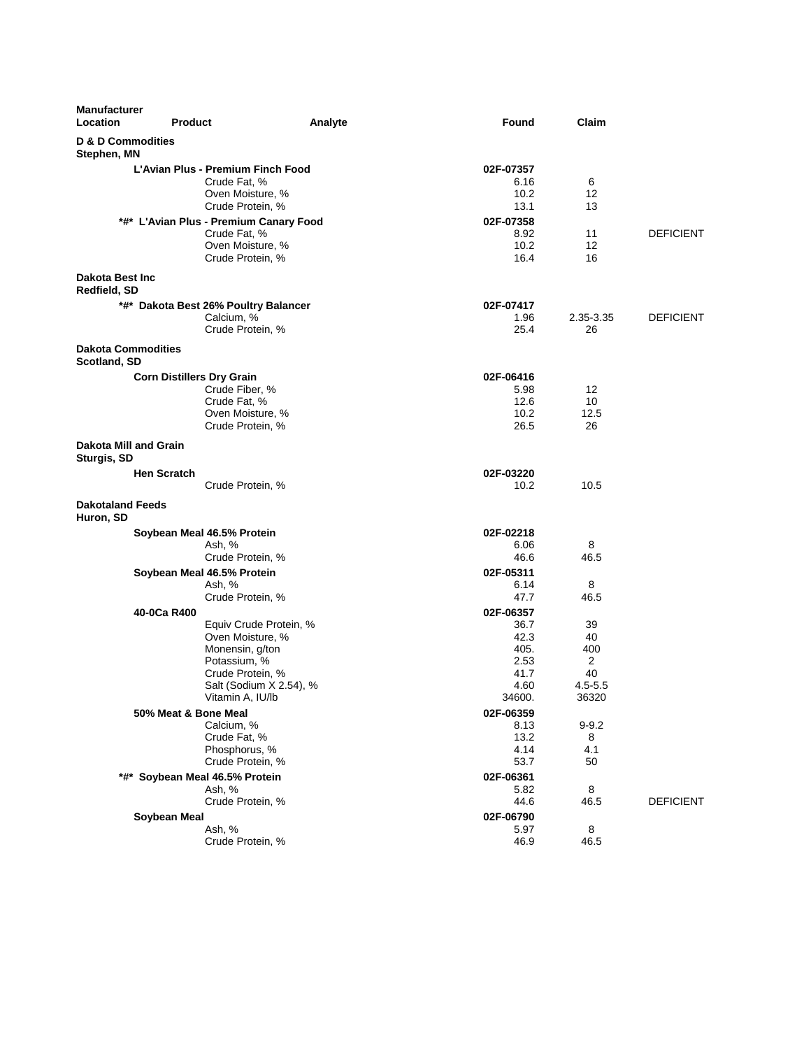| Manufacturer Location | Product | Analyte | Found | Claim | |
|---|---|---|---|---|---|
| **D & D Commodities Stephen, MN** | | | | | |
| | **L'Avian Plus - Premium Finch Food** | | **02F-07357** | | |
| | | Crude Fat, % | 6.16 | 6 | |
| | | Oven Moisture, % | 10.2 | 12 | |
| | | Crude Protein, % | 13.1 | 13 | |
| | ***#* L'Avian Plus - Premium Canary Food** | | **02F-07358** | | |
| | | Crude Fat, % | 8.92 | 11 | DEFICIENT |
| | | Oven Moisture, % | 10.2 | 12 | |
| | | Crude Protein, % | 16.4 | 16 | |
| **Dakota Best Inc Redfield, SD** | | | | | |
| | ***#* Dakota Best 26% Poultry Balancer** | | **02F-07417** | | |
| | | Calcium, % | 1.96 | 2.35-3.35 | DEFICIENT |
| | | Crude Protein, % | 25.4 | 26 | |
| **Dakota Commodities Scotland, SD** | | | | | |
| | **Corn Distillers Dry Grain** | | **02F-06416** | | |
| | | Crude Fiber, % | 5.98 | 12 | |
| | | Crude Fat, % | 12.6 | 10 | |
| | | Oven Moisture, % | 10.2 | 12.5 | |
| | | Crude Protein, % | 26.5 | 26 | |
| **Dakota Mill and Grain Sturgis, SD** | | | | | |
| | **Hen Scratch** | | **02F-03220** | | |
| | | Crude Protein, % | 10.2 | 10.5 | |
| **Dakotaland Feeds Huron, SD** | | | | | |
| | **Soybean Meal 46.5% Protein** | | **02F-02218** | | |
| | | Ash, % | 6.06 | 8 | |
| | | Crude Protein, % | 46.6 | 46.5 | |
| | **Soybean Meal 46.5% Protein** | | **02F-05311** | | |
| | | Ash, % | 6.14 | 8 | |
| | | Crude Protein, % | 47.7 | 46.5 | |
| | **40-0Ca R400** | | **02F-06357** | | |
| | | Equiv Crude Protein, % | 36.7 | 39 | |
| | | Oven Moisture, % | 42.3 | 40 | |
| | | Monensin, g/ton | 405. | 400 | |
| | | Potassium, % | 2.53 | 2 | |
| | | Crude Protein, % | 41.7 | 40 | |
| | | Salt (Sodium X 2.54), % | 4.60 | 4.5-5.5 | |
| | | Vitamin A, IU/lb | 34600. | 36320 | |
| | **50% Meat & Bone Meal** | | **02F-06359** | | |
| | | Calcium, % | 8.13 | 9-9.2 | |
| | | Crude Fat, % | 13.2 | 8 | |
| | | Phosphorus, % | 4.14 | 4.1 | |
| | | Crude Protein, % | 53.7 | 50 | |
| | ***#* Soybean Meal 46.5% Protein** | | **02F-06361** | | |
| | | Ash, % | 5.82 | 8 | |
| | | Crude Protein, % | 44.6 | 46.5 | DEFICIENT |
| | **Soybean Meal** | | **02F-06790** | | |
| | | Ash, % | 5.97 | 8 | |
| | | Crude Protein, % | 46.9 | 46.5 | |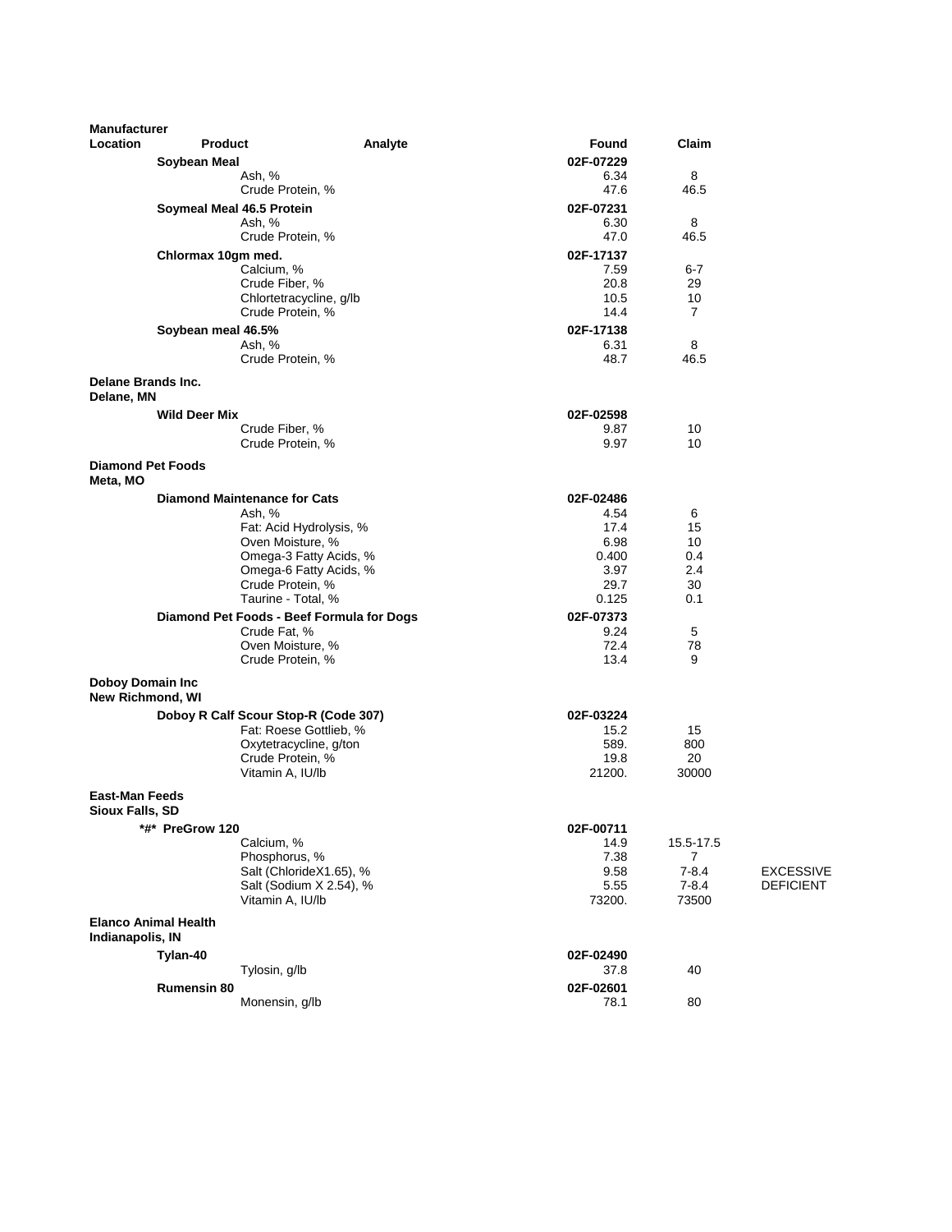| Manufacturer Location | Product | Analyte | Found | Claim | |
|---|---|---|---|---|---|
| | **Soybean Meal** | | **02F-07229** | | |
| | | Ash, % | 6.34 | 8 | |
| | | Crude Protein, % | 47.6 | 46.5 | |
| | **Soymeal Meal 46.5 Protein** | | **02F-07231** | | |
| | | Ash, % | 6.30 | 8 | |
| | | Crude Protein, % | 47.0 | 46.5 | |
| | **Chlormax 10gm med.** | | **02F-17137** | | |
| | | Calcium, % | 7.59 | 6-7 | |
| | | Crude Fiber, % | 20.8 | 29 | |
| | | Chlortetracycline, g/lb | 10.5 | 10 | |
| | | Crude Protein, % | 14.4 | 7 | |
| | **Soybean meal 46.5%** | | **02F-17138** | | |
| | | Ash, % | 6.31 | 8 | |
| | | Crude Protein, % | 48.7 | 46.5 | |
| **Delane Brands Inc. Delane, MN** | | | | | |
| | **Wild Deer Mix** | | **02F-02598** | | |
| | | Crude Fiber, % | 9.87 | 10 | |
| | | Crude Protein, % | 9.97 | 10 | |
| **Diamond Pet Foods Meta, MO** | | | | | |
| | **Diamond Maintenance for Cats** | | **02F-02486** | | |
| | | Ash, % | 4.54 | 6 | |
| | | Fat: Acid Hydrolysis, % | 17.4 | 15 | |
| | | Oven Moisture, % | 6.98 | 10 | |
| | | Omega-3 Fatty Acids, % | 0.400 | 0.4 | |
| | | Omega-6 Fatty Acids, % | 3.97 | 2.4 | |
| | | Crude Protein, % | 29.7 | 30 | |
| | | Taurine - Total, % | 0.125 | 0.1 | |
| | **Diamond Pet Foods - Beef Formula for Dogs** | | **02F-07373** | | |
| | | Crude Fat, % | 9.24 | 5 | |
| | | Oven Moisture, % | 72.4 | 78 | |
| | | Crude Protein, % | 13.4 | 9 | |
| **Doboy Domain Inc New Richmond, WI** | | | | | |
| | **Doboy R Calf Scour Stop-R (Code 307)** | | **02F-03224** | | |
| | | Fat: Roese Gottlieb, % | 15.2 | 15 | |
| | | Oxytetracycline, g/ton | 589. | 800 | |
| | | Crude Protein, % | 19.8 | 20 | |
| | | Vitamin A, IU/lb | 21200. | 30000 | |
| **East-Man Feeds Sioux Falls, SD** | | | | | |
| | ***#* PreGrow 120** | | **02F-00711** | | |
| | | Calcium, % | 14.9 | 15.5-17.5 | |
| | | Phosphorus, % | 7.38 | 7 | |
| | | Salt (ChlorideX1.65), % | 9.58 | 7-8.4 | EXCESSIVE |
| | | Salt (Sodium X 2.54), % | 5.55 | 7-8.4 | DEFICIENT |
| | | Vitamin A, IU/lb | 73200. | 73500 | |
| **Elanco Animal Health Indianapolis, IN** | | | | | |
| | **Tylan-40** | | **02F-02490** | | |
| | | Tylosin, g/lb | 37.8 | 40 | |
| | **Rumensin 80** | | **02F-02601** | | |
| | | Monensin, g/lb | 78.1 | 80 | |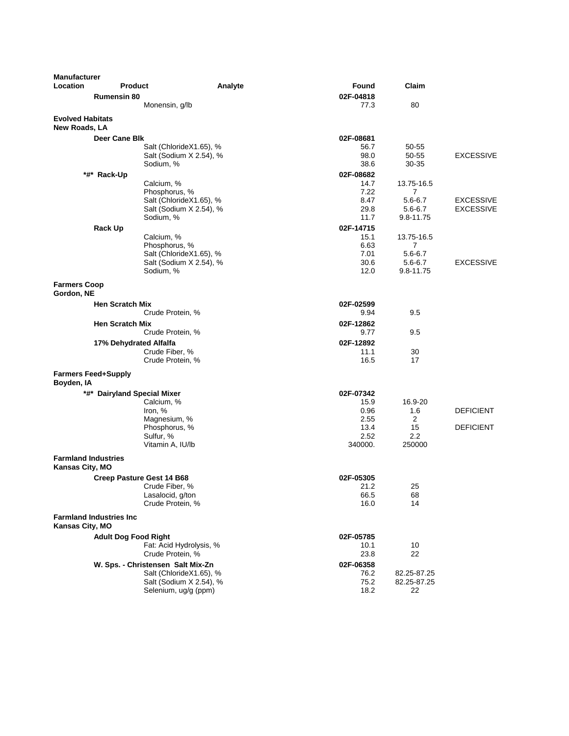| Manufacturer Location | Product | Analyte | Found | Claim | |
|---|---|---|---|---|---|
| | **Rumensin 80** | | **02F-04818** | | |
| | | Monensin, g/lb | 77.3 | 80 | |
| **Evolved Habitats New Roads, LA** | | | | | |
| | **Deer Cane Blk** | | **02F-08681** | | |
| | | Salt (ChlorideX1.65), % | 56.7 | 50-55 | |
| | | Salt (Sodium X 2.54), % | 98.0 | 50-55 | EXCESSIVE |
| | | Sodium, % | 38.6 | 30-35 | |
| | **\*#\* Rack-Up** | | **02F-08682** | | |
| | | Calcium, % | 14.7 | 13.75-16.5 | |
| | | Phosphorus, % | 7.22 | 7 | |
| | | Salt (ChlorideX1.65), % | 8.47 | 5.6-6.7 | EXCESSIVE |
| | | Salt (Sodium X 2.54), % | 29.8 | 5.6-6.7 | EXCESSIVE |
| | | Sodium, % | 11.7 | 9.8-11.75 | |
| | **Rack Up** | | **02F-14715** | | |
| | | Calcium, % | 15.1 | 13.75-16.5 | |
| | | Phosphorus, % | 6.63 | 7 | |
| | | Salt (ChlorideX1.65), % | 7.01 | 5.6-6.7 | |
| | | Salt (Sodium X 2.54), % | 30.6 | 5.6-6.7 | EXCESSIVE |
| | | Sodium, % | 12.0 | 9.8-11.75 | |
| **Farmers Coop Gordon, NE** | | | | | |
| | **Hen Scratch Mix** | | **02F-02599** | | |
| | | Crude Protein, % | 9.94 | 9.5 | |
| | **Hen Scratch Mix** | | **02F-12862** | | |
| | | Crude Protein, % | 9.77 | 9.5 | |
| | **17% Dehydrated Alfalfa** | | **02F-12892** | | |
| | | Crude Fiber, % | 11.1 | 30 | |
| | | Crude Protein, % | 16.5 | 17 | |
| **Farmers Feed+Supply Boyden, IA** | | | | | |
| | **\*#\* Dairyland Special Mixer** | | **02F-07342** | | |
| | | Calcium, % | 15.9 | 16.9-20 | |
| | | Iron, % | 0.96 | 1.6 | DEFICIENT |
| | | Magnesium, % | 2.55 | 2 | |
| | | Phosphorus, % | 13.4 | 15 | DEFICIENT |
| | | Sulfur, % | 2.52 | 2.2 | |
| | | Vitamin A, IU/lb | 340000. | 250000 | |
| **Farmland Industries Kansas City, MO** | | | | | |
| | **Creep Pasture Gest 14 B68** | | **02F-05305** | | |
| | | Crude Fiber, % | 21.2 | 25 | |
| | | Lasalocid, g/ton | 66.5 | 68 | |
| | | Crude Protein, % | 16.0 | 14 | |
| **Farmland Industries Inc Kansas City, MO** | | | | | |
| | **Adult Dog Food Right** | | **02F-05785** | | |
| | | Fat: Acid Hydrolysis, % | 10.1 | 10 | |
| | | Crude Protein, % | 23.8 | 22 | |
| | **W. Sps. - Christensen Salt Mix-Zn** | | **02F-06358** | | |
| | | Salt (ChlorideX1.65), % | 76.2 | 82.25-87.25 | |
| | | Salt (Sodium X 2.54), % | 75.2 | 82.25-87.25 | |
| | | Selenium, ug/g (ppm) | 18.2 | 22 | |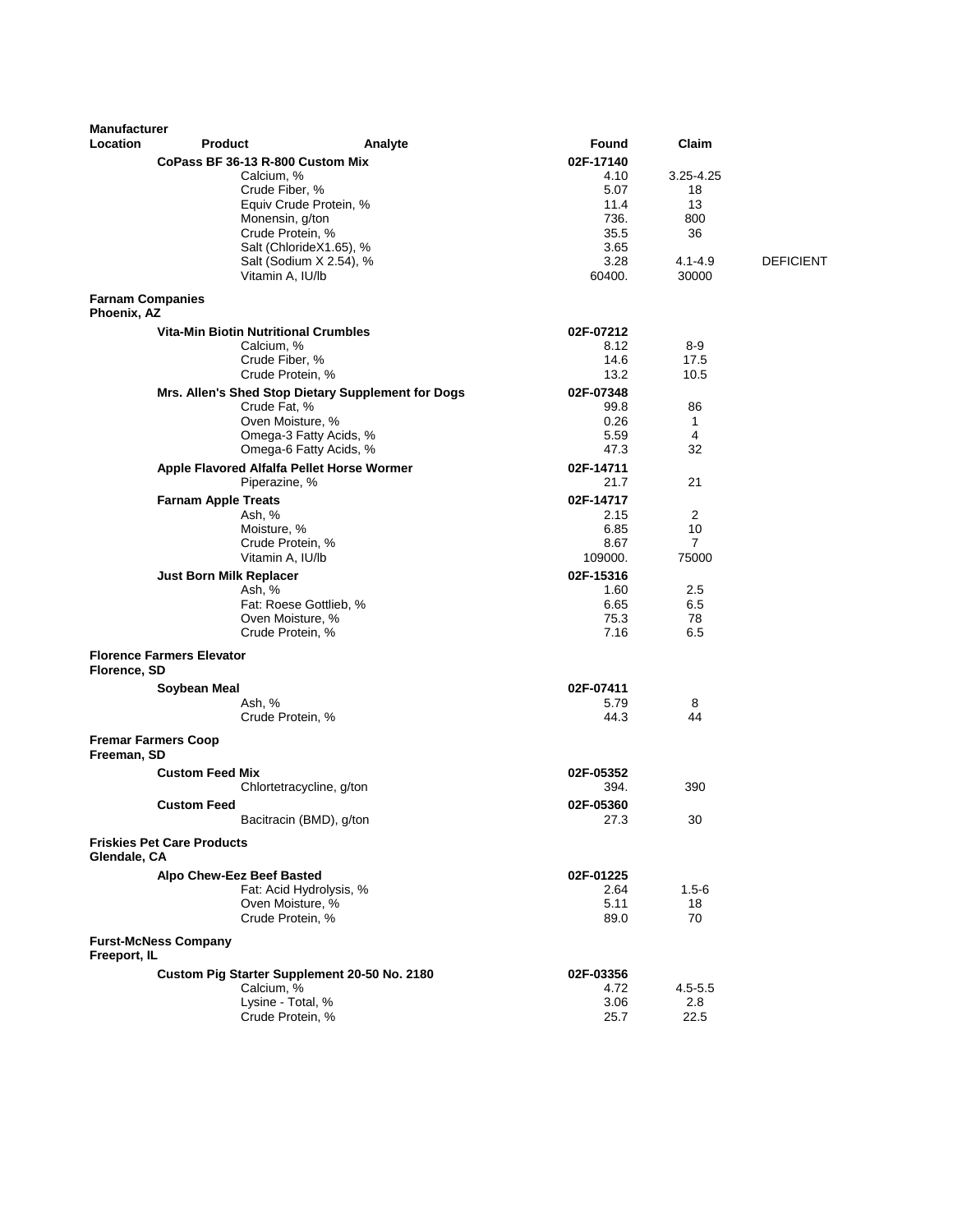| Manufacturer Location | Product | Analyte | Found | Claim | |
|---|---|---|---|---|---|
| | **CoPass BF 36-13 R-800 Custom Mix** | | **02F-17140** | | |
| | | Calcium, % | 4.10 | 3.25-4.25 | |
| | | Crude Fiber, % | 5.07 | 18 | |
| | | Equiv Crude Protein, % | 11.4 | 13 | |
| | | Monensin, g/ton | 736. | 800 | |
| | | Crude Protein, % | 35.5 | 36 | |
| | | Salt (ChlorideX1.65), % | 3.65 | | |
| | | Salt (Sodium X 2.54), % | 3.28 | 4.1-4.9 | DEFICIENT |
| | | Vitamin A, IU/lb | 60400. | 30000 | |
| **Farnam Companies Phoenix, AZ** | | | | | |
| | **Vita-Min Biotin Nutritional Crumbles** | | **02F-07212** | | |
| | | Calcium, % | 8.12 | 8-9 | |
| | | Crude Fiber, % | 14.6 | 17.5 | |
| | | Crude Protein, % | 13.2 | 10.5 | |
| | **Mrs. Allen's Shed Stop Dietary Supplement for Dogs** | | **02F-07348** | | |
| | | Crude Fat, % | 99.8 | 86 | |
| | | Oven Moisture, % | 0.26 | 1 | |
| | | Omega-3 Fatty Acids, % | 5.59 | 4 | |
| | | Omega-6 Fatty Acids, % | 47.3 | 32 | |
| | **Apple Flavored Alfalfa Pellet Horse Wormer** | | **02F-14711** | | |
| | | Piperazine, % | 21.7 | 21 | |
| | **Farnam Apple Treats** | | **02F-14717** | | |
| | | Ash, % | 2.15 | 2 | |
| | | Moisture, % | 6.85 | 10 | |
| | | Crude Protein, % | 8.67 | 7 | |
| | | Vitamin A, IU/lb | 109000. | 75000 | |
| | **Just Born Milk Replacer** | | **02F-15316** | | |
| | | Ash, % | 1.60 | 2.5 | |
| | | Fat: Roese Gottlieb, % | 6.65 | 6.5 | |
| | | Oven Moisture, % | 75.3 | 78 | |
| | | Crude Protein, % | 7.16 | 6.5 | |
| **Florence Farmers Elevator Florence, SD** | | | | | |
| | **Soybean Meal** | | **02F-07411** | | |
| | | Ash, % | 5.79 | 8 | |
| | | Crude Protein, % | 44.3 | 44 | |
| **Fremar Farmers Coop Freeman, SD** | | | | | |
| | **Custom Feed Mix** | | **02F-05352** | | |
| | | Chlortetracycline, g/ton | 394. | 390 | |
| | **Custom Feed** | | **02F-05360** | | |
| | | Bacitracin (BMD), g/ton | 27.3 | 30 | |
| **Friskies Pet Care Products Glendale, CA** | | | | | |
| | **Alpo Chew-Eez Beef Basted** | | **02F-01225** | | |
| | | Fat: Acid Hydrolysis, % | 2.64 | 1.5-6 | |
| | | Oven Moisture, % | 5.11 | 18 | |
| | | Crude Protein, % | 89.0 | 70 | |
| **Furst-McNess Company Freeport, IL** | | | | | |
| | **Custom Pig Starter Supplement 20-50 No. 2180** | | **02F-03356** | | |
| | | Calcium, % | 4.72 | 4.5-5.5 | |
| | | Lysine - Total, % | 3.06 | 2.8 | |
| | | Crude Protein, % | 25.7 | 22.5 | |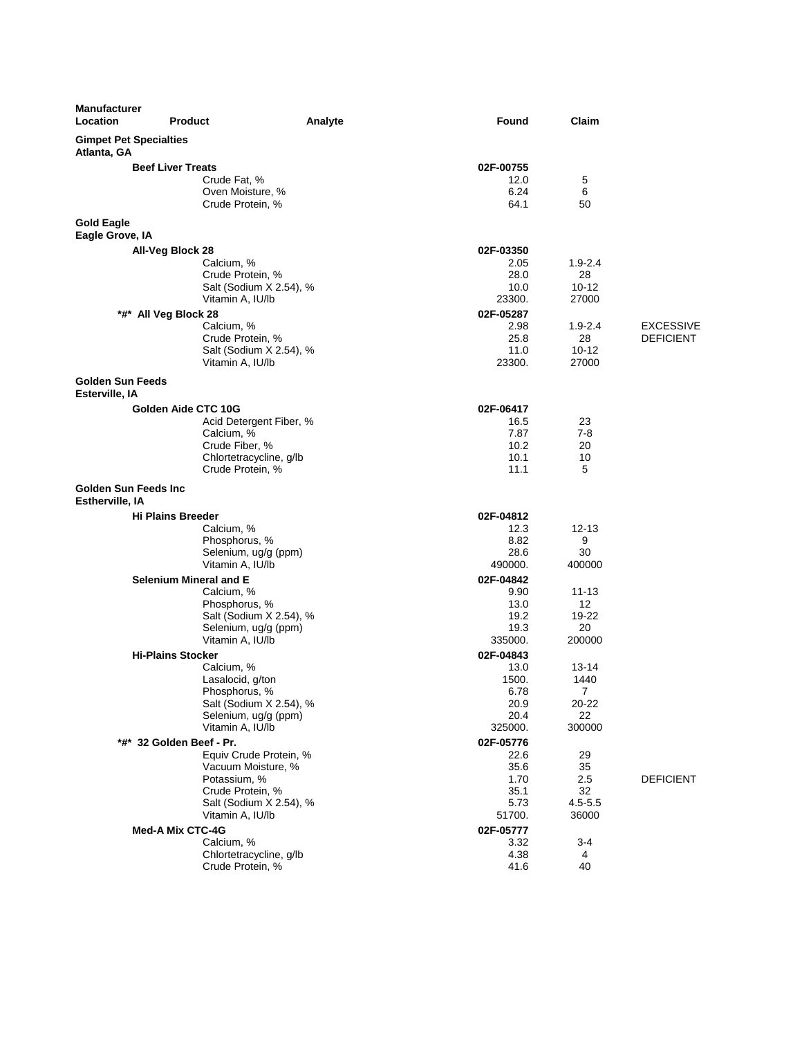| Manufacturer Location | Product | Analyte | Found | Claim | |
|---|---|---|---|---|---|
| **Gimpet Pet Specialties** **Atlanta, GA** | | | | | |
| | **Beef Liver Treats** | | **02F-00755** | | |
| | | Crude Fat, % | 12.0 | 5 | |
| | | Oven Moisture, % | 6.24 | 6 | |
| | | Crude Protein, % | 64.1 | 50 | |
| **Gold Eagle** **Eagle Grove, IA** | | | | | |
| | **All-Veg Block 28** | | **02F-03350** | | |
| | | Calcium, % | 2.05 | 1.9-2.4 | |
| | | Crude Protein, % | 28.0 | 28 | |
| | | Salt (Sodium X 2.54), % | 10.0 | 10-12 | |
| | | Vitamin A, IU/lb | 23300. | 27000 | |
| | **\*#\* All Veg Block 28** | | **02F-05287** | | |
| | | Calcium, % | 2.98 | 1.9-2.4 | EXCESSIVE |
| | | Crude Protein, % | 25.8 | 28 | DEFICIENT |
| | | Salt (Sodium X 2.54), % | 11.0 | 10-12 | |
| | | Vitamin A, IU/lb | 23300. | 27000 | |
| **Golden Sun Feeds** **Esterville, IA** | | | | | |
| | **Golden Aide CTC 10G** | | **02F-06417** | | |
| | | Acid Detergent Fiber, % | 16.5 | 23 | |
| | | Calcium, % | 7.87 | 7-8 | |
| | | Crude Fiber, % | 10.2 | 20 | |
| | | Chlortetracycline, g/lb | 10.1 | 10 | |
| | | Crude Protein, % | 11.1 | 5 | |
| **Golden Sun Feeds Inc** **Estherville, IA** | | | | | |
| | **Hi Plains Breeder** | | **02F-04812** | | |
| | | Calcium, % | 12.3 | 12-13 | |
| | | Phosphorus, % | 8.82 | 9 | |
| | | Selenium, ug/g (ppm) | 28.6 | 30 | |
| | | Vitamin A, IU/lb | 490000. | 400000 | |
| | **Selenium Mineral and E** | | **02F-04842** | | |
| | | Calcium, % | 9.90 | 11-13 | |
| | | Phosphorus, % | 13.0 | 12 | |
| | | Salt (Sodium X 2.54), % | 19.2 | 19-22 | |
| | | Selenium, ug/g (ppm) | 19.3 | 20 | |
| | | Vitamin A, IU/lb | 335000. | 200000 | |
| | **Hi-Plains Stocker** | | **02F-04843** | | |
| | | Calcium, % | 13.0 | 13-14 | |
| | | Lasalocid, g/ton | 1500. | 1440 | |
| | | Phosphorus, % | 6.78 | 7 | |
| | | Salt (Sodium X 2.54), % | 20.9 | 20-22 | |
| | | Selenium, ug/g (ppm) | 20.4 | 22 | |
| | | Vitamin A, IU/lb | 325000. | 300000 | |
| | **\*#\* 32 Golden Beef - Pr.** | | **02F-05776** | | |
| | | Equiv Crude Protein, % | 22.6 | 29 | |
| | | Vacuum Moisture, % | 35.6 | 35 | |
| | | Potassium, % | 1.70 | 2.5 | DEFICIENT |
| | | Crude Protein, % | 35.1 | 32 | |
| | | Salt (Sodium X 2.54), % | 5.73 | 4.5-5.5 | |
| | | Vitamin A, IU/lb | 51700. | 36000 | |
| | **Med-A Mix CTC-4G** | | **02F-05777** | | |
| | | Calcium, % | 3.32 | 3-4 | |
| | | Chlortetracycline, g/lb | 4.38 | 4 | |
| | | Crude Protein, % | 41.6 | 40 | |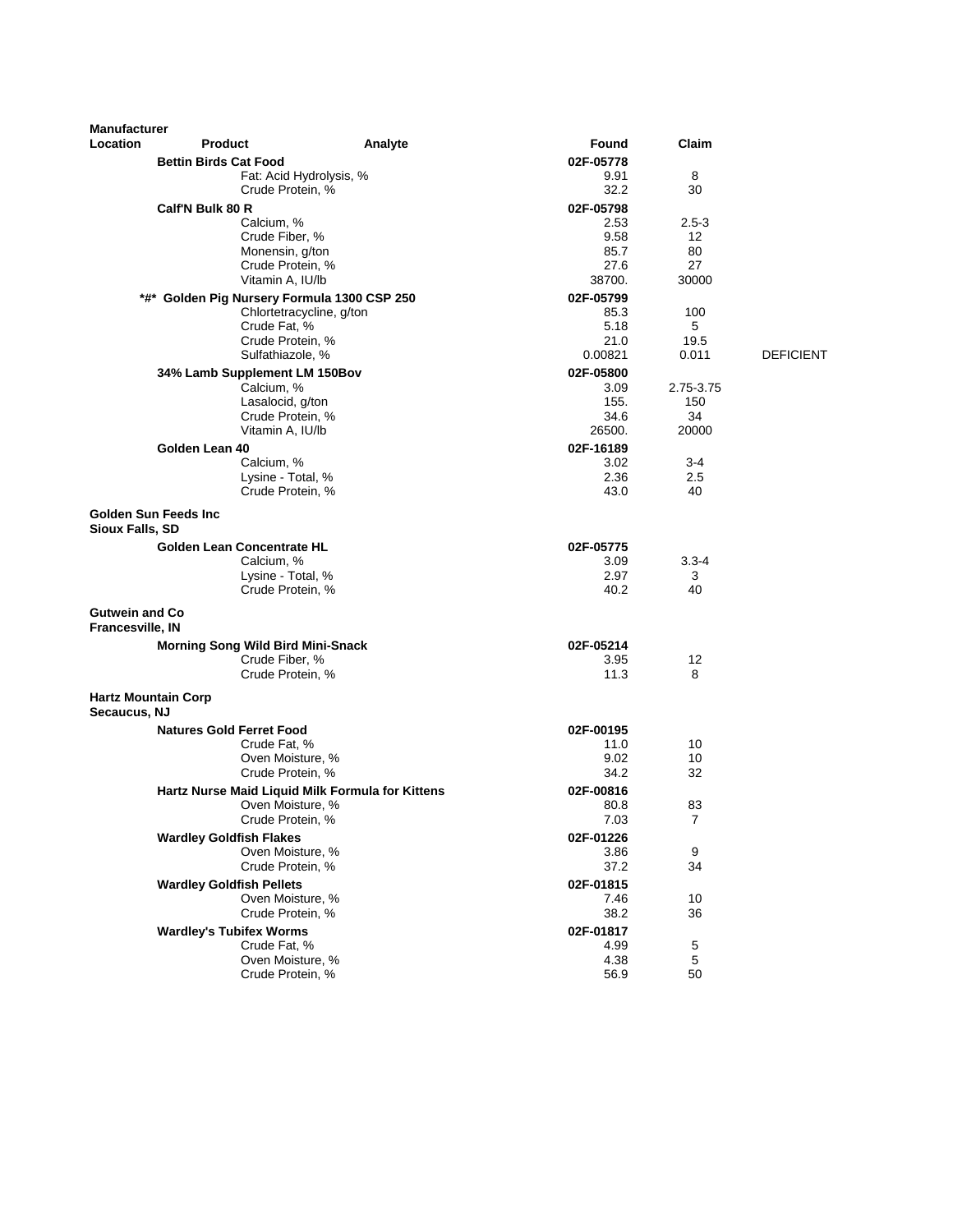| Manufacturer Location | Product | Analyte | Found | Claim | |
|---|---|---|---|---|---|
| | **Bettin Birds Cat Food** | | **02F-05778** | | |
| | | Fat: Acid Hydrolysis, % | 9.91 | 8 | |
| | | Crude Protein, % | 32.2 | 30 | |
| | **Calf'N Bulk 80 R** | | **02F-05798** | | |
| | | Calcium, % | 2.53 | 2.5-3 | |
| | | Crude Fiber, % | 9.58 | 12 | |
| | | Monensin, g/ton | 85.7 | 80 | |
| | | Crude Protein, % | 27.6 | 27 | |
| | | Vitamin A, IU/lb | 38700. | 30000 | |
| | ***#* Golden Pig Nursery Formula 1300 CSP 250** | | **02F-05799** | | |
| | | Chlortetracycline, g/ton | 85.3 | 100 | |
| | | Crude Fat, % | 5.18 | 5 | |
| | | Crude Protein, % | 21.0 | 19.5 | |
| | | Sulfathiazole, % | 0.00821 | 0.011 | DEFICIENT |
| | **34% Lamb Supplement LM 150Bov** | | **02F-05800** | | |
| | | Calcium, % | 3.09 | 2.75-3.75 | |
| | | Lasalocid, g/ton | 155. | 150 | |
| | | Crude Protein, % | 34.6 | 34 | |
| | | Vitamin A, IU/lb | 26500. | 20000 | |
| | **Golden Lean 40** | | **02F-16189** | | |
| | | Calcium, % | 3.02 | 3-4 | |
| | | Lysine - Total, % | 2.36 | 2.5 | |
| | | Crude Protein, % | 43.0 | 40 | |
| **Golden Sun Feeds Inc Sioux Falls, SD** | | | | | |
| | **Golden Lean Concentrate HL** | | **02F-05775** | | |
| | | Calcium, % | 3.09 | 3.3-4 | |
| | | Lysine - Total, % | 2.97 | 3 | |
| | | Crude Protein, % | 40.2 | 40 | |
| **Gutwein and Co Francesville, IN** | | | | | |
| | **Morning Song Wild Bird Mini-Snack** | | **02F-05214** | | |
| | | Crude Fiber, % | 3.95 | 12 | |
| | | Crude Protein, % | 11.3 | 8 | |
| **Hartz Mountain Corp Secaucus, NJ** | | | | | |
| | **Natures Gold Ferret Food** | | **02F-00195** | | |
| | | Crude Fat, % | 11.0 | 10 | |
| | | Oven Moisture, % | 9.02 | 10 | |
| | | Crude Protein, % | 34.2 | 32 | |
| | **Hartz Nurse Maid Liquid Milk Formula for Kittens** | | **02F-00816** | | |
| | | Oven Moisture, % | 80.8 | 83 | |
| | | Crude Protein, % | 7.03 | 7 | |
| | **Wardley Goldfish Flakes** | | **02F-01226** | | |
| | | Oven Moisture, % | 3.86 | 9 | |
| | | Crude Protein, % | 37.2 | 34 | |
| | **Wardley Goldfish Pellets** | | **02F-01815** | | |
| | | Oven Moisture, % | 7.46 | 10 | |
| | | Crude Protein, % | 38.2 | 36 | |
| | **Wardley's Tubifex Worms** | | **02F-01817** | | |
| | | Crude Fat, % | 4.99 | 5 | |
| | | Oven Moisture, % | 4.38 | 5 | |
| | | Crude Protein, % | 56.9 | 50 | |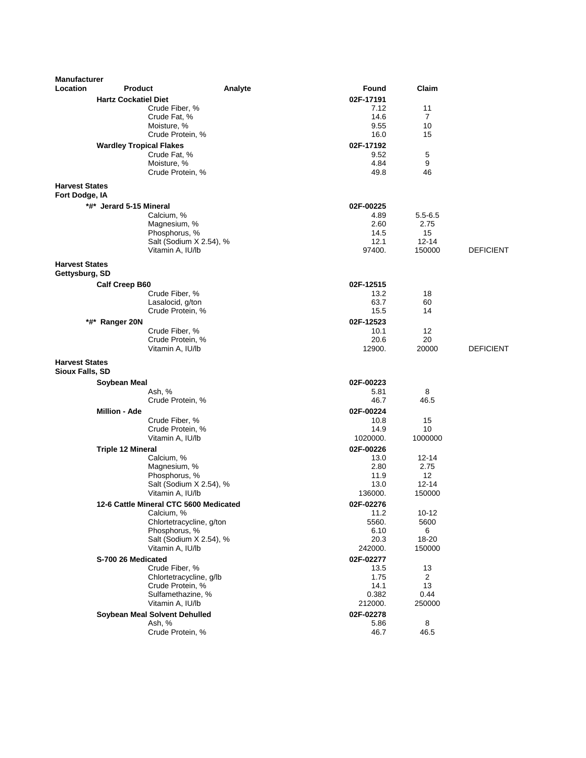| Manufacturer Location | Product | Analyte | Found | Claim | |
|---|---|---|---|---|---|
| | **Hartz Cockatiel Diet** | | **02F-17191** | | |
| | | Crude Fiber, % | 7.12 | 11 | |
| | | Crude Fat, % | 14.6 | 7 | |
| | | Moisture, % | 9.55 | 10 | |
| | | Crude Protein, % | 16.0 | 15 | |
| | **Wardley Tropical Flakes** | | **02F-17192** | | |
| | | Crude Fat, % | 9.52 | 5 | |
| | | Moisture, % | 4.84 | 9 | |
| | | Crude Protein, % | 49.8 | 46 | |
| **Harvest States Fort Dodge, IA** | | | | | |
| | **\*#\* Jerard 5-15 Mineral** | | **02F-00225** | | |
| | | Calcium, % | 4.89 | 5.5-6.5 | |
| | | Magnesium, % | 2.60 | 2.75 | |
| | | Phosphorus, % | 14.5 | 15 | |
| | | Salt (Sodium X 2.54), % | 12.1 | 12-14 | |
| | | Vitamin A, IU/lb | 97400. | 150000 | DEFICIENT |
| **Harvest States Gettysburg, SD** | | | | | |
| | **Calf Creep B60** | | **02F-12515** | | |
| | | Crude Fiber, % | 13.2 | 18 | |
| | | Lasalocid, g/ton | 63.7 | 60 | |
| | | Crude Protein, % | 15.5 | 14 | |
| | **\*#\* Ranger 20N** | | **02F-12523** | | |
| | | Crude Fiber, % | 10.1 | 12 | |
| | | Crude Protein, % | 20.6 | 20 | |
| | | Vitamin A, IU/lb | 12900. | 20000 | DEFICIENT |
| **Harvest States Sioux Falls, SD** | | | | | |
| | **Soybean Meal** | | **02F-00223** | | |
| | | Ash, % | 5.81 | 8 | |
| | | Crude Protein, % | 46.7 | 46.5 | |
| | **Million - Ade** | | **02F-00224** | | |
| | | Crude Fiber, % | 10.8 | 15 | |
| | | Crude Protein, % | 14.9 | 10 | |
| | | Vitamin A, IU/lb | 1020000. | 1000000 | |
| | **Triple 12 Mineral** | | **02F-00226** | | |
| | | Calcium, % | 13.0 | 12-14 | |
| | | Magnesium, % | 2.80 | 2.75 | |
| | | Phosphorus, % | 11.9 | 12 | |
| | | Salt (Sodium X 2.54), % | 13.0 | 12-14 | |
| | | Vitamin A, IU/lb | 136000. | 150000 | |
| | **12-6 Cattle Mineral CTC 5600 Medicated** | | **02F-02276** | | |
| | | Calcium, % | 11.2 | 10-12 | |
| | | Chlortetracycline, g/ton | 5560. | 5600 | |
| | | Phosphorus, % | 6.10 | 6 | |
| | | Salt (Sodium X 2.54), % | 20.3 | 18-20 | |
| | | Vitamin A, IU/lb | 242000. | 150000 | |
| | **S-700 26 Medicated** | | **02F-02277** | | |
| | | Crude Fiber, % | 13.5 | 13 | |
| | | Chlortetracycline, g/lb | 1.75 | 2 | |
| | | Crude Protein, % | 14.1 | 13 | |
| | | Sulfamethazine, % | 0.382 | 0.44 | |
| | | Vitamin A, IU/lb | 212000. | 250000 | |
| | **Soybean Meal Solvent Dehulled** | | **02F-02278** | | |
| | | Ash, % | 5.86 | 8 | |
| | | Crude Protein, % | 46.7 | 46.5 | |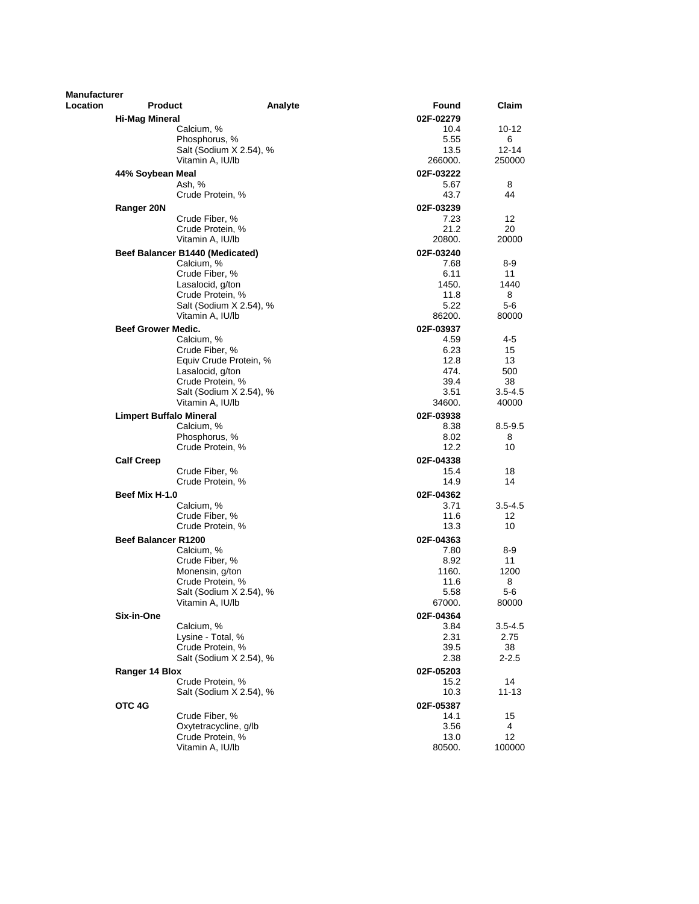| Manufacturer Location | Product | Analyte | Found | Claim |
|---|---|---|---|---|
| | **Hi-Mag Mineral** | | **02F-02279** | |
| | | Calcium, % | 10.4 | 10-12 |
| | | Phosphorus, % | 5.55 | 6 |
| | | Salt (Sodium X 2.54), % | 13.5 | 12-14 |
| | | Vitamin A, IU/lb | 266000. | 250000 |
| | **44% Soybean Meal** | | **02F-03222** | |
| | | Ash, % | 5.67 | 8 |
| | | Crude Protein, % | 43.7 | 44 |
| | **Ranger 20N** | | **02F-03239** | |
| | | Crude Fiber, % | 7.23 | 12 |
| | | Crude Protein, % | 21.2 | 20 |
| | | Vitamin A, IU/lb | 20800. | 20000 |
| | **Beef Balancer B1440 (Medicated)** | | **02F-03240** | |
| | | Calcium, % | 7.68 | 8-9 |
| | | Crude Fiber, % | 6.11 | 11 |
| | | Lasalocid, g/ton | 1450. | 1440 |
| | | Crude Protein, % | 11.8 | 8 |
| | | Salt (Sodium X 2.54), % | 5.22 | 5-6 |
| | | Vitamin A, IU/lb | 86200. | 80000 |
| | **Beef Grower Medic.** | | **02F-03937** | |
| | | Calcium, % | 4.59 | 4-5 |
| | | Crude Fiber, % | 6.23 | 15 |
| | | Equiv Crude Protein, % | 12.8 | 13 |
| | | Lasalocid, g/ton | 474. | 500 |
| | | Crude Protein, % | 39.4 | 38 |
| | | Salt (Sodium X 2.54), % | 3.51 | 3.5-4.5 |
| | | Vitamin A, IU/lb | 34600. | 40000 |
| | **Limpert Buffalo Mineral** | | **02F-03938** | |
| | | Calcium, % | 8.38 | 8.5-9.5 |
| | | Phosphorus, % | 8.02 | 8 |
| | | Crude Protein, % | 12.2 | 10 |
| | **Calf Creep** | | **02F-04338** | |
| | | Crude Fiber, % | 15.4 | 18 |
| | | Crude Protein, % | 14.9 | 14 |
| | **Beef Mix H-1.0** | | **02F-04362** | |
| | | Calcium, % | 3.71 | 3.5-4.5 |
| | | Crude Fiber, % | 11.6 | 12 |
| | | Crude Protein, % | 13.3 | 10 |
| | **Beef Balancer R1200** | | **02F-04363** | |
| | | Calcium, % | 7.80 | 8-9 |
| | | Crude Fiber, % | 8.92 | 11 |
| | | Monensin, g/ton | 1160. | 1200 |
| | | Crude Protein, % | 11.6 | 8 |
| | | Salt (Sodium X 2.54), % | 5.58 | 5-6 |
| | | Vitamin A, IU/lb | 67000. | 80000 |
| | **Six-in-One** | | **02F-04364** | |
| | | Calcium, % | 3.84 | 3.5-4.5 |
| | | Lysine - Total, % | 2.31 | 2.75 |
| | | Crude Protein, % | 39.5 | 38 |
| | | Salt (Sodium X 2.54), % | 2.38 | 2-2.5 |
| | **Ranger 14 Blox** | | **02F-05203** | |
| | | Crude Protein, % | 15.2 | 14 |
| | | Salt (Sodium X 2.54), % | 10.3 | 11-13 |
| | **OTC 4G** | | **02F-05387** | |
| | | Crude Fiber, % | 14.1 | 15 |
| | | Oxytetracycline, g/lb | 3.56 | 4 |
| | | Crude Protein, % | 13.0 | 12 |
| | | Vitamin A, IU/lb | 80500. | 100000 |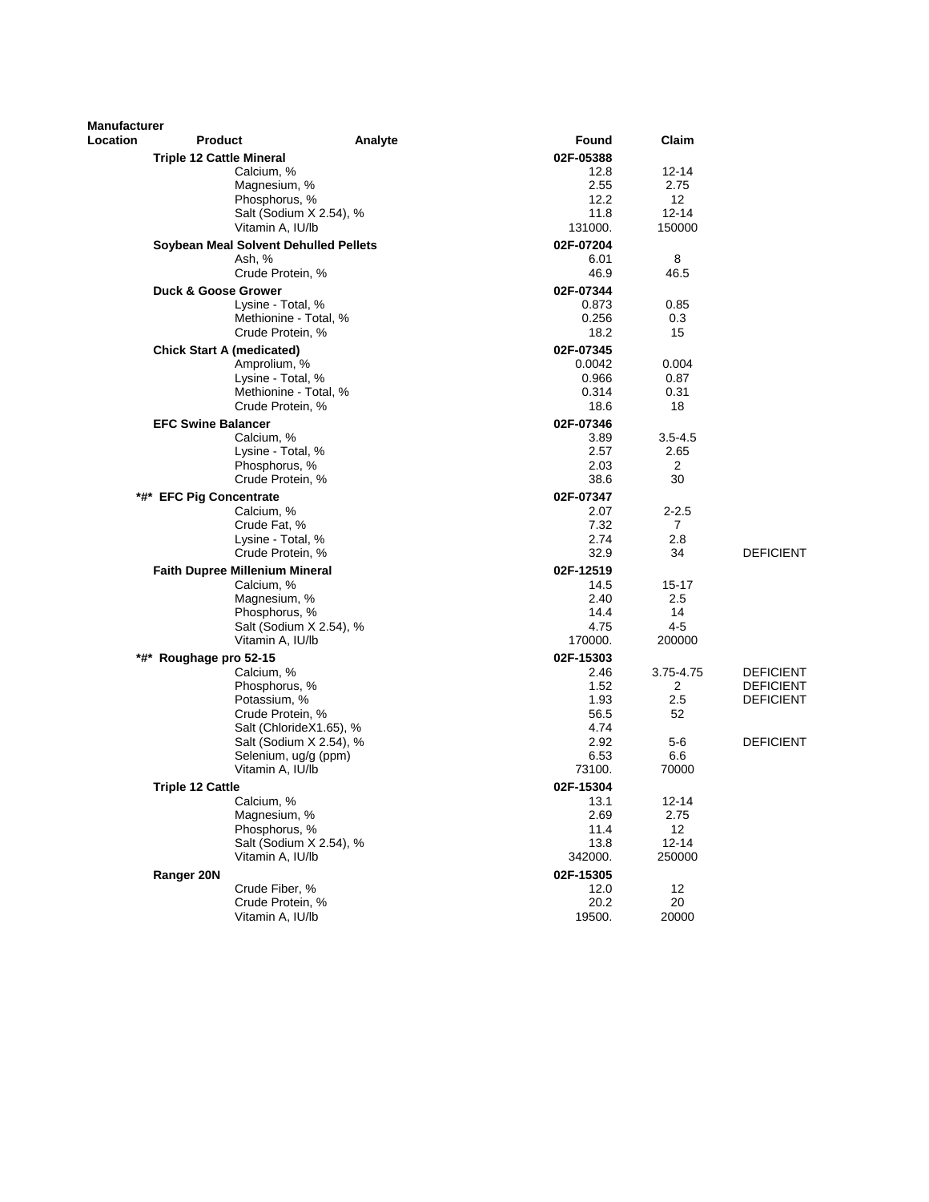| Manufacturer Location | Product | Analyte | Found | Claim | |
|---|---|---|---|---|---|
| | **Triple 12 Cattle Mineral** | | **02F-05388** | | |
| | | Calcium, % | 12.8 | 12-14 | |
| | | Magnesium, % | 2.55 | 2.75 | |
| | | Phosphorus, % | 12.2 | 12 | |
| | | Salt (Sodium X 2.54), % | 11.8 | 12-14 | |
| | | Vitamin A, IU/lb | 131000. | 150000 | |
| | **Soybean Meal Solvent Dehulled Pellets** | | **02F-07204** | | |
| | | Ash, % | 6.01 | 8 | |
| | | Crude Protein, % | 46.9 | 46.5 | |
| | **Duck & Goose Grower** | | **02F-07344** | | |
| | | Lysine - Total, % | 0.873 | 0.85 | |
| | | Methionine - Total, % | 0.256 | 0.3 | |
| | | Crude Protein, % | 18.2 | 15 | |
| | **Chick Start A (medicated)** | | **02F-07345** | | |
| | | Amprolium, % | 0.0042 | 0.004 | |
| | | Lysine - Total, % | 0.966 | 0.87 | |
| | | Methionine - Total, % | 0.314 | 0.31 | |
| | | Crude Protein, % | 18.6 | 18 | |
| | **EFC Swine Balancer** | | **02F-07346** | | |
| | | Calcium, % | 3.89 | 3.5-4.5 | |
| | | Lysine - Total, % | 2.57 | 2.65 | |
| | | Phosphorus, % | 2.03 | 2 | |
| | | Crude Protein, % | 38.6 | 30 | |
| | **\*#\* EFC Pig Concentrate** | | **02F-07347** | | |
| | | Calcium, % | 2.07 | 2-2.5 | |
| | | Crude Fat, % | 7.32 | 7 | |
| | | Lysine - Total, % | 2.74 | 2.8 | |
| | | Crude Protein, % | 32.9 | 34 | DEFICIENT |
| | **Faith Dupree Millenium Mineral** | | **02F-12519** | | |
| | | Calcium, % | 14.5 | 15-17 | |
| | | Magnesium, % | 2.40 | 2.5 | |
| | | Phosphorus, % | 14.4 | 14 | |
| | | Salt (Sodium X 2.54), % | 4.75 | 4-5 | |
| | | Vitamin A, IU/lb | 170000. | 200000 | |
| | **\*#\* Roughage pro 52-15** | | **02F-15303** | | |
| | | Calcium, % | 2.46 | 3.75-4.75 | DEFICIENT |
| | | Phosphorus, % | 1.52 | 2 | DEFICIENT |
| | | Potassium, % | 1.93 | 2.5 | DEFICIENT |
| | | Crude Protein, % | 56.5 | 52 | |
| | | Salt (ChlorideX1.65), % | 4.74 | | |
| | | Salt (Sodium X 2.54), % | 2.92 | 5-6 | DEFICIENT |
| | | Selenium, ug/g (ppm) | 6.53 | 6.6 | |
| | | Vitamin A, IU/lb | 73100. | 70000 | |
| | **Triple 12 Cattle** | | **02F-15304** | | |
| | | Calcium, % | 13.1 | 12-14 | |
| | | Magnesium, % | 2.69 | 2.75 | |
| | | Phosphorus, % | 11.4 | 12 | |
| | | Salt (Sodium X 2.54), % | 13.8 | 12-14 | |
| | | Vitamin A, IU/lb | 342000. | 250000 | |
| | **Ranger 20N** | | **02F-15305** | | |
| | | Crude Fiber, % | 12.0 | 12 | |
| | | Crude Protein, % | 20.2 | 20 | |
| | | Vitamin A, IU/lb | 19500. | 20000 | |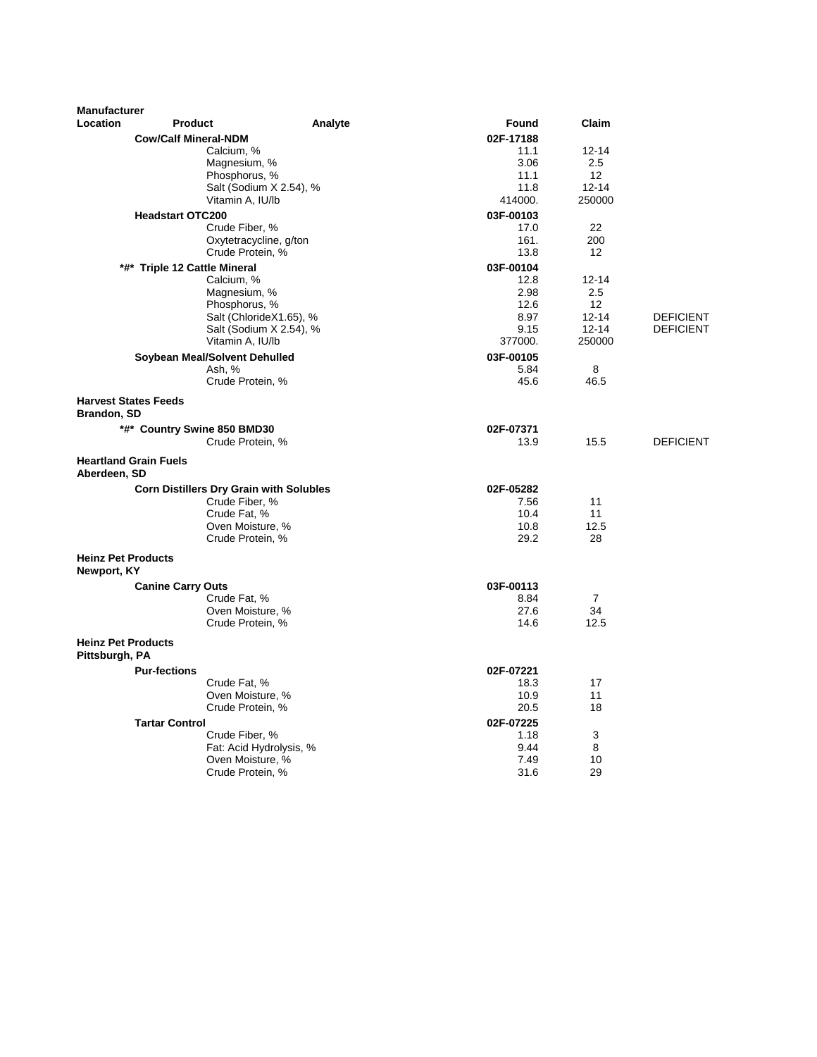| Manufacturer Location | Product | Analyte | Found | Claim | |
|---|---|---|---|---|---|
| | **Cow/Calf Mineral-NDM** | | **02F-17188** | | |
| | | Calcium, % | 11.1 | 12-14 | |
| | | Magnesium, % | 3.06 | 2.5 | |
| | | Phosphorus, % | 11.1 | 12 | |
| | | Salt (Sodium X 2.54), % | 11.8 | 12-14 | |
| | | Vitamin A, IU/lb | 414000. | 250000 | |
| | **Headstart OTC200** | | **03F-00103** | | |
| | | Crude Fiber, % | 17.0 | 22 | |
| | | Oxytetracycline, g/ton | 161. | 200 | |
| | | Crude Protein, % | 13.8 | 12 | |
| | **\*#\* Triple 12 Cattle Mineral** | | **03F-00104** | | |
| | | Calcium, % | 12.8 | 12-14 | |
| | | Magnesium, % | 2.98 | 2.5 | |
| | | Phosphorus, % | 12.6 | 12 | |
| | | Salt (ChlorideX1.65), % | 8.97 | 12-14 | DEFICIENT |
| | | Salt (Sodium X 2.54), % | 9.15 | 12-14 | DEFICIENT |
| | | Vitamin A, IU/lb | 377000. | 250000 | |
| | **Soybean Meal/Solvent Dehulled** | | **03F-00105** | | |
| | | Ash, % | 5.84 | 8 | |
| | | Crude Protein, % | 45.6 | 46.5 | |
| **Harvest States Feeds Brandon, SD** | | | | | |
| | **\*#\* Country Swine 850 BMD30** | | **02F-07371** | | |
| | | Crude Protein, % | 13.9 | 15.5 | DEFICIENT |
| **Heartland Grain Fuels Aberdeen, SD** | | | | | |
| | **Corn Distillers Dry Grain with Solubles** | | **02F-05282** | | |
| | | Crude Fiber, % | 7.56 | 11 | |
| | | Crude Fat, % | 10.4 | 11 | |
| | | Oven Moisture, % | 10.8 | 12.5 | |
| | | Crude Protein, % | 29.2 | 28 | |
| **Heinz Pet Products Newport, KY** | | | | | |
| | **Canine Carry Outs** | | **03F-00113** | | |
| | | Crude Fat, % | 8.84 | 7 | |
| | | Oven Moisture, % | 27.6 | 34 | |
| | | Crude Protein, % | 14.6 | 12.5 | |
| **Heinz Pet Products Pittsburgh, PA** | | | | | |
| | **Pur-fections** | | **02F-07221** | | |
| | | Crude Fat, % | 18.3 | 17 | |
| | | Oven Moisture, % | 10.9 | 11 | |
| | | Crude Protein, % | 20.5 | 18 | |
| | **Tartar Control** | | **02F-07225** | | |
| | | Crude Fiber, % | 1.18 | 3 | |
| | | Fat: Acid Hydrolysis, % | 9.44 | 8 | |
| | | Oven Moisture, % | 7.49 | 10 | |
| | | Crude Protein, % | 31.6 | 29 | |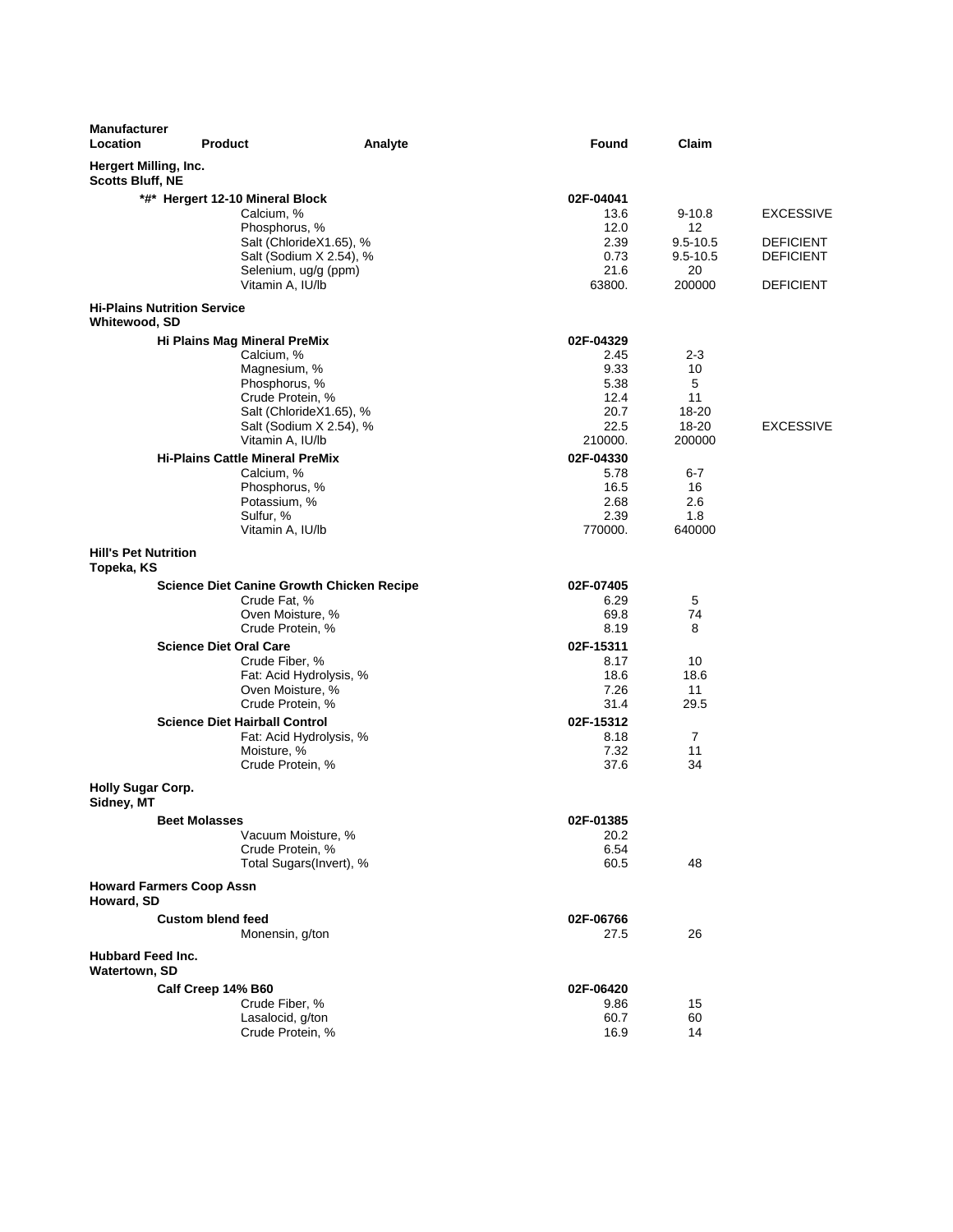| Manufacturer Location | Product | Analyte | Found | Claim | |
|---|---|---|---|---|---|
| **Hergert Milling, Inc.** **Scotts Bluff, NE** | | | | | |
| | **\*#\* Hergert 12-10 Mineral Block** | | **02F-04041** | | |
| | | Calcium, % | 13.6 | 9-10.8 | EXCESSIVE |
| | | Phosphorus, % | 12.0 | 12 | |
| | | Salt (ChlorideX1.65), % | 2.39 | 9.5-10.5 | DEFICIENT |
| | | Salt (Sodium X 2.54), % | 0.73 | 9.5-10.5 | DEFICIENT |
| | | Selenium, ug/g (ppm) | 21.6 | 20 | |
| | | Vitamin A, IU/lb | 63800. | 200000 | DEFICIENT |
| **Hi-Plains Nutrition Service** **Whitewood, SD** | | | | | |
| | **Hi Plains Mag Mineral PreMix** | | **02F-04329** | | |
| | | Calcium, % | 2.45 | 2-3 | |
| | | Magnesium, % | 9.33 | 10 | |
| | | Phosphorus, % | 5.38 | 5 | |
| | | Crude Protein, % | 12.4 | 11 | |
| | | Salt (ChlorideX1.65), % | 20.7 | 18-20 | |
| | | Salt (Sodium X 2.54), % | 22.5 | 18-20 | EXCESSIVE |
| | | Vitamin A, IU/lb | 210000. | 200000 | |
| | **Hi-Plains Cattle Mineral PreMix** | | **02F-04330** | | |
| | | Calcium, % | 5.78 | 6-7 | |
| | | Phosphorus, % | 16.5 | 16 | |
| | | Potassium, % | 2.68 | 2.6 | |
| | | Sulfur, % | 2.39 | 1.8 | |
| | | Vitamin A, IU/lb | 770000. | 640000 | |
| **Hill's Pet Nutrition** **Topeka, KS** | | | | | |
| | **Science Diet Canine Growth Chicken Recipe** | | **02F-07405** | | |
| | | Crude Fat, % | 6.29 | 5 | |
| | | Oven Moisture, % | 69.8 | 74 | |
| | | Crude Protein, % | 8.19 | 8 | |
| | **Science Diet Oral Care** | | **02F-15311** | | |
| | | Crude Fiber, % | 8.17 | 10 | |
| | | Fat: Acid Hydrolysis, % | 18.6 | 18.6 | |
| | | Oven Moisture, % | 7.26 | 11 | |
| | | Crude Protein, % | 31.4 | 29.5 | |
| | **Science Diet Hairball Control** | | **02F-15312** | | |
| | | Fat: Acid Hydrolysis, % | 8.18 | 7 | |
| | | Moisture, % | 7.32 | 11 | |
| | | Crude Protein, % | 37.6 | 34 | |
| **Holly Sugar Corp.** **Sidney, MT** | | | | | |
| | **Beet Molasses** | | **02F-01385** | | |
| | | Vacuum Moisture, % | 20.2 | | |
| | | Crude Protein, % | 6.54 | | |
| | | Total Sugars(Invert), % | 60.5 | 48 | |
| **Howard Farmers Coop Assn** **Howard, SD** | | | | | |
| | **Custom blend feed** | | **02F-06766** | | |
| | | Monensin, g/ton | 27.5 | 26 | |
| **Hubbard Feed Inc.** **Watertown, SD** | | | | | |
| | **Calf Creep 14% B60** | | **02F-06420** | | |
| | | Crude Fiber, % | 9.86 | 15 | |
| | | Lasalocid, g/ton | 60.7 | 60 | |
| | | Crude Protein, % | 16.9 | 14 | |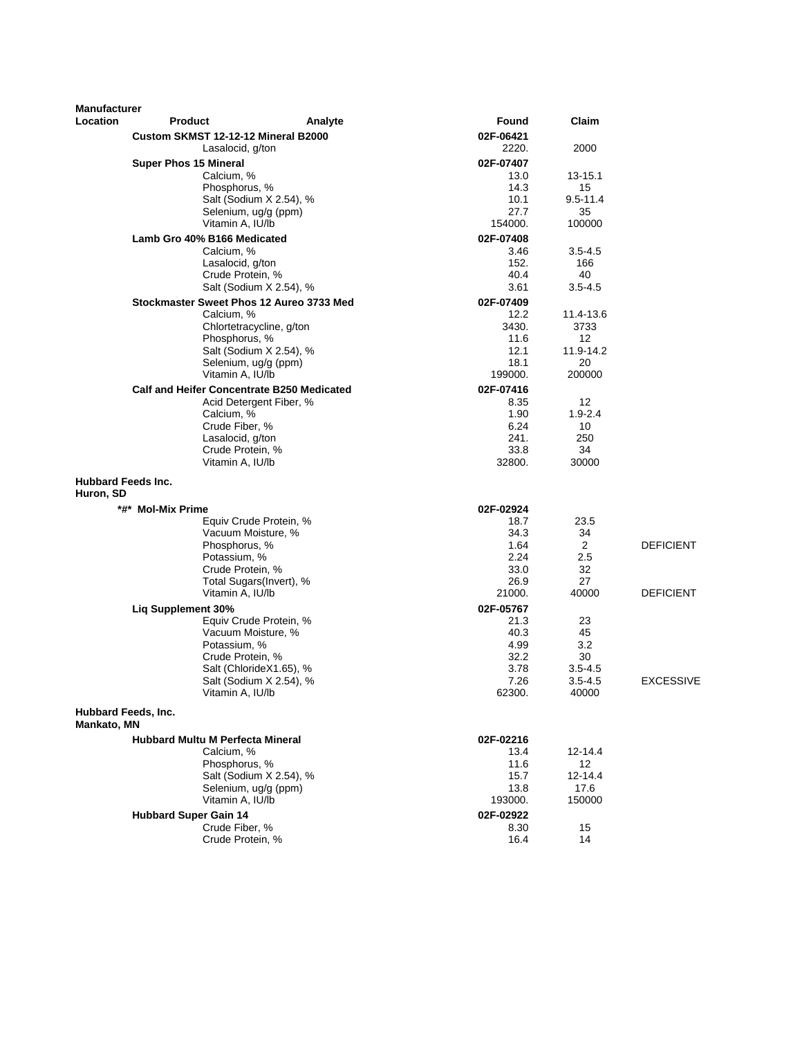| Manufacturer Location | Product | Analyte | Found | Claim | |
|---|---|---|---|---|---|
| | **Custom SKMST 12-12-12 Mineral B2000** | | **02F-06421** | | |
| | | Lasalocid, g/ton | 2220. | 2000 | |
| | **Super Phos 15 Mineral** | | **02F-07407** | | |
| | | Calcium, % | 13.0 | 13-15.1 | |
| | | Phosphorus, % | 14.3 | 15 | |
| | | Salt (Sodium X 2.54), % | 10.1 | 9.5-11.4 | |
| | | Selenium, ug/g (ppm) | 27.7 | 35 | |
| | | Vitamin A, IU/lb | 154000. | 100000 | |
| | **Lamb Gro 40% B166 Medicated** | | **02F-07408** | | |
| | | Calcium, % | 3.46 | 3.5-4.5 | |
| | | Lasalocid, g/ton | 152. | 166 | |
| | | Crude Protein, % | 40.4 | 40 | |
| | | Salt (Sodium X 2.54), % | 3.61 | 3.5-4.5 | |
| | **Stockmaster Sweet Phos 12 Aureo 3733 Med** | | **02F-07409** | | |
| | | Calcium, % | 12.2 | 11.4-13.6 | |
| | | Chlortetracycline, g/ton | 3430. | 3733 | |
| | | Phosphorus, % | 11.6 | 12 | |
| | | Salt (Sodium X 2.54), % | 12.1 | 11.9-14.2 | |
| | | Selenium, ug/g (ppm) | 18.1 | 20 | |
| | | Vitamin A, IU/lb | 199000. | 200000 | |
| | **Calf and Heifer Concentrate B250 Medicated** | | **02F-07416** | | |
| | | Acid Detergent Fiber, % | 8.35 | 12 | |
| | | Calcium, % | 1.90 | 1.9-2.4 | |
| | | Crude Fiber, % | 6.24 | 10 | |
| | | Lasalocid, g/ton | 241. | 250 | |
| | | Crude Protein, % | 33.8 | 34 | |
| | | Vitamin A, IU/lb | 32800. | 30000 | |
| **Hubbard Feeds Inc. Huron, SD** | | | | | |
| | ***#* Mol-Mix Prime** | | **02F-02924** | | |
| | | Equiv Crude Protein, % | 18.7 | 23.5 | |
| | | Vacuum Moisture, % | 34.3 | 34 | |
| | | Phosphorus, % | 1.64 | 2 | DEFICIENT |
| | | Potassium, % | 2.24 | 2.5 | |
| | | Crude Protein, % | 33.0 | 32 | |
| | | Total Sugars(Invert), % | 26.9 | 27 | |
| | | Vitamin A, IU/lb | 21000. | 40000 | DEFICIENT |
| | **Liq Supplement 30%** | | **02F-05767** | | |
| | | Equiv Crude Protein, % | 21.3 | 23 | |
| | | Vacuum Moisture, % | 40.3 | 45 | |
| | | Potassium, % | 4.99 | 3.2 | |
| | | Crude Protein, % | 32.2 | 30 | |
| | | Salt (ChlorideX1.65), % | 3.78 | 3.5-4.5 | |
| | | Salt (Sodium X 2.54), % | 7.26 | 3.5-4.5 | EXCESSIVE |
| | | Vitamin A, IU/lb | 62300. | 40000 | |
| **Hubbard Feeds, Inc. Mankato, MN** | | | | | |
| | **Hubbard Multu M Perfecta Mineral** | | **02F-02216** | | |
| | | Calcium, % | 13.4 | 12-14.4 | |
| | | Phosphorus, % | 11.6 | 12 | |
| | | Salt (Sodium X 2.54), % | 15.7 | 12-14.4 | |
| | | Selenium, ug/g (ppm) | 13.8 | 17.6 | |
| | | Vitamin A, IU/lb | 193000. | 150000 | |
| | **Hubbard Super Gain 14** | | **02F-02922** | | |
| | | Crude Fiber, % | 8.30 | 15 | |
| | | Crude Protein, % | 16.4 | 14 | |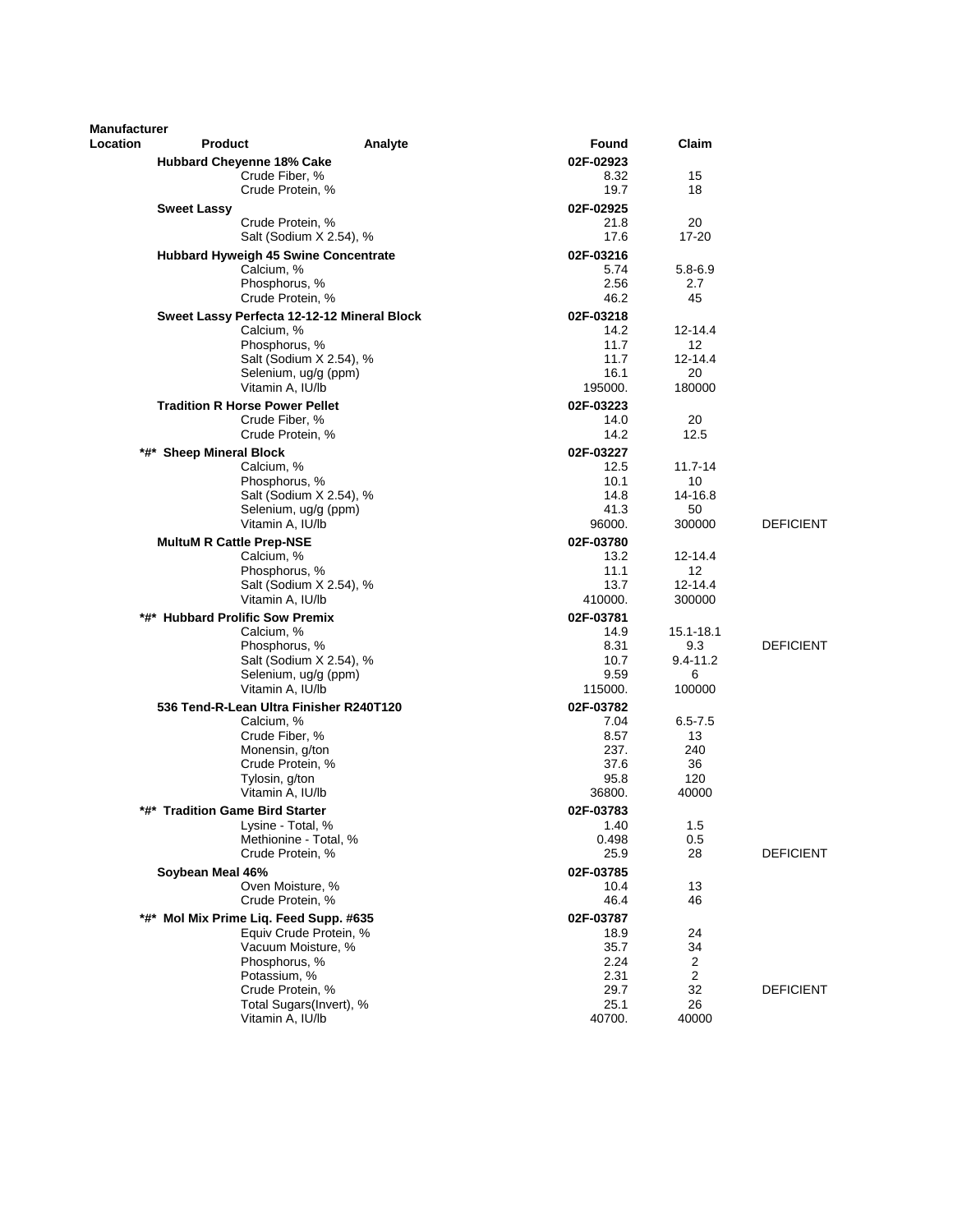| Manufacturer Location | Product | Analyte | Found | Claim | |
|---|---|---|---|---|---|
| | **Hubbard Cheyenne 18% Cake** | | 02F-02923 | | |
| | | Crude Fiber, % | 8.32 | 15 | |
| | | Crude Protein, % | 19.7 | 18 | |
| | **Sweet Lassy** | | 02F-02925 | | |
| | | Crude Protein, % | 21.8 | 20 | |
| | | Salt (Sodium X 2.54), % | 17.6 | 17-20 | |
| | **Hubbard Hyweigh 45 Swine Concentrate** | | 02F-03216 | | |
| | | Calcium, % | 5.74 | 5.8-6.9 | |
| | | Phosphorus, % | 2.56 | 2.7 | |
| | | Crude Protein, % | 46.2 | 45 | |
| | **Sweet Lassy Perfecta 12-12-12 Mineral Block** | | 02F-03218 | | |
| | | Calcium, % | 14.2 | 12-14.4 | |
| | | Phosphorus, % | 11.7 | 12 | |
| | | Salt (Sodium X 2.54), % | 11.7 | 12-14.4 | |
| | | Selenium, ug/g (ppm) | 16.1 | 20 | |
| | | Vitamin A, IU/lb | 195000. | 180000 | |
| | **Tradition R Horse Power Pellet** | | 02F-03223 | | |
| | | Crude Fiber, % | 14.0 | 20 | |
| | | Crude Protein, % | 14.2 | 12.5 | |
| | **\*#\* Sheep Mineral Block** | | 02F-03227 | | |
| | | Calcium, % | 12.5 | 11.7-14 | |
| | | Phosphorus, % | 10.1 | 10 | |
| | | Salt (Sodium X 2.54), % | 14.8 | 14-16.8 | |
| | | Selenium, ug/g (ppm) | 41.3 | 50 | |
| | | Vitamin A, IU/lb | 96000. | 300000 | DEFICIENT |
| | **MultuM R Cattle Prep-NSE** | | 02F-03780 | | |
| | | Calcium, % | 13.2 | 12-14.4 | |
| | | Phosphorus, % | 11.1 | 12 | |
| | | Salt (Sodium X 2.54), % | 13.7 | 12-14.4 | |
| | | Vitamin A, IU/lb | 410000. | 300000 | |
| | **\*#\* Hubbard Prolific Sow Premix** | | 02F-03781 | | |
| | | Calcium, % | 14.9 | 15.1-18.1 | |
| | | Phosphorus, % | 8.31 | 9.3 | DEFICIENT |
| | | Salt (Sodium X 2.54), % | 10.7 | 9.4-11.2 | |
| | | Selenium, ug/g (ppm) | 9.59 | 6 | |
| | | Vitamin A, IU/lb | 115000. | 100000 | |
| | **536 Tend-R-Lean Ultra Finisher R240T120** | | 02F-03782 | | |
| | | Calcium, % | 7.04 | 6.5-7.5 | |
| | | Crude Fiber, % | 8.57 | 13 | |
| | | Monensin, g/ton | 237. | 240 | |
| | | Crude Protein, % | 37.6 | 36 | |
| | | Tylosin, g/ton | 95.8 | 120 | |
| | | Vitamin A, IU/lb | 36800. | 40000 | |
| | **\*#\* Tradition Game Bird Starter** | | 02F-03783 | | |
| | | Lysine - Total, % | 1.40 | 1.5 | |
| | | Methionine - Total, % | 0.498 | 0.5 | |
| | | Crude Protein, % | 25.9 | 28 | DEFICIENT |
| | **Soybean Meal 46%** | | 02F-03785 | | |
| | | Oven Moisture, % | 10.4 | 13 | |
| | | Crude Protein, % | 46.4 | 46 | |
| | **\*#\* Mol Mix Prime Liq. Feed Supp. #635** | | 02F-03787 | | |
| | | Equiv Crude Protein, % | 18.9 | 24 | |
| | | Vacuum Moisture, % | 35.7 | 34 | |
| | | Phosphorus, % | 2.24 | 2 | |
| | | Potassium, % | 2.31 | 2 | |
| | | Crude Protein, % | 29.7 | 32 | DEFICIENT |
| | | Total Sugars(Invert), % | 25.1 | 26 | |
| | | Vitamin A, IU/lb | 40700. | 40000 | |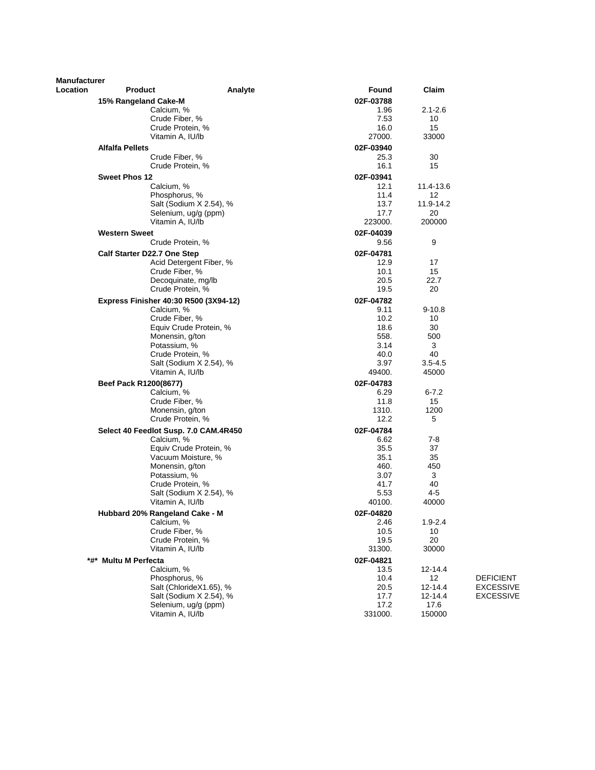| Manufacturer Location | Product | Analyte | Found | Claim | |
|---|---|---|---|---|---|
| | 15% Rangeland Cake-M | | 02F-03788 | | |
| | | Calcium, % | 1.96 | 2.1-2.6 | |
| | | Crude Fiber, % | 7.53 | 10 | |
| | | Crude Protein, % | 16.0 | 15 | |
| | | Vitamin A, IU/lb | 27000. | 33000 | |
| | Alfalfa Pellets | | 02F-03940 | | |
| | | Crude Fiber, % | 25.3 | 30 | |
| | | Crude Protein, % | 16.1 | 15 | |
| | Sweet Phos 12 | | 02F-03941 | | |
| | | Calcium, % | 12.1 | 11.4-13.6 | |
| | | Phosphorus, % | 11.4 | 12 | |
| | | Salt (Sodium X 2.54), % | 13.7 | 11.9-14.2 | |
| | | Selenium, ug/g (ppm) | 17.7 | 20 | |
| | | Vitamin A, IU/lb | 223000. | 200000 | |
| | Western Sweet | | 02F-04039 | | |
| | | Crude Protein, % | 9.56 | 9 | |
| | Calf Starter D22.7 One Step | | 02F-04781 | | |
| | | Acid Detergent Fiber, % | 12.9 | 17 | |
| | | Crude Fiber, % | 10.1 | 15 | |
| | | Decoquinate, mg/lb | 20.5 | 22.7 | |
| | | Crude Protein, % | 19.5 | 20 | |
| | Express Finisher 40:30 R500 (3X94-12) | | 02F-04782 | | |
| | | Calcium, % | 9.11 | 9-10.8 | |
| | | Crude Fiber, % | 10.2 | 10 | |
| | | Equiv Crude Protein, % | 18.6 | 30 | |
| | | Monensin, g/ton | 558. | 500 | |
| | | Potassium, % | 3.14 | 3 | |
| | | Crude Protein, % | 40.0 | 40 | |
| | | Salt (Sodium X 2.54), % | 3.97 | 3.5-4.5 | |
| | | Vitamin A, IU/lb | 49400. | 45000 | |
| | Beef Pack R1200(8677) | | 02F-04783 | | |
| | | Calcium, % | 6.29 | 6-7.2 | |
| | | Crude Fiber, % | 11.8 | 15 | |
| | | Monensin, g/ton | 1310. | 1200 | |
| | | Crude Protein, % | 12.2 | 5 | |
| | Select 40 Feedlot Susp. 7.0 CAM.4R450 | | 02F-04784 | | |
| | | Calcium, % | 6.62 | 7-8 | |
| | | Equiv Crude Protein, % | 35.5 | 37 | |
| | | Vacuum Moisture, % | 35.1 | 35 | |
| | | Monensin, g/ton | 460. | 450 | |
| | | Potassium, % | 3.07 | 3 | |
| | | Crude Protein, % | 41.7 | 40 | |
| | | Salt (Sodium X 2.54), % | 5.53 | 4-5 | |
| | | Vitamin A, IU/lb | 40100. | 40000 | |
| | Hubbard 20% Rangeland Cake - M | | 02F-04820 | | |
| | | Calcium, % | 2.46 | 1.9-2.4 | |
| | | Crude Fiber, % | 10.5 | 10 | |
| | | Crude Protein, % | 19.5 | 20 | |
| | | Vitamin A, IU/lb | 31300. | 30000 | |
| | *#* Multu M Perfecta | | 02F-04821 | | |
| | | Calcium, % | 13.5 | 12-14.4 | |
| | | Phosphorus, % | 10.4 | 12 | DEFICIENT |
| | | Salt (ChlorideX1.65), % | 20.5 | 12-14.4 | EXCESSIVE |
| | | Salt (Sodium X 2.54), % | 17.7 | 12-14.4 | EXCESSIVE |
| | | Selenium, ug/g (ppm) | 17.2 | 17.6 | |
| | | Vitamin A, IU/lb | 331000. | 150000 | |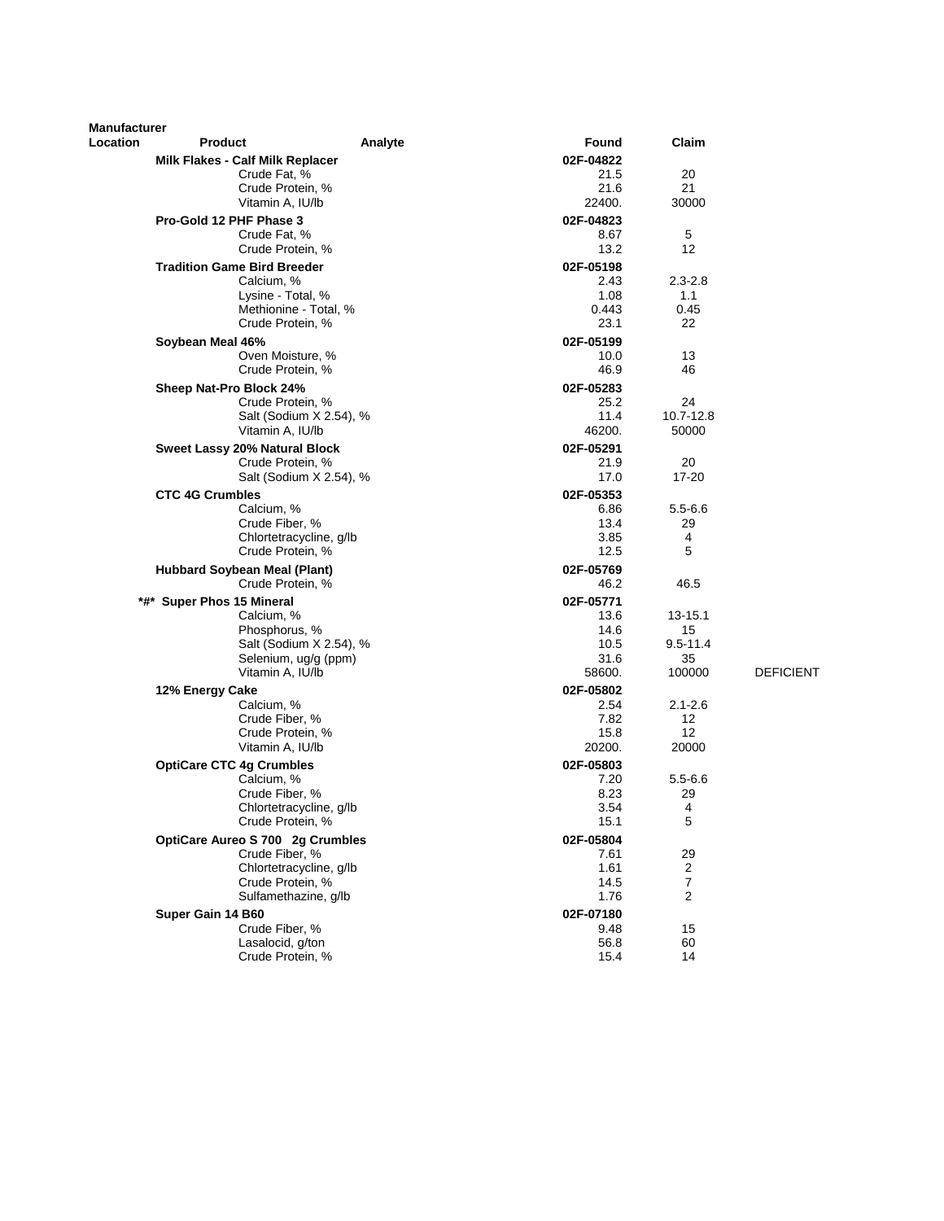| Manufacturer Location | Product | Analyte | Found | Claim | |
|---|---|---|---|---|---|
| | **Milk Flakes - Calf Milk Replacer** | | **02F-04822** | | |
| | | Crude Fat, % | 21.5 | 20 | |
| | | Crude Protein, % | 21.6 | 21 | |
| | | Vitamin A, IU/lb | 22400. | 30000 | |
| | **Pro-Gold 12 PHF Phase 3** | | **02F-04823** | | |
| | | Crude Fat, % | 8.67 | 5 | |
| | | Crude Protein, % | 13.2 | 12 | |
| | **Tradition Game Bird Breeder** | | **02F-05198** | | |
| | | Calcium, % | 2.43 | 2.3-2.8 | |
| | | Lysine - Total, % | 1.08 | 1.1 | |
| | | Methionine - Total, % | 0.443 | 0.45 | |
| | | Crude Protein, % | 23.1 | 22 | |
| | **Soybean Meal 46%** | | **02F-05199** | | |
| | | Oven Moisture, % | 10.0 | 13 | |
| | | Crude Protein, % | 46.9 | 46 | |
| | **Sheep Nat-Pro Block 24%** | | **02F-05283** | | |
| | | Crude Protein, % | 25.2 | 24 | |
| | | Salt (Sodium X 2.54), % | 11.4 | 10.7-12.8 | |
| | | Vitamin A, IU/lb | 46200. | 50000 | |
| | **Sweet Lassy 20% Natural Block** | | **02F-05291** | | |
| | | Crude Protein, % | 21.9 | 20 | |
| | | Salt (Sodium X 2.54), % | 17.0 | 17-20 | |
| | **CTC 4G Crumbles** | | **02F-05353** | | |
| | | Calcium, % | 6.86 | 5.5-6.6 | |
| | | Crude Fiber, % | 13.4 | 29 | |
| | | Chlortetracycline, g/lb | 3.85 | 4 | |
| | | Crude Protein, % | 12.5 | 5 | |
| | **Hubbard Soybean Meal (Plant)** | | **02F-05769** | | |
| | | Crude Protein, % | 46.2 | 46.5 | |
| | ***#* Super Phos 15 Mineral** | | **02F-05771** | | |
| | | Calcium, % | 13.6 | 13-15.1 | |
| | | Phosphorus, % | 14.6 | 15 | |
| | | Salt (Sodium X 2.54), % | 10.5 | 9.5-11.4 | |
| | | Selenium, ug/g (ppm) | 31.6 | 35 | |
| | | Vitamin A, IU/lb | 58600. | 100000 | DEFICIENT |
| | **12% Energy Cake** | | **02F-05802** | | |
| | | Calcium, % | 2.54 | 2.1-2.6 | |
| | | Crude Fiber, % | 7.82 | 12 | |
| | | Crude Protein, % | 15.8 | 12 | |
| | | Vitamin A, IU/lb | 20200. | 20000 | |
| | **OptiCare CTC 4g Crumbles** | | **02F-05803** | | |
| | | Calcium, % | 7.20 | 5.5-6.6 | |
| | | Crude Fiber, % | 8.23 | 29 | |
| | | Chlortetracycline, g/lb | 3.54 | 4 | |
| | | Crude Protein, % | 15.1 | 5 | |
| | **OptiCare Aureo S 700 2g Crumbles** | | **02F-05804** | | |
| | | Crude Fiber, % | 7.61 | 29 | |
| | | Chlortetracycline, g/lb | 1.61 | 2 | |
| | | Crude Protein, % | 14.5 | 7 | |
| | | Sulfamethazine, g/lb | 1.76 | 2 | |
| | **Super Gain 14 B60** | | **02F-07180** | | |
| | | Crude Fiber, % | 9.48 | 15 | |
| | | Lasalocid, g/ton | 56.8 | 60 | |
| | | Crude Protein, % | 15.4 | 14 | |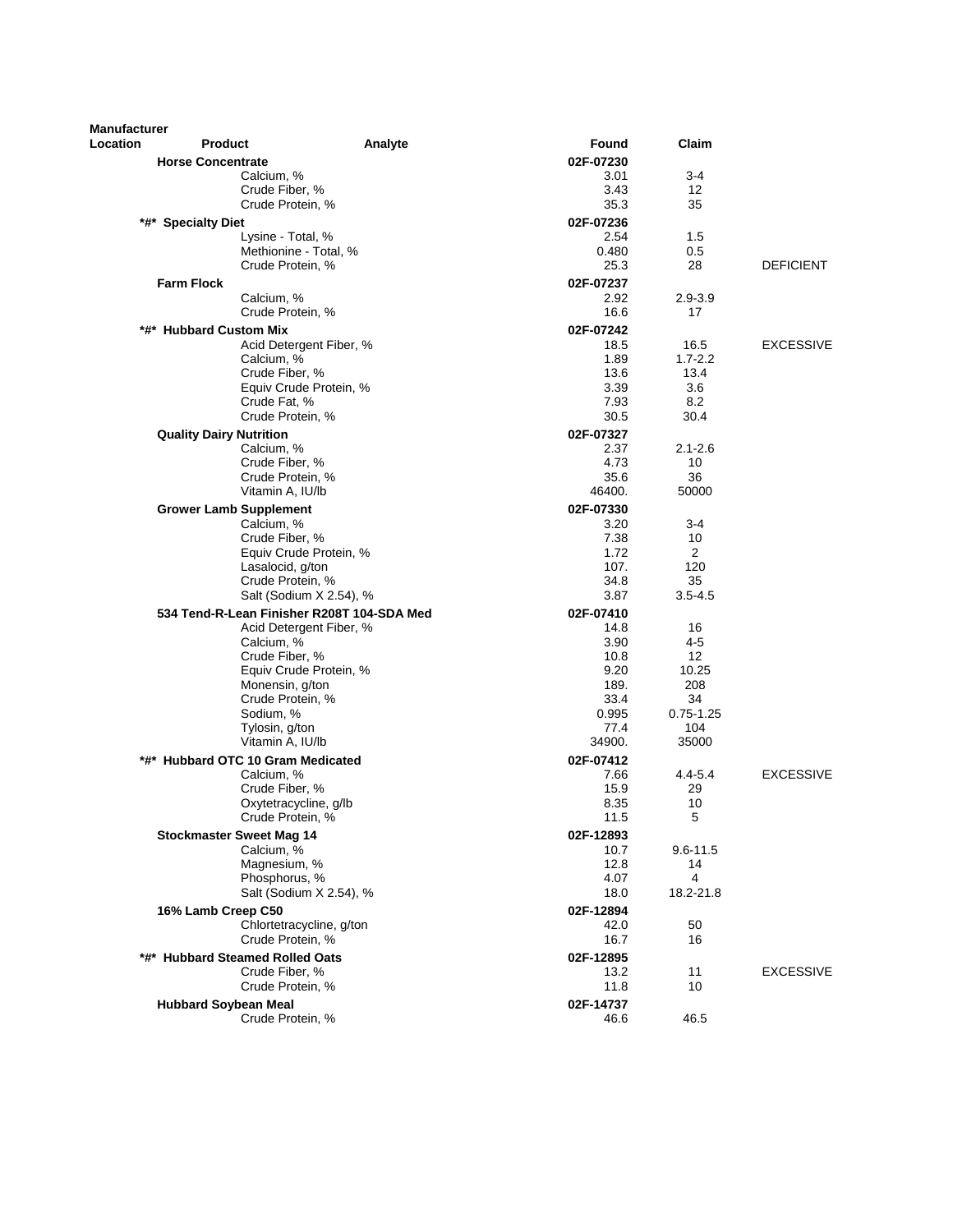| Manufacturer Location | Product | Analyte | Found | Claim | |
|---|---|---|---|---|---|
| | **Horse Concentrate** | | **02F-07230** | | |
| | | Calcium, % | 3.01 | 3-4 | |
| | | Crude Fiber, % | 3.43 | 12 | |
| | | Crude Protein, % | 35.3 | 35 | |
| | **\*#\* Specialty Diet** | | **02F-07236** | | |
| | | Lysine - Total, % | 2.54 | 1.5 | |
| | | Methionine - Total, % | 0.480 | 0.5 | |
| | | Crude Protein, % | 25.3 | 28 | DEFICIENT |
| | **Farm Flock** | | **02F-07237** | | |
| | | Calcium, % | 2.92 | 2.9-3.9 | |
| | | Crude Protein, % | 16.6 | 17 | |
| | **\*#\* Hubbard Custom Mix** | | **02F-07242** | | |
| | | Acid Detergent Fiber, % | 18.5 | 16.5 | EXCESSIVE |
| | | Calcium, % | 1.89 | 1.7-2.2 | |
| | | Crude Fiber, % | 13.6 | 13.4 | |
| | | Equiv Crude Protein, % | 3.39 | 3.6 | |
| | | Crude Fat, % | 7.93 | 8.2 | |
| | | Crude Protein, % | 30.5 | 30.4 | |
| | **Quality Dairy Nutrition** | | **02F-07327** | | |
| | | Calcium, % | 2.37 | 2.1-2.6 | |
| | | Crude Fiber, % | 4.73 | 10 | |
| | | Crude Protein, % | 35.6 | 36 | |
| | | Vitamin A, IU/lb | 46400. | 50000 | |
| | **Grower Lamb Supplement** | | **02F-07330** | | |
| | | Calcium, % | 3.20 | 3-4 | |
| | | Crude Fiber, % | 7.38 | 10 | |
| | | Equiv Crude Protein, % | 1.72 | 2 | |
| | | Lasalocid, g/ton | 107. | 120 | |
| | | Crude Protein, % | 34.8 | 35 | |
| | | Salt (Sodium X 2.54), % | 3.87 | 3.5-4.5 | |
| | **534 Tend-R-Lean Finisher R208T 104-SDA Med** | | **02F-07410** | | |
| | | Acid Detergent Fiber, % | 14.8 | 16 | |
| | | Calcium, % | 3.90 | 4-5 | |
| | | Crude Fiber, % | 10.8 | 12 | |
| | | Equiv Crude Protein, % | 9.20 | 10.25 | |
| | | Monensin, g/ton | 189. | 208 | |
| | | Crude Protein, % | 33.4 | 34 | |
| | | Sodium, % | 0.995 | 0.75-1.25 | |
| | | Tylosin, g/ton | 77.4 | 104 | |
| | | Vitamin A, IU/lb | 34900. | 35000 | |
| | **\*#\* Hubbard OTC 10 Gram Medicated** | | **02F-07412** | | |
| | | Calcium, % | 7.66 | 4.4-5.4 | EXCESSIVE |
| | | Crude Fiber, % | 15.9 | 29 | |
| | | Oxytetracycline, g/lb | 8.35 | 10 | |
| | | Crude Protein, % | 11.5 | 5 | |
| | **Stockmaster Sweet Mag 14** | | **02F-12893** | | |
| | | Calcium, % | 10.7 | 9.6-11.5 | |
| | | Magnesium, % | 12.8 | 14 | |
| | | Phosphorus, % | 4.07 | 4 | |
| | | Salt (Sodium X 2.54), % | 18.0 | 18.2-21.8 | |
| | **16% Lamb Creep C50** | | **02F-12894** | | |
| | | Chlortetracycline, g/ton | 42.0 | 50 | |
| | | Crude Protein, % | 16.7 | 16 | |
| | **\*#\* Hubbard Steamed Rolled Oats** | | **02F-12895** | | |
| | | Crude Fiber, % | 13.2 | 11 | EXCESSIVE |
| | | Crude Protein, % | 11.8 | 10 | |
| | **Hubbard Soybean Meal** | | **02F-14737** | | |
| | | Crude Protein, % | 46.6 | 46.5 | |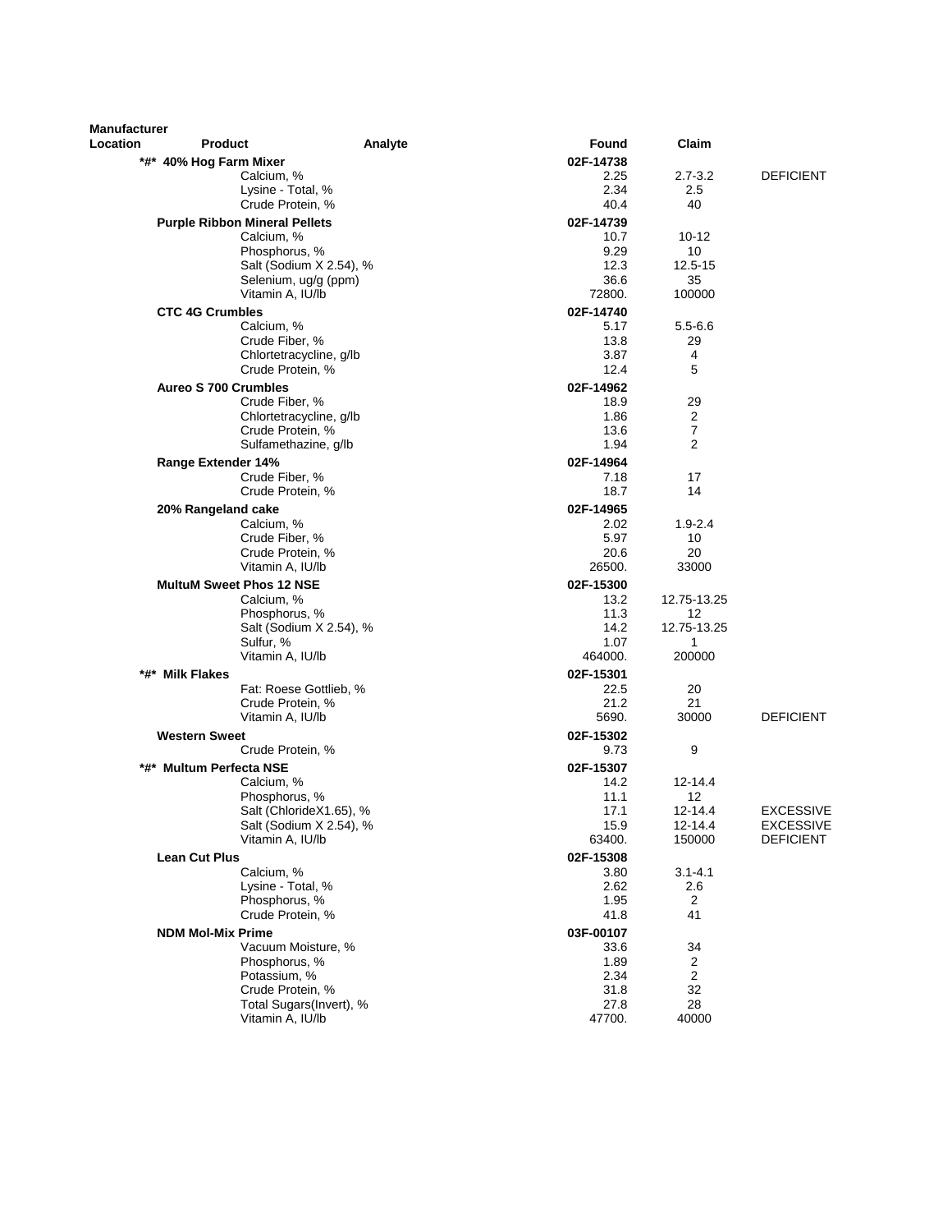| Manufacturer Location | Product | Analyte | Found | Claim | |
|---|---|---|---|---|---|
| | **\*#\* 40% Hog Farm Mixer** | | **02F-14738** | | |
| | | Calcium, % | 2.25 | 2.7-3.2 | DEFICIENT |
| | | Lysine - Total, % | 2.34 | 2.5 | |
| | | Crude Protein, % | 40.4 | 40 | |
| | **Purple Ribbon Mineral Pellets** | | **02F-14739** | | |
| | | Calcium, % | 10.7 | 10-12 | |
| | | Phosphorus, % | 9.29 | 10 | |
| | | Salt (Sodium X 2.54), % | 12.3 | 12.5-15 | |
| | | Selenium, ug/g (ppm) | 36.6 | 35 | |
| | | Vitamin A, IU/lb | 72800. | 100000 | |
| | **CTC 4G Crumbles** | | **02F-14740** | | |
| | | Calcium, % | 5.17 | 5.5-6.6 | |
| | | Crude Fiber, % | 13.8 | 29 | |
| | | Chlortetracycline, g/lb | 3.87 | 4 | |
| | | Crude Protein, % | 12.4 | 5 | |
| | **Aureo S 700 Crumbles** | | **02F-14962** | | |
| | | Crude Fiber, % | 18.9 | 29 | |
| | | Chlortetracycline, g/lb | 1.86 | 2 | |
| | | Crude Protein, % | 13.6 | 7 | |
| | | Sulfamethazine, g/lb | 1.94 | 2 | |
| | **Range Extender 14%** | | **02F-14964** | | |
| | | Crude Fiber, % | 7.18 | 17 | |
| | | Crude Protein, % | 18.7 | 14 | |
| | **20% Rangeland cake** | | **02F-14965** | | |
| | | Calcium, % | 2.02 | 1.9-2.4 | |
| | | Crude Fiber, % | 5.97 | 10 | |
| | | Crude Protein, % | 20.6 | 20 | |
| | | Vitamin A, IU/lb | 26500. | 33000 | |
| | **MultuM Sweet Phos 12 NSE** | | **02F-15300** | | |
| | | Calcium, % | 13.2 | 12.75-13.25 | |
| | | Phosphorus, % | 11.3 | 12 | |
| | | Salt (Sodium X 2.54), % | 14.2 | 12.75-13.25 | |
| | | Sulfur, % | 1.07 | 1 | |
| | | Vitamin A, IU/lb | 464000. | 200000 | |
| | **\*#\* Milk Flakes** | | **02F-15301** | | |
| | | Fat: Roese Gottlieb, % | 22.5 | 20 | |
| | | Crude Protein, % | 21.2 | 21 | |
| | | Vitamin A, IU/lb | 5690. | 30000 | DEFICIENT |
| | **Western Sweet** | | **02F-15302** | | |
| | | Crude Protein, % | 9.73 | 9 | |
| | **\*#\* Multum Perfecta NSE** | | **02F-15307** | | |
| | | Calcium, % | 14.2 | 12-14.4 | |
| | | Phosphorus, % | 11.1 | 12 | |
| | | Salt (ChlorideX1.65), % | 17.1 | 12-14.4 | EXCESSIVE |
| | | Salt (Sodium X 2.54), % | 15.9 | 12-14.4 | EXCESSIVE |
| | | Vitamin A, IU/lb | 63400. | 150000 | DEFICIENT |
| | **Lean Cut Plus** | | **02F-15308** | | |
| | | Calcium, % | 3.80 | 3.1-4.1 | |
| | | Lysine - Total, % | 2.62 | 2.6 | |
| | | Phosphorus, % | 1.95 | 2 | |
| | | Crude Protein, % | 41.8 | 41 | |
| | **NDM Mol-Mix Prime** | | **03F-00107** | | |
| | | Vacuum Moisture, % | 33.6 | 34 | |
| | | Phosphorus, % | 1.89 | 2 | |
| | | Potassium, % | 2.34 | 2 | |
| | | Crude Protein, % | 31.8 | 32 | |
| | | Total Sugars(Invert), % | 27.8 | 28 | |
| | | Vitamin A, IU/lb | 47700. | 40000 | |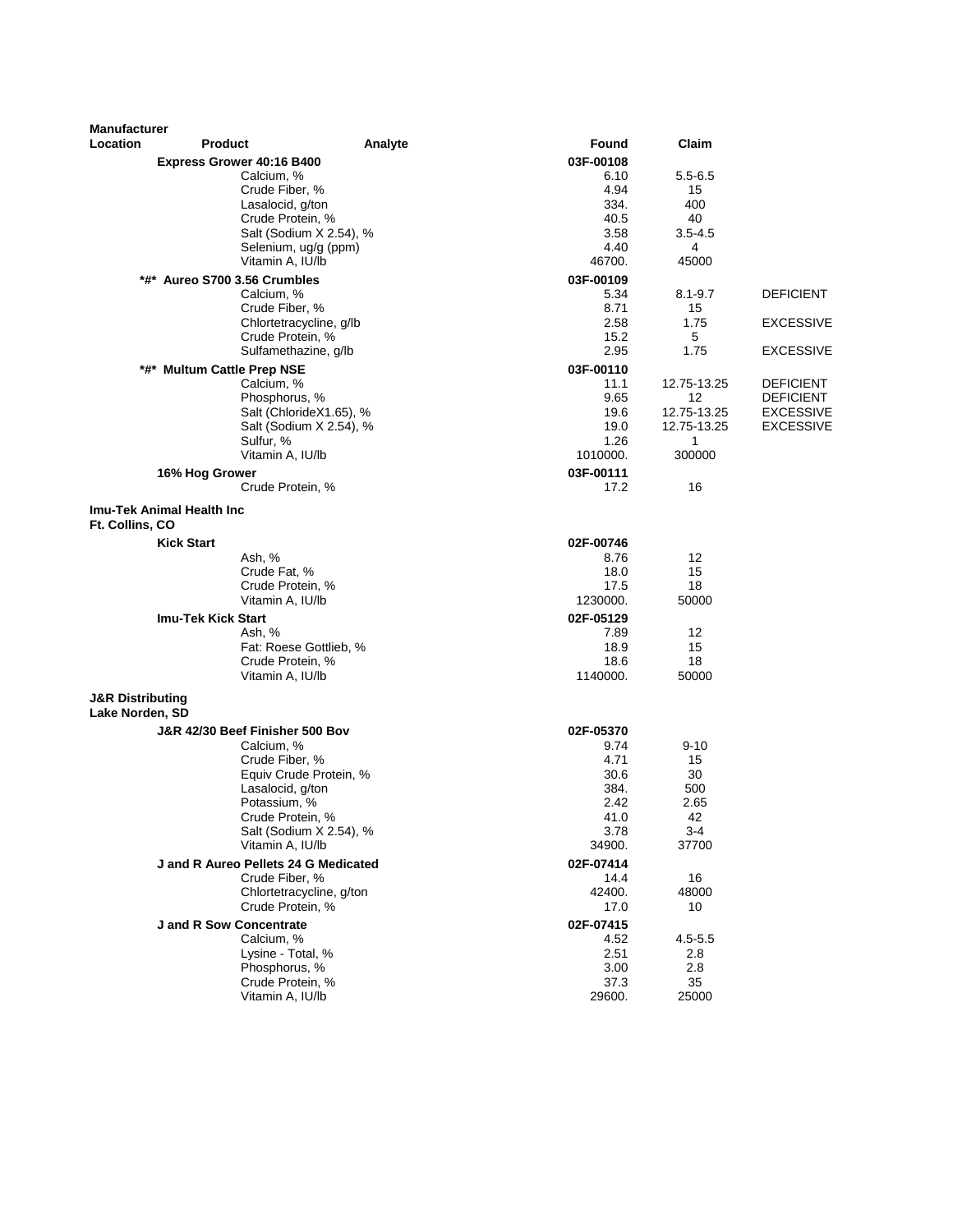| Manufacturer Location | Product | Analyte | Found | Claim | |
|---|---|---|---|---|---|
| | **Express Grower 40:16 B400** | | **03F-00108** | | |
| | | Calcium, % | 6.10 | 5.5-6.5 | |
| | | Crude Fiber, % | 4.94 | 15 | |
| | | Lasalocid, g/ton | 334. | 400 | |
| | | Crude Protein, % | 40.5 | 40 | |
| | | Salt (Sodium X 2.54), % | 3.58 | 3.5-4.5 | |
| | | Selenium, ug/g (ppm) | 4.40 | 4 | |
| | | Vitamin A, IU/lb | 46700. | 45000 | |
| | **\*#\* Aureo S700 3.56 Crumbles** | | **03F-00109** | | |
| | | Calcium, % | 5.34 | 8.1-9.7 | DEFICIENT |
| | | Crude Fiber, % | 8.71 | 15 | |
| | | Chlortetracycline, g/lb | 2.58 | 1.75 | EXCESSIVE |
| | | Crude Protein, % | 15.2 | 5 | |
| | | Sulfamethazine, g/lb | 2.95 | 1.75 | EXCESSIVE |
| | **\*#\* Multum Cattle Prep NSE** | | **03F-00110** | | |
| | | Calcium, % | 11.1 | 12.75-13.25 | DEFICIENT |
| | | Phosphorus, % | 9.65 | 12 | DEFICIENT |
| | | Salt (ChlorideX1.65), % | 19.6 | 12.75-13.25 | EXCESSIVE |
| | | Salt (Sodium X 2.54), % | 19.0 | 12.75-13.25 | EXCESSIVE |
| | | Sulfur, % | 1.26 | 1 | |
| | | Vitamin A, IU/lb | 1010000. | 300000 | |
| | **16% Hog Grower** | | **03F-00111** | | |
| | | Crude Protein, % | 17.2 | 16 | |
| **Imu-Tek Animal Health Inc Ft. Collins, CO** | | | | | |
| | **Kick Start** | | **02F-00746** | | |
| | | Ash, % | 8.76 | 12 | |
| | | Crude Fat, % | 18.0 | 15 | |
| | | Crude Protein, % | 17.5 | 18 | |
| | | Vitamin A, IU/lb | 1230000. | 50000 | |
| | **Imu-Tek Kick Start** | | **02F-05129** | | |
| | | Ash, % | 7.89 | 12 | |
| | | Fat: Roese Gottlieb, % | 18.9 | 15 | |
| | | Crude Protein, % | 18.6 | 18 | |
| | | Vitamin A, IU/lb | 1140000. | 50000 | |
| **J&R Distributing Lake Norden, SD** | | | | | |
| | **J&R 42/30 Beef Finisher 500 Bov** | | **02F-05370** | | |
| | | Calcium, % | 9.74 | 9-10 | |
| | | Crude Fiber, % | 4.71 | 15 | |
| | | Equiv Crude Protein, % | 30.6 | 30 | |
| | | Lasalocid, g/ton | 384. | 500 | |
| | | Potassium, % | 2.42 | 2.65 | |
| | | Crude Protein, % | 41.0 | 42 | |
| | | Salt (Sodium X 2.54), % | 3.78 | 3-4 | |
| | | Vitamin A, IU/lb | 34900. | 37700 | |
| | **J and R Aureo Pellets 24 G Medicated** | | **02F-07414** | | |
| | | Crude Fiber, % | 14.4 | 16 | |
| | | Chlortetracycline, g/ton | 42400. | 48000 | |
| | | Crude Protein, % | 17.0 | 10 | |
| | **J and R Sow Concentrate** | | **02F-07415** | | |
| | | Calcium, % | 4.52 | 4.5-5.5 | |
| | | Lysine - Total, % | 2.51 | 2.8 | |
| | | Phosphorus, % | 3.00 | 2.8 | |
| | | Crude Protein, % | 37.3 | 35 | |
| | | Vitamin A, IU/lb | 29600. | 25000 | |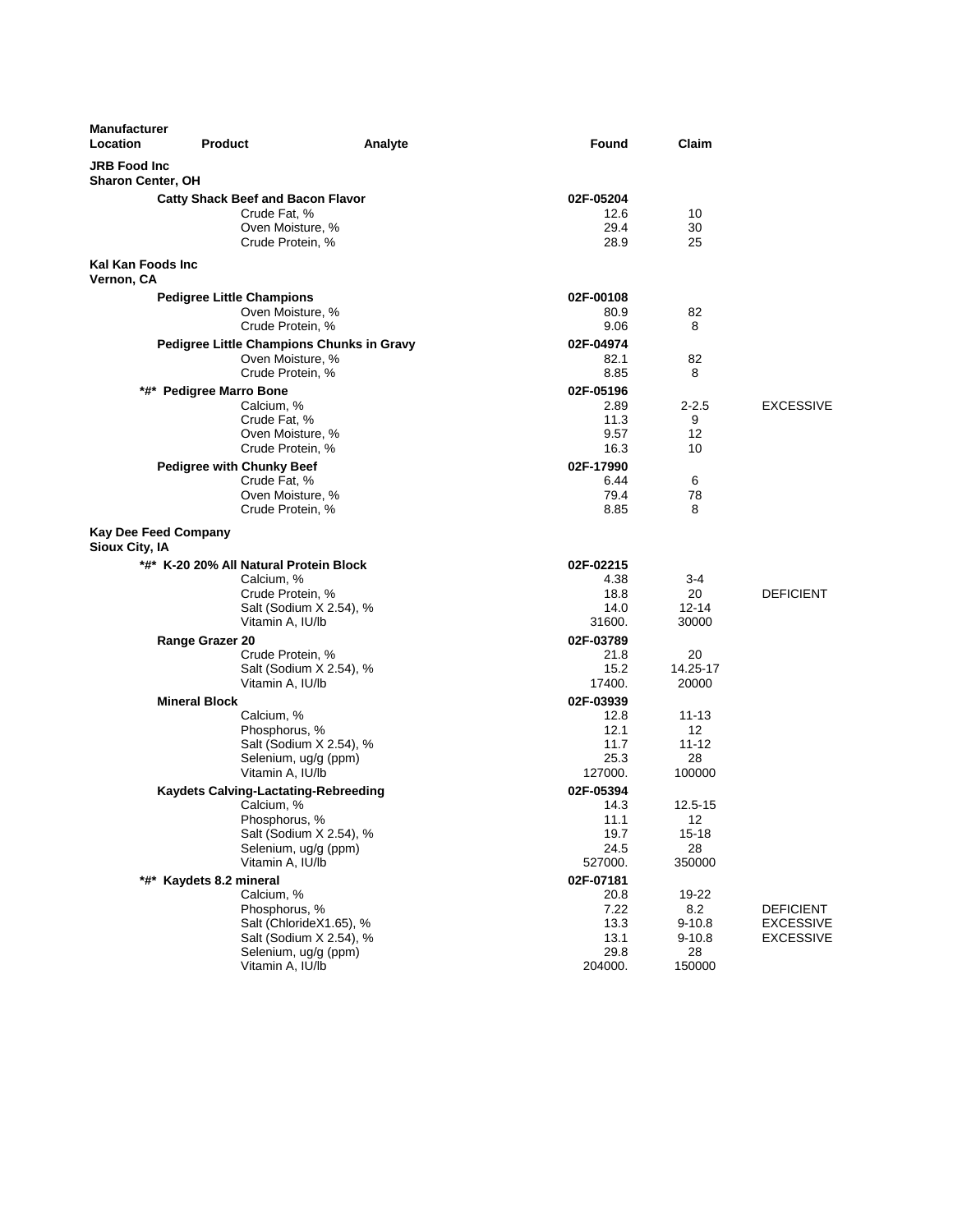| Manufacturer Location | Product | Analyte | Found | Claim | |
|---|---|---|---|---|---|
| **JRB Food Inc** **Sharon Center, OH** | | | | | |
| | **Catty Shack Beef and Bacon Flavor** | | **02F-05204** | | |
| | | Crude Fat, % | 12.6 | 10 | |
| | | Oven Moisture, % | 29.4 | 30 | |
| | | Crude Protein, % | 28.9 | 25 | |
| **Kal Kan Foods Inc** **Vernon, CA** | | | | | |
| | **Pedigree Little Champions** | | **02F-00108** | | |
| | | Oven Moisture, % | 80.9 | 82 | |
| | | Crude Protein, % | 9.06 | 8 | |
| | **Pedigree Little Champions Chunks in Gravy** | | **02F-04974** | | |
| | | Oven Moisture, % | 82.1 | 82 | |
| | | Crude Protein, % | 8.85 | 8 | |
| | **\*#\* Pedigree Marro Bone** | | **02F-05196** | | |
| | | Calcium, % | 2.89 | 2-2.5 | EXCESSIVE |
| | | Crude Fat, % | 11.3 | 9 | |
| | | Oven Moisture, % | 9.57 | 12 | |
| | | Crude Protein, % | 16.3 | 10 | |
| | **Pedigree with Chunky Beef** | | **02F-17990** | | |
| | | Crude Fat, % | 6.44 | 6 | |
| | | Oven Moisture, % | 79.4 | 78 | |
| | | Crude Protein, % | 8.85 | 8 | |
| **Kay Dee Feed Company** **Sioux City, IA** | | | | | |
| | **\*#\* K-20 20% All Natural Protein Block** | | **02F-02215** | | |
| | | Calcium, % | 4.38 | 3-4 | |
| | | Crude Protein, % | 18.8 | 20 | DEFICIENT |
| | | Salt (Sodium X 2.54), % | 14.0 | 12-14 | |
| | | Vitamin A, IU/lb | 31600. | 30000 | |
| | **Range Grazer 20** | | **02F-03789** | | |
| | | Crude Protein, % | 21.8 | 20 | |
| | | Salt (Sodium X 2.54), % | 15.2 | 14.25-17 | |
| | | Vitamin A, IU/lb | 17400. | 20000 | |
| | **Mineral Block** | | **02F-03939** | | |
| | | Calcium, % | 12.8 | 11-13 | |
| | | Phosphorus, % | 12.1 | 12 | |
| | | Salt (Sodium X 2.54), % | 11.7 | 11-12 | |
| | | Selenium, ug/g (ppm) | 25.3 | 28 | |
| | | Vitamin A, IU/lb | 127000. | 100000 | |
| | **Kaydets Calving-Lactating-Rebreeding** | | **02F-05394** | | |
| | | Calcium, % | 14.3 | 12.5-15 | |
| | | Phosphorus, % | 11.1 | 12 | |
| | | Salt (Sodium X 2.54), % | 19.7 | 15-18 | |
| | | Selenium, ug/g (ppm) | 24.5 | 28 | |
| | | Vitamin A, IU/lb | 527000. | 350000 | |
| | **\*#\* Kaydets 8.2 mineral** | | **02F-07181** | | |
| | | Calcium, % | 20.8 | 19-22 | |
| | | Phosphorus, % | 7.22 | 8.2 | DEFICIENT |
| | | Salt (ChlorideX1.65), % | 13.3 | 9-10.8 | EXCESSIVE |
| | | Salt (Sodium X 2.54), % | 13.1 | 9-10.8 | EXCESSIVE |
| | | Selenium, ug/g (ppm) | 29.8 | 28 | |
| | | Vitamin A, IU/lb | 204000. | 150000 | |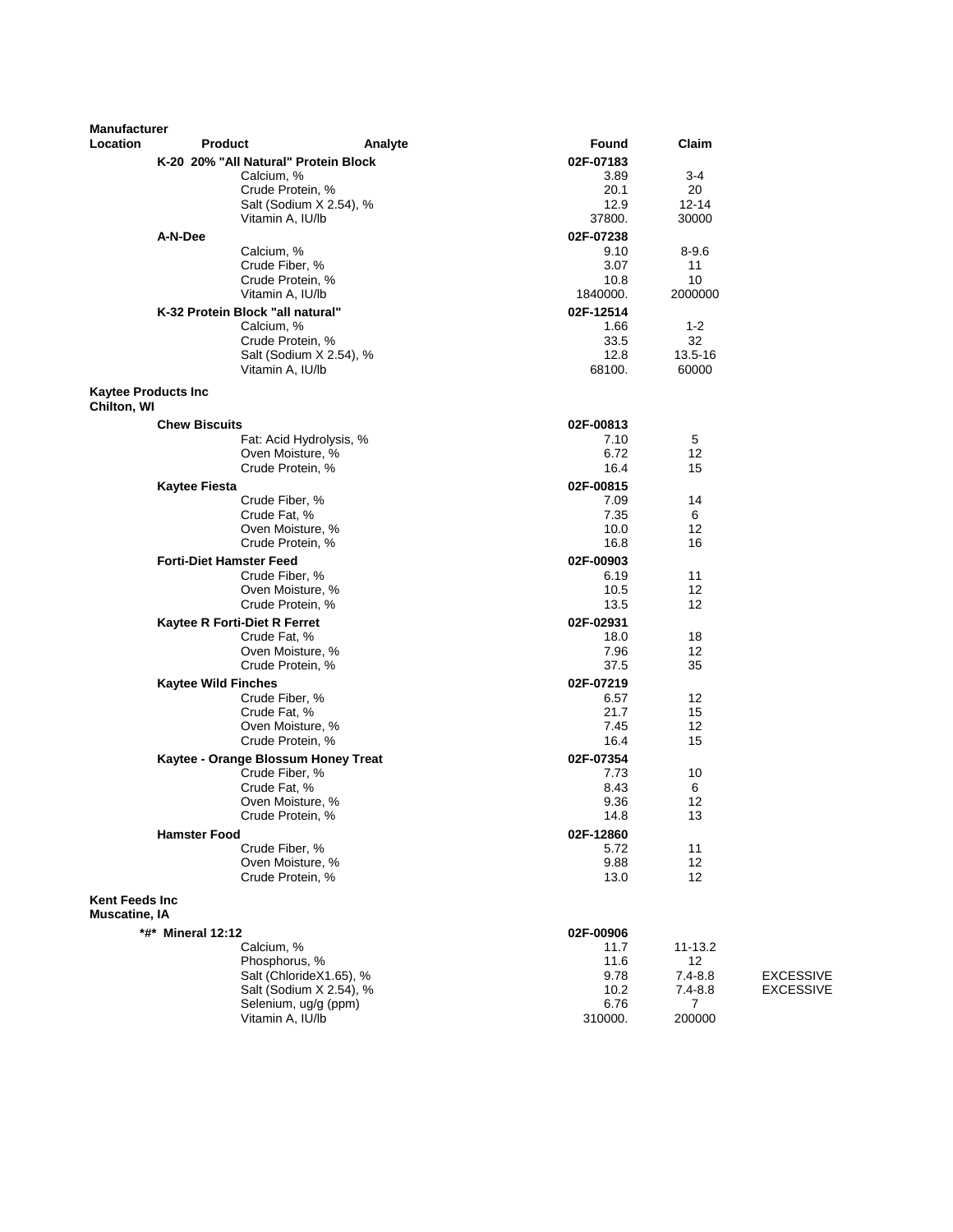| Manufacturer Location | Product | Analyte | Found | Claim | |
|---|---|---|---|---|---|
| | **K-20 20% "All Natural" Protein Block** | | **02F-07183** | | |
| | | Calcium, % | 3.89 | 3-4 | |
| | | Crude Protein, % | 20.1 | 20 | |
| | | Salt (Sodium X 2.54), % | 12.9 | 12-14 | |
| | | Vitamin A, IU/lb | 37800. | 30000 | |
| | **A-N-Dee** | | **02F-07238** | | |
| | | Calcium, % | 9.10 | 8-9.6 | |
| | | Crude Fiber, % | 3.07 | 11 | |
| | | Crude Protein, % | 10.8 | 10 | |
| | | Vitamin A, IU/lb | 1840000. | 2000000 | |
| | **K-32 Protein Block "all natural"** | | **02F-12514** | | |
| | | Calcium, % | 1.66 | 1-2 | |
| | | Crude Protein, % | 33.5 | 32 | |
| | | Salt (Sodium X 2.54), % | 12.8 | 13.5-16 | |
| | | Vitamin A, IU/lb | 68100. | 60000 | |
| **Kaytee Products Inc Chilton, WI** | | | | | |
| | **Chew Biscuits** | | **02F-00813** | | |
| | | Fat: Acid Hydrolysis, % | 7.10 | 5 | |
| | | Oven Moisture, % | 6.72 | 12 | |
| | | Crude Protein, % | 16.4 | 15 | |
| | **Kaytee Fiesta** | | **02F-00815** | | |
| | | Crude Fiber, % | 7.09 | 14 | |
| | | Crude Fat, % | 7.35 | 6 | |
| | | Oven Moisture, % | 10.0 | 12 | |
| | | Crude Protein, % | 16.8 | 16 | |
| | **Forti-Diet Hamster Feed** | | **02F-00903** | | |
| | | Crude Fiber, % | 6.19 | 11 | |
| | | Oven Moisture, % | 10.5 | 12 | |
| | | Crude Protein, % | 13.5 | 12 | |
| | **Kaytee R Forti-Diet R Ferret** | | **02F-02931** | | |
| | | Crude Fat, % | 18.0 | 18 | |
| | | Oven Moisture, % | 7.96 | 12 | |
| | | Crude Protein, % | 37.5 | 35 | |
| | **Kaytee Wild Finches** | | **02F-07219** | | |
| | | Crude Fiber, % | 6.57 | 12 | |
| | | Crude Fat, % | 21.7 | 15 | |
| | | Oven Moisture, % | 7.45 | 12 | |
| | | Crude Protein, % | 16.4 | 15 | |
| | **Kaytee - Orange Blossum Honey Treat** | | **02F-07354** | | |
| | | Crude Fiber, % | 7.73 | 10 | |
| | | Crude Fat, % | 8.43 | 6 | |
| | | Oven Moisture, % | 9.36 | 12 | |
| | | Crude Protein, % | 14.8 | 13 | |
| | **Hamster Food** | | **02F-12860** | | |
| | | Crude Fiber, % | 5.72 | 11 | |
| | | Oven Moisture, % | 9.88 | 12 | |
| | | Crude Protein, % | 13.0 | 12 | |
| **Kent Feeds Inc Muscatine, IA** | | | | | |
| | ***#* Mineral 12:12** | | **02F-00906** | | |
| | | Calcium, % | 11.7 | 11-13.2 | |
| | | Phosphorus, % | 11.6 | 12 | |
| | | Salt (ChlorideX1.65), % | 9.78 | 7.4-8.8 | EXCESSIVE |
| | | Salt (Sodium X 2.54), % | 10.2 | 7.4-8.8 | EXCESSIVE |
| | | Selenium, ug/g (ppm) | 6.76 | 7 | |
| | | Vitamin A, IU/lb | 310000. | 200000 | |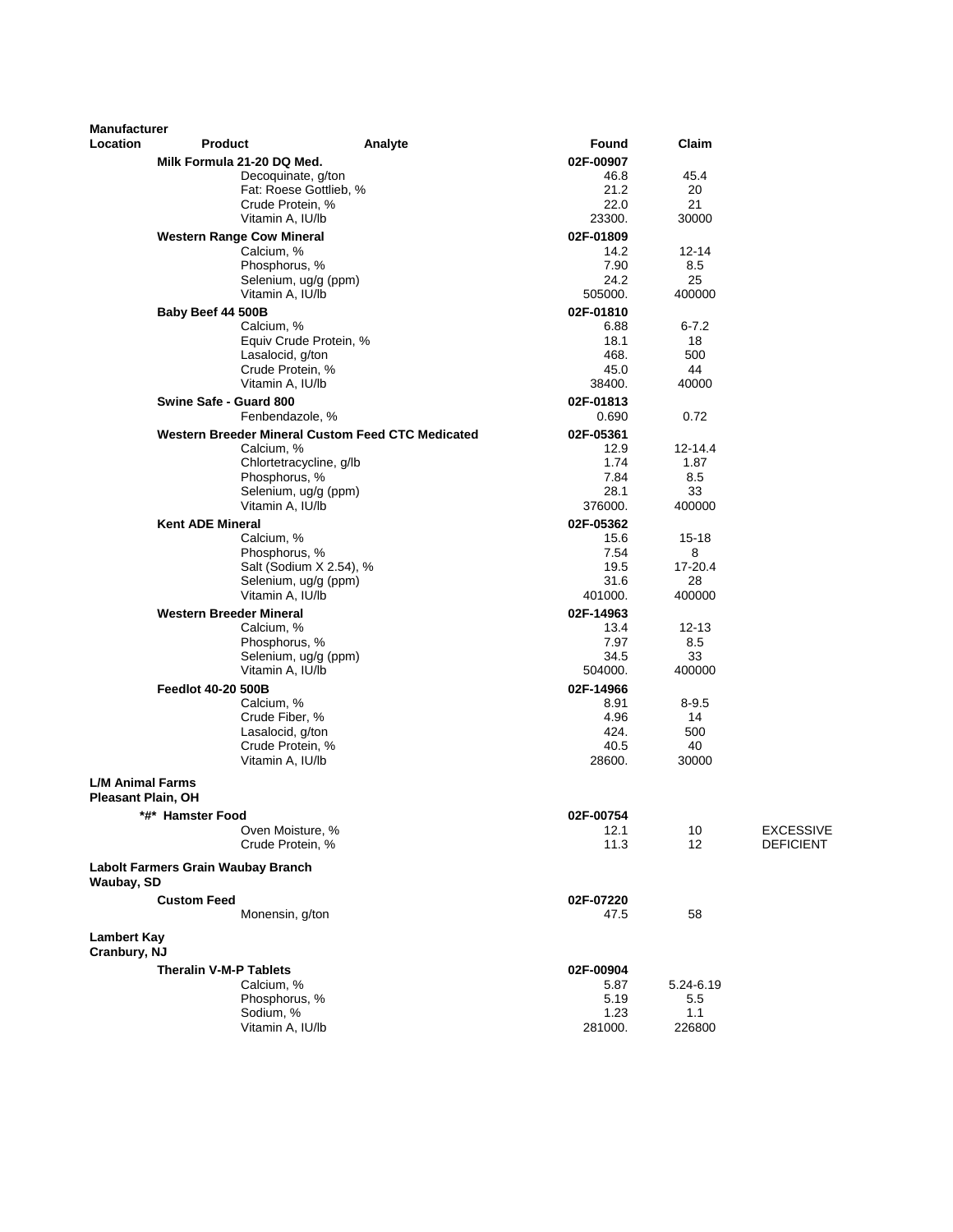| Manufacturer Location | Product | Analyte | Found | Claim | |
|---|---|---|---|---|---|
| | **Milk Formula 21-20 DQ Med.** | | **02F-00907** | | |
| | | Decoquinate, g/ton | 46.8 | 45.4 | |
| | | Fat: Roese Gottlieb, % | 21.2 | 20 | |
| | | Crude Protein, % | 22.0 | 21 | |
| | | Vitamin A, IU/lb | 23300. | 30000 | |
| | **Western Range Cow Mineral** | | **02F-01809** | | |
| | | Calcium, % | 14.2 | 12-14 | |
| | | Phosphorus, % | 7.90 | 8.5 | |
| | | Selenium, ug/g (ppm) | 24.2 | 25 | |
| | | Vitamin A, IU/lb | 505000. | 400000 | |
| | **Baby Beef 44 500B** | | **02F-01810** | | |
| | | Calcium, % | 6.88 | 6-7.2 | |
| | | Equiv Crude Protein, % | 18.1 | 18 | |
| | | Lasalocid, g/ton | 468. | 500 | |
| | | Crude Protein, % | 45.0 | 44 | |
| | | Vitamin A, IU/lb | 38400. | 40000 | |
| | **Swine Safe - Guard 800** | | **02F-01813** | | |
| | | Fenbendazole, % | 0.690 | 0.72 | |
| | **Western Breeder Mineral Custom Feed CTC Medicated** | | **02F-05361** | | |
| | | Calcium, % | 12.9 | 12-14.4 | |
| | | Chlortetracycline, g/lb | 1.74 | 1.87 | |
| | | Phosphorus, % | 7.84 | 8.5 | |
| | | Selenium, ug/g (ppm) | 28.1 | 33 | |
| | | Vitamin A, IU/lb | 376000. | 400000 | |
| | **Kent ADE Mineral** | | **02F-05362** | | |
| | | Calcium, % | 15.6 | 15-18 | |
| | | Phosphorus, % | 7.54 | 8 | |
| | | Salt (Sodium X 2.54), % | 19.5 | 17-20.4 | |
| | | Selenium, ug/g (ppm) | 31.6 | 28 | |
| | | Vitamin A, IU/lb | 401000. | 400000 | |
| | **Western Breeder Mineral** | | **02F-14963** | | |
| | | Calcium, % | 13.4 | 12-13 | |
| | | Phosphorus, % | 7.97 | 8.5 | |
| | | Selenium, ug/g (ppm) | 34.5 | 33 | |
| | | Vitamin A, IU/lb | 504000. | 400000 | |
| | **Feedlot 40-20 500B** | | **02F-14966** | | |
| | | Calcium, % | 8.91 | 8-9.5 | |
| | | Crude Fiber, % | 4.96 | 14 | |
| | | Lasalocid, g/ton | 424. | 500 | |
| | | Crude Protein, % | 40.5 | 40 | |
| | | Vitamin A, IU/lb | 28600. | 30000 | |
| **L/M Animal Farms Pleasant Plain, OH** | | | | | |
| | **\*#\* Hamster Food** | | **02F-00754** | | |
| | | Oven Moisture, % | 12.1 | 10 | EXCESSIVE |
| | | Crude Protein, % | 11.3 | 12 | DEFICIENT |
| **Labolt Farmers Grain Waubay Branch Waubay, SD** | | | | | |
| | **Custom Feed** | | **02F-07220** | | |
| | | Monensin, g/ton | 47.5 | 58 | |
| **Lambert Kay Cranbury, NJ** | | | | | |
| | **Theralin V-M-P Tablets** | | **02F-00904** | | |
| | | Calcium, % | 5.87 | 5.24-6.19 | |
| | | Phosphorus, % | 5.19 | 5.5 | |
| | | Sodium, % | 1.23 | 1.1 | |
| | | Vitamin A, IU/lb | 281000. | 226800 | |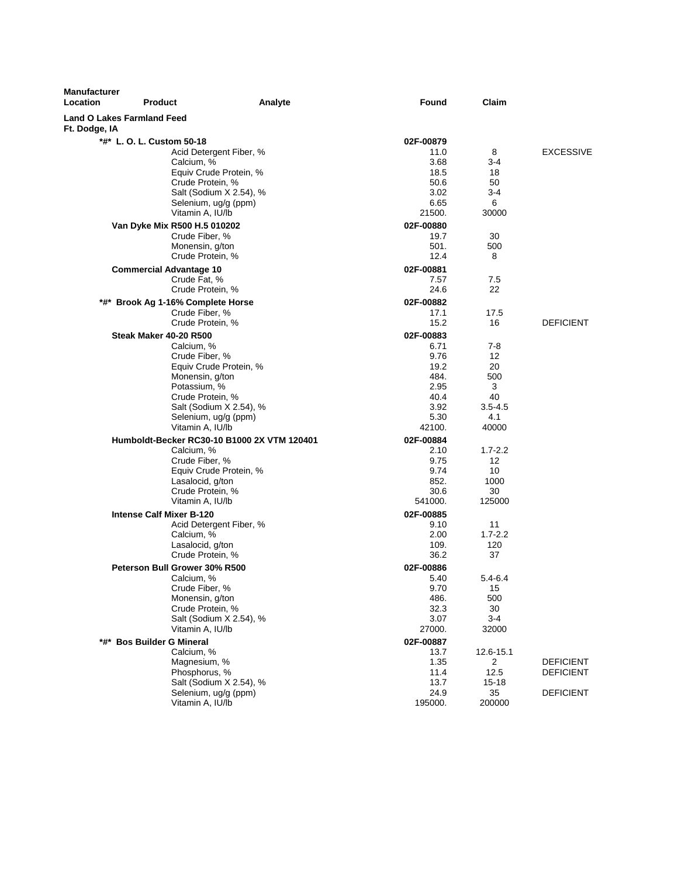| Manufacturer Location | Product | Analyte | Found | Claim | |
|---|---|---|---|---|---|
| **Land O Lakes Farmland Feed** | | | | | |
| **Ft. Dodge, IA** | | | | | |
| | **\*#\* L. O. L. Custom 50-18** | | **02F-00879** | | |
| | | Acid Detergent Fiber, % | 11.0 | 8 | EXCESSIVE |
| | | Calcium, % | 3.68 | 3-4 | |
| | | Equiv Crude Protein, % | 18.5 | 18 | |
| | | Crude Protein, % | 50.6 | 50 | |
| | | Salt (Sodium X 2.54), % | 3.02 | 3-4 | |
| | | Selenium, ug/g (ppm) | 6.65 | 6 | |
| | | Vitamin A, IU/lb | 21500. | 30000 | |
| | **Van Dyke Mix R500 H.5 010202** | | **02F-00880** | | |
| | | Crude Fiber, % | 19.7 | 30 | |
| | | Monensin, g/ton | 501. | 500 | |
| | | Crude Protein, % | 12.4 | 8 | |
| | **Commercial Advantage 10** | | **02F-00881** | | |
| | | Crude Fat, % | 7.57 | 7.5 | |
| | | Crude Protein, % | 24.6 | 22 | |
| | **\*#\* Brook Ag 1-16% Complete Horse** | | **02F-00882** | | |
| | | Crude Fiber, % | 17.1 | 17.5 | |
| | | Crude Protein, % | 15.2 | 16 | DEFICIENT |
| | **Steak Maker 40-20 R500** | | **02F-00883** | | |
| | | Calcium, % | 6.71 | 7-8 | |
| | | Crude Fiber, % | 9.76 | 12 | |
| | | Equiv Crude Protein, % | 19.2 | 20 | |
| | | Monensin, g/ton | 484. | 500 | |
| | | Potassium, % | 2.95 | 3 | |
| | | Crude Protein, % | 40.4 | 40 | |
| | | Salt (Sodium X 2.54), % | 3.92 | 3.5-4.5 | |
| | | Selenium, ug/g (ppm) | 5.30 | 4.1 | |
| | | Vitamin A, IU/lb | 42100. | 40000 | |
| | **Humboldt-Becker RC30-10 B1000 2X VTM 120401** | | **02F-00884** | | |
| | | Calcium, % | 2.10 | 1.7-2.2 | |
| | | Crude Fiber, % | 9.75 | 12 | |
| | | Equiv Crude Protein, % | 9.74 | 10 | |
| | | Lasalocid, g/ton | 852. | 1000 | |
| | | Crude Protein, % | 30.6 | 30 | |
| | | Vitamin A, IU/lb | 541000. | 125000 | |
| | **Intense Calf Mixer B-120** | | **02F-00885** | | |
| | | Acid Detergent Fiber, % | 9.10 | 11 | |
| | | Calcium, % | 2.00 | 1.7-2.2 | |
| | | Lasalocid, g/ton | 109. | 120 | |
| | | Crude Protein, % | 36.2 | 37 | |
| | **Peterson Bull Grower 30% R500** | | **02F-00886** | | |
| | | Calcium, % | 5.40 | 5.4-6.4 | |
| | | Crude Fiber, % | 9.70 | 15 | |
| | | Monensin, g/ton | 486. | 500 | |
| | | Crude Protein, % | 32.3 | 30 | |
| | | Salt (Sodium X 2.54), % | 3.07 | 3-4 | |
| | | Vitamin A, IU/lb | 27000. | 32000 | |
| | **\*#\* Bos Builder G Mineral** | | **02F-00887** | | |
| | | Calcium, % | 13.7 | 12.6-15.1 | |
| | | Magnesium, % | 1.35 | 2 | DEFICIENT |
| | | Phosphorus, % | 11.4 | 12.5 | DEFICIENT |
| | | Salt (Sodium X 2.54), % | 13.7 | 15-18 | |
| | | Selenium, ug/g (ppm) | 24.9 | 35 | DEFICIENT |
| | | Vitamin A, IU/lb | 195000. | 200000 | |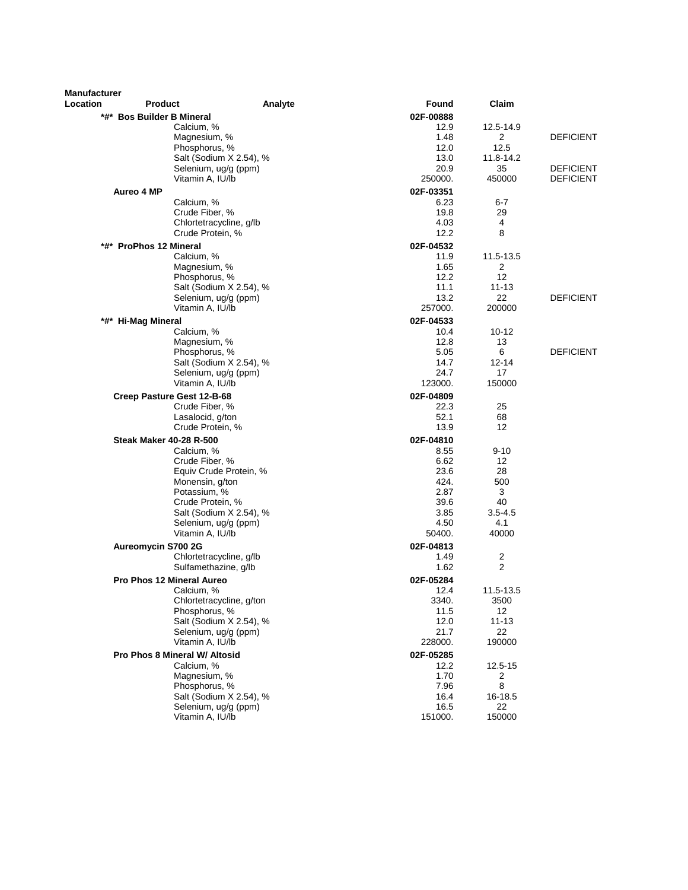| Manufacturer Location | Product | Analyte | Found | Claim | |
|---|---|---|---|---|---|
| | *#* **Bos Builder B Mineral** | | **02F-00888** | | |
| | | Calcium, % | 12.9 | 12.5-14.9 | |
| | | Magnesium, % | 1.48 | 2 | DEFICIENT |
| | | Phosphorus, % | 12.0 | 12.5 | |
| | | Salt (Sodium X 2.54), % | 13.0 | 11.8-14.2 | |
| | | Selenium, ug/g (ppm) | 20.9 | 35 | DEFICIENT |
| | | Vitamin A, IU/lb | 250000. | 450000 | DEFICIENT |
| | **Aureo 4 MP** | | **02F-03351** | | |
| | | Calcium, % | 6.23 | 6-7 | |
| | | Crude Fiber, % | 19.8 | 29 | |
| | | Chlortetracycline, g/lb | 4.03 | 4 | |
| | | Crude Protein, % | 12.2 | 8 | |
| | *#* **ProPhos 12 Mineral** | | **02F-04532** | | |
| | | Calcium, % | 11.9 | 11.5-13.5 | |
| | | Magnesium, % | 1.65 | 2 | |
| | | Phosphorus, % | 12.2 | 12 | |
| | | Salt (Sodium X 2.54), % | 11.1 | 11-13 | |
| | | Selenium, ug/g (ppm) | 13.2 | 22 | DEFICIENT |
| | | Vitamin A, IU/lb | 257000. | 200000 | |
| | *#* **Hi-Mag Mineral** | | **02F-04533** | | |
| | | Calcium, % | 10.4 | 10-12 | |
| | | Magnesium, % | 12.8 | 13 | |
| | | Phosphorus, % | 5.05 | 6 | DEFICIENT |
| | | Salt (Sodium X 2.54), % | 14.7 | 12-14 | |
| | | Selenium, ug/g (ppm) | 24.7 | 17 | |
| | | Vitamin A, IU/lb | 123000. | 150000 | |
| | **Creep Pasture Gest 12-B-68** | | **02F-04809** | | |
| | | Crude Fiber, % | 22.3 | 25 | |
| | | Lasalocid, g/ton | 52.1 | 68 | |
| | | Crude Protein, % | 13.9 | 12 | |
| | **Steak Maker 40-28 R-500** | | **02F-04810** | | |
| | | Calcium, % | 8.55 | 9-10 | |
| | | Crude Fiber, % | 6.62 | 12 | |
| | | Equiv Crude Protein, % | 23.6 | 28 | |
| | | Monensin, g/ton | 424. | 500 | |
| | | Potassium, % | 2.87 | 3 | |
| | | Crude Protein, % | 39.6 | 40 | |
| | | Salt (Sodium X 2.54), % | 3.85 | 3.5-4.5 | |
| | | Selenium, ug/g (ppm) | 4.50 | 4.1 | |
| | | Vitamin A, IU/lb | 50400. | 40000 | |
| | **Aureomycin S700 2G** | | **02F-04813** | | |
| | | Chlortetracycline, g/lb | 1.49 | 2 | |
| | | Sulfamethazine, g/lb | 1.62 | 2 | |
| | **Pro Phos 12 Mineral Aureo** | | **02F-05284** | | |
| | | Calcium, % | 12.4 | 11.5-13.5 | |
| | | Chlortetracycline, g/ton | 3340. | 3500 | |
| | | Phosphorus, % | 11.5 | 12 | |
| | | Salt (Sodium X 2.54), % | 12.0 | 11-13 | |
| | | Selenium, ug/g (ppm) | 21.7 | 22 | |
| | | Vitamin A, IU/lb | 228000. | 190000 | |
| | **Pro Phos 8 Mineral W/ Altosid** | | **02F-05285** | | |
| | | Calcium, % | 12.2 | 12.5-15 | |
| | | Magnesium, % | 1.70 | 2 | |
| | | Phosphorus, % | 7.96 | 8 | |
| | | Salt (Sodium X 2.54), % | 16.4 | 16-18.5 | |
| | | Selenium, ug/g (ppm) | 16.5 | 22 | |
| | | Vitamin A, IU/lb | 151000. | 150000 | |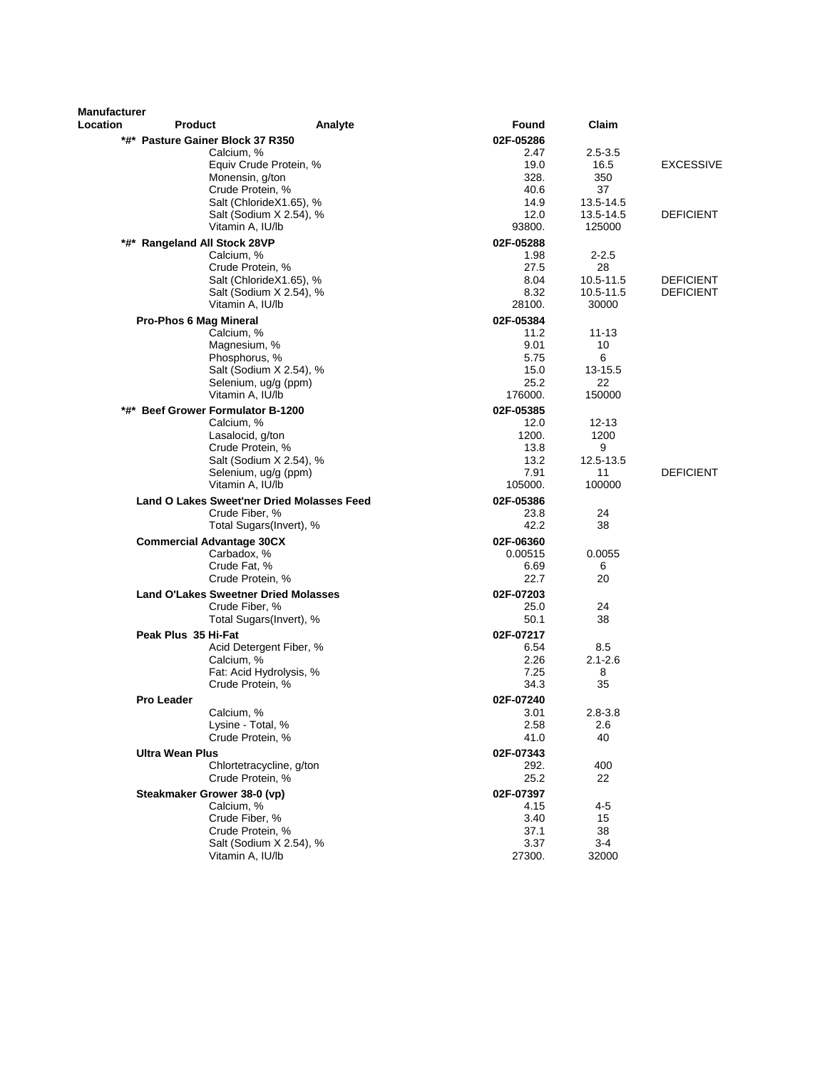| Manufacturer Location | Product | Analyte | Found | Claim | |
|---|---|---|---|---|---|
| | ***#* Pasture Gainer Block 37 R350** | | **02F-05286** | | |
| | | Calcium, % | 2.47 | 2.5-3.5 | |
| | | Equiv Crude Protein, % | 19.0 | 16.5 | EXCESSIVE |
| | | Monensin, g/ton | 328. | 350 | |
| | | Crude Protein, % | 40.6 | 37 | |
| | | Salt (ChlorideX1.65), % | 14.9 | 13.5-14.5 | |
| | | Salt (Sodium X 2.54), % | 12.0 | 13.5-14.5 | DEFICIENT |
| | | Vitamin A, IU/lb | 93800. | 125000 | |
| | ***#* Rangeland All Stock 28VP** | | **02F-05288** | | |
| | | Calcium, % | 1.98 | 2-2.5 | |
| | | Crude Protein, % | 27.5 | 28 | |
| | | Salt (ChlorideX1.65), % | 8.04 | 10.5-11.5 | DEFICIENT |
| | | Salt (Sodium X 2.54), % | 8.32 | 10.5-11.5 | DEFICIENT |
| | | Vitamin A, IU/lb | 28100. | 30000 | |
| | **Pro-Phos 6 Mag Mineral** | | **02F-05384** | | |
| | | Calcium, % | 11.2 | 11-13 | |
| | | Magnesium, % | 9.01 | 10 | |
| | | Phosphorus, % | 5.75 | 6 | |
| | | Salt (Sodium X 2.54), % | 15.0 | 13-15.5 | |
| | | Selenium, ug/g (ppm) | 25.2 | 22 | |
| | | Vitamin A, IU/lb | 176000. | 150000 | |
| | ***#* Beef Grower Formulator B-1200** | | **02F-05385** | | |
| | | Calcium, % | 12.0 | 12-13 | |
| | | Lasalocid, g/ton | 1200. | 1200 | |
| | | Crude Protein, % | 13.8 | 9 | |
| | | Salt (Sodium X 2.54), % | 13.2 | 12.5-13.5 | |
| | | Selenium, ug/g (ppm) | 7.91 | 11 | DEFICIENT |
| | | Vitamin A, IU/lb | 105000. | 100000 | |
| | **Land O Lakes Sweet'ner Dried Molasses Feed** | | **02F-05386** | | |
| | | Crude Fiber, % | 23.8 | 24 | |
| | | Total Sugars(Invert), % | 42.2 | 38 | |
| | **Commercial Advantage 30CX** | | **02F-06360** | | |
| | | Carbadox, % | 0.00515 | 0.0055 | |
| | | Crude Fat, % | 6.69 | 6 | |
| | | Crude Protein, % | 22.7 | 20 | |
| | **Land O'Lakes Sweetner Dried Molasses** | | **02F-07203** | | |
| | | Crude Fiber, % | 25.0 | 24 | |
| | | Total Sugars(Invert), % | 50.1 | 38 | |
| | **Peak Plus 35 Hi-Fat** | | **02F-07217** | | |
| | | Acid Detergent Fiber, % | 6.54 | 8.5 | |
| | | Calcium, % | 2.26 | 2.1-2.6 | |
| | | Fat: Acid Hydrolysis, % | 7.25 | 8 | |
| | | Crude Protein, % | 34.3 | 35 | |
| | **Pro Leader** | | **02F-07240** | | |
| | | Calcium, % | 3.01 | 2.8-3.8 | |
| | | Lysine - Total, % | 2.58 | 2.6 | |
| | | Crude Protein, % | 41.0 | 40 | |
| | **Ultra Wean Plus** | | **02F-07343** | | |
| | | Chlortetracycline, g/ton | 292. | 400 | |
| | | Crude Protein, % | 25.2 | 22 | |
| | **Steakmaker Grower 38-0 (vp)** | | **02F-07397** | | |
| | | Calcium, % | 4.15 | 4-5 | |
| | | Crude Fiber, % | 3.40 | 15 | |
| | | Crude Protein, % | 37.1 | 38 | |
| | | Salt (Sodium X 2.54), % | 3.37 | 3-4 | |
| | | Vitamin A, IU/lb | 27300. | 32000 | |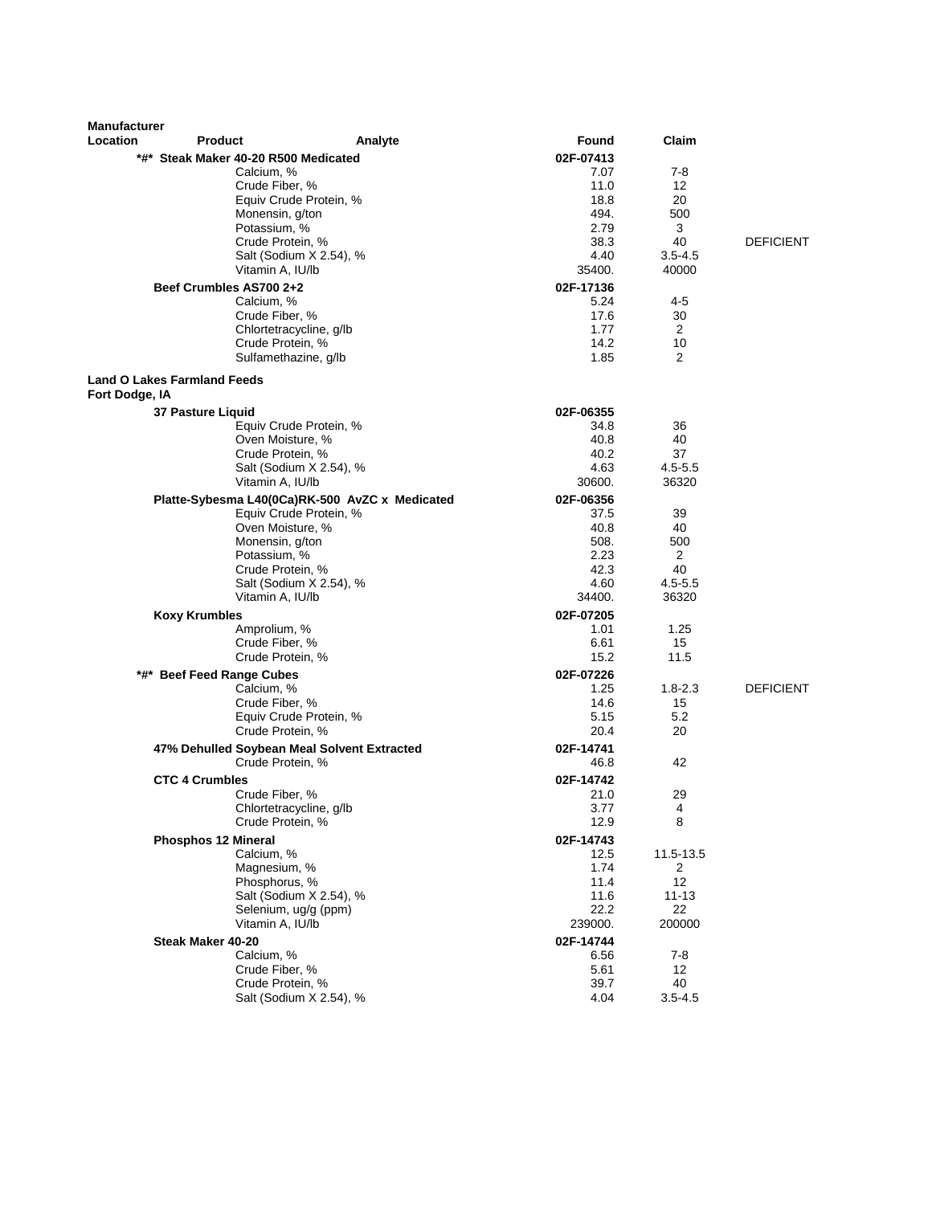| Manufacturer Location | Product | Analyte | Found | Claim | |
|---|---|---|---|---|---|
| | **\*#\* Steak Maker 40-20 R500 Medicated** | | **02F-07413** | | |
| | | Calcium, % | 7.07 | 7-8 | |
| | | Crude Fiber, % | 11.0 | 12 | |
| | | Equiv Crude Protein, % | 18.8 | 20 | |
| | | Monensin, g/ton | 494. | 500 | |
| | | Potassium, % | 2.79 | 3 | |
| | | Crude Protein, % | 38.3 | 40 | DEFICIENT |
| | | Salt (Sodium X 2.54), % | 4.40 | 3.5-4.5 | |
| | | Vitamin A, IU/lb | 35400. | 40000 | |
| | **Beef Crumbles AS700 2+2** | | **02F-17136** | | |
| | | Calcium, % | 5.24 | 4-5 | |
| | | Crude Fiber, % | 17.6 | 30 | |
| | | Chlortetracycline, g/lb | 1.77 | 2 | |
| | | Crude Protein, % | 14.2 | 10 | |
| | | Sulfamethazine, g/lb | 1.85 | 2 | |
| **Land O Lakes Farmland Feeds Fort Dodge, IA** | | | | | |
| | **37 Pasture Liquid** | | **02F-06355** | | |
| | | Equiv Crude Protein, % | 34.8 | 36 | |
| | | Oven Moisture, % | 40.8 | 40 | |
| | | Crude Protein, % | 40.2 | 37 | |
| | | Salt (Sodium X 2.54), % | 4.63 | 4.5-5.5 | |
| | | Vitamin A, IU/lb | 30600. | 36320 | |
| | **Platte-Sybesma L40(0Ca)RK-500 AvZC x Medicated** | | **02F-06356** | | |
| | | Equiv Crude Protein, % | 37.5 | 39 | |
| | | Oven Moisture, % | 40.8 | 40 | |
| | | Monensin, g/ton | 508. | 500 | |
| | | Potassium, % | 2.23 | 2 | |
| | | Crude Protein, % | 42.3 | 40 | |
| | | Salt (Sodium X 2.54), % | 4.60 | 4.5-5.5 | |
| | | Vitamin A, IU/lb | 34400. | 36320 | |
| | **Koxy Krumbles** | | **02F-07205** | | |
| | | Amprolium, % | 1.01 | 1.25 | |
| | | Crude Fiber, % | 6.61 | 15 | |
| | | Crude Protein, % | 15.2 | 11.5 | |
| | **\*#\* Beef Feed Range Cubes** | | **02F-07226** | | |
| | | Calcium, % | 1.25 | 1.8-2.3 | DEFICIENT |
| | | Crude Fiber, % | 14.6 | 15 | |
| | | Equiv Crude Protein, % | 5.15 | 5.2 | |
| | | Crude Protein, % | 20.4 | 20 | |
| | **47% Dehulled Soybean Meal Solvent Extracted** | | **02F-14741** | | |
| | | Crude Protein, % | 46.8 | 42 | |
| | **CTC 4 Crumbles** | | **02F-14742** | | |
| | | Crude Fiber, % | 21.0 | 29 | |
| | | Chlortetracycline, g/lb | 3.77 | 4 | |
| | | Crude Protein, % | 12.9 | 8 | |
| | **Phosphos 12 Mineral** | | **02F-14743** | | |
| | | Calcium, % | 12.5 | 11.5-13.5 | |
| | | Magnesium, % | 1.74 | 2 | |
| | | Phosphorus, % | 11.4 | 12 | |
| | | Salt (Sodium X 2.54), % | 11.6 | 11-13 | |
| | | Selenium, ug/g (ppm) | 22.2 | 22 | |
| | | Vitamin A, IU/lb | 239000. | 200000 | |
| | **Steak Maker 40-20** | | **02F-14744** | | |
| | | Calcium, % | 6.56 | 7-8 | |
| | | Crude Fiber, % | 5.61 | 12 | |
| | | Crude Protein, % | 39.7 | 40 | |
| | | Salt (Sodium X 2.54), % | 4.04 | 3.5-4.5 | |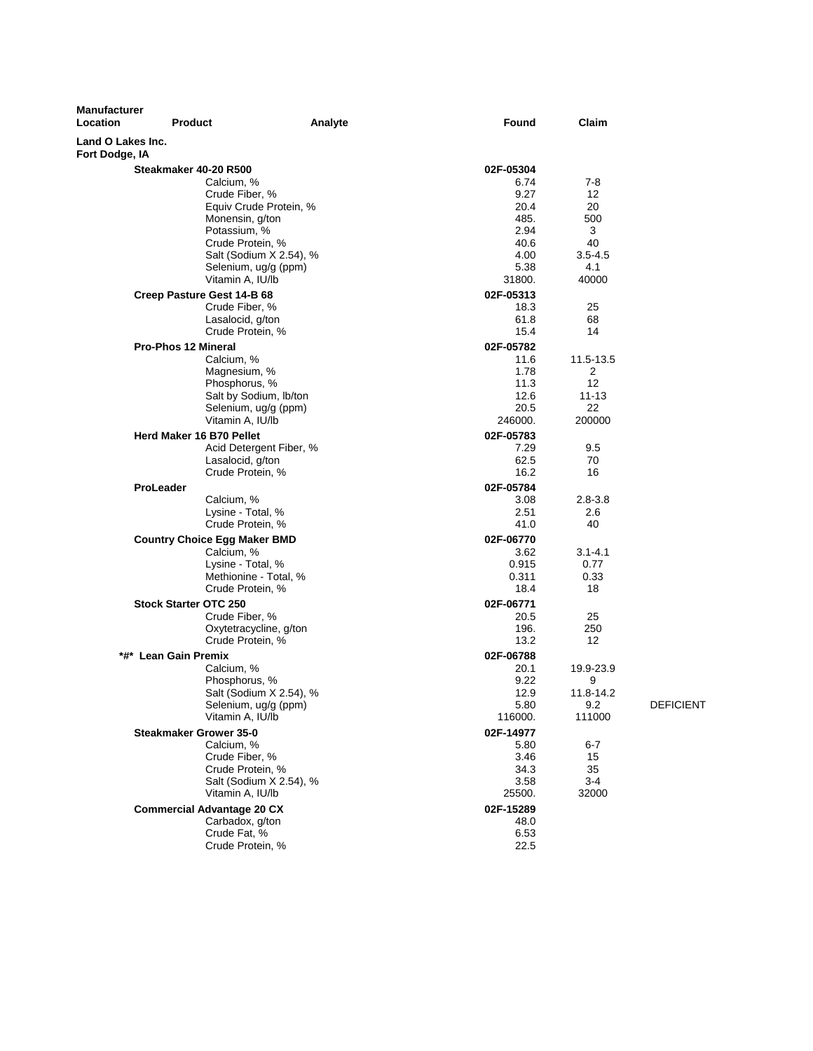| Manufacturer Location | Product | Analyte | Found | Claim | |
|---|---|---|---|---|---|
| **Land O Lakes Inc.** | | | | | |
| **Fort Dodge, IA** | | | | | |
| | **Steakmaker 40-20 R500** | | **02F-05304** | | |
| | | Calcium, % | 6.74 | 7-8 | |
| | | Crude Fiber, % | 9.27 | 12 | |
| | | Equiv Crude Protein, % | 20.4 | 20 | |
| | | Monensin, g/ton | 485. | 500 | |
| | | Potassium, % | 2.94 | 3 | |
| | | Crude Protein, % | 40.6 | 40 | |
| | | Salt (Sodium X 2.54), % | 4.00 | 3.5-4.5 | |
| | | Selenium, ug/g (ppm) | 5.38 | 4.1 | |
| | | Vitamin A, IU/lb | 31800. | 40000 | |
| | **Creep Pasture Gest 14-B 68** | | **02F-05313** | | |
| | | Crude Fiber, % | 18.3 | 25 | |
| | | Lasalocid, g/ton | 61.8 | 68 | |
| | | Crude Protein, % | 15.4 | 14 | |
| | **Pro-Phos 12 Mineral** | | **02F-05782** | | |
| | | Calcium, % | 11.6 | 11.5-13.5 | |
| | | Magnesium, % | 1.78 | 2 | |
| | | Phosphorus, % | 11.3 | 12 | |
| | | Salt by Sodium, lb/ton | 12.6 | 11-13 | |
| | | Selenium, ug/g (ppm) | 20.5 | 22 | |
| | | Vitamin A, IU/lb | 246000. | 200000 | |
| | **Herd Maker 16 B70 Pellet** | | **02F-05783** | | |
| | | Acid Detergent Fiber, % | 7.29 | 9.5 | |
| | | Lasalocid, g/ton | 62.5 | 70 | |
| | | Crude Protein, % | 16.2 | 16 | |
| | **ProLeader** | | **02F-05784** | | |
| | | Calcium, % | 3.08 | 2.8-3.8 | |
| | | Lysine - Total, % | 2.51 | 2.6 | |
| | | Crude Protein, % | 41.0 | 40 | |
| | **Country Choice Egg Maker BMD** | | **02F-06770** | | |
| | | Calcium, % | 3.62 | 3.1-4.1 | |
| | | Lysine - Total, % | 0.915 | 0.77 | |
| | | Methionine - Total, % | 0.311 | 0.33 | |
| | | Crude Protein, % | 18.4 | 18 | |
| | **Stock Starter OTC 250** | | **02F-06771** | | |
| | | Crude Fiber, % | 20.5 | 25 | |
| | | Oxytetracycline, g/ton | 196. | 250 | |
| | | Crude Protein, % | 13.2 | 12 | |
| | **\*#\* Lean Gain Premix** | | **02F-06788** | | |
| | | Calcium, % | 20.1 | 19.9-23.9 | |
| | | Phosphorus, % | 9.22 | 9 | |
| | | Salt (Sodium X 2.54), % | 12.9 | 11.8-14.2 | |
| | | Selenium, ug/g (ppm) | 5.80 | 9.2 | DEFICIENT |
| | | Vitamin A, IU/lb | 116000. | 111000 | |
| | **Steakmaker Grower 35-0** | | **02F-14977** | | |
| | | Calcium, % | 5.80 | 6-7 | |
| | | Crude Fiber, % | 3.46 | 15 | |
| | | Crude Protein, % | 34.3 | 35 | |
| | | Salt (Sodium X 2.54), % | 3.58 | 3-4 | |
| | | Vitamin A, IU/lb | 25500. | 32000 | |
| | **Commercial Advantage 20 CX** | | **02F-15289** | | |
| | | Carbadox, g/ton | 48.0 | | |
| | | Crude Fat, % | 6.53 | | |
| | | Crude Protein, % | 22.5 | | |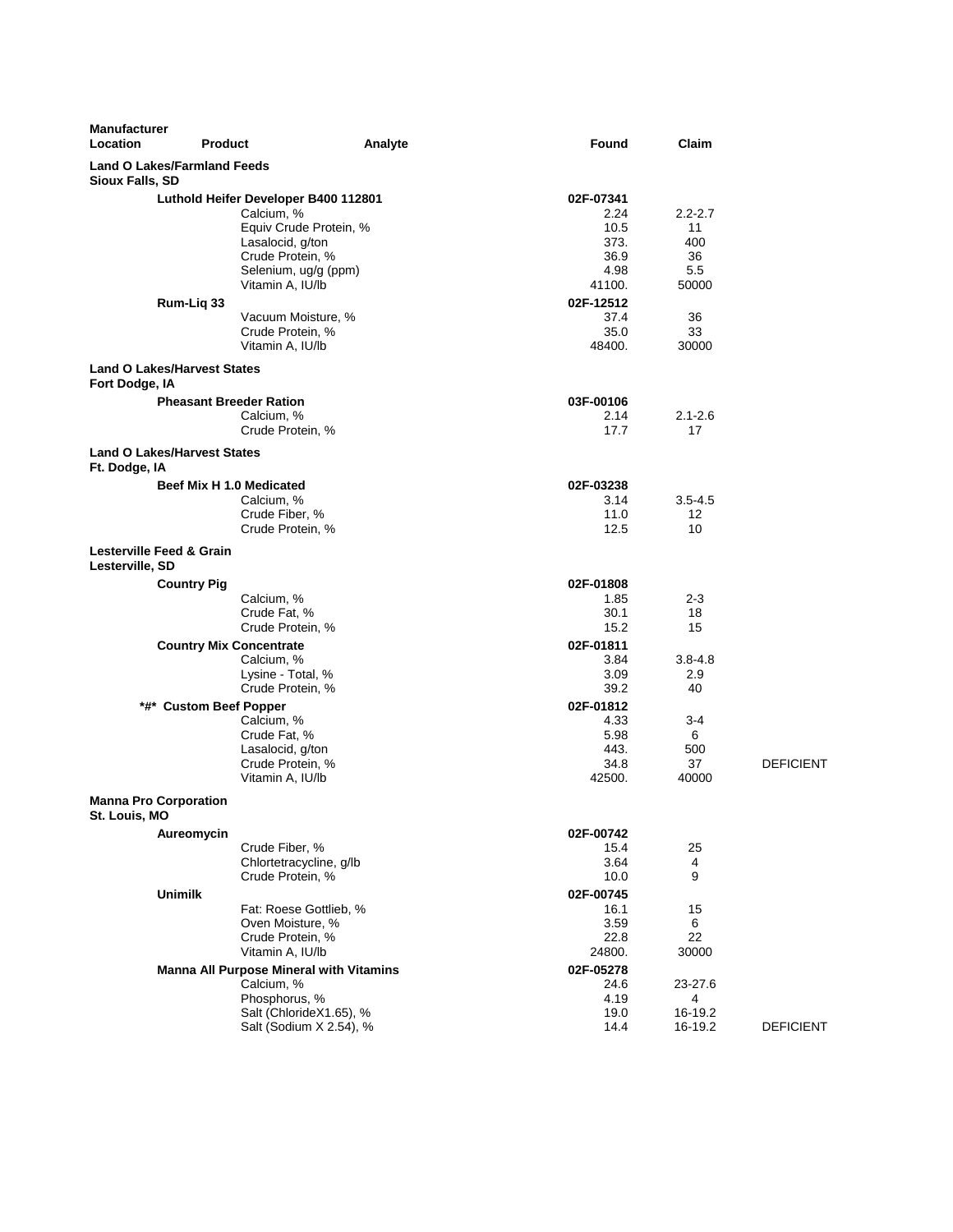| Manufacturer Location | Product | Analyte | Found | Claim | |
|---|---|---|---|---|---|
| **Land O Lakes/Farmland Feeds Sioux Falls, SD** | | | | | |
| | **Luthold Heifer Developer B400 112801** | | **02F-07341** | | |
| | | Calcium, % | 2.24 | 2.2-2.7 | |
| | | Equiv Crude Protein, % | 10.5 | 11 | |
| | | Lasalocid, g/ton | 373. | 400 | |
| | | Crude Protein, % | 36.9 | 36 | |
| | | Selenium, ug/g (ppm) | 4.98 | 5.5 | |
| | | Vitamin A, IU/lb | 41100. | 50000 | |
| | **Rum-Liq 33** | | **02F-12512** | | |
| | | Vacuum Moisture, % | 37.4 | 36 | |
| | | Crude Protein, % | 35.0 | 33 | |
| | | Vitamin A, IU/lb | 48400. | 30000 | |
| **Land O Lakes/Harvest States Fort Dodge, IA** | | | | | |
| | **Pheasant Breeder Ration** | | **03F-00106** | | |
| | | Calcium, % | 2.14 | 2.1-2.6 | |
| | | Crude Protein, % | 17.7 | 17 | |
| **Land O Lakes/Harvest States Ft. Dodge, IA** | | | | | |
| | **Beef Mix H 1.0 Medicated** | | **02F-03238** | | |
| | | Calcium, % | 3.14 | 3.5-4.5 | |
| | | Crude Fiber, % | 11.0 | 12 | |
| | | Crude Protein, % | 12.5 | 10 | |
| **Lesterville Feed & Grain Lesterville, SD** | | | | | |
| | **Country Pig** | | **02F-01808** | | |
| | | Calcium, % | 1.85 | 2-3 | |
| | | Crude Fat, % | 30.1 | 18 | |
| | | Crude Protein, % | 15.2 | 15 | |
| | **Country Mix Concentrate** | | **02F-01811** | | |
| | | Calcium, % | 3.84 | 3.8-4.8 | |
| | | Lysine - Total, % | 3.09 | 2.9 | |
| | | Crude Protein, % | 39.2 | 40 | |
| | **\*#\* Custom Beef Popper** | | **02F-01812** | | |
| | | Calcium, % | 4.33 | 3-4 | |
| | | Crude Fat, % | 5.98 | 6 | |
| | | Lasalocid, g/ton | 443. | 500 | |
| | | Crude Protein, % | 34.8 | 37 | DEFICIENT |
| | | Vitamin A, IU/lb | 42500. | 40000 | |
| **Manna Pro Corporation St. Louis, MO** | | | | | |
| | **Aureomycin** | | **02F-00742** | | |
| | | Crude Fiber, % | 15.4 | 25 | |
| | | Chlortetracycline, g/lb | 3.64 | 4 | |
| | | Crude Protein, % | 10.0 | 9 | |
| | **Unimilk** | | **02F-00745** | | |
| | | Fat: Roese Gottlieb, % | 16.1 | 15 | |
| | | Oven Moisture, % | 3.59 | 6 | |
| | | Crude Protein, % | 22.8 | 22 | |
| | | Vitamin A, IU/lb | 24800. | 30000 | |
| | **Manna All Purpose Mineral with Vitamins** | | **02F-05278** | | |
| | | Calcium, % | 24.6 | 23-27.6 | |
| | | Phosphorus, % | 4.19 | 4 | |
| | | Salt (ChlorideX1.65), % | 19.0 | 16-19.2 | |
| | | Salt (Sodium X 2.54), % | 14.4 | 16-19.2 | DEFICIENT |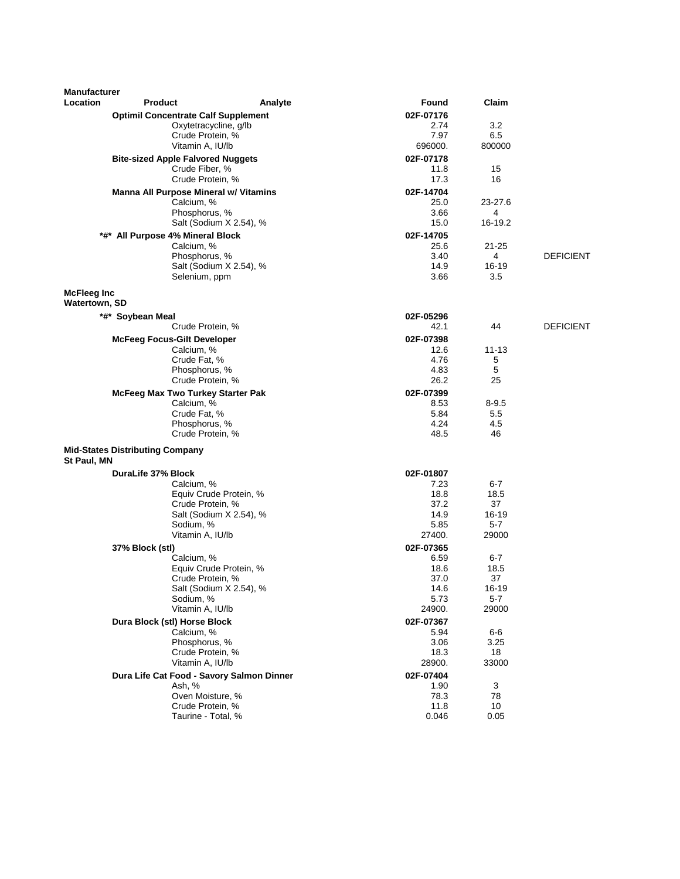| Manufacturer Location | Product | Analyte | Found | Claim | |
|---|---|---|---|---|---|
| | **Optimil Concentrate Calf Supplement** | | **02F-07176** | | |
| | | Oxytetracycline, g/lb | 2.74 | 3.2 | |
| | | Crude Protein, % | 7.97 | 6.5 | |
| | | Vitamin A, IU/lb | 696000. | 800000 | |
| | **Bite-sized Apple Falvored Nuggets** | | **02F-07178** | | |
| | | Crude Fiber, % | 11.8 | 15 | |
| | | Crude Protein, % | 17.3 | 16 | |
| | **Manna All Purpose Mineral w/ Vitamins** | | **02F-14704** | | |
| | | Calcium, % | 25.0 | 23-27.6 | |
| | | Phosphorus, % | 3.66 | 4 | |
| | | Salt (Sodium X 2.54), % | 15.0 | 16-19.2 | |
| | ***#* All Purpose 4% Mineral Block** | | **02F-14705** | | |
| | | Calcium, % | 25.6 | 21-25 | |
| | | Phosphorus, % | 3.40 | 4 | DEFICIENT |
| | | Salt (Sodium X 2.54), % | 14.9 | 16-19 | |
| | | Selenium, ppm | 3.66 | 3.5 | |
| **McFleeg Inc Watertown, SD** | | | | | |
| | ***#* Soybean Meal** | | **02F-05296** | | |
| | | Crude Protein, % | 42.1 | 44 | DEFICIENT |
| | **McFeeg Focus-Gilt Developer** | | **02F-07398** | | |
| | | Calcium, % | 12.6 | 11-13 | |
| | | Crude Fat, % | 4.76 | 5 | |
| | | Phosphorus, % | 4.83 | 5 | |
| | | Crude Protein, % | 26.2 | 25 | |
| | **McFeeg Max Two Turkey Starter Pak** | | **02F-07399** | | |
| | | Calcium, % | 8.53 | 8-9.5 | |
| | | Crude Fat, % | 5.84 | 5.5 | |
| | | Phosphorus, % | 4.24 | 4.5 | |
| | | Crude Protein, % | 48.5 | 46 | |
| **Mid-States Distributing Company St Paul, MN** | | | | | |
| | **DuraLife 37% Block** | | **02F-01807** | | |
| | | Calcium, % | 7.23 | 6-7 | |
| | | Equiv Crude Protein, % | 18.8 | 18.5 | |
| | | Crude Protein, % | 37.2 | 37 | |
| | | Salt (Sodium X 2.54), % | 14.9 | 16-19 | |
| | | Sodium, % | 5.85 | 5-7 | |
| | | Vitamin A, IU/lb | 27400. | 29000 | |
| | **37% Block (stl)** | | **02F-07365** | | |
| | | Calcium, % | 6.59 | 6-7 | |
| | | Equiv Crude Protein, % | 18.6 | 18.5 | |
| | | Crude Protein, % | 37.0 | 37 | |
| | | Salt (Sodium X 2.54), % | 14.6 | 16-19 | |
| | | Sodium, % | 5.73 | 5-7 | |
| | | Vitamin A, IU/lb | 24900. | 29000 | |
| | **Dura Block (stl) Horse Block** | | **02F-07367** | | |
| | | Calcium, % | 5.94 | 6-6 | |
| | | Phosphorus, % | 3.06 | 3.25 | |
| | | Crude Protein, % | 18.3 | 18 | |
| | | Vitamin A, IU/lb | 28900. | 33000 | |
| | **Dura Life Cat Food - Savory Salmon Dinner** | | **02F-07404** | | |
| | | Ash, % | 1.90 | 3 | |
| | | Oven Moisture, % | 78.3 | 78 | |
| | | Crude Protein, % | 11.8 | 10 | |
| | | Taurine - Total, % | 0.046 | 0.05 | |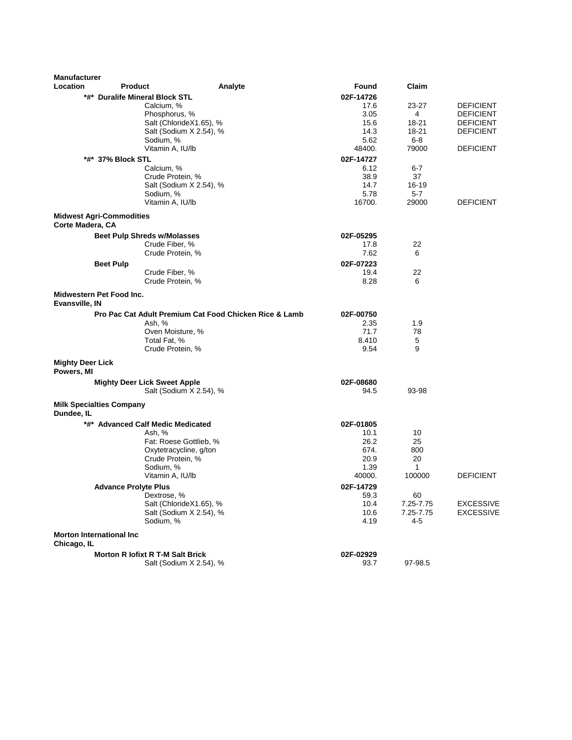| Manufacturer Location | Product | Analyte | Found | Claim | |
|---|---|---|---|---|---|
| | *#* Duralife Mineral Block STL | | 02F-14726 | | |
| | | Calcium, % | 17.6 | 23-27 | DEFICIENT |
| | | Phosphorus, % | 3.05 | 4 | DEFICIENT |
| | | Salt (ChlorideX1.65), % | 15.6 | 18-21 | DEFICIENT |
| | | Salt (Sodium X 2.54), % | 14.3 | 18-21 | DEFICIENT |
| | | Sodium, % | 5.62 | 6-8 | |
| | | Vitamin A, IU/lb | 48400. | 79000 | DEFICIENT |
| | *#* 37% Block STL | | 02F-14727 | | |
| | | Calcium, % | 6.12 | 6-7 | |
| | | Crude Protein, % | 38.9 | 37 | |
| | | Salt (Sodium X 2.54), % | 14.7 | 16-19 | |
| | | Sodium, % | 5.78 | 5-7 | |
| | | Vitamin A, IU/lb | 16700. | 29000 | DEFICIENT |
| **Midwest Agri-Commodities Corte Madera, CA** | | | | | |
| | Beet Pulp Shreds w/Molasses | | 02F-05295 | | |
| | | Crude Fiber, % | 17.8 | 22 | |
| | | Crude Protein, % | 7.62 | 6 | |
| | Beet Pulp | | 02F-07223 | | |
| | | Crude Fiber, % | 19.4 | 22 | |
| | | Crude Protein, % | 8.28 | 6 | |
| **Midwestern Pet Food Inc. Evansville, IN** | | | | | |
| | Pro Pac Cat Adult Premium Cat Food Chicken Rice & Lamb | | 02F-00750 | | |
| | | Ash, % | 2.35 | 1.9 | |
| | | Oven Moisture, % | 71.7 | 78 | |
| | | Total Fat, % | 8.410 | 5 | |
| | | Crude Protein, % | 9.54 | 9 | |
| **Mighty Deer Lick Powers, MI** | | | | | |
| | Mighty Deer Lick Sweet Apple | | 02F-08680 | | |
| | | Salt (Sodium X 2.54), % | 94.5 | 93-98 | |
| **Milk Specialties Company Dundee, IL** | | | | | |
| | *#* Advanced Calf Medic Medicated | | 02F-01805 | | |
| | | Ash, % | 10.1 | 10 | |
| | | Fat: Roese Gottlieb, % | 26.2 | 25 | |
| | | Oxytetracycline, g/ton | 674. | 800 | |
| | | Crude Protein, % | 20.9 | 20 | |
| | | Sodium, % | 1.39 | 1 | |
| | | Vitamin A, IU/lb | 40000. | 100000 | DEFICIENT |
| | Advance Prolyte Plus | | 02F-14729 | | |
| | | Dextrose, % | 59.3 | 60 | |
| | | Salt (ChlorideX1.65), % | 10.4 | 7.25-7.75 | EXCESSIVE |
| | | Salt (Sodium X 2.54), % | 10.6 | 7.25-7.75 | EXCESSIVE |
| | | Sodium, % | 4.19 | 4-5 | |
| **Morton International Inc Chicago, IL** | | | | | |
| | Morton R Iofixt R T-M Salt Brick | | 02F-02929 | | |
| | | Salt (Sodium X 2.54), % | 93.7 | 97-98.5 | |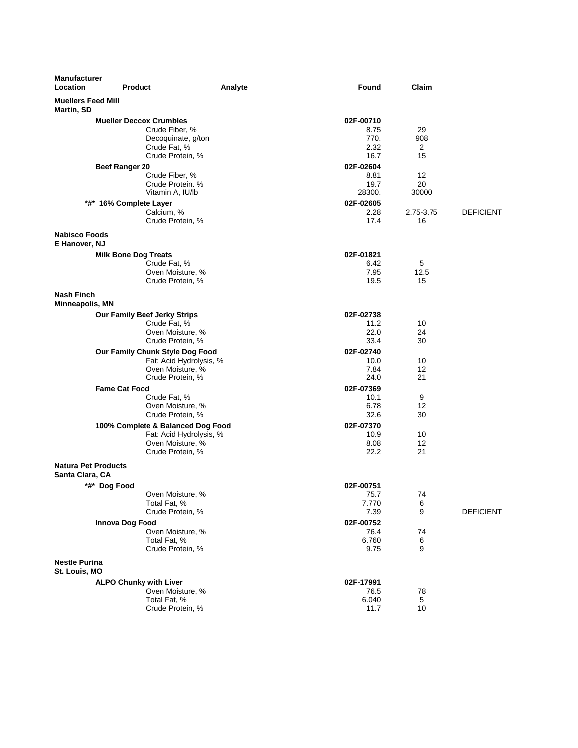| Manufacturer Location | Product | Analyte | Found | Claim | |
|---|---|---|---|---|---|
| **Muellers Feed Mill Martin, SD** | | | | | |
| | **Mueller Deccox Crumbles** | | **02F-00710** | | |
| | | Crude Fiber, % | 8.75 | 29 | |
| | | Decoquinate, g/ton | 770. | 908 | |
| | | Crude Fat, % | 2.32 | 2 | |
| | | Crude Protein, % | 16.7 | 15 | |
| | **Beef Ranger 20** | | **02F-02604** | | |
| | | Crude Fiber, % | 8.81 | 12 | |
| | | Crude Protein, % | 19.7 | 20 | |
| | | Vitamin A, IU/lb | 28300. | 30000 | |
| | ***#* 16% Complete Layer** | | **02F-02605** | | |
| | | Calcium, % | 2.28 | 2.75-3.75 | DEFICIENT |
| | | Crude Protein, % | 17.4 | 16 | |
| **Nabisco Foods E Hanover, NJ** | | | | | |
| | **Milk Bone Dog Treats** | | **02F-01821** | | |
| | | Crude Fat, % | 6.42 | 5 | |
| | | Oven Moisture, % | 7.95 | 12.5 | |
| | | Crude Protein, % | 19.5 | 15 | |
| **Nash Finch Minneapolis, MN** | | | | | |
| | **Our Family Beef Jerky Strips** | | **02F-02738** | | |
| | | Crude Fat, % | 11.2 | 10 | |
| | | Oven Moisture, % | 22.0 | 24 | |
| | | Crude Protein, % | 33.4 | 30 | |
| | **Our Family Chunk Style Dog Food** | | **02F-02740** | | |
| | | Fat: Acid Hydrolysis, % | 10.0 | 10 | |
| | | Oven Moisture, % | 7.84 | 12 | |
| | | Crude Protein, % | 24.0 | 21 | |
| | **Fame Cat Food** | | **02F-07369** | | |
| | | Crude Fat, % | 10.1 | 9 | |
| | | Oven Moisture, % | 6.78 | 12 | |
| | | Crude Protein, % | 32.6 | 30 | |
| | **100% Complete & Balanced Dog Food** | | **02F-07370** | | |
| | | Fat: Acid Hydrolysis, % | 10.9 | 10 | |
| | | Oven Moisture, % | 8.08 | 12 | |
| | | Crude Protein, % | 22.2 | 21 | |
| **Natura Pet Products Santa Clara, CA** | | | | | |
| | ***#* Dog Food** | | **02F-00751** | | |
| | | Oven Moisture, % | 75.7 | 74 | |
| | | Total Fat, % | 7.770 | 6 | |
| | | Crude Protein, % | 7.39 | 9 | DEFICIENT |
| | **Innova Dog Food** | | **02F-00752** | | |
| | | Oven Moisture, % | 76.4 | 74 | |
| | | Total Fat, % | 6.760 | 6 | |
| | | Crude Protein, % | 9.75 | 9 | |
| **Nestle Purina St. Louis, MO** | | | | | |
| | **ALPO Chunky with Liver** | | **02F-17991** | | |
| | | Oven Moisture, % | 76.5 | 78 | |
| | | Total Fat, % | 6.040 | 5 | |
| | | Crude Protein, % | 11.7 | 10 | |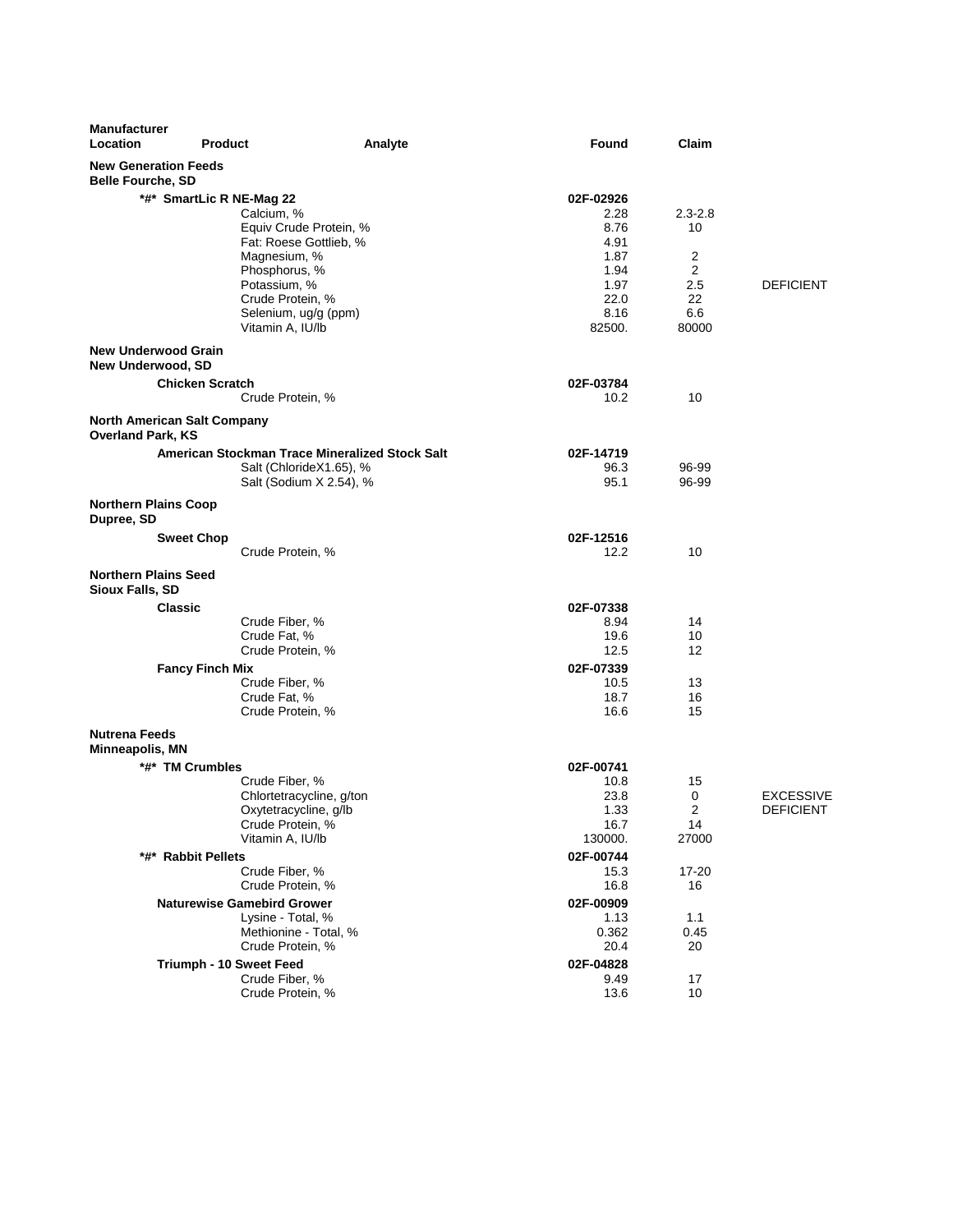| Manufacturer Location | Product | Analyte | Found | Claim | |
|---|---|---|---|---|---|
| **New Generation Feeds Belle Fourche, SD** | | | | | |
| | ***#* SmartLic R NE-Mag 22** | | **02F-02926** | | |
| | | Calcium, % | 2.28 | 2.3-2.8 | |
| | | Equiv Crude Protein, % | 8.76 | 10 | |
| | | Fat: Roese Gottlieb, % | 4.91 | | |
| | | Magnesium, % | 1.87 | 2 | |
| | | Phosphorus, % | 1.94 | 2 | |
| | | Potassium, % | 1.97 | 2.5 | DEFICIENT |
| | | Crude Protein, % | 22.0 | 22 | |
| | | Selenium, ug/g (ppm) | 8.16 | 6.6 | |
| | | Vitamin A, IU/lb | 82500. | 80000 | |
| **New Underwood Grain New Underwood, SD** | | | | | |
| | **Chicken Scratch** | | **02F-03784** | | |
| | | Crude Protein, % | 10.2 | 10 | |
| **North American Salt Company Overland Park, KS** | | | | | |
| | **American Stockman Trace Mineralized Stock Salt** | | **02F-14719** | | |
| | | Salt (ChlorideX1.65), % | 96.3 | 96-99 | |
| | | Salt (Sodium X 2.54), % | 95.1 | 96-99 | |
| **Northern Plains Coop Dupree, SD** | | | | | |
| | **Sweet Chop** | | **02F-12516** | | |
| | | Crude Protein, % | 12.2 | 10 | |
| **Northern Plains Seed Sioux Falls, SD** | | | | | |
| | **Classic** | | **02F-07338** | | |
| | | Crude Fiber, % | 8.94 | 14 | |
| | | Crude Fat, % | 19.6 | 10 | |
| | | Crude Protein, % | 12.5 | 12 | |
| | **Fancy Finch Mix** | | **02F-07339** | | |
| | | Crude Fiber, % | 10.5 | 13 | |
| | | Crude Fat, % | 18.7 | 16 | |
| | | Crude Protein, % | 16.6 | 15 | |
| **Nutrena Feeds Minneapolis, MN** | | | | | |
| | ***#* TM Crumbles** | | **02F-00741** | | |
| | | Crude Fiber, % | 10.8 | 15 | |
| | | Chlortetracycline, g/ton | 23.8 | 0 | EXCESSIVE |
| | | Oxytetracycline, g/lb | 1.33 | 2 | DEFICIENT |
| | | Crude Protein, % | 16.7 | 14 | |
| | | Vitamin A, IU/lb | 130000. | 27000 | |
| | ***#* Rabbit Pellets** | | **02F-00744** | | |
| | | Crude Fiber, % | 15.3 | 17-20 | |
| | | Crude Protein, % | 16.8 | 16 | |
| | **Naturewise Gamebird Grower** | | **02F-00909** | | |
| | | Lysine - Total, % | 1.13 | 1.1 | |
| | | Methionine - Total, % | 0.362 | 0.45 | |
| | | Crude Protein, % | 20.4 | 20 | |
| | **Triumph - 10 Sweet Feed** | | **02F-04828** | | |
| | | Crude Fiber, % | 9.49 | 17 | |
| | | Crude Protein, % | 13.6 | 10 | |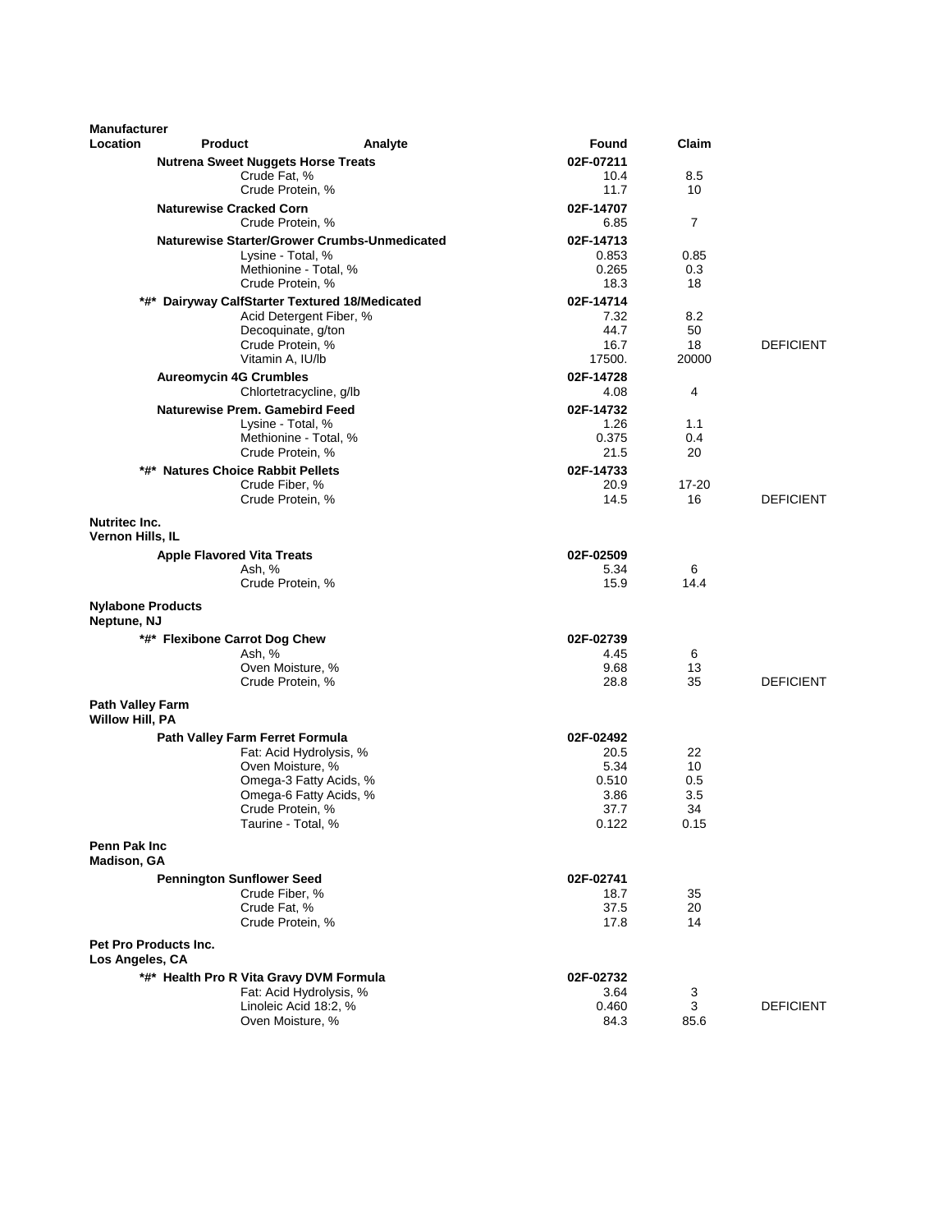| Manufacturer Location | Product | Analyte | Found | Claim | |
|---|---|---|---|---|---|
| | **Nutrena Sweet Nuggets Horse Treats** | | **02F-07211** | | |
| | | Crude Fat, % | 10.4 | 8.5 | |
| | | Crude Protein, % | 11.7 | 10 | |
| | **Naturewise Cracked Corn** | | **02F-14707** | | |
| | | Crude Protein, % | 6.85 | 7 | |
| | **Naturewise Starter/Grower Crumbs-Unmedicated** | | **02F-14713** | | |
| | | Lysine - Total, % | 0.853 | 0.85 | |
| | | Methionine - Total, % | 0.265 | 0.3 | |
| | | Crude Protein, % | 18.3 | 18 | |
| | **\*#\* Dairyway CalfStarter Textured 18/Medicated** | | **02F-14714** | | |
| | | Acid Detergent Fiber, % | 7.32 | 8.2 | |
| | | Decoquinate, g/ton | 44.7 | 50 | |
| | | Crude Protein, % | 16.7 | 18 | DEFICIENT |
| | | Vitamin A, IU/lb | 17500. | 20000 | |
| | **Aureomycin 4G Crumbles** | | **02F-14728** | | |
| | | Chlortetracycline, g/lb | 4.08 | 4 | |
| | **Naturewise Prem. Gamebird Feed** | | **02F-14732** | | |
| | | Lysine - Total, % | 1.26 | 1.1 | |
| | | Methionine - Total, % | 0.375 | 0.4 | |
| | | Crude Protein, % | 21.5 | 20 | |
| | **\*#\* Natures Choice Rabbit Pellets** | | **02F-14733** | | |
| | | Crude Fiber, % | 20.9 | 17-20 | |
| | | Crude Protein, % | 14.5 | 16 | DEFICIENT |
| **Nutritec Inc.**<br>**Vernon Hills, IL** | | | | | |
| | **Apple Flavored Vita Treats** | | **02F-02509** | | |
| | | Ash, % | 5.34 | 6 | |
| | | Crude Protein, % | 15.9 | 14.4 | |
| **Nylabone Products**<br>**Neptune, NJ** | | | | | |
| | **\*#\* Flexibone Carrot Dog Chew** | | **02F-02739** | | |
| | | Ash, % | 4.45 | 6 | |
| | | Oven Moisture, % | 9.68 | 13 | |
| | | Crude Protein, % | 28.8 | 35 | DEFICIENT |
| **Path Valley Farm**<br>**Willow Hill, PA** | | | | | |
| | **Path Valley Farm Ferret Formula** | | **02F-02492** | | |
| | | Fat: Acid Hydrolysis, % | 20.5 | 22 | |
| | | Oven Moisture, % | 5.34 | 10 | |
| | | Omega-3 Fatty Acids, % | 0.510 | 0.5 | |
| | | Omega-6 Fatty Acids, % | 3.86 | 3.5 | |
| | | Crude Protein, % | 37.7 | 34 | |
| | | Taurine - Total, % | 0.122 | 0.15 | |
| **Penn Pak Inc**<br>**Madison, GA** | | | | | |
| | **Pennington Sunflower Seed** | | **02F-02741** | | |
| | | Crude Fiber, % | 18.7 | 35 | |
| | | Crude Fat, % | 37.5 | 20 | |
| | | Crude Protein, % | 17.8 | 14 | |
| **Pet Pro Products Inc.**<br>**Los Angeles, CA** | | | | | |
| | **\*#\* Health Pro R Vita Gravy DVM Formula** | | **02F-02732** | | |
| | | Fat: Acid Hydrolysis, % | 3.64 | 3 | |
| | | Linoleic Acid 18:2, % | 0.460 | 3 | DEFICIENT |
| | | Oven Moisture, % | 84.3 | 85.6 | |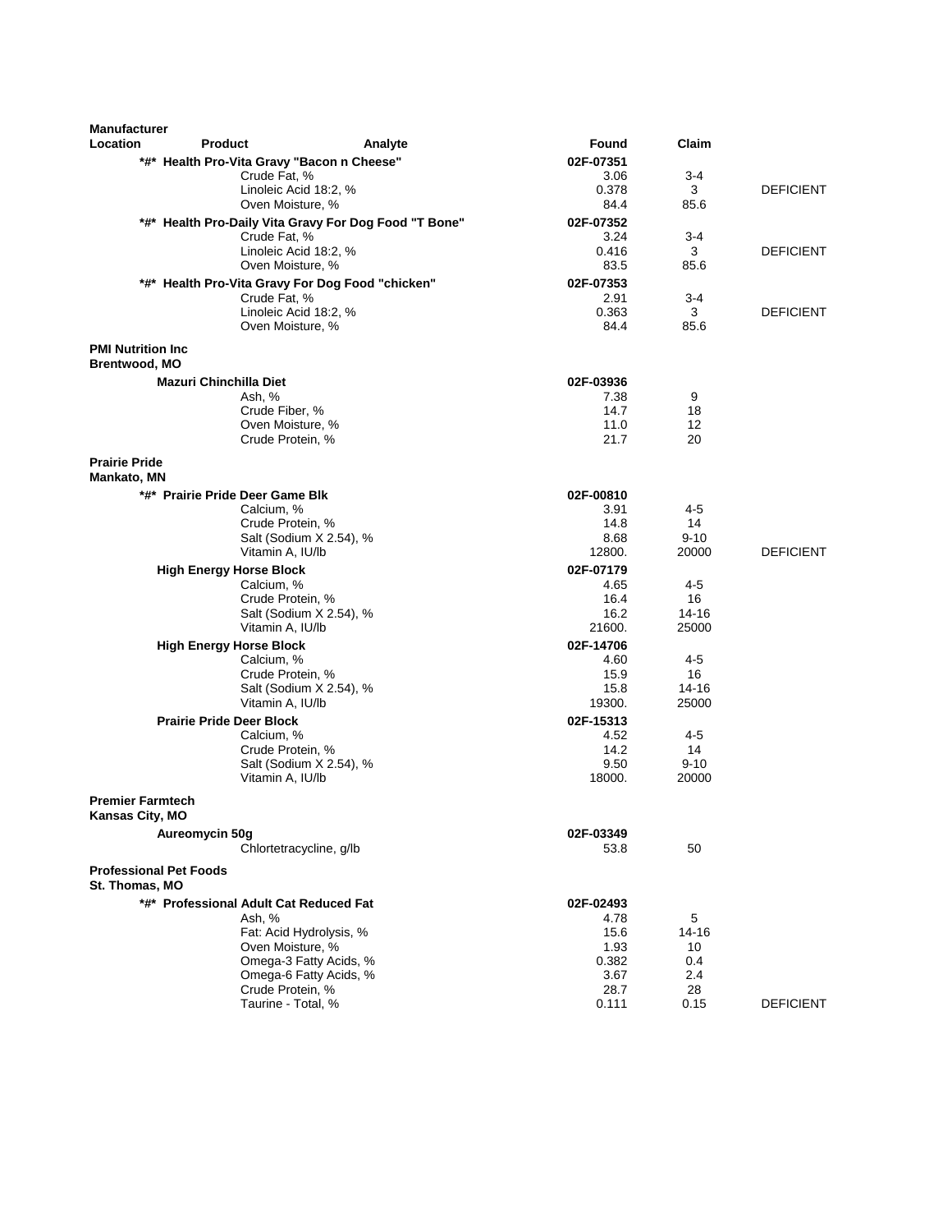| Manufacturer Location | Product | Analyte | Found | Claim | |
|---|---|---|---|---|---|
| | *#* Health Pro-Vita Gravy "Bacon n Cheese" | | 02F-07351 | | |
| | | Crude Fat, % | 3.06 | 3-4 | |
| | | Linoleic Acid 18:2, % | 0.378 | 3 | DEFICIENT |
| | | Oven Moisture, % | 84.4 | 85.6 | |
| | *#* Health Pro-Daily Vita Gravy For Dog Food "T Bone" | | 02F-07352 | | |
| | | Crude Fat, % | 3.24 | 3-4 | |
| | | Linoleic Acid 18:2, % | 0.416 | 3 | DEFICIENT |
| | | Oven Moisture, % | 83.5 | 85.6 | |
| | *#* Health Pro-Vita Gravy For Dog Food "chicken" | | 02F-07353 | | |
| | | Crude Fat, % | 2.91 | 3-4 | |
| | | Linoleic Acid 18:2, % | 0.363 | 3 | DEFICIENT |
| | | Oven Moisture, % | 84.4 | 85.6 | |
| **PMI Nutrition Inc Brentwood, MO** | | | | | |
| | Mazuri Chinchilla Diet | | 02F-03936 | | |
| | | Ash, % | 7.38 | 9 | |
| | | Crude Fiber, % | 14.7 | 18 | |
| | | Oven Moisture, % | 11.0 | 12 | |
| | | Crude Protein, % | 21.7 | 20 | |
| **Prairie Pride Mankato, MN** | | | | | |
| | *#* Prairie Pride Deer Game Blk | | 02F-00810 | | |
| | | Calcium, % | 3.91 | 4-5 | |
| | | Crude Protein, % | 14.8 | 14 | |
| | | Salt (Sodium X 2.54), % | 8.68 | 9-10 | |
| | | Vitamin A, IU/lb | 12800. | 20000 | DEFICIENT |
| | High Energy Horse Block | | 02F-07179 | | |
| | | Calcium, % | 4.65 | 4-5 | |
| | | Crude Protein, % | 16.4 | 16 | |
| | | Salt (Sodium X 2.54), % | 16.2 | 14-16 | |
| | | Vitamin A, IU/lb | 21600. | 25000 | |
| | High Energy Horse Block | | 02F-14706 | | |
| | | Calcium, % | 4.60 | 4-5 | |
| | | Crude Protein, % | 15.9 | 16 | |
| | | Salt (Sodium X 2.54), % | 15.8 | 14-16 | |
| | | Vitamin A, IU/lb | 19300. | 25000 | |
| | Prairie Pride Deer Block | | 02F-15313 | | |
| | | Calcium, % | 4.52 | 4-5 | |
| | | Crude Protein, % | 14.2 | 14 | |
| | | Salt (Sodium X 2.54), % | 9.50 | 9-10 | |
| | | Vitamin A, IU/lb | 18000. | 20000 | |
| **Premier Farmtech Kansas City, MO** | | | | | |
| | Aureomycin 50g | | 02F-03349 | | |
| | | Chlortetracycline, g/lb | 53.8 | 50 | |
| **Professional Pet Foods St. Thomas, MO** | | | | | |
| | *#* Professional Adult Cat Reduced Fat | | 02F-02493 | | |
| | | Ash, % | 4.78 | 5 | |
| | | Fat: Acid Hydrolysis, % | 15.6 | 14-16 | |
| | | Oven Moisture, % | 1.93 | 10 | |
| | | Omega-3 Fatty Acids, % | 0.382 | 0.4 | |
| | | Omega-6 Fatty Acids, % | 3.67 | 2.4 | |
| | | Crude Protein, % | 28.7 | 28 | |
| | | Taurine - Total, % | 0.111 | 0.15 | DEFICIENT |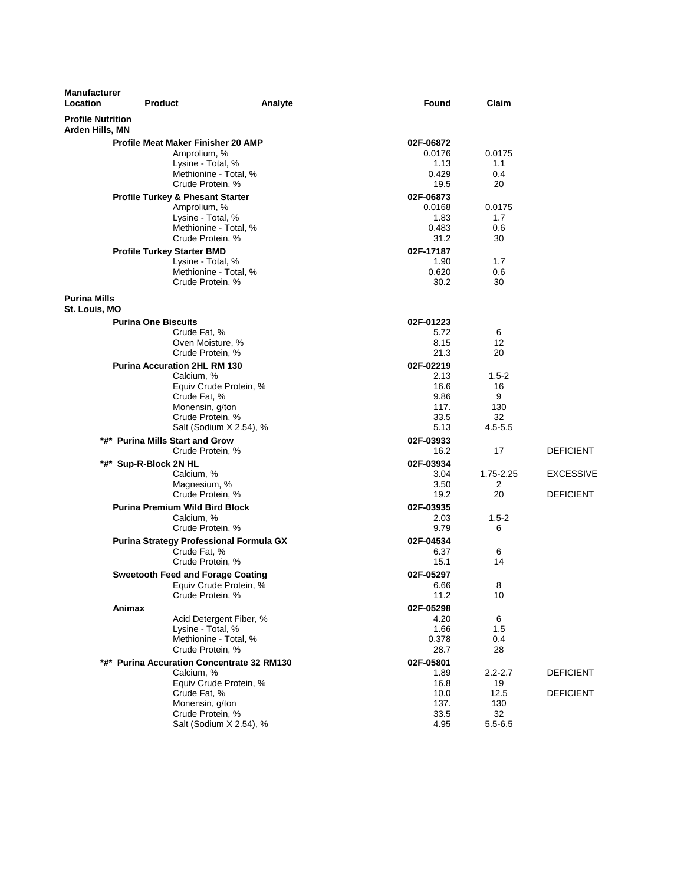| Manufacturer Location | Product | Analyte | Found | Claim | |
|---|---|---|---|---|---|
| **Profile Nutrition Arden Hills, MN** | | | | | |
| | **Profile Meat Maker Finisher 20 AMP** | | **02F-06872** | | |
| | | Amprolium, % | 0.0176 | 0.0175 | |
| | | Lysine - Total, % | 1.13 | 1.1 | |
| | | Methionine - Total, % | 0.429 | 0.4 | |
| | | Crude Protein, % | 19.5 | 20 | |
| | **Profile Turkey & Phesant Starter** | | **02F-06873** | | |
| | | Amprolium, % | 0.0168 | 0.0175 | |
| | | Lysine - Total, % | 1.83 | 1.7 | |
| | | Methionine - Total, % | 0.483 | 0.6 | |
| | | Crude Protein, % | 31.2 | 30 | |
| | **Profile Turkey Starter BMD** | | **02F-17187** | | |
| | | Lysine - Total, % | 1.90 | 1.7 | |
| | | Methionine - Total, % | 0.620 | 0.6 | |
| | | Crude Protein, % | 30.2 | 30 | |
| **Purina Mills St. Louis, MO** | | | | | |
| | **Purina One Biscuits** | | **02F-01223** | | |
| | | Crude Fat, % | 5.72 | 6 | |
| | | Oven Moisture, % | 8.15 | 12 | |
| | | Crude Protein, % | 21.3 | 20 | |
| | **Purina Accuration 2HL RM 130** | | **02F-02219** | | |
| | | Calcium, % | 2.13 | 1.5-2 | |
| | | Equiv Crude Protein, % | 16.6 | 16 | |
| | | Crude Fat, % | 9.86 | 9 | |
| | | Monensin, g/ton | 117. | 130 | |
| | | Crude Protein, % | 33.5 | 32 | |
| | | Salt (Sodium X 2.54), % | 5.13 | 4.5-5.5 | |
| | **\*#\* Purina Mills Start and Grow** | | **02F-03933** | | |
| | | Crude Protein, % | 16.2 | 17 | DEFICIENT |
| | **\*#\* Sup-R-Block 2N HL** | | **02F-03934** | | |
| | | Calcium, % | 3.04 | 1.75-2.25 | EXCESSIVE |
| | | Magnesium, % | 3.50 | 2 | |
| | | Crude Protein, % | 19.2 | 20 | DEFICIENT |
| | **Purina Premium Wild Bird Block** | | **02F-03935** | | |
| | | Calcium, % | 2.03 | 1.5-2 | |
| | | Crude Protein, % | 9.79 | 6 | |
| | **Purina Strategy Professional Formula GX** | | **02F-04534** | | |
| | | Crude Fat, % | 6.37 | 6 | |
| | | Crude Protein, % | 15.1 | 14 | |
| | **Sweetooth Feed and Forage Coating** | | **02F-05297** | | |
| | | Equiv Crude Protein, % | 6.66 | 8 | |
| | | Crude Protein, % | 11.2 | 10 | |
| | **Animax** | | **02F-05298** | | |
| | | Acid Detergent Fiber, % | 4.20 | 6 | |
| | | Lysine - Total, % | 1.66 | 1.5 | |
| | | Methionine - Total, % | 0.378 | 0.4 | |
| | | Crude Protein, % | 28.7 | 28 | |
| | **\*#\* Purina Accuration Concentrate 32 RM130** | | **02F-05801** | | |
| | | Calcium, % | 1.89 | 2.2-2.7 | DEFICIENT |
| | | Equiv Crude Protein, % | 16.8 | 19 | |
| | | Crude Fat, % | 10.0 | 12.5 | DEFICIENT |
| | | Monensin, g/ton | 137. | 130 | |
| | | Crude Protein, % | 33.5 | 32 | |
| | | Salt (Sodium X 2.54), % | 4.95 | 5.5-6.5 | |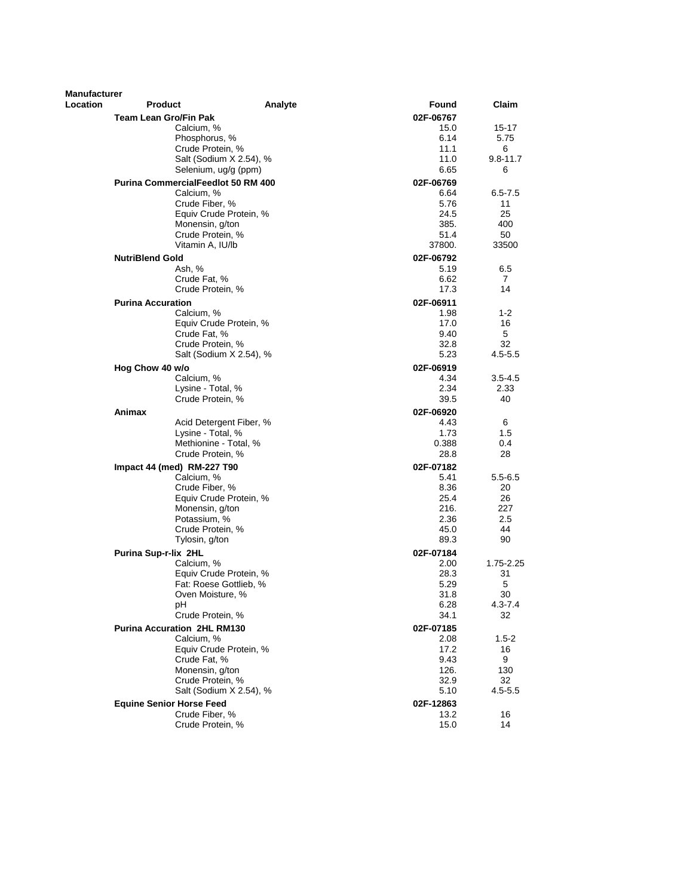| Manufacturer Location | Product | Analyte | Found | Claim |
|---|---|---|---|---|
| | **Team Lean Gro/Fin Pak** | | **02F-06767** | |
| | | Calcium, % | 15.0 | 15-17 |
| | | Phosphorus, % | 6.14 | 5.75 |
| | | Crude Protein, % | 11.1 | 6 |
| | | Salt (Sodium X 2.54), % | 11.0 | 9.8-11.7 |
| | | Selenium, ug/g (ppm) | 6.65 | 6 |
| | **Purina CommercialFeedlot 50 RM 400** | | **02F-06769** | |
| | | Calcium, % | 6.64 | 6.5-7.5 |
| | | Crude Fiber, % | 5.76 | 11 |
| | | Equiv Crude Protein, % | 24.5 | 25 |
| | | Monensin, g/ton | 385. | 400 |
| | | Crude Protein, % | 51.4 | 50 |
| | | Vitamin A, IU/lb | 37800. | 33500 |
| | **NutriBlend Gold** | | **02F-06792** | |
| | | Ash, % | 5.19 | 6.5 |
| | | Crude Fat, % | 6.62 | 7 |
| | | Crude Protein, % | 17.3 | 14 |
| | **Purina Accuration** | | **02F-06911** | |
| | | Calcium, % | 1.98 | 1-2 |
| | | Equiv Crude Protein, % | 17.0 | 16 |
| | | Crude Fat, % | 9.40 | 5 |
| | | Crude Protein, % | 32.8 | 32 |
| | | Salt (Sodium X 2.54), % | 5.23 | 4.5-5.5 |
| | **Hog Chow 40 w/o** | | **02F-06919** | |
| | | Calcium, % | 4.34 | 3.5-4.5 |
| | | Lysine - Total, % | 2.34 | 2.33 |
| | | Crude Protein, % | 39.5 | 40 |
| | **Animax** | | **02F-06920** | |
| | | Acid Detergent Fiber, % | 4.43 | 6 |
| | | Lysine - Total, % | 1.73 | 1.5 |
| | | Methionine - Total, % | 0.388 | 0.4 |
| | | Crude Protein, % | 28.8 | 28 |
| | **Impact 44 (med) RM-227 T90** | | **02F-07182** | |
| | | Calcium, % | 5.41 | 5.5-6.5 |
| | | Crude Fiber, % | 8.36 | 20 |
| | | Equiv Crude Protein, % | 25.4 | 26 |
| | | Monensin, g/ton | 216. | 227 |
| | | Potassium, % | 2.36 | 2.5 |
| | | Crude Protein, % | 45.0 | 44 |
| | | Tylosin, g/ton | 89.3 | 90 |
| | **Purina Sup-r-lix 2HL** | | **02F-07184** | |
| | | Calcium, % | 2.00 | 1.75-2.25 |
| | | Equiv Crude Protein, % | 28.3 | 31 |
| | | Fat: Roese Gottlieb, % | 5.29 | 5 |
| | | Oven Moisture, % | 31.8 | 30 |
| | | pH | 6.28 | 4.3-7.4 |
| | | Crude Protein, % | 34.1 | 32 |
| | **Purina Accuration 2HL RM130** | | **02F-07185** | |
| | | Calcium, % | 2.08 | 1.5-2 |
| | | Equiv Crude Protein, % | 17.2 | 16 |
| | | Crude Fat, % | 9.43 | 9 |
| | | Monensin, g/ton | 126. | 130 |
| | | Crude Protein, % | 32.9 | 32 |
| | | Salt (Sodium X 2.54), % | 5.10 | 4.5-5.5 |
| | **Equine Senior Horse Feed** | | **02F-12863** | |
| | | Crude Fiber, % | 13.2 | 16 |
| | | Crude Protein, % | 15.0 | 14 |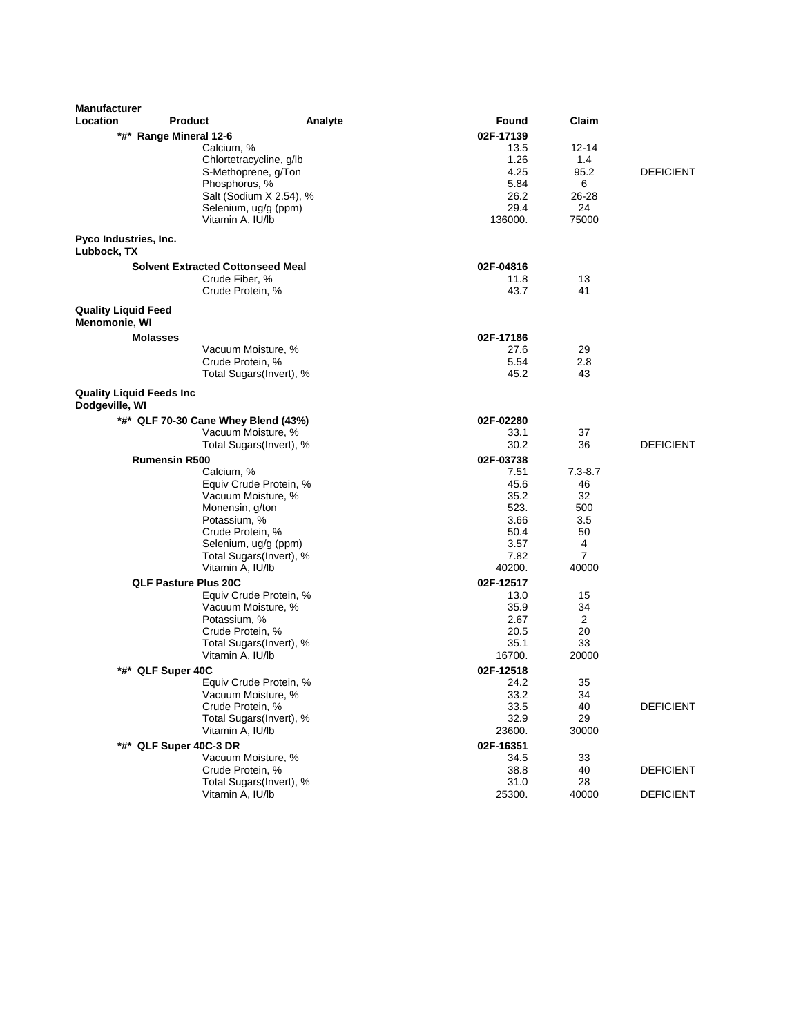| Manufacturer Location | Product | Analyte | Found | Claim | |
|---|---|---|---|---|---|
| | *#* **Range Mineral 12-6** | | **02F-17139** | | |
| | | Calcium, % | 13.5 | 12-14 | |
| | | Chlortetracycline, g/lb | 1.26 | 1.4 | |
| | | S-Methoprene, g/Ton | 4.25 | 95.2 | DEFICIENT |
| | | Phosphorus, % | 5.84 | 6 | |
| | | Salt (Sodium X 2.54), % | 26.2 | 26-28 | |
| | | Selenium, ug/g (ppm) | 29.4 | 24 | |
| | | Vitamin A, IU/lb | 136000. | 75000 | |
| **Pyco Industries, Inc. Lubbock, TX** | | | | | |
| | **Solvent Extracted Cottonseed Meal** | | **02F-04816** | | |
| | | Crude Fiber, % | 11.8 | 13 | |
| | | Crude Protein, % | 43.7 | 41 | |
| **Quality Liquid Feed Menomonie, WI** | | | | | |
| | **Molasses** | | **02F-17186** | | |
| | | Vacuum Moisture, % | 27.6 | 29 | |
| | | Crude Protein, % | 5.54 | 2.8 | |
| | | Total Sugars(Invert), % | 45.2 | 43 | |
| **Quality Liquid Feeds Inc Dodgeville, WI** | | | | | |
| | *#* **QLF 70-30 Cane Whey Blend (43%)** | | **02F-02280** | | |
| | | Vacuum Moisture, % | 33.1 | 37 | |
| | | Total Sugars(Invert), % | 30.2 | 36 | DEFICIENT |
| | **Rumensin R500** | | **02F-03738** | | |
| | | Calcium, % | 7.51 | 7.3-8.7 | |
| | | Equiv Crude Protein, % | 45.6 | 46 | |
| | | Vacuum Moisture, % | 35.2 | 32 | |
| | | Monensin, g/ton | 523. | 500 | |
| | | Potassium, % | 3.66 | 3.5 | |
| | | Crude Protein, % | 50.4 | 50 | |
| | | Selenium, ug/g (ppm) | 3.57 | 4 | |
| | | Total Sugars(Invert), % | 7.82 | 7 | |
| | | Vitamin A, IU/lb | 40200. | 40000 | |
| | **QLF Pasture Plus 20C** | | **02F-12517** | | |
| | | Equiv Crude Protein, % | 13.0 | 15 | |
| | | Vacuum Moisture, % | 35.9 | 34 | |
| | | Potassium, % | 2.67 | 2 | |
| | | Crude Protein, % | 20.5 | 20 | |
| | | Total Sugars(Invert), % | 35.1 | 33 | |
| | | Vitamin A, IU/lb | 16700. | 20000 | |
| | *#* **QLF Super 40C** | | **02F-12518** | | |
| | | Equiv Crude Protein, % | 24.2 | 35 | |
| | | Vacuum Moisture, % | 33.2 | 34 | |
| | | Crude Protein, % | 33.5 | 40 | DEFICIENT |
| | | Total Sugars(Invert), % | 32.9 | 29 | |
| | | Vitamin A, IU/lb | 23600. | 30000 | |
| | *#* **QLF Super 40C-3 DR** | | **02F-16351** | | |
| | | Vacuum Moisture, % | 34.5 | 33 | |
| | | Crude Protein, % | 38.8 | 40 | DEFICIENT |
| | | Total Sugars(Invert), % | 31.0 | 28 | |
| | | Vitamin A, IU/lb | 25300. | 40000 | DEFICIENT |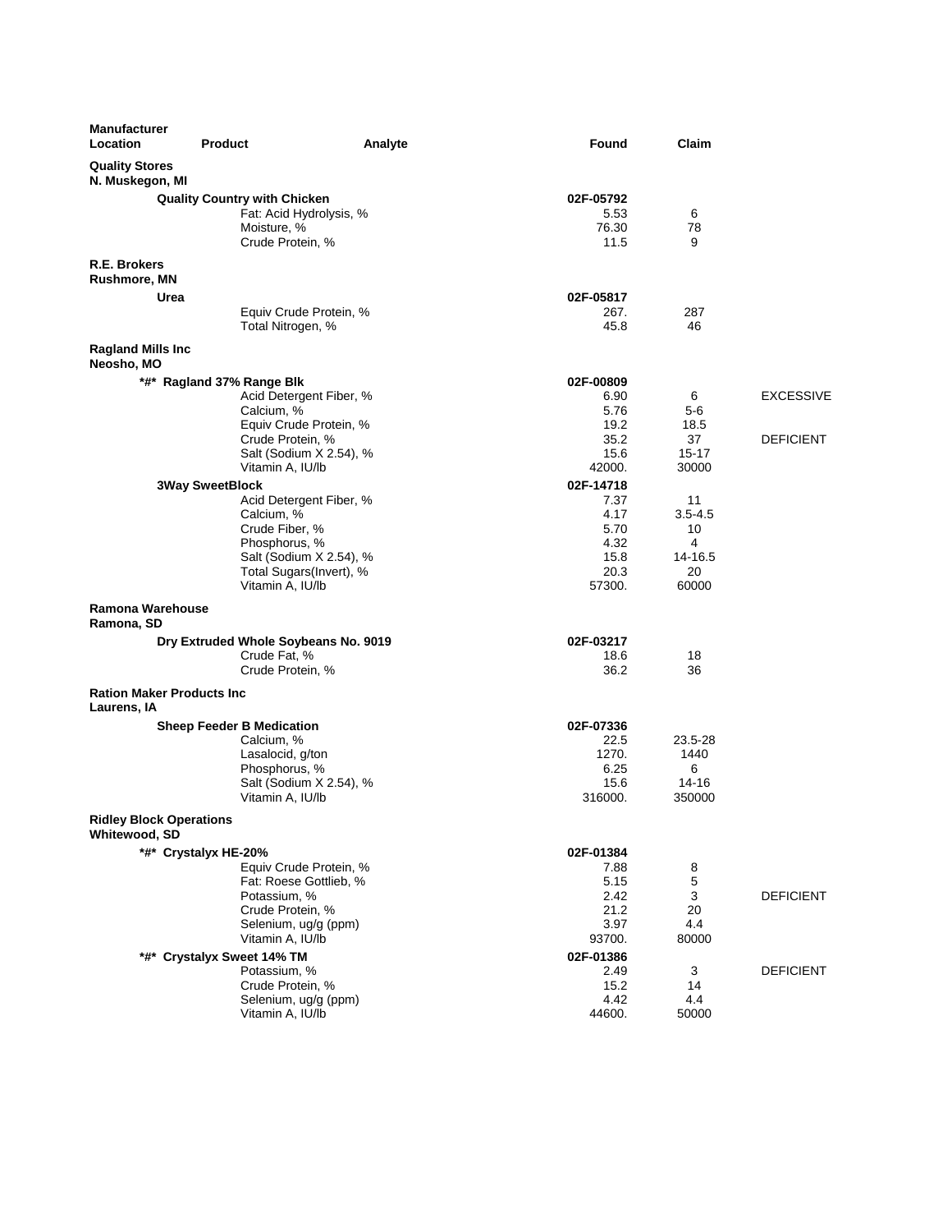| Manufacturer Location | Product | Analyte | Found | Claim | |
|---|---|---|---|---|---|
| **Quality Stores N. Muskegon, MI** | | | | | |
| | **Quality Country with Chicken** | | **02F-05792** | | |
| | | Fat: Acid Hydrolysis, % | 5.53 | 6 | |
| | | Moisture, % | 76.30 | 78 | |
| | | Crude Protein, % | 11.5 | 9 | |
| **R.E. Brokers Rushmore, MN** | | | | | |
| | **Urea** | | **02F-05817** | | |
| | | Equiv Crude Protein, % | 267. | 287 | |
| | | Total Nitrogen, % | 45.8 | 46 | |
| **Ragland Mills Inc Neosho, MO** | | | | | |
| | **\*#\* Ragland 37% Range Blk** | | **02F-00809** | | |
| | | Acid Detergent Fiber, % | 6.90 | 6 | EXCESSIVE |
| | | Calcium, % | 5.76 | 5-6 | |
| | | Equiv Crude Protein, % | 19.2 | 18.5 | |
| | | Crude Protein, % | 35.2 | 37 | DEFICIENT |
| | | Salt (Sodium X 2.54), % | 15.6 | 15-17 | |
| | | Vitamin A, IU/lb | 42000. | 30000 | |
| | **3Way SweetBlock** | | **02F-14718** | | |
| | | Acid Detergent Fiber, % | 7.37 | 11 | |
| | | Calcium, % | 4.17 | 3.5-4.5 | |
| | | Crude Fiber, % | 5.70 | 10 | |
| | | Phosphorus, % | 4.32 | 4 | |
| | | Salt (Sodium X 2.54), % | 15.8 | 14-16.5 | |
| | | Total Sugars(Invert), % | 20.3 | 20 | |
| | | Vitamin A, IU/lb | 57300. | 60000 | |
| **Ramona Warehouse Ramona, SD** | | | | | |
| | **Dry Extruded Whole Soybeans No. 9019** | | **02F-03217** | | |
| | | Crude Fat, % | 18.6 | 18 | |
| | | Crude Protein, % | 36.2 | 36 | |
| **Ration Maker Products Inc Laurens, IA** | | | | | |
| | **Sheep Feeder B Medication** | | **02F-07336** | | |
| | | Calcium, % | 22.5 | 23.5-28 | |
| | | Lasalocid, g/ton | 1270. | 1440 | |
| | | Phosphorus, % | 6.25 | 6 | |
| | | Salt (Sodium X 2.54), % | 15.6 | 14-16 | |
| | | Vitamin A, IU/lb | 316000. | 350000 | |
| **Ridley Block Operations Whitewood, SD** | | | | | |
| | **\*#\* Crystalyx HE-20%** | | **02F-01384** | | |
| | | Equiv Crude Protein, % | 7.88 | 8 | |
| | | Fat: Roese Gottlieb, % | 5.15 | 5 | |
| | | Potassium, % | 2.42 | 3 | DEFICIENT |
| | | Crude Protein, % | 21.2 | 20 | |
| | | Selenium, ug/g (ppm) | 3.97 | 4.4 | |
| | | Vitamin A, IU/lb | 93700. | 80000 | |
| | **\*#\* Crystalyx Sweet 14% TM** | | **02F-01386** | | |
| | | Potassium, % | 2.49 | 3 | DEFICIENT |
| | | Crude Protein, % | 15.2 | 14 | |
| | | Selenium, ug/g (ppm) | 4.42 | 4.4 | |
| | | Vitamin A, IU/lb | 44600. | 50000 | |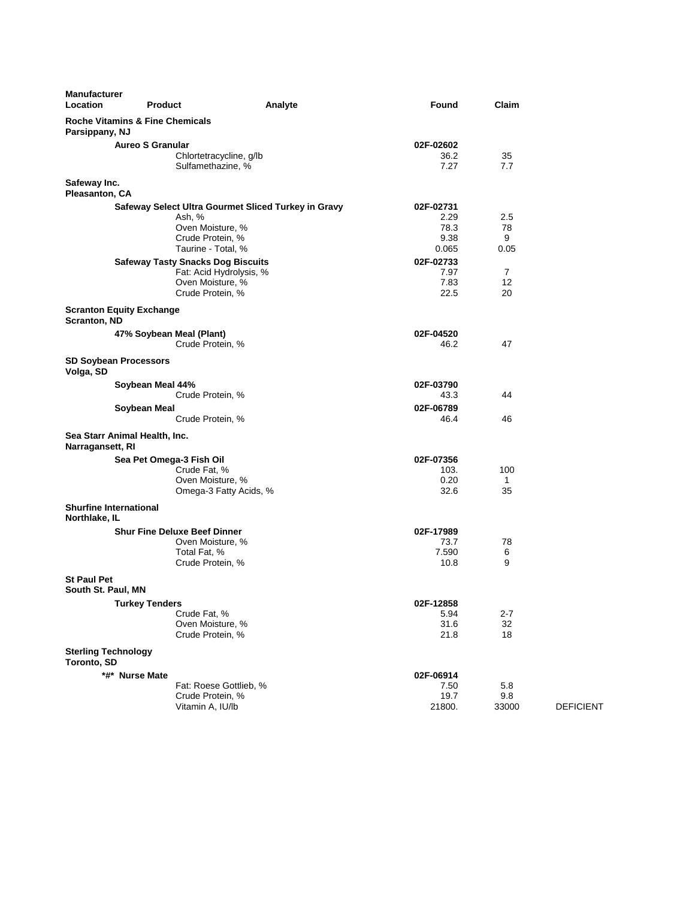| Manufacturer Location | Product | Analyte | Found | Claim | |
|---|---|---|---|---|---|
| **Roche Vitamins & Fine Chemicals** | | | | | |
| **Parsippany, NJ** | | | | | |
| | **Aureo S Granular** | | **02F-02602** | | |
| | | Chlortetracycline, g/lb | 36.2 | 35 | |
| | | Sulfamethazine, % | 7.27 | 7.7 | |
| **Safeway Inc.** | | | | | |
| **Pleasanton, CA** | | | | | |
| | **Safeway Select Ultra Gourmet Sliced Turkey in Gravy** | | **02F-02731** | | |
| | | Ash, % | 2.29 | 2.5 | |
| | | Oven Moisture, % | 78.3 | 78 | |
| | | Crude Protein, % | 9.38 | 9 | |
| | | Taurine - Total, % | 0.065 | 0.05 | |
| | **Safeway Tasty Snacks Dog Biscuits** | | **02F-02733** | | |
| | | Fat: Acid Hydrolysis, % | 7.97 | 7 | |
| | | Oven Moisture, % | 7.83 | 12 | |
| | | Crude Protein, % | 22.5 | 20 | |
| **Scranton Equity Exchange** | | | | | |
| **Scranton, ND** | | | | | |
| | **47% Soybean Meal (Plant)** | | **02F-04520** | | |
| | | Crude Protein, % | 46.2 | 47 | |
| **SD Soybean Processors** | | | | | |
| **Volga, SD** | | | | | |
| | **Soybean Meal 44%** | | **02F-03790** | | |
| | | Crude Protein, % | 43.3 | 44 | |
| | **Soybean Meal** | | **02F-06789** | | |
| | | Crude Protein, % | 46.4 | 46 | |
| **Sea Starr Animal Health, Inc.** | | | | | |
| **Narragansett, RI** | | | | | |
| | **Sea Pet Omega-3 Fish Oil** | | **02F-07356** | | |
| | | Crude Fat, % | 103. | 100 | |
| | | Oven Moisture, % | 0.20 | 1 | |
| | | Omega-3 Fatty Acids, % | 32.6 | 35 | |
| **Shurfine International** | | | | | |
| **Northlake, IL** | | | | | |
| | **Shur Fine Deluxe Beef Dinner** | | **02F-17989** | | |
| | | Oven Moisture, % | 73.7 | 78 | |
| | | Total Fat, % | 7.590 | 6 | |
| | | Crude Protein, % | 10.8 | 9 | |
| **St Paul Pet** | | | | | |
| **South St. Paul, MN** | | | | | |
| | **Turkey Tenders** | | **02F-12858** | | |
| | | Crude Fat, % | 5.94 | 2-7 | |
| | | Oven Moisture, % | 31.6 | 32 | |
| | | Crude Protein, % | 21.8 | 18 | |
| **Sterling Technology** | | | | | |
| **Toronto, SD** | | | | | |
| | ***#* Nurse Mate** | | **02F-06914** | | |
| | | Fat: Roese Gottlieb, % | 7.50 | 5.8 | |
| | | Crude Protein, % | 19.7 | 9.8 | |
| | | Vitamin A, IU/lb | 21800. | 33000 | DEFICIENT |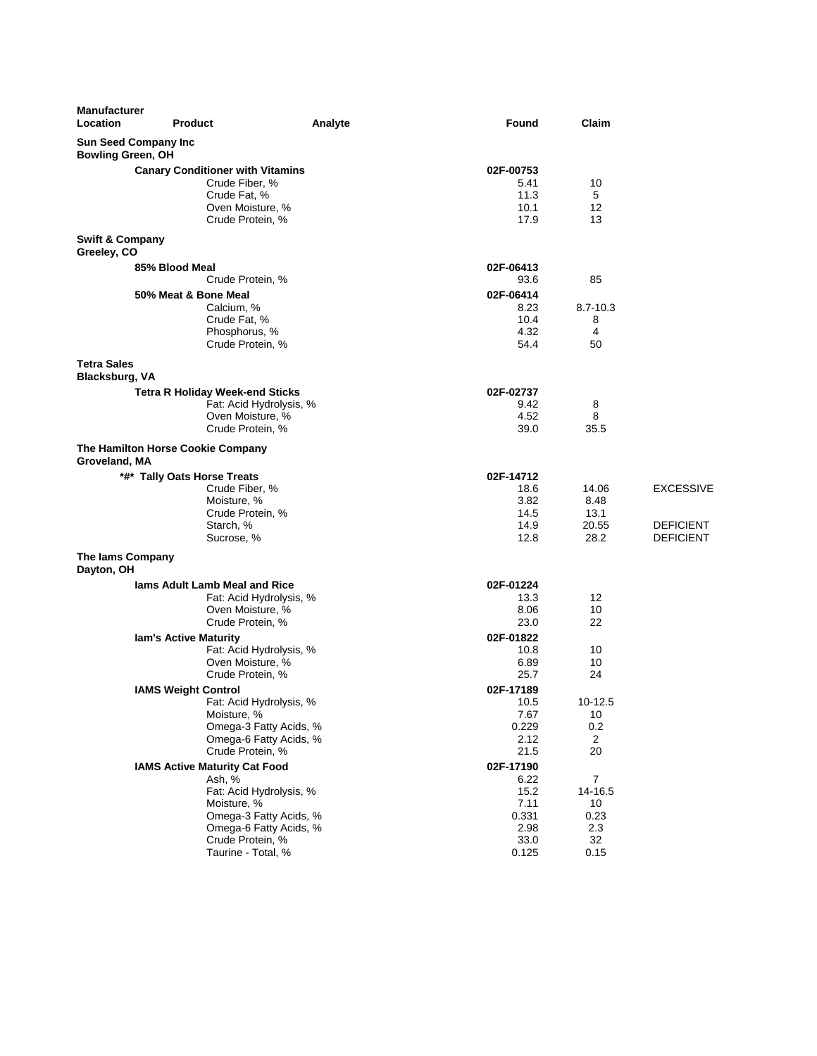| Manufacturer Location | Product | Analyte | Found | Claim | |
|---|---|---|---|---|---|
| **Sun Seed Company Inc Bowling Green, OH** | | | | | |
| | **Canary Conditioner with Vitamins** | | **02F-00753** | | |
| | | Crude Fiber, % | 5.41 | 10 | |
| | | Crude Fat, % | 11.3 | 5 | |
| | | Oven Moisture, % | 10.1 | 12 | |
| | | Crude Protein, % | 17.9 | 13 | |
| **Swift & Company Greeley, CO** | | | | | |
| | **85% Blood Meal** | | **02F-06413** | | |
| | | Crude Protein, % | 93.6 | 85 | |
| | **50% Meat & Bone Meal** | | **02F-06414** | | |
| | | Calcium, % | 8.23 | 8.7-10.3 | |
| | | Crude Fat, % | 10.4 | 8 | |
| | | Phosphorus, % | 4.32 | 4 | |
| | | Crude Protein, % | 54.4 | 50 | |
| **Tetra Sales Blacksburg, VA** | | | | | |
| | **Tetra R Holiday Week-end Sticks** | | **02F-02737** | | |
| | | Fat: Acid Hydrolysis, % | 9.42 | 8 | |
| | | Oven Moisture, % | 4.52 | 8 | |
| | | Crude Protein, % | 39.0 | 35.5 | |
| **The Hamilton Horse Cookie Company Groveland, MA** | | | | | |
| | **\*#\* Tally Oats Horse Treats** | | **02F-14712** | | |
| | | Crude Fiber, % | 18.6 | 14.06 | EXCESSIVE |
| | | Moisture, % | 3.82 | 8.48 | |
| | | Crude Protein, % | 14.5 | 13.1 | |
| | | Starch, % | 14.9 | 20.55 | DEFICIENT |
| | | Sucrose, % | 12.8 | 28.2 | DEFICIENT |
| **The Iams Company Dayton, OH** | | | | | |
| | **Iams Adult Lamb Meal and Rice** | | **02F-01224** | | |
| | | Fat: Acid Hydrolysis, % | 13.3 | 12 | |
| | | Oven Moisture, % | 8.06 | 10 | |
| | | Crude Protein, % | 23.0 | 22 | |
| | **Iam's Active Maturity** | | **02F-01822** | | |
| | | Fat: Acid Hydrolysis, % | 10.8 | 10 | |
| | | Oven Moisture, % | 6.89 | 10 | |
| | | Crude Protein, % | 25.7 | 24 | |
| | **IAMS Weight Control** | | **02F-17189** | | |
| | | Fat: Acid Hydrolysis, % | 10.5 | 10-12.5 | |
| | | Moisture, % | 7.67 | 10 | |
| | | Omega-3 Fatty Acids, % | 0.229 | 0.2 | |
| | | Omega-6 Fatty Acids, % | 2.12 | 2 | |
| | | Crude Protein, % | 21.5 | 20 | |
| | **IAMS Active Maturity Cat Food** | | **02F-17190** | | |
| | | Ash, % | 6.22 | 7 | |
| | | Fat: Acid Hydrolysis, % | 15.2 | 14-16.5 | |
| | | Moisture, % | 7.11 | 10 | |
| | | Omega-3 Fatty Acids, % | 0.331 | 0.23 | |
| | | Omega-6 Fatty Acids, % | 2.98 | 2.3 | |
| | | Crude Protein, % | 33.0 | 32 | |
| | | Taurine - Total, % | 0.125 | 0.15 | |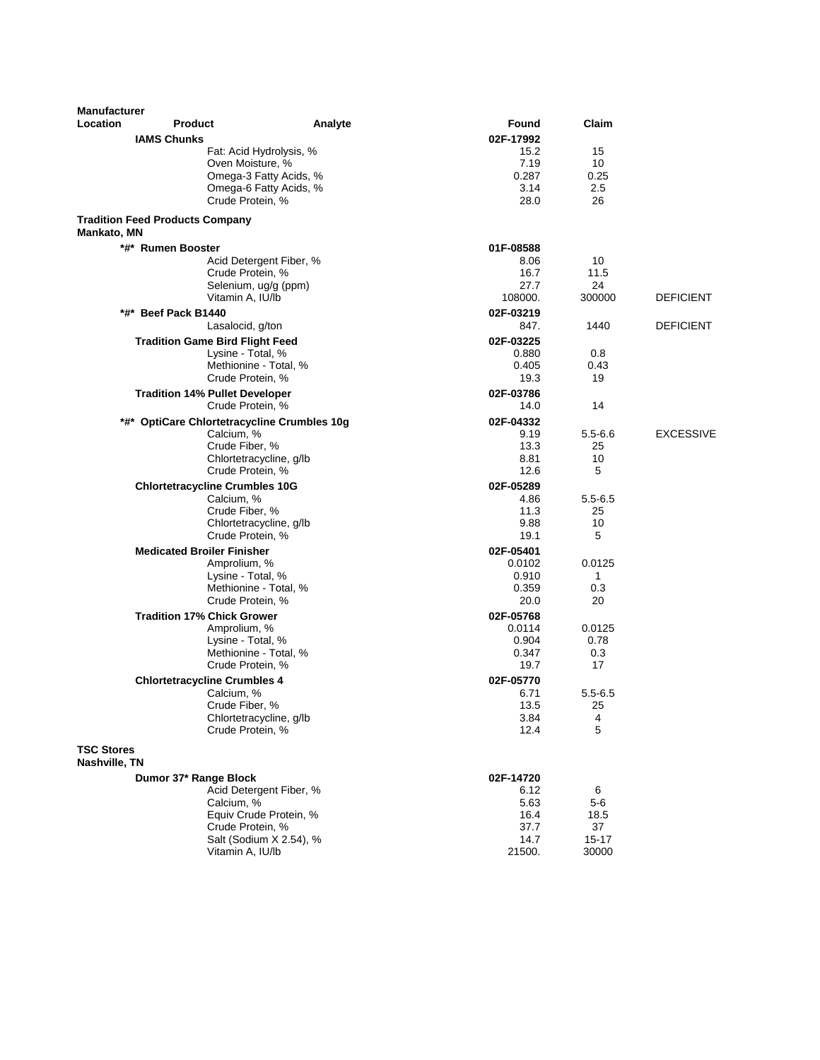| Manufacturer Location | Product | Analyte | Found | Claim | |
|---|---|---|---|---|---|
| | **IAMS Chunks** | | **02F-17992** | | |
| | | Fat: Acid Hydrolysis, % | 15.2 | 15 | |
| | | Oven Moisture, % | 7.19 | 10 | |
| | | Omega-3 Fatty Acids, % | 0.287 | 0.25 | |
| | | Omega-6 Fatty Acids, % | 3.14 | 2.5 | |
| | | Crude Protein, % | 28.0 | 26 | |
| **Tradition Feed Products Company Mankato, MN** | | | | | |
| | **\*#\* Rumen Booster** | | **01F-08588** | | |
| | | Acid Detergent Fiber, % | 8.06 | 10 | |
| | | Crude Protein, % | 16.7 | 11.5 | |
| | | Selenium, ug/g (ppm) | 27.7 | 24 | |
| | | Vitamin A, IU/lb | 108000. | 300000 | DEFICIENT |
| | **\*#\* Beef Pack B1440** | | **02F-03219** | | |
| | | Lasalocid, g/ton | 847. | 1440 | DEFICIENT |
| | **Tradition Game Bird Flight Feed** | | **02F-03225** | | |
| | | Lysine - Total, % | 0.880 | 0.8 | |
| | | Methionine - Total, % | 0.405 | 0.43 | |
| | | Crude Protein, % | 19.3 | 19 | |
| | **Tradition 14% Pullet Developer** | | **02F-03786** | | |
| | | Crude Protein, % | 14.0 | 14 | |
| | **\*#\* OptiCare Chlortetracycline Crumbles 10g** | | **02F-04332** | | |
| | | Calcium, % | 9.19 | 5.5-6.6 | EXCESSIVE |
| | | Crude Fiber, % | 13.3 | 25 | |
| | | Chlortetracycline, g/lb | 8.81 | 10 | |
| | | Crude Protein, % | 12.6 | 5 | |
| | **Chlortetracycline Crumbles 10G** | | **02F-05289** | | |
| | | Calcium, % | 4.86 | 5.5-6.5 | |
| | | Crude Fiber, % | 11.3 | 25 | |
| | | Chlortetracycline, g/lb | 9.88 | 10 | |
| | | Crude Protein, % | 19.1 | 5 | |
| | **Medicated Broiler Finisher** | | **02F-05401** | | |
| | | Amprolium, % | 0.0102 | 0.0125 | |
| | | Lysine - Total, % | 0.910 | 1 | |
| | | Methionine - Total, % | 0.359 | 0.3 | |
| | | Crude Protein, % | 20.0 | 20 | |
| | **Tradition 17% Chick Grower** | | **02F-05768** | | |
| | | Amprolium, % | 0.0114 | 0.0125 | |
| | | Lysine - Total, % | 0.904 | 0.78 | |
| | | Methionine - Total, % | 0.347 | 0.3 | |
| | | Crude Protein, % | 19.7 | 17 | |
| | **Chlortetracycline Crumbles 4** | | **02F-05770** | | |
| | | Calcium, % | 6.71 | 5.5-6.5 | |
| | | Crude Fiber, % | 13.5 | 25 | |
| | | Chlortetracycline, g/lb | 3.84 | 4 | |
| | | Crude Protein, % | 12.4 | 5 | |
| **TSC Stores Nashville, TN** | | | | | |
| | **Dumor 37\* Range Block** | | **02F-14720** | | |
| | | Acid Detergent Fiber, % | 6.12 | 6 | |
| | | Calcium, % | 5.63 | 5-6 | |
| | | Equiv Crude Protein, % | 16.4 | 18.5 | |
| | | Crude Protein, % | 37.7 | 37 | |
| | | Salt (Sodium X 2.54), % | 14.7 | 15-17 | |
| | | Vitamin A, IU/lb | 21500. | 30000 | |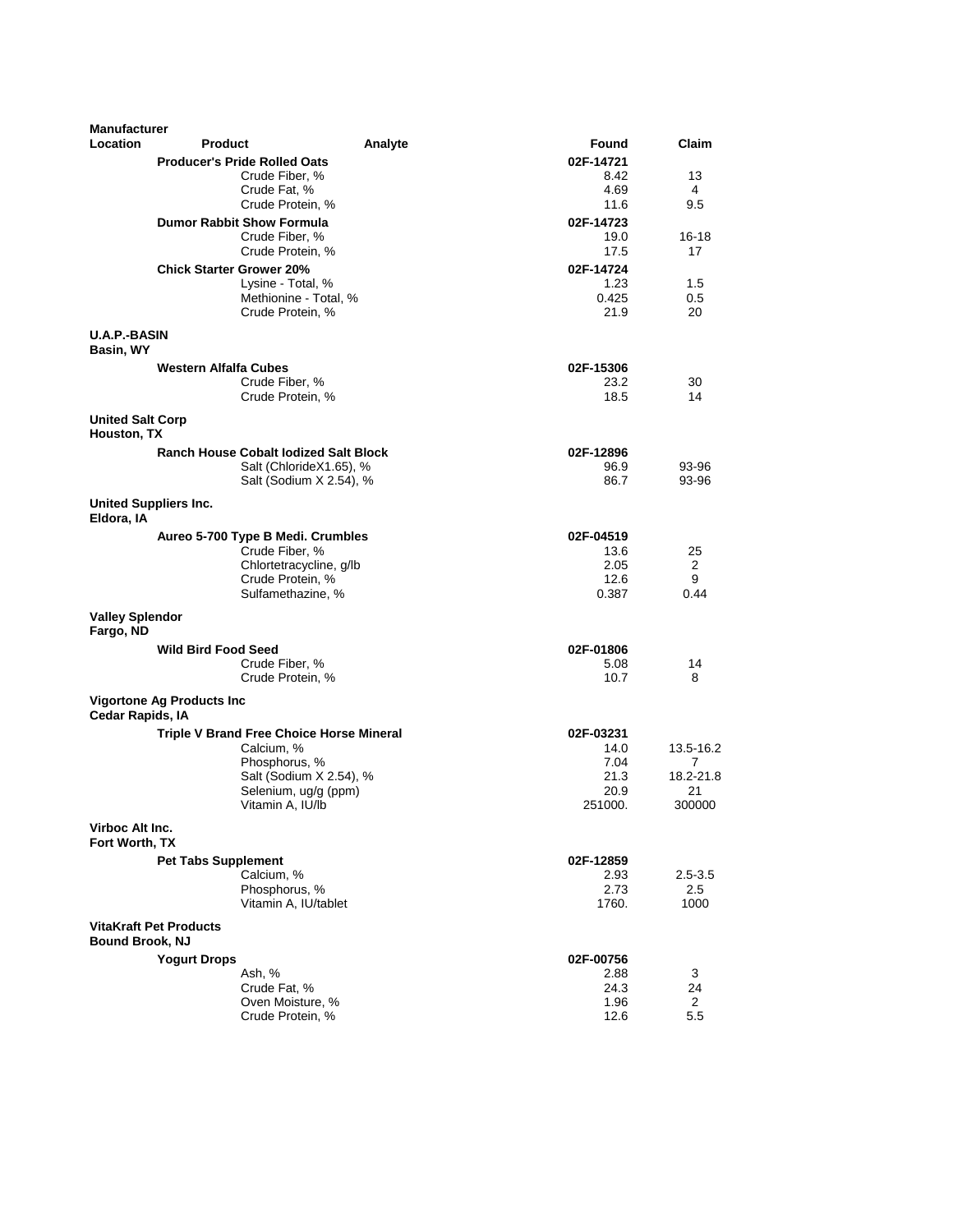| Manufacturer Location | Product | Analyte | Found | Claim |
|---|---|---|---|---|
| | **Producer's Pride Rolled Oats** | | **02F-14721** | |
| | | Crude Fiber, % | 8.42 | 13 |
| | | Crude Fat, % | 4.69 | 4 |
| | | Crude Protein, % | 11.6 | 9.5 |
| | **Dumor Rabbit Show Formula** | | **02F-14723** | |
| | | Crude Fiber, % | 19.0 | 16-18 |
| | | Crude Protein, % | 17.5 | 17 |
| | **Chick Starter Grower 20%** | | **02F-14724** | |
| | | Lysine - Total, % | 1.23 | 1.5 |
| | | Methionine - Total, % | 0.425 | 0.5 |
| | | Crude Protein, % | 21.9 | 20 |
| **U.A.P.-BASIN Basin, WY** | | | | |
| | **Western Alfalfa Cubes** | | **02F-15306** | |
| | | Crude Fiber, % | 23.2 | 30 |
| | | Crude Protein, % | 18.5 | 14 |
| **United Salt Corp Houston, TX** | | | | |
| | **Ranch House Cobalt Iodized Salt Block** | | **02F-12896** | |
| | | Salt (ChlorideX1.65), % | 96.9 | 93-96 |
| | | Salt (Sodium X 2.54), % | 86.7 | 93-96 |
| **United Suppliers Inc. Eldora, IA** | | | | |
| | **Aureo 5-700 Type B Medi. Crumbles** | | **02F-04519** | |
| | | Crude Fiber, % | 13.6 | 25 |
| | | Chlortetracycline, g/lb | 2.05 | 2 |
| | | Crude Protein, % | 12.6 | 9 |
| | | Sulfamethazine, % | 0.387 | 0.44 |
| **Valley Splendor Fargo, ND** | | | | |
| | **Wild Bird Food Seed** | | **02F-01806** | |
| | | Crude Fiber, % | 5.08 | 14 |
| | | Crude Protein, % | 10.7 | 8 |
| **Vigortone Ag Products Inc Cedar Rapids, IA** | | | | |
| | **Triple V Brand Free Choice Horse Mineral** | | **02F-03231** | |
| | | Calcium, % | 14.0 | 13.5-16.2 |
| | | Phosphorus, % | 7.04 | 7 |
| | | Salt (Sodium X 2.54), % | 21.3 | 18.2-21.8 |
| | | Selenium, ug/g (ppm) | 20.9 | 21 |
| | | Vitamin A, IU/lb | 251000. | 300000 |
| **Virboc Alt Inc. Fort Worth, TX** | | | | |
| | **Pet Tabs Supplement** | | **02F-12859** | |
| | | Calcium, % | 2.93 | 2.5-3.5 |
| | | Phosphorus, % | 2.73 | 2.5 |
| | | Vitamin A, IU/tablet | 1760. | 1000 |
| **VitaKraft Pet Products Bound Brook, NJ** | | | | |
| | **Yogurt Drops** | | **02F-00756** | |
| | | Ash, % | 2.88 | 3 |
| | | Crude Fat, % | 24.3 | 24 |
| | | Oven Moisture, % | 1.96 | 2 |
| | | Crude Protein, % | 12.6 | 5.5 |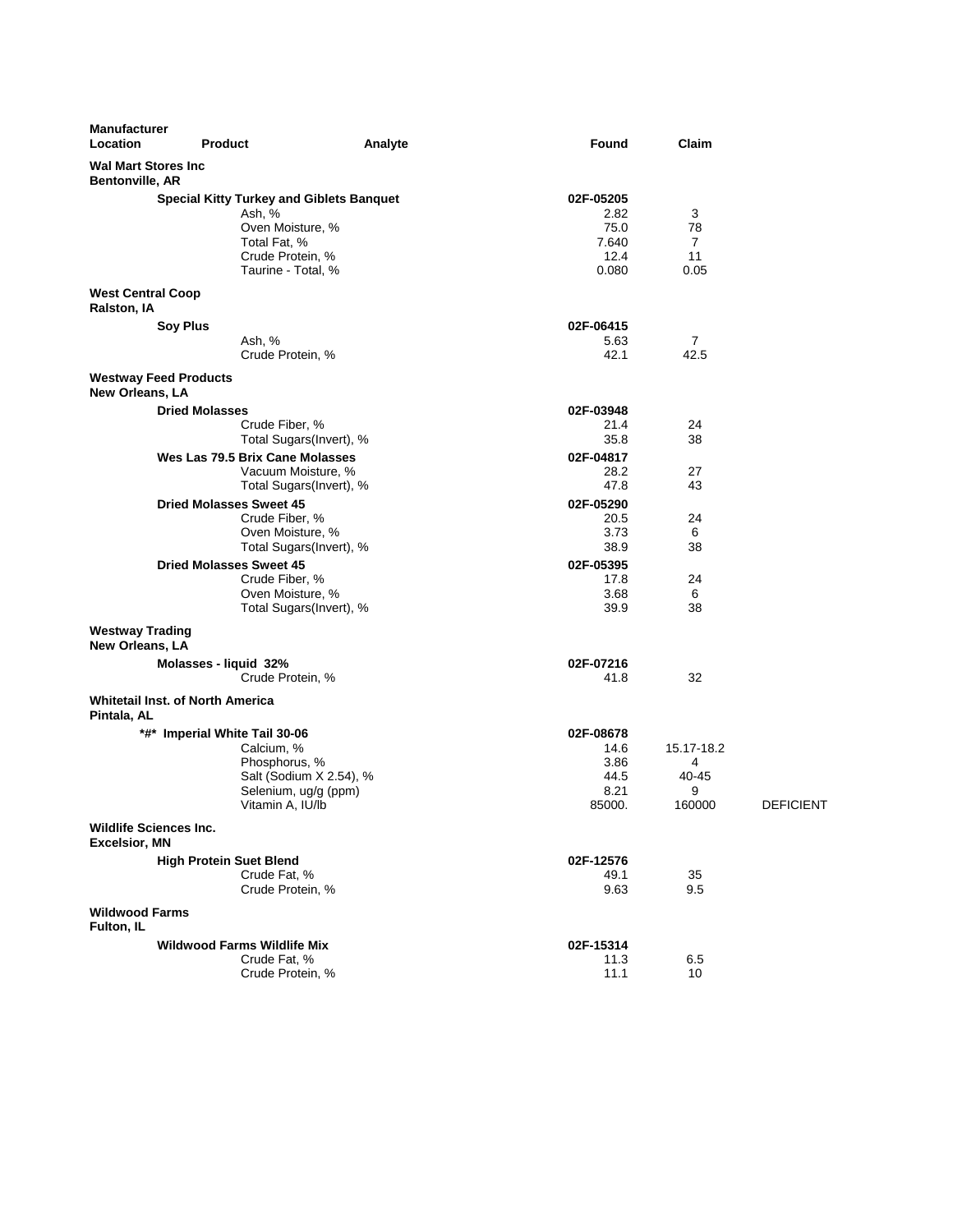| Manufacturer Location | Product | Analyte | Found | Claim | |
|---|---|---|---|---|---|
| **Wal Mart Stores Inc Bentonville, AR** | | | | | |
| | **Special Kitty Turkey and Giblets Banquet** | | **02F-05205** | | |
| | | Ash, % | 2.82 | 3 | |
| | | Oven Moisture, % | 75.0 | 78 | |
| | | Total Fat, % | 7.640 | 7 | |
| | | Crude Protein, % | 12.4 | 11 | |
| | | Taurine - Total, % | 0.080 | 0.05 | |
| **West Central Coop Ralston, IA** | | | | | |
| | **Soy Plus** | | **02F-06415** | | |
| | | Ash, % | 5.63 | 7 | |
| | | Crude Protein, % | 42.1 | 42.5 | |
| **Westway Feed Products New Orleans, LA** | | | | | |
| | **Dried Molasses** | | **02F-03948** | | |
| | | Crude Fiber, % | 21.4 | 24 | |
| | | Total Sugars(Invert), % | 35.8 | 38 | |
| | **Wes Las 79.5 Brix Cane Molasses** | | **02F-04817** | | |
| | | Vacuum Moisture, % | 28.2 | 27 | |
| | | Total Sugars(Invert), % | 47.8 | 43 | |
| | **Dried Molasses Sweet 45** | | **02F-05290** | | |
| | | Crude Fiber, % | 20.5 | 24 | |
| | | Oven Moisture, % | 3.73 | 6 | |
| | | Total Sugars(Invert), % | 38.9 | 38 | |
| | **Dried Molasses Sweet 45** | | **02F-05395** | | |
| | | Crude Fiber, % | 17.8 | 24 | |
| | | Oven Moisture, % | 3.68 | 6 | |
| | | Total Sugars(Invert), % | 39.9 | 38 | |
| **Westway Trading New Orleans, LA** | | | | | |
| | **Molasses - liquid 32%** | | **02F-07216** | | |
| | | Crude Protein, % | 41.8 | 32 | |
| **Whitetail Inst. of North America Pintala, AL** | | | | | |
| | **\*#\* Imperial White Tail 30-06** | | **02F-08678** | | |
| | | Calcium, % | 14.6 | 15.17-18.2 | |
| | | Phosphorus, % | 3.86 | 4 | |
| | | Salt (Sodium X 2.54), % | 44.5 | 40-45 | |
| | | Selenium, ug/g (ppm) | 8.21 | 9 | |
| | | Vitamin A, IU/lb | 85000. | 160000 | DEFICIENT |
| **Wildlife Sciences Inc. Excelsior, MN** | | | | | |
| | **High Protein Suet Blend** | | **02F-12576** | | |
| | | Crude Fat, % | 49.1 | 35 | |
| | | Crude Protein, % | 9.63 | 9.5 | |
| **Wildwood Farms Fulton, IL** | | | | | |
| | **Wildwood Farms Wildlife Mix** | | **02F-15314** | | |
| | | Crude Fat, % | 11.3 | 6.5 | |
| | | Crude Protein, % | 11.1 | 10 | |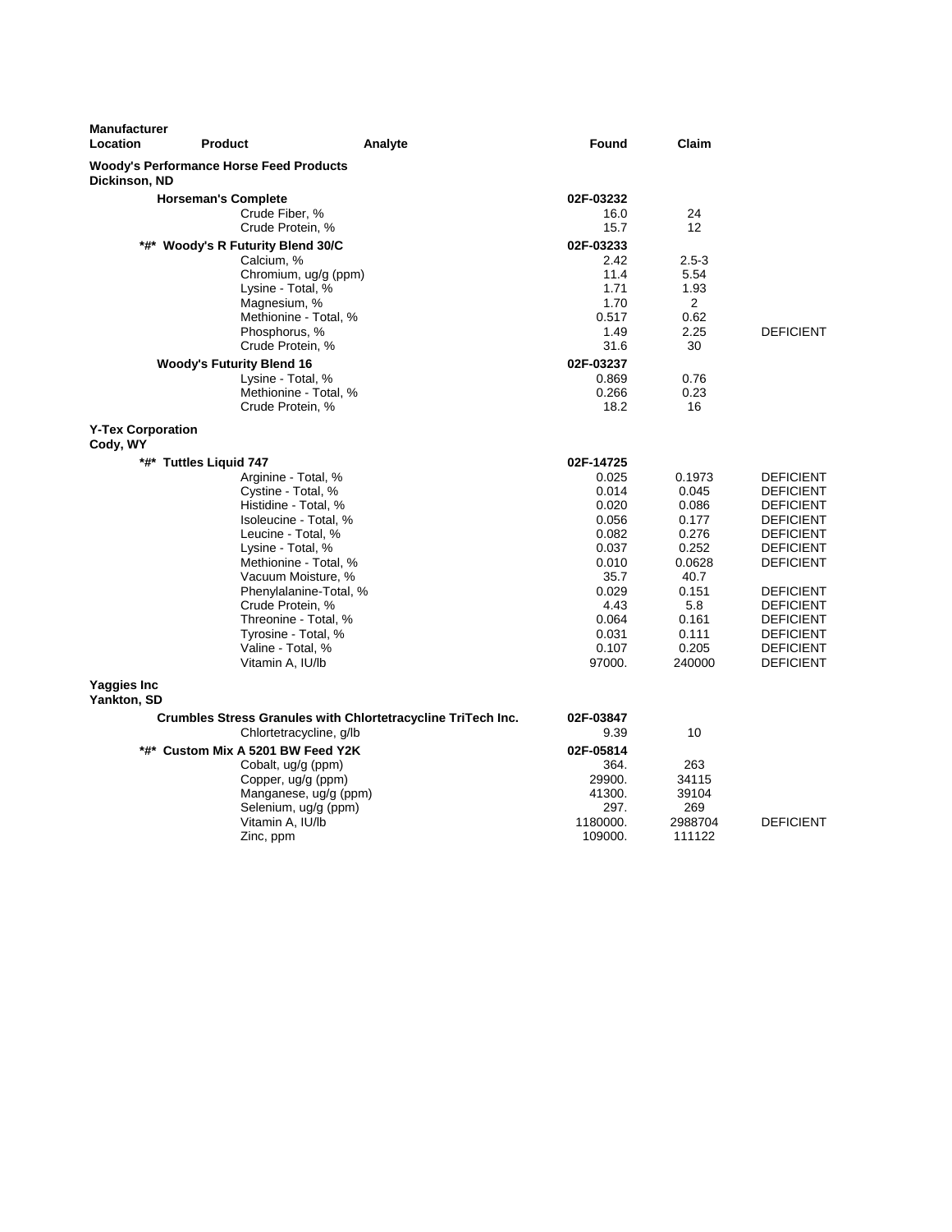| Manufacturer Location | Product | Analyte | Found | Claim | |
|---|---|---|---|---|---|
| **Woody's Performance Horse Feed Products** | | | | | |
| **Dickinson, ND** | | | | | |
| | **Horseman's Complete** | | **02F-03232** | | |
| | | Crude Fiber, % | 16.0 | 24 | |
| | | Crude Protein, % | 15.7 | 12 | |
| | **\*#\* Woody's R Futurity Blend 30/C** | | **02F-03233** | | |
| | | Calcium, % | 2.42 | 2.5-3 | |
| | | Chromium, ug/g (ppm) | 11.4 | 5.54 | |
| | | Lysine - Total, % | 1.71 | 1.93 | |
| | | Magnesium, % | 1.70 | 2 | |
| | | Methionine - Total, % | 0.517 | 0.62 | |
| | | Phosphorus, % | 1.49 | 2.25 | DEFICIENT |
| | | Crude Protein, % | 31.6 | 30 | |
| | **Woody's Futurity Blend 16** | | **02F-03237** | | |
| | | Lysine - Total, % | 0.869 | 0.76 | |
| | | Methionine - Total, % | 0.266 | 0.23 | |
| | | Crude Protein, % | 18.2 | 16 | |
| **Y-Tex Corporation** | | | | | |
| **Cody, WY** | | | | | |
| | **\*#\* Tuttles Liquid 747** | | **02F-14725** | | |
| | | Arginine - Total, % | 0.025 | 0.1973 | DEFICIENT |
| | | Cystine - Total, % | 0.014 | 0.045 | DEFICIENT |
| | | Histidine - Total, % | 0.020 | 0.086 | DEFICIENT |
| | | Isoleucine - Total, % | 0.056 | 0.177 | DEFICIENT |
| | | Leucine - Total, % | 0.082 | 0.276 | DEFICIENT |
| | | Lysine - Total, % | 0.037 | 0.252 | DEFICIENT |
| | | Methionine - Total, % | 0.010 | 0.0628 | DEFICIENT |
| | | Vacuum Moisture, % | 35.7 | 40.7 | |
| | | Phenylalanine-Total, % | 0.029 | 0.151 | DEFICIENT |
| | | Crude Protein, % | 4.43 | 5.8 | DEFICIENT |
| | | Threonine - Total, % | 0.064 | 0.161 | DEFICIENT |
| | | Tyrosine - Total, % | 0.031 | 0.111 | DEFICIENT |
| | | Valine - Total, % | 0.107 | 0.205 | DEFICIENT |
| | | Vitamin A, IU/lb | 97000. | 240000 | DEFICIENT |
| **Yaggies Inc** | | | | | |
| **Yankton, SD** | | | | | |
| | **Crumbles Stress Granules with Chlortetracycline TriTech Inc.** | | **02F-03847** | | |
| | | Chlortetracycline, g/lb | 9.39 | 10 | |
| | **\*#\* Custom Mix A 5201 BW Feed Y2K** | | **02F-05814** | | |
| | | Cobalt, ug/g (ppm) | 364. | 263 | |
| | | Copper, ug/g (ppm) | 29900. | 34115 | |
| | | Manganese, ug/g (ppm) | 41300. | 39104 | |
| | | Selenium, ug/g (ppm) | 297. | 269 | |
| | | Vitamin A, IU/lb | 1180000. | 2988704 | DEFICIENT |
| | | Zinc, ppm | 109000. | 111122 | |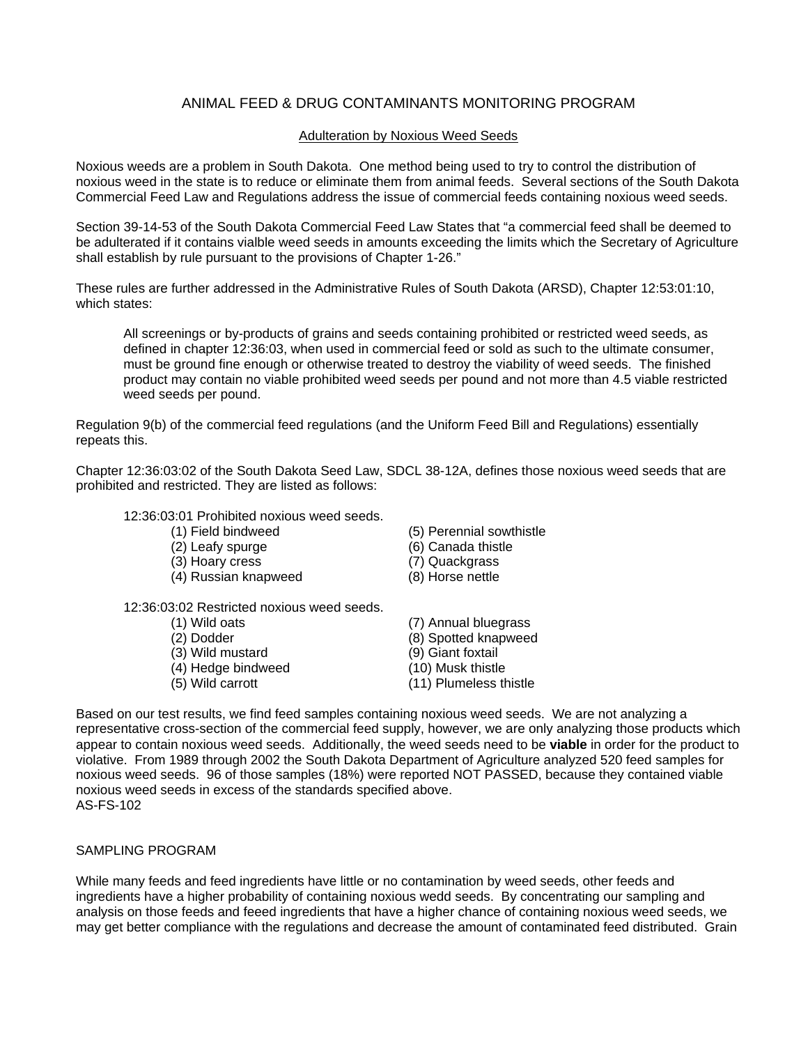# ANIMAL FEED & DRUG CONTAMINANTS MONITORING PROGRAM

## Adulteration by Noxious Weed Seeds

Noxious weeds are a problem in South Dakota. One method being used to try to control the distribution of noxious weed in the state is to reduce or eliminate them from animal feeds. Several sections of the South Dakota Commercial Feed Law and Regulations address the issue of commercial feeds containing noxious weed seeds.

Section 39-14-53 of the South Dakota Commercial Feed Law States that "a commercial feed shall be deemed to be adulterated if it contains vialble weed seeds in amounts exceeding the limits which the Secretary of Agriculture shall establish by rule pursuant to the provisions of Chapter 1-26."

These rules are further addressed in the Administrative Rules of South Dakota (ARSD), Chapter 12:53:01:10, which states:

> All screenings or by-products of grains and seeds containing prohibited or restricted weed seeds, as defined in chapter 12:36:03, when used in commercial feed or sold as such to the ultimate consumer, must be ground fine enough or otherwise treated to destroy the viability of weed seeds. The finished product may contain no viable prohibited weed seeds per pound and not more than 4.5 viable restricted weed seeds per pound.

Regulation 9(b) of the commercial feed regulations (and the Uniform Feed Bill and Regulations) essentially repeats this.

Chapter 12:36:03:02 of the South Dakota Seed Law, SDCL 38-12A, defines those noxious weed seeds that are prohibited and restricted. They are listed as follows:

12:36:03:01 Prohibited noxious weed seeds.

(1) Field bindweed
(2) Leafy spurge
(3) Hoary cress
(4) Russian knapweed
(5) Perennial sowthistle
(6) Canada thistle
(7) Quackgrass
(8) Horse nettle

12:36:03:02 Restricted noxious weed seeds.

(1) Wild oats
(2) Dodder
(3) Wild mustard
(4) Hedge bindweed
(5) Wild carrott
(7) Annual bluegrass
(8) Spotted knapweed
(9) Giant foxtail
(10) Musk thistle
(11) Plumeless thistle

Based on our test results, we find feed samples containing noxious weed seeds. We are not analyzing a representative cross-section of the commercial feed supply, however, we are only analyzing those products which appear to contain noxious weed seeds. Additionally, the weed seeds need to be **viable** in order for the product to violative. From 1989 through 2002 the South Dakota Department of Agriculture analyzed 520 feed samples for noxious weed seeds. 96 of those samples (18%) were reported NOT PASSED, because they contained viable noxious weed seeds in excess of the standards specified above.
AS-FS-102

## SAMPLING PROGRAM

While many feeds and feed ingredients have little or no contamination by weed seeds, other feeds and ingredients have a higher probability of containing noxious wedd seeds. By concentrating our sampling and analysis on those feeds and feed ingredients that have a higher chance of containing noxious weed seeds, we may get better compliance with the regulations and decrease the amount of contaminated feed distributed. Grain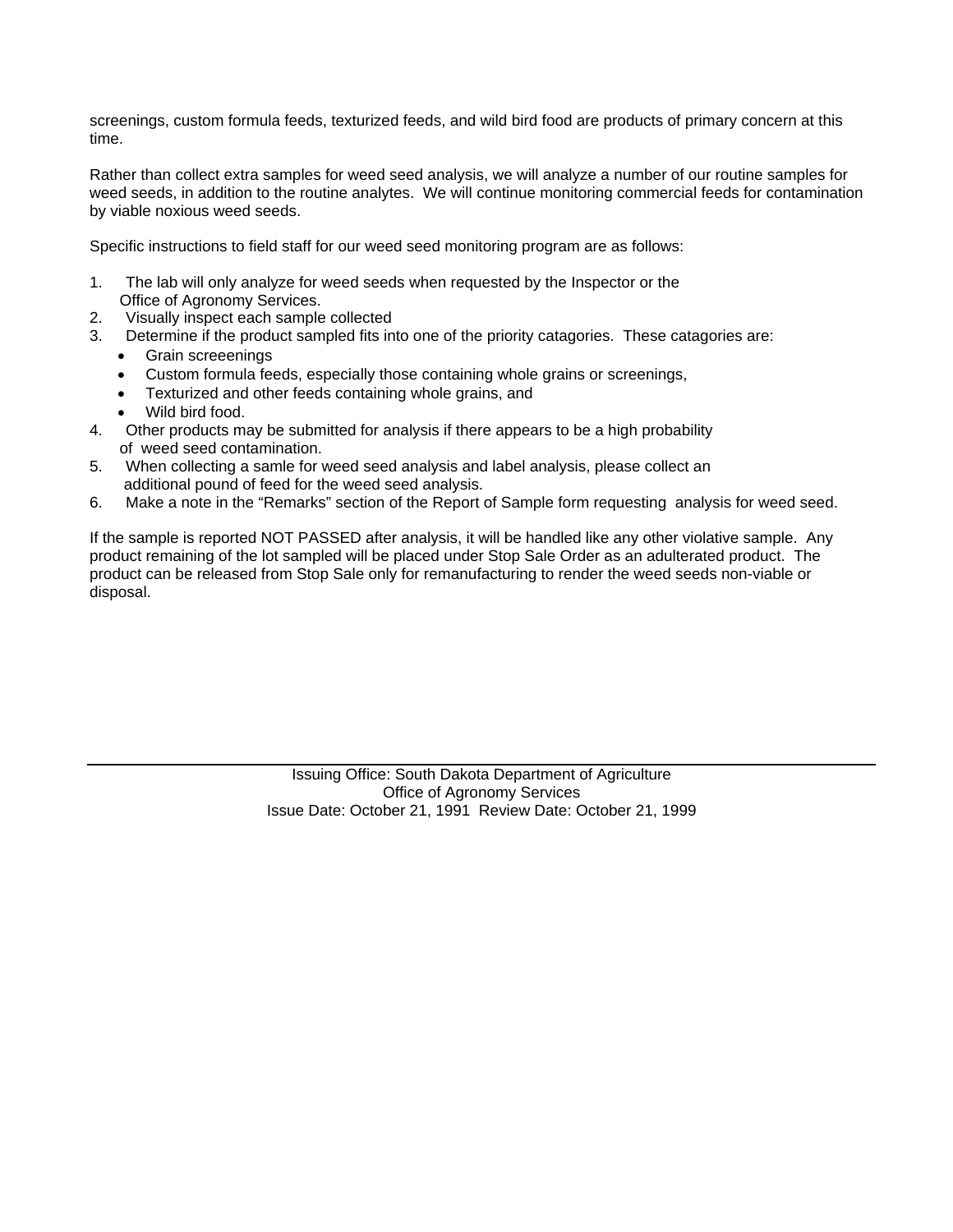screenings, custom formula feeds, texturized feeds, and wild bird food are products of primary concern at this time.

Rather than collect extra samples for weed seed analysis, we will analyze a number of our routine samples for weed seeds, in addition to the routine analytes. We will continue monitoring commercial feeds for contamination by viable noxious weed seeds.

Specific instructions to field staff for our weed seed monitoring program are as follows:

1. The lab will only analyze for weed seeds when requested by the Inspector or the Office of Agronomy Services.
2. Visually inspect each sample collected
3. Determine if the product sampled fits into one of the priority catagories. These catagories are:
   - Grain screeenings
   - Custom formula feeds, especially those containing whole grains or screenings,
   - Texturized and other feeds containing whole grains, and
   - Wild bird food.
4. Other products may be submitted for analysis if there appears to be a high probability of weed seed contamination.
5. When collecting a samle for weed seed analysis and label analysis, please collect an additional pound of feed for the weed seed analysis.
6. Make a note in the "Remarks" section of the Report of Sample form requesting analysis for weed seed.

If the sample is reported NOT PASSED after analysis, it will be handled like any other violative sample. Any product remaining of the lot sampled will be placed under Stop Sale Order as an adulterated product. The product can be released from Stop Sale only for remanufacturing to render the weed seeds non-viable or disposal.

---

Issuing Office: South Dakota Department of Agriculture
Office of Agronomy Services
Issue Date: October 21, 1991 Review Date: October 21, 1999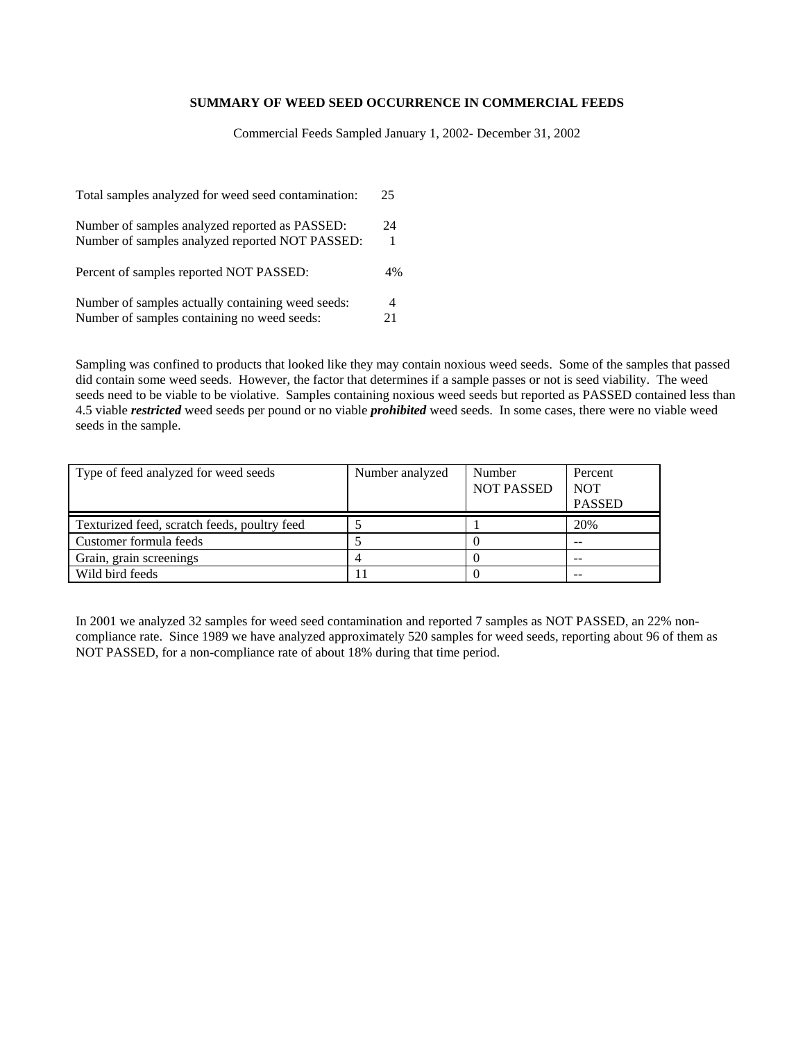**SUMMARY OF WEED SEED OCCURRENCE IN COMMERCIAL FEEDS**

Commercial Feeds Sampled January 1, 2002- December 31, 2002

Total samples analyzed for weed seed contamination: 25

Number of samples analyzed reported as PASSED: 24
Number of samples analyzed reported NOT PASSED: 1

Percent of samples reported NOT PASSED: 4%

Number of samples actually containing weed seeds: 4
Number of samples containing no weed seeds: 21

Sampling was confined to products that looked like they may contain noxious weed seeds. Some of the samples that passed did contain some weed seeds. However, the factor that determines if a sample passes or not is seed viability. The weed seeds need to be viable to be violative. Samples containing noxious weed seeds but reported as PASSED contained less than 4.5 viable ***restricted*** weed seeds per pound or no viable ***prohibited*** weed seeds. In some cases, there were no viable weed seeds in the sample.

| Type of feed analyzed for weed seeds | Number analyzed | Number NOT PASSED | Percent NOT PASSED |
|---|---|---|---|
| Texturized feed, scratch feeds, poultry feed | 5 | 1 | 20% |
| Customer formula feeds | 5 | 0 | -- |
| Grain, grain screenings | 4 | 0 | -- |
| Wild bird feeds | 11 | 0 | -- |

In 2001 we analyzed 32 samples for weed seed contamination and reported 7 samples as NOT PASSED, an 22% non-compliance rate. Since 1989 we have analyzed approximately 520 samples for weed seeds, reporting about 96 of them as NOT PASSED, for a non-compliance rate of about 18% during that time period.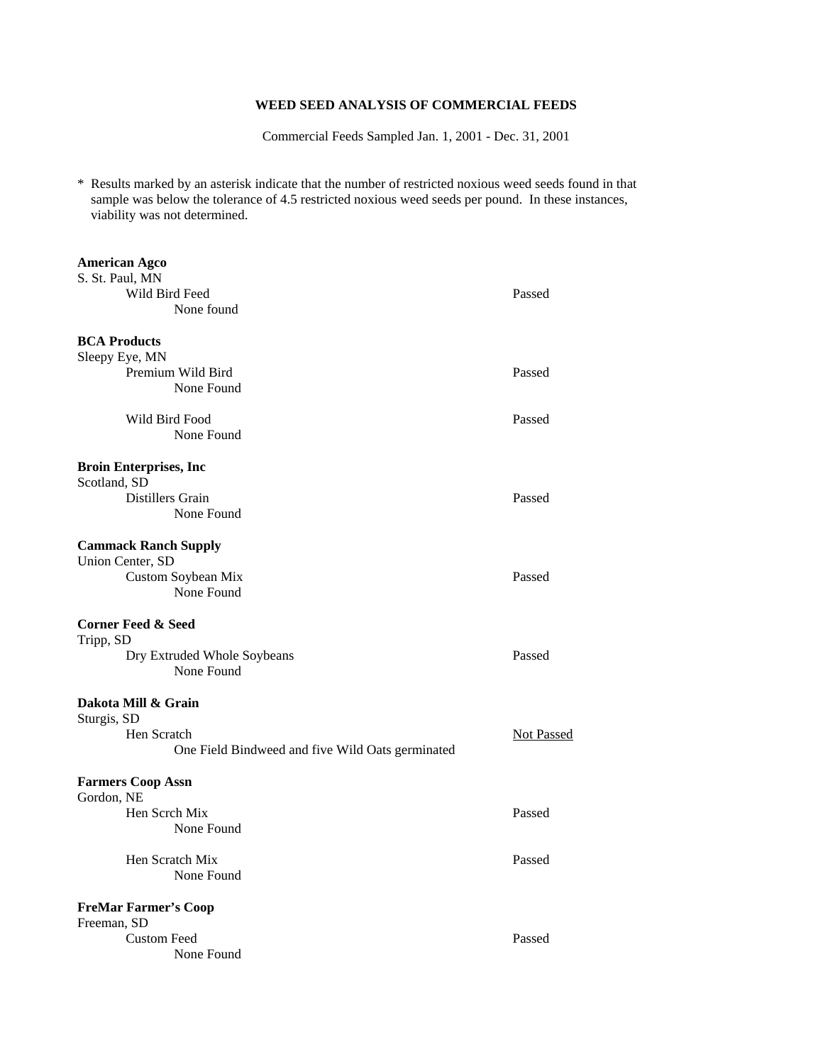## WEED SEED ANALYSIS OF COMMERCIAL FEEDS

Commercial Feeds Sampled Jan. 1, 2001 - Dec. 31, 2001

* Results marked by an asterisk indicate that the number of restricted noxious weed seeds found in that sample was below the tolerance of 4.5 restricted noxious weed seeds per pound. In these instances, viability was not determined.

**American Agco**
S. St. Paul, MN

| | |
|---|---|
| Wild Bird Feed<br>None found | Passed |

**BCA Products**
Sleepy Eye, MN

| | |
|---|---|
| Premium Wild Bird<br>None Found | Passed |
| Wild Bird Food<br>None Found | Passed |

**Broin Enterprises, Inc**
Scotland, SD

| | |
|---|---|
| Distillers Grain<br>None Found | Passed |

**Cammack Ranch Supply**
Union Center, SD

| | |
|---|---|
| Custom Soybean Mix<br>None Found | Passed |

**Corner Feed & Seed**
Tripp, SD

| | |
|---|---|
| Dry Extruded Whole Soybeans<br>None Found | Passed |

**Dakota Mill & Grain**
Sturgis, SD

| | |
|---|---|
| Hen Scratch<br>One Field Bindweed and five Wild Oats germinated | <u>Not Passed</u> |

**Farmers Coop Assn**
Gordon, NE

| | |
|---|---|
| Hen Scrch Mix<br>None Found | Passed |
| Hen Scratch Mix<br>None Found | Passed |

**FreMar Farmer's Coop**
Freeman, SD

| | |
|---|---|
| Custom Feed<br>None Found | Passed |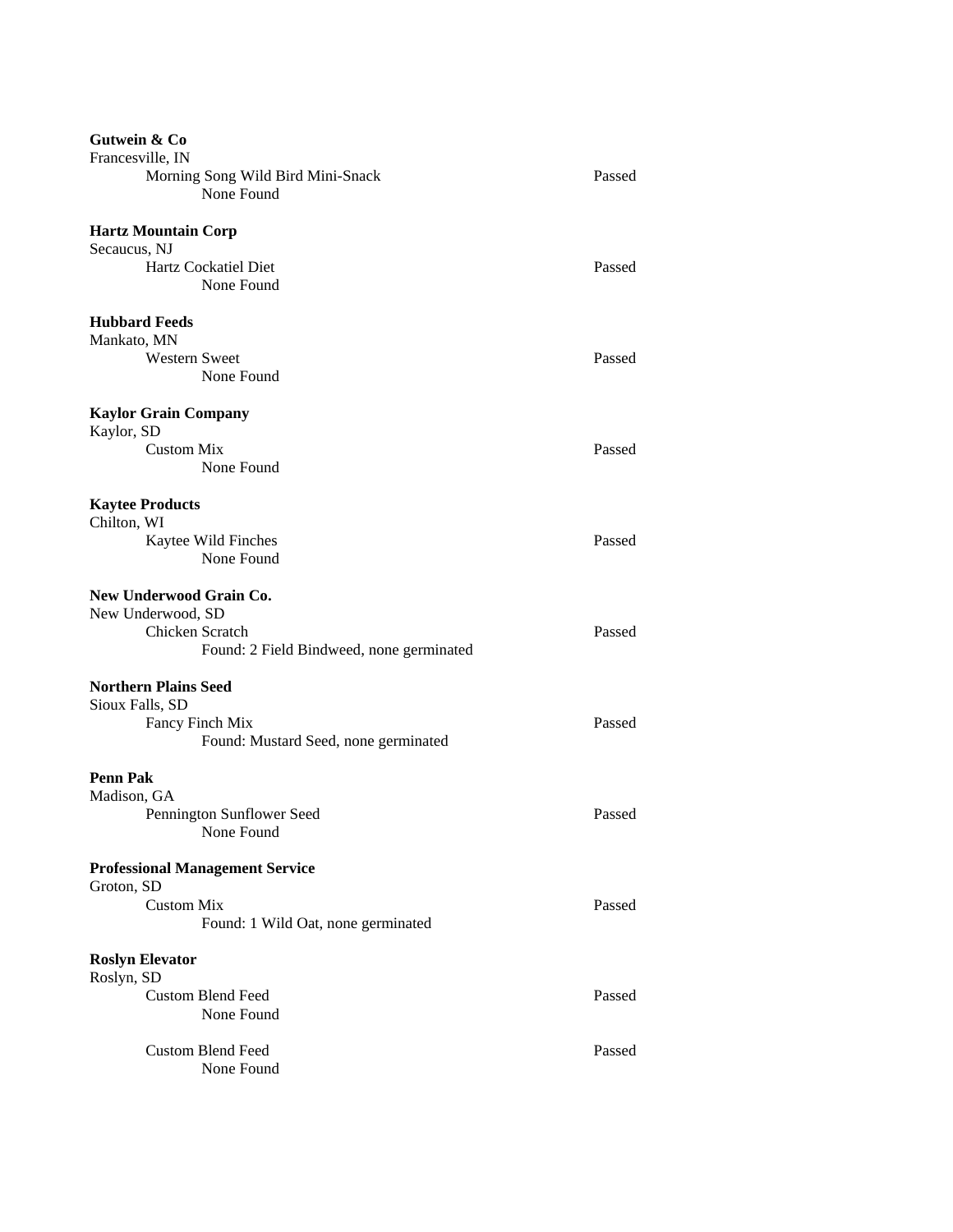**Gutwein & Co**
Francesville, IN

Morning Song Wild Bird Mini-Snack — Passed
None Found

**Hartz Mountain Corp**
Secaucus, NJ

Hartz Cockatiel Diet — Passed
None Found

**Hubbard Feeds**
Mankato, MN

Western Sweet — Passed
None Found

**Kaylor Grain Company**
Kaylor, SD

Custom Mix — Passed
None Found

**Kaytee Products**
Chilton, WI

Kaytee Wild Finches — Passed
None Found

**New Underwood Grain Co.**
New Underwood, SD

Chicken Scratch — Passed
Found: 2 Field Bindweed, none germinated

**Northern Plains Seed**
Sioux Falls, SD

Fancy Finch Mix — Passed
Found: Mustard Seed, none germinated

**Penn Pak**
Madison, GA

Pennington Sunflower Seed — Passed
None Found

**Professional Management Service**
Groton, SD

Custom Mix — Passed
Found: 1 Wild Oat, none germinated

**Roslyn Elevator**
Roslyn, SD

Custom Blend Feed — Passed
None Found

Custom Blend Feed — Passed
None Found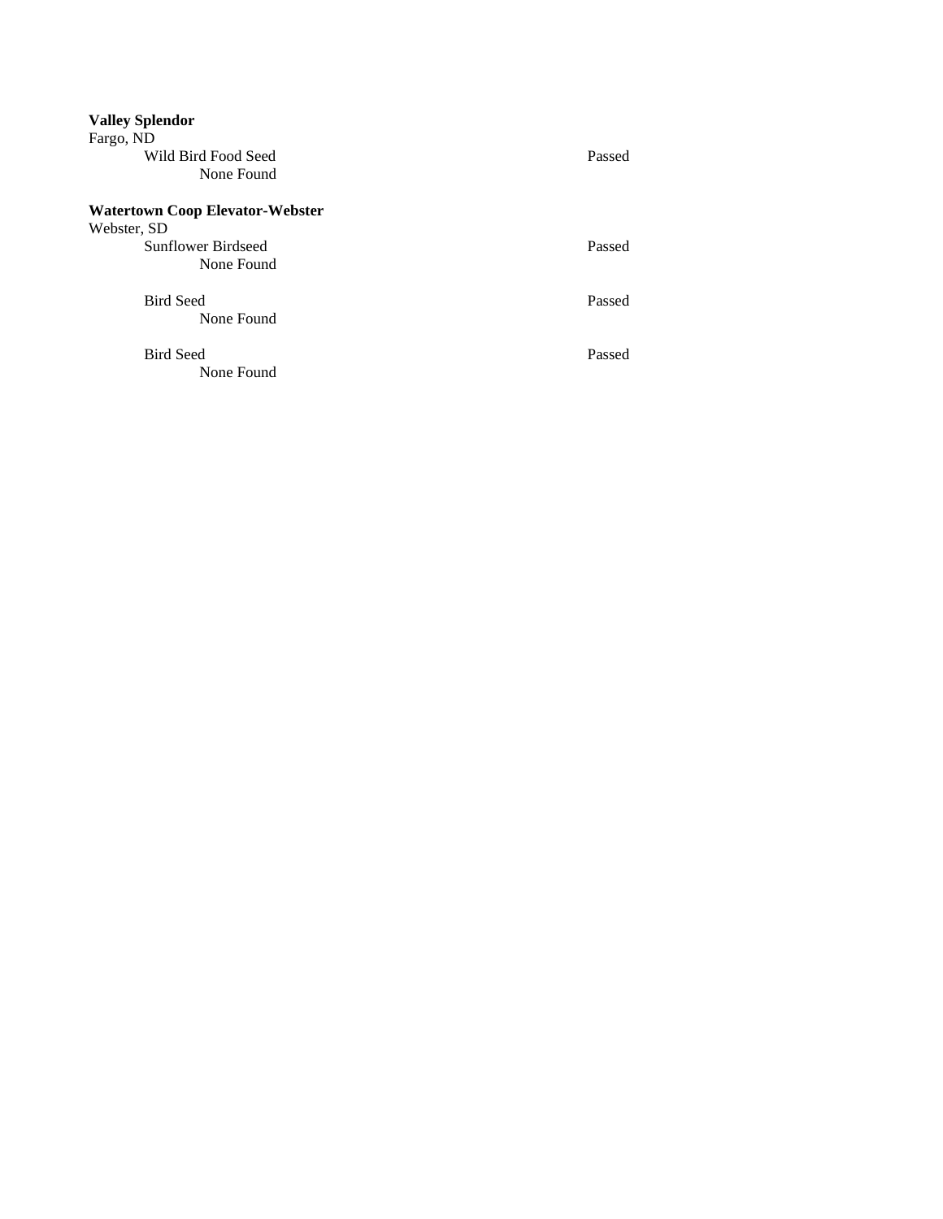**Valley Splendor**
Fargo, ND

| | |
|---|---|
| Wild Bird Food Seed | Passed |
| None Found | |

**Watertown Coop Elevator-Webster**
Webster, SD

| | |
|---|---|
| Sunflower Birdseed | Passed |
| None Found | |
| Bird Seed | Passed |
| None Found | |
| Bird Seed | Passed |
| None Found | |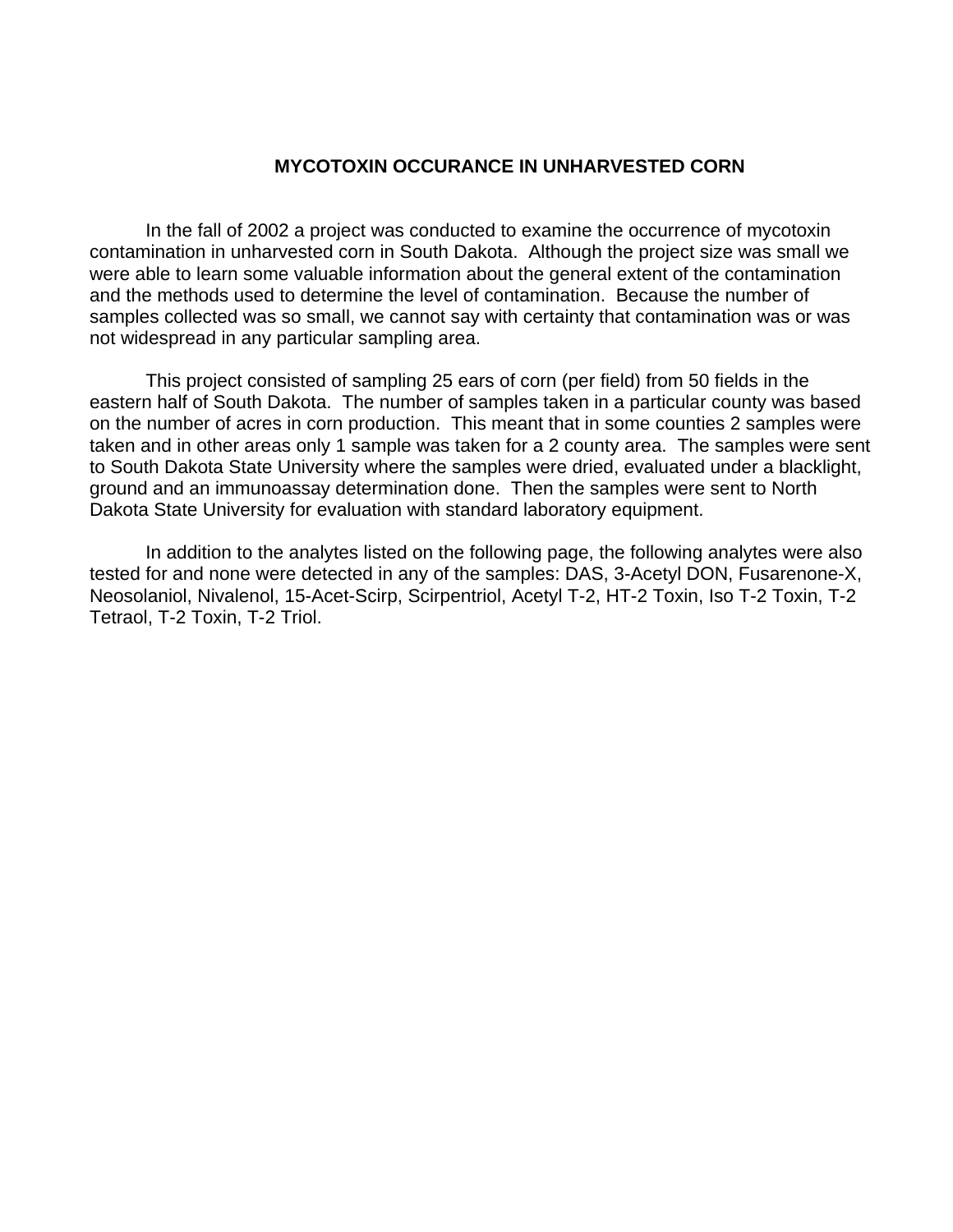## MYCOTOXIN OCCURANCE IN UNHARVESTED CORN

In the fall of 2002 a project was conducted to examine the occurrence of mycotoxin contamination in unharvested corn in South Dakota. Although the project size was small we were able to learn some valuable information about the general extent of the contamination and the methods used to determine the level of contamination. Because the number of samples collected was so small, we cannot say with certainty that contamination was or was not widespread in any particular sampling area.

This project consisted of sampling 25 ears of corn (per field) from 50 fields in the eastern half of South Dakota. The number of samples taken in a particular county was based on the number of acres in corn production. This meant that in some counties 2 samples were taken and in other areas only 1 sample was taken for a 2 county area. The samples were sent to South Dakota State University where the samples were dried, evaluated under a blacklight, ground and an immunoassay determination done. Then the samples were sent to North Dakota State University for evaluation with standard laboratory equipment.

In addition to the analytes listed on the following page, the following analytes were also tested for and none were detected in any of the samples: DAS, 3-Acetyl DON, Fusarenone-X, Neosolaniol, Nivalenol, 15-Acet-Scirp, Scirpentriol, Acetyl T-2, HT-2 Toxin, Iso T-2 Toxin, T-2 Tetraol, T-2 Toxin, T-2 Triol.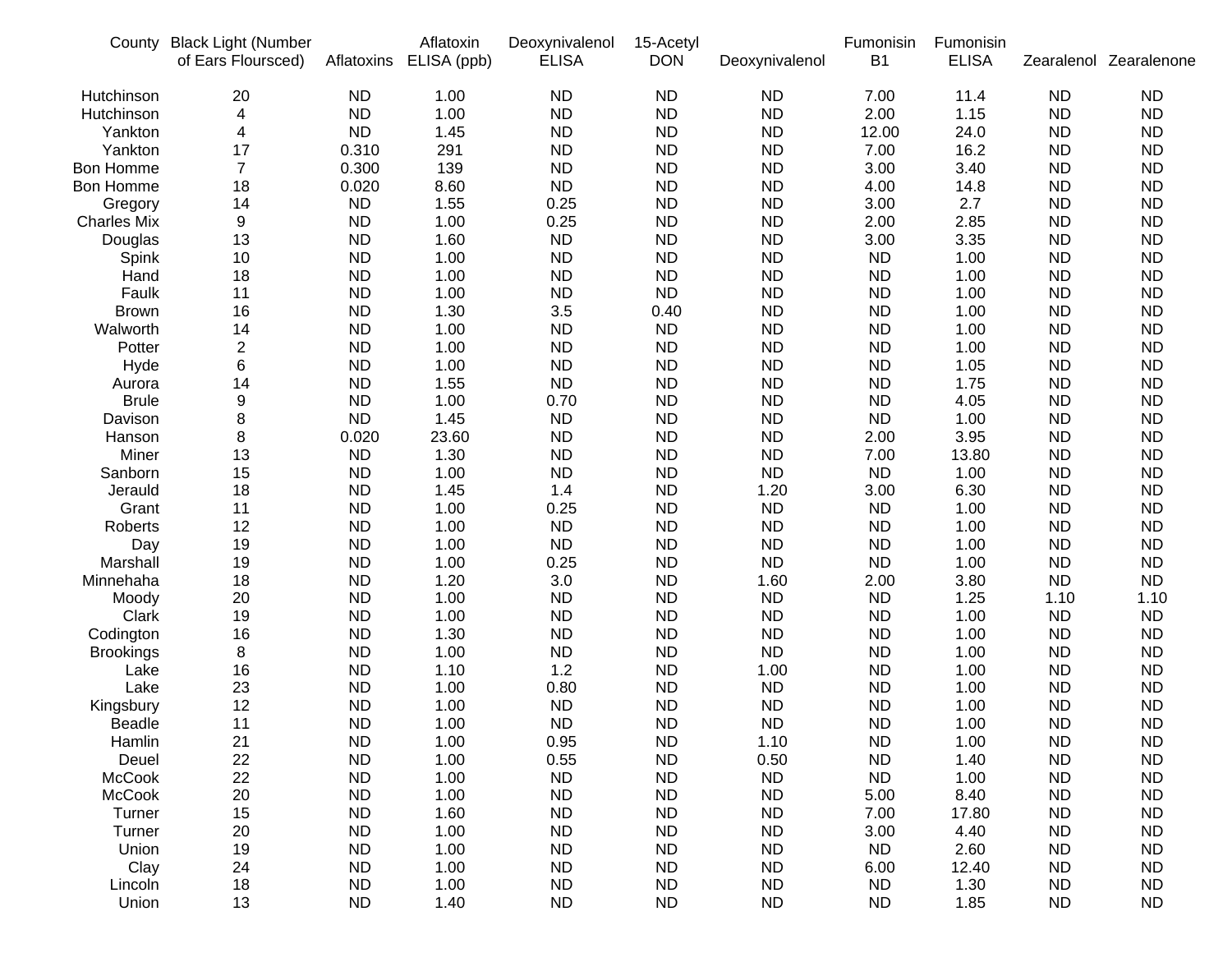| County | Black Light (Number of Ears Floursced) | Aflatoxins | Aflatoxin ELISA (ppb) | Deoxynivalenol ELISA | 15-Acetyl DON | Deoxynivalenol | Fumonisin B1 | Fumonisin ELISA | Zearalenol | Zearalenone |
|---|---|---|---|---|---|---|---|---|---|---|
| Hutchinson | 20 | ND | 1.00 | ND | ND | ND | 7.00 | 11.4 | ND | ND |
| Hutchinson | 4 | ND | 1.00 | ND | ND | ND | 2.00 | 1.15 | ND | ND |
| Yankton | 4 | ND | 1.45 | ND | ND | ND | 12.00 | 24.0 | ND | ND |
| Yankton | 17 | 0.310 | 291 | ND | ND | ND | 7.00 | 16.2 | ND | ND |
| Bon Homme | 7 | 0.300 | 139 | ND | ND | ND | 3.00 | 3.40 | ND | ND |
| Bon Homme | 18 | 0.020 | 8.60 | ND | ND | ND | 4.00 | 14.8 | ND | ND |
| Gregory | 14 | ND | 1.55 | 0.25 | ND | ND | 3.00 | 2.7 | ND | ND |
| Charles Mix | 9 | ND | 1.00 | 0.25 | ND | ND | 2.00 | 2.85 | ND | ND |
| Douglas | 13 | ND | 1.60 | ND | ND | ND | 3.00 | 3.35 | ND | ND |
| Spink | 10 | ND | 1.00 | ND | ND | ND | ND | 1.00 | ND | ND |
| Hand | 18 | ND | 1.00 | ND | ND | ND | ND | 1.00 | ND | ND |
| Faulk | 11 | ND | 1.00 | ND | ND | ND | ND | 1.00 | ND | ND |
| Brown | 16 | ND | 1.30 | 3.5 | 0.40 | ND | ND | 1.00 | ND | ND |
| Walworth | 14 | ND | 1.00 | ND | ND | ND | ND | 1.00 | ND | ND |
| Potter | 2 | ND | 1.00 | ND | ND | ND | ND | 1.00 | ND | ND |
| Hyde | 6 | ND | 1.00 | ND | ND | ND | ND | 1.05 | ND | ND |
| Aurora | 14 | ND | 1.55 | ND | ND | ND | ND | 1.75 | ND | ND |
| Brule | 9 | ND | 1.00 | 0.70 | ND | ND | ND | 4.05 | ND | ND |
| Davison | 8 | ND | 1.45 | ND | ND | ND | ND | 1.00 | ND | ND |
| Hanson | 8 | 0.020 | 23.60 | ND | ND | ND | 2.00 | 3.95 | ND | ND |
| Miner | 13 | ND | 1.30 | ND | ND | ND | 7.00 | 13.80 | ND | ND |
| Sanborn | 15 | ND | 1.00 | ND | ND | ND | ND | 1.00 | ND | ND |
| Jerauld | 18 | ND | 1.45 | 1.4 | ND | 1.20 | 3.00 | 6.30 | ND | ND |
| Grant | 11 | ND | 1.00 | 0.25 | ND | ND | ND | 1.00 | ND | ND |
| Roberts | 12 | ND | 1.00 | ND | ND | ND | ND | 1.00 | ND | ND |
| Day | 19 | ND | 1.00 | ND | ND | ND | ND | 1.00 | ND | ND |
| Marshall | 19 | ND | 1.00 | 0.25 | ND | ND | ND | 1.00 | ND | ND |
| Minnehaha | 18 | ND | 1.20 | 3.0 | ND | 1.60 | 2.00 | 3.80 | ND | ND |
| Moody | 20 | ND | 1.00 | ND | ND | ND | ND | 1.25 | 1.10 | 1.10 |
| Clark | 19 | ND | 1.00 | ND | ND | ND | ND | 1.00 | ND | ND |
| Codington | 16 | ND | 1.30 | ND | ND | ND | ND | 1.00 | ND | ND |
| Brookings | 8 | ND | 1.00 | ND | ND | ND | ND | 1.00 | ND | ND |
| Lake | 16 | ND | 1.10 | 1.2 | ND | 1.00 | ND | 1.00 | ND | ND |
| Lake | 23 | ND | 1.00 | 0.80 | ND | ND | ND | 1.00 | ND | ND |
| Kingsbury | 12 | ND | 1.00 | ND | ND | ND | ND | 1.00 | ND | ND |
| Beadle | 11 | ND | 1.00 | ND | ND | ND | ND | 1.00 | ND | ND |
| Hamlin | 21 | ND | 1.00 | 0.95 | ND | 1.10 | ND | 1.00 | ND | ND |
| Deuel | 22 | ND | 1.00 | 0.55 | ND | 0.50 | ND | 1.40 | ND | ND |
| McCook | 22 | ND | 1.00 | ND | ND | ND | ND | 1.00 | ND | ND |
| McCook | 20 | ND | 1.00 | ND | ND | ND | 5.00 | 8.40 | ND | ND |
| Turner | 15 | ND | 1.60 | ND | ND | ND | 7.00 | 17.80 | ND | ND |
| Turner | 20 | ND | 1.00 | ND | ND | ND | 3.00 | 4.40 | ND | ND |
| Union | 19 | ND | 1.00 | ND | ND | ND | ND | 2.60 | ND | ND |
| Clay | 24 | ND | 1.00 | ND | ND | ND | 6.00 | 12.40 | ND | ND |
| Lincoln | 18 | ND | 1.00 | ND | ND | ND | ND | 1.30 | ND | ND |
| Union | 13 | ND | 1.40 | ND | ND | ND | ND | 1.85 | ND | ND |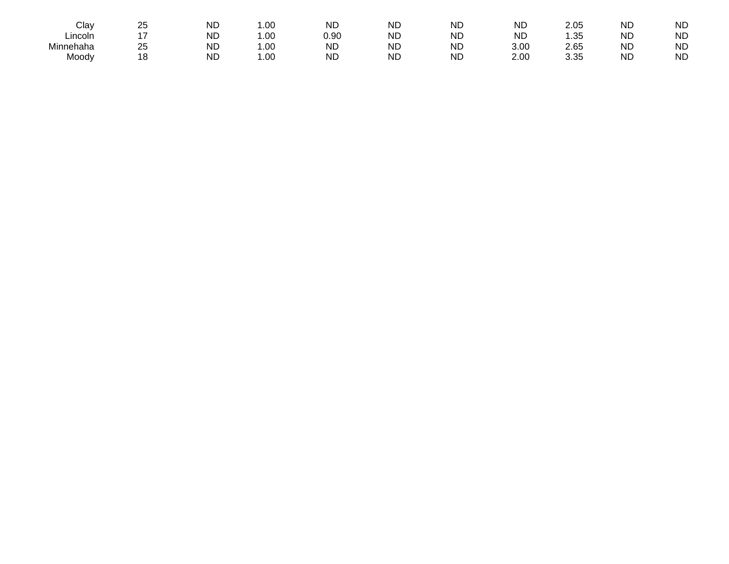| | | | | | | | | | | |
|---|---|---|---|---|---|---|---|---|---|---|
| Clay | 25 | ND | 1.00 | ND | ND | ND | ND | 2.05 | ND | ND |
| Lincoln | 17 | ND | 1.00 | 0.90 | ND | ND | ND | 1.35 | ND | ND |
| Minnehaha | 25 | ND | 1.00 | ND | ND | ND | 3.00 | 2.65 | ND | ND |
| Moody | 18 | ND | 1.00 | ND | ND | ND | 2.00 | 3.35 | ND | ND |